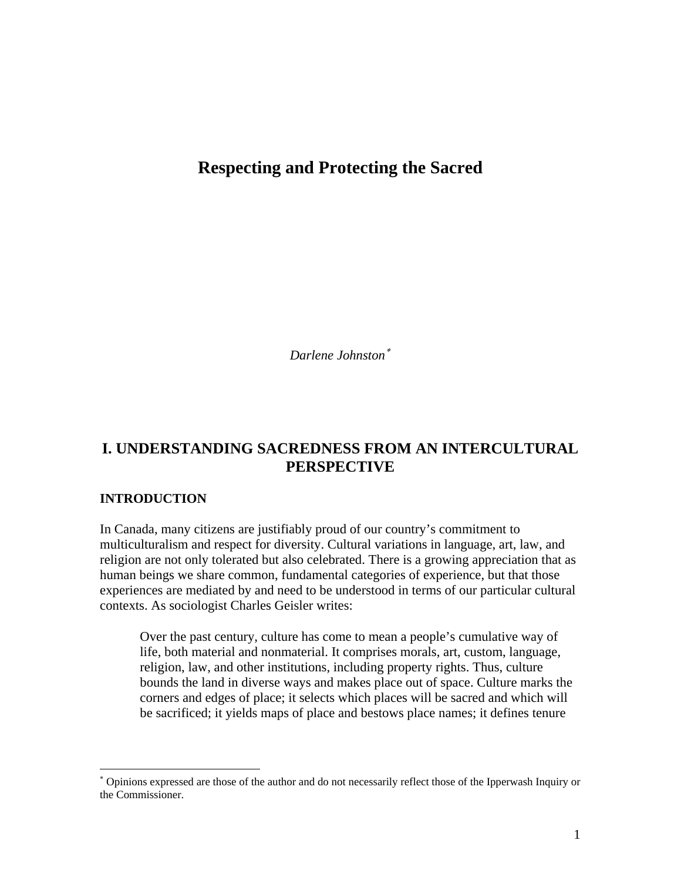# Respecting and Protecting the Sacred

*Darlene Johnston*[*]

## I. UNDERSTANDING SACREDNESS FROM AN INTERCULTURAL PERSPECTIVE

### INTRODUCTION

In Canada, many citizens are justifiably proud of our country's commitment to multiculturalism and respect for diversity. Cultural variations in language, art, law, and religion are not only tolerated but also celebrated. There is a growing appreciation that as human beings we share common, fundamental categories of experience, but that those experiences are mediated by and need to be understood in terms of our particular cultural contexts. As sociologist Charles Geisler writes:

> Over the past century, culture has come to mean a people's cumulative way of life, both material and nonmaterial. It comprises morals, art, custom, language, religion, law, and other institutions, including property rights. Thus, culture bounds the land in diverse ways and makes place out of space. Culture marks the corners and edges of place; it selects which places will be sacred and which will be sacrificed; it yields maps of place and bestows place names; it defines tenure

[*] Opinions expressed are those of the author and do not necessarily reflect those of the Ipperwash Inquiry or the Commissioner.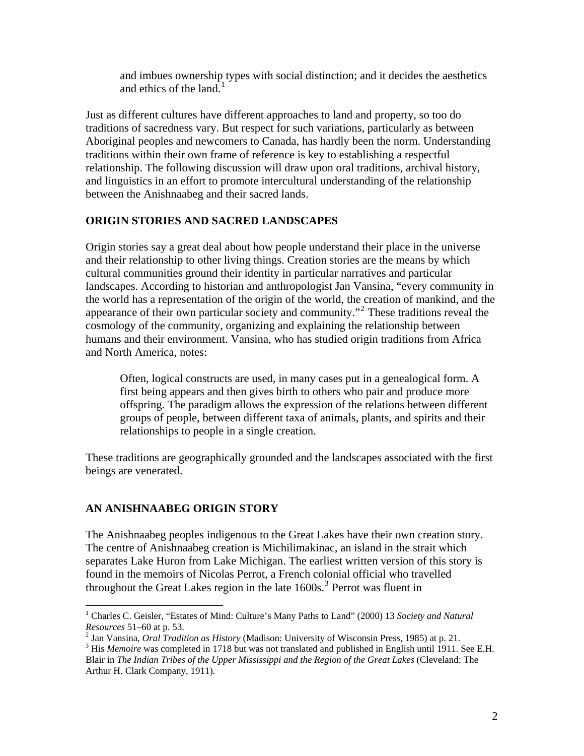> and imbues ownership types with social distinction; and it decides the aesthetics and ethics of the land.[1]

Just as different cultures have different approaches to land and property, so too do traditions of sacredness vary. But respect for such variations, particularly as between Aboriginal peoples and newcomers to Canada, has hardly been the norm. Understanding traditions within their own frame of reference is key to establishing a respectful relationship. The following discussion will draw upon oral traditions, archival history, and linguistics in an effort to promote intercultural understanding of the relationship between the Anishnaabeg and their sacred lands.

## ORIGIN STORIES AND SACRED LANDSCAPES

Origin stories say a great deal about how people understand their place in the universe and their relationship to other living things. Creation stories are the means by which cultural communities ground their identity in particular narratives and particular landscapes. According to historian and anthropologist Jan Vansina, "every community in the world has a representation of the origin of the world, the creation of mankind, and the appearance of their own particular society and community."[2] These traditions reveal the cosmology of the community, organizing and explaining the relationship between humans and their environment. Vansina, who has studied origin traditions from Africa and North America, notes:

> Often, logical constructs are used, in many cases put in a genealogical form. A first being appears and then gives birth to others who pair and produce more offspring. The paradigm allows the expression of the relations between different groups of people, between different taxa of animals, plants, and spirits and their relationships to people in a single creation.

These traditions are geographically grounded and the landscapes associated with the first beings are venerated.

## AN ANISHNAABEG ORIGIN STORY

The Anishnaabeg peoples indigenous to the Great Lakes have their own creation story. The centre of Anishnaabeg creation is Michilimakinac, an island in the strait which separates Lake Huron from Lake Michigan. The earliest written version of this story is found in the memoirs of Nicolas Perrot, a French colonial official who travelled throughout the Great Lakes region in the late 1600s.[3] Perrot was fluent in

---

[1] Charles C. Geisler, "Estates of Mind: Culture's Many Paths to Land" (2000) 13 *Society and Natural Resources* 51–60 at p. 53.

[2] Jan Vansina, *Oral Tradition as History* (Madison: University of Wisconsin Press, 1985) at p. 21.

[3] His *Memoire* was completed in 1718 but was not translated and published in English until 1911. See E.H. Blair in *The Indian Tribes of the Upper Mississippi and the Region of the Great Lakes* (Cleveland: The Arthur H. Clark Company, 1911).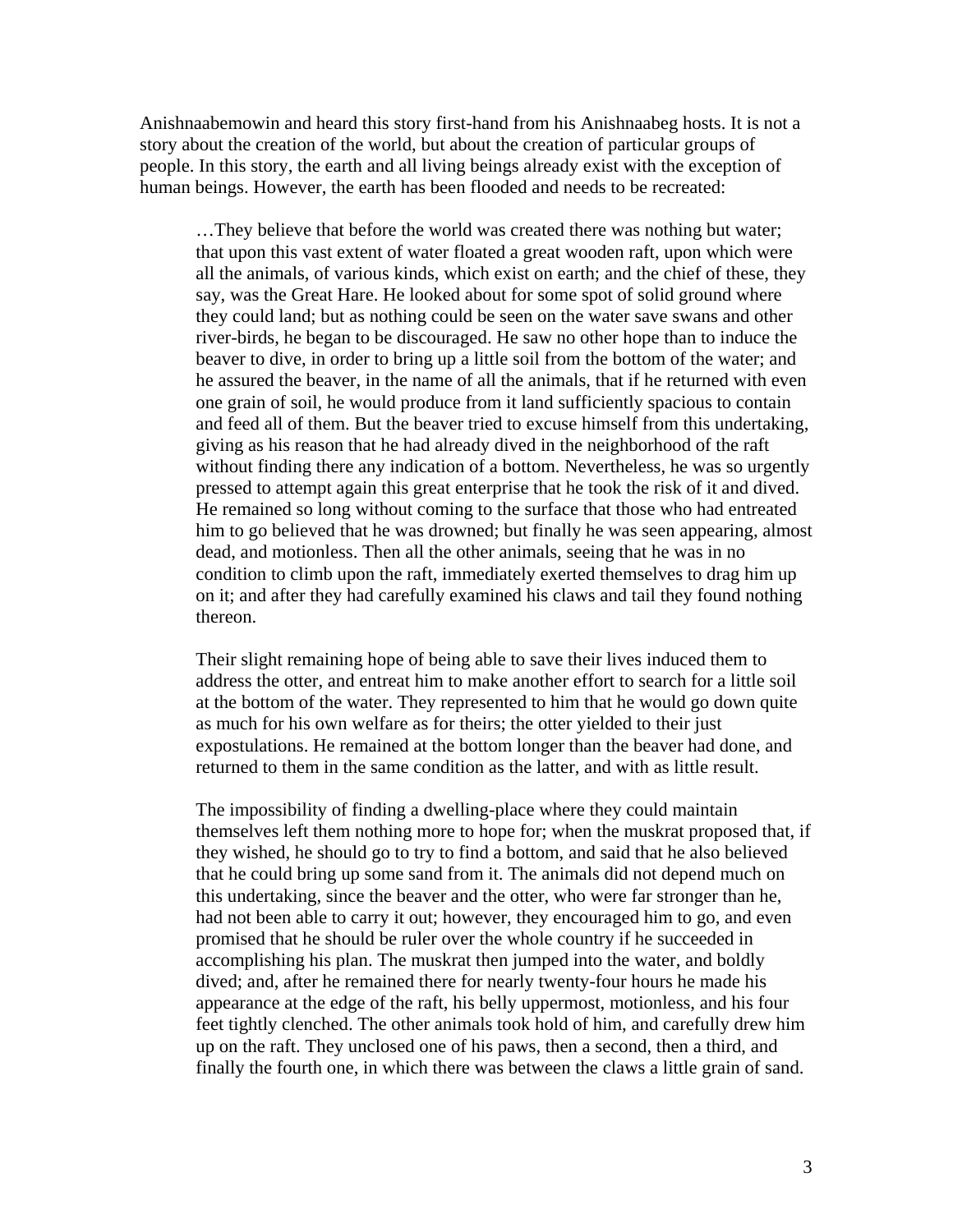Anishnaabemowin and heard this story first-hand from his Anishnaabeg hosts. It is not a story about the creation of the world, but about the creation of particular groups of people. In this story, the earth and all living beings already exist with the exception of human beings. However, the earth has been flooded and needs to be recreated:

> …They believe that before the world was created there was nothing but water; that upon this vast extent of water floated a great wooden raft, upon which were all the animals, of various kinds, which exist on earth; and the chief of these, they say, was the Great Hare. He looked about for some spot of solid ground where they could land; but as nothing could be seen on the water save swans and other river-birds, he began to be discouraged. He saw no other hope than to induce the beaver to dive, in order to bring up a little soil from the bottom of the water; and he assured the beaver, in the name of all the animals, that if he returned with even one grain of soil, he would produce from it land sufficiently spacious to contain and feed all of them. But the beaver tried to excuse himself from this undertaking, giving as his reason that he had already dived in the neighborhood of the raft without finding there any indication of a bottom. Nevertheless, he was so urgently pressed to attempt again this great enterprise that he took the risk of it and dived. He remained so long without coming to the surface that those who had entreated him to go believed that he was drowned; but finally he was seen appearing, almost dead, and motionless. Then all the other animals, seeing that he was in no condition to climb upon the raft, immediately exerted themselves to drag him up on it; and after they had carefully examined his claws and tail they found nothing thereon.
>
> Their slight remaining hope of being able to save their lives induced them to address the otter, and entreat him to make another effort to search for a little soil at the bottom of the water. They represented to him that he would go down quite as much for his own welfare as for theirs; the otter yielded to their just expostulations. He remained at the bottom longer than the beaver had done, and returned to them in the same condition as the latter, and with as little result.
>
> The impossibility of finding a dwelling-place where they could maintain themselves left them nothing more to hope for; when the muskrat proposed that, if they wished, he should go to try to find a bottom, and said that he also believed that he could bring up some sand from it. The animals did not depend much on this undertaking, since the beaver and the otter, who were far stronger than he, had not been able to carry it out; however, they encouraged him to go, and even promised that he should be ruler over the whole country if he succeeded in accomplishing his plan. The muskrat then jumped into the water, and boldly dived; and, after he remained there for nearly twenty-four hours he made his appearance at the edge of the raft, his belly uppermost, motionless, and his four feet tightly clenched. The other animals took hold of him, and carefully drew him up on the raft. They unclosed one of his paws, then a second, then a third, and finally the fourth one, in which there was between the claws a little grain of sand.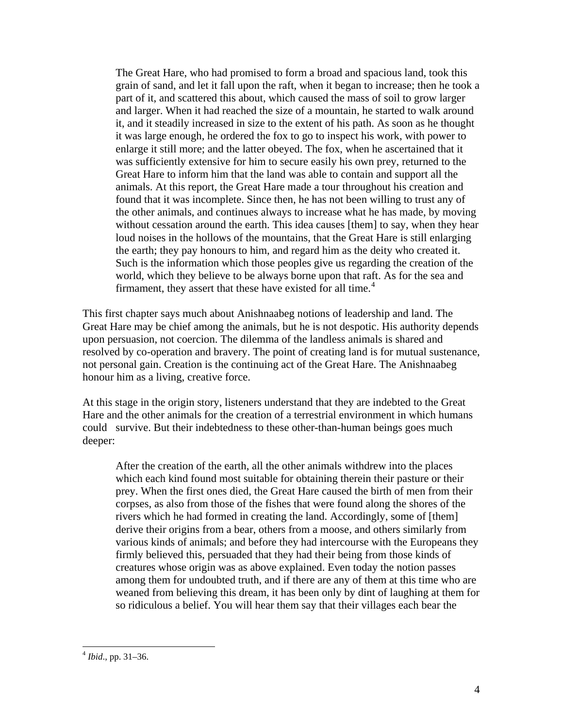> The Great Hare, who had promised to form a broad and spacious land, took this grain of sand, and let it fall upon the raft, when it began to increase; then he took a part of it, and scattered this about, which caused the mass of soil to grow larger and larger. When it had reached the size of a mountain, he started to walk around it, and it steadily increased in size to the extent of his path. As soon as he thought it was large enough, he ordered the fox to go to inspect his work, with power to enlarge it still more; and the latter obeyed. The fox, when he ascertained that it was sufficiently extensive for him to secure easily his own prey, returned to the Great Hare to inform him that the land was able to contain and support all the animals. At this report, the Great Hare made a tour throughout his creation and found that it was incomplete. Since then, he has not been willing to trust any of the other animals, and continues always to increase what he has made, by moving without cessation around the earth. This idea causes [them] to say, when they hear loud noises in the hollows of the mountains, that the Great Hare is still enlarging the earth; they pay honours to him, and regard him as the deity who created it. Such is the information which those peoples give us regarding the creation of the world, which they believe to be always borne upon that raft. As for the sea and firmament, they assert that these have existed for all time.[4]

This first chapter says much about Anishnaabeg notions of leadership and land. The Great Hare may be chief among the animals, but he is not despotic. His authority depends upon persuasion, not coercion. The dilemma of the landless animals is shared and resolved by co-operation and bravery. The point of creating land is for mutual sustenance, not personal gain. Creation is the continuing act of the Great Hare. The Anishnaabeg honour him as a living, creative force.

At this stage in the origin story, listeners understand that they are indebted to the Great Hare and the other animals for the creation of a terrestrial environment in which humans could survive. But their indebtedness to these other-than-human beings goes much deeper:

> After the creation of the earth, all the other animals withdrew into the places which each kind found most suitable for obtaining therein their pasture or their prey. When the first ones died, the Great Hare caused the birth of men from their corpses, as also from those of the fishes that were found along the shores of the rivers which he had formed in creating the land. Accordingly, some of [them] derive their origins from a bear, others from a moose, and others similarly from various kinds of animals; and before they had intercourse with the Europeans they firmly believed this, persuaded that they had their being from those kinds of creatures whose origin was as above explained. Even today the notion passes among them for undoubted truth, and if there are any of them at this time who are weaned from believing this dream, it has been only by dint of laughing at them for so ridiculous a belief. You will hear them say that their villages each bear the

---

[4] *Ibid*., pp. 31–36.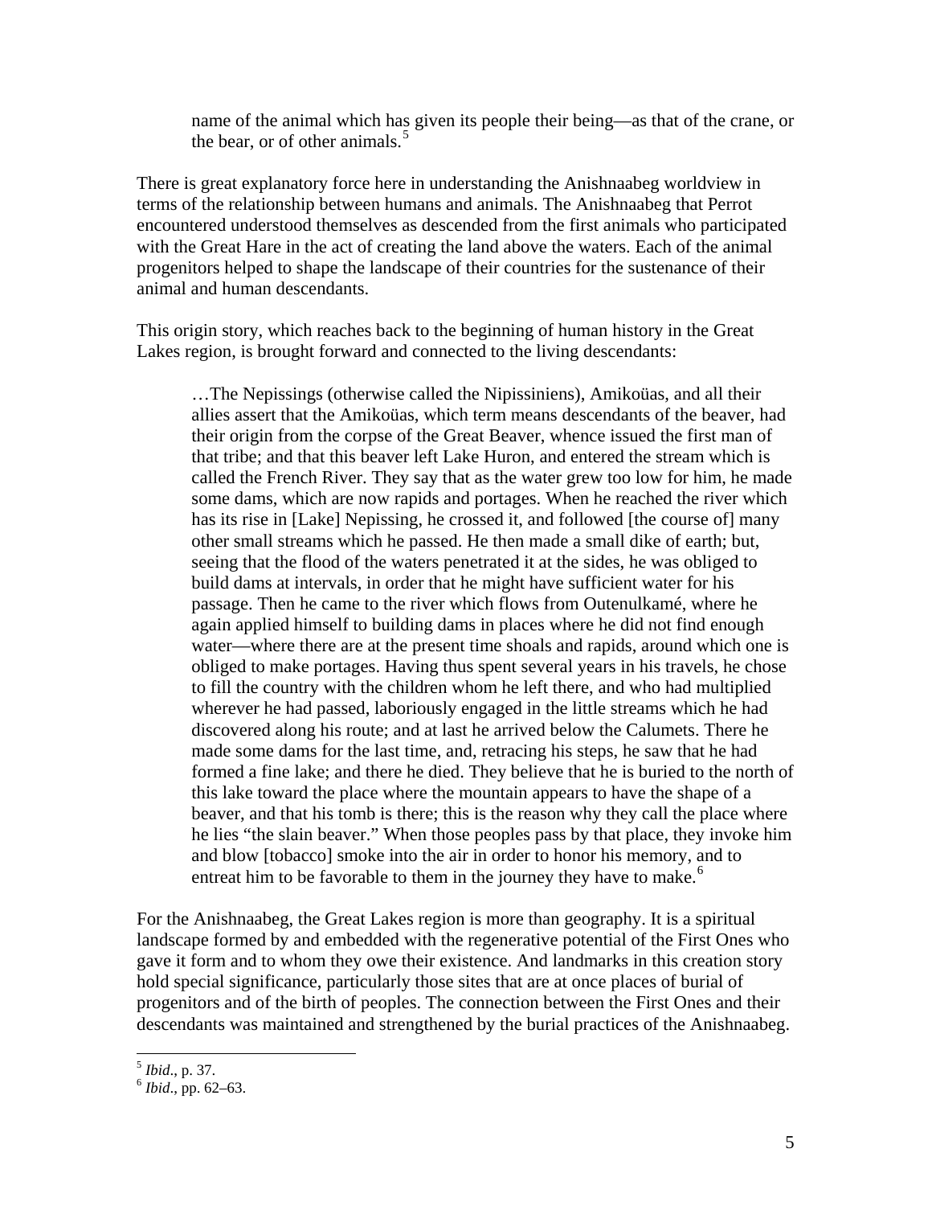> name of the animal which has given its people their being—as that of the crane, or the bear, or of other animals.[5]

There is great explanatory force here in understanding the Anishnaabeg worldview in terms of the relationship between humans and animals. The Anishnaabeg that Perrot encountered understood themselves as descended from the first animals who participated with the Great Hare in the act of creating the land above the waters. Each of the animal progenitors helped to shape the landscape of their countries for the sustenance of their animal and human descendants.

This origin story, which reaches back to the beginning of human history in the Great Lakes region, is brought forward and connected to the living descendants:

> …The Nepissings (otherwise called the Nipissiniens), Amikoüas, and all their allies assert that the Amikoüas, which term means descendants of the beaver, had their origin from the corpse of the Great Beaver, whence issued the first man of that tribe; and that this beaver left Lake Huron, and entered the stream which is called the French River. They say that as the water grew too low for him, he made some dams, which are now rapids and portages. When he reached the river which has its rise in [Lake] Nepissing, he crossed it, and followed [the course of] many other small streams which he passed. He then made a small dike of earth; but, seeing that the flood of the waters penetrated it at the sides, he was obliged to build dams at intervals, in order that he might have sufficient water for his passage. Then he came to the river which flows from Outenulkamé, where he again applied himself to building dams in places where he did not find enough water—where there are at the present time shoals and rapids, around which one is obliged to make portages. Having thus spent several years in his travels, he chose to fill the country with the children whom he left there, and who had multiplied wherever he had passed, laboriously engaged in the little streams which he had discovered along his route; and at last he arrived below the Calumets. There he made some dams for the last time, and, retracing his steps, he saw that he had formed a fine lake; and there he died. They believe that he is buried to the north of this lake toward the place where the mountain appears to have the shape of a beaver, and that his tomb is there; this is the reason why they call the place where he lies "the slain beaver." When those peoples pass by that place, they invoke him and blow [tobacco] smoke into the air in order to honor his memory, and to entreat him to be favorable to them in the journey they have to make.[6]

For the Anishnaabeg, the Great Lakes region is more than geography. It is a spiritual landscape formed by and embedded with the regenerative potential of the First Ones who gave it form and to whom they owe their existence. And landmarks in this creation story hold special significance, particularly those sites that are at once places of burial of progenitors and of the birth of peoples. The connection between the First Ones and their descendants was maintained and strengthened by the burial practices of the Anishnaabeg.

---

[5] *Ibid*., p. 37.

[6] *Ibid*., pp. 62–63.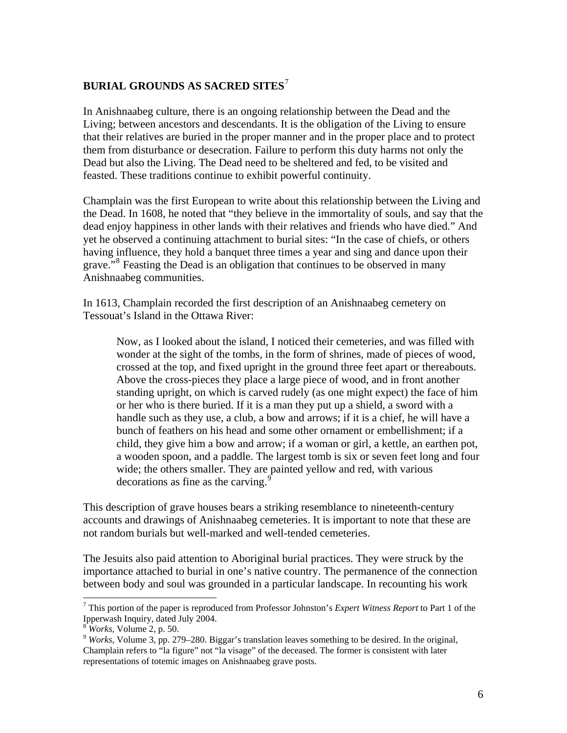## BURIAL GROUNDS AS SACRED SITES[7]

In Anishnaabeg culture, there is an ongoing relationship between the Dead and the Living; between ancestors and descendants. It is the obligation of the Living to ensure that their relatives are buried in the proper manner and in the proper place and to protect them from disturbance or desecration. Failure to perform this duty harms not only the Dead but also the Living. The Dead need to be sheltered and fed, to be visited and feasted. These traditions continue to exhibit powerful continuity.

Champlain was the first European to write about this relationship between the Living and the Dead. In 1608, he noted that "they believe in the immortality of souls, and say that the dead enjoy happiness in other lands with their relatives and friends who have died." And yet he observed a continuing attachment to burial sites: "In the case of chiefs, or others having influence, they hold a banquet three times a year and sing and dance upon their grave."[8] Feasting the Dead is an obligation that continues to be observed in many Anishnaabeg communities.

In 1613, Champlain recorded the first description of an Anishnaabeg cemetery on Tessouat's Island in the Ottawa River:

> Now, as I looked about the island, I noticed their cemeteries, and was filled with wonder at the sight of the tombs, in the form of shrines, made of pieces of wood, crossed at the top, and fixed upright in the ground three feet apart or thereabouts. Above the cross-pieces they place a large piece of wood, and in front another standing upright, on which is carved rudely (as one might expect) the face of him or her who is there buried. If it is a man they put up a shield, a sword with a handle such as they use, a club, a bow and arrows; if it is a chief, he will have a bunch of feathers on his head and some other ornament or embellishment; if a child, they give him a bow and arrow; if a woman or girl, a kettle, an earthen pot, a wooden spoon, and a paddle. The largest tomb is six or seven feet long and four wide; the others smaller. They are painted yellow and red, with various decorations as fine as the carving.[9]

This description of grave houses bears a striking resemblance to nineteenth-century accounts and drawings of Anishnaabeg cemeteries. It is important to note that these are not random burials but well-marked and well-tended cemeteries.

The Jesuits also paid attention to Aboriginal burial practices. They were struck by the importance attached to burial in one's native country. The permanence of the connection between body and soul was grounded in a particular landscape. In recounting his work

---

[7] This portion of the paper is reproduced from Professor Johnston's *Expert Witness Report* to Part 1 of the Ipperwash Inquiry, dated July 2004.

[8] *Works*, Volume 2, p. 50.

[9] *Works*, Volume 3, pp. 279–280. Biggar's translation leaves something to be desired. In the original, Champlain refers to "la figure" not "la visage" of the deceased. The former is consistent with later representations of totemic images on Anishnaabeg grave posts.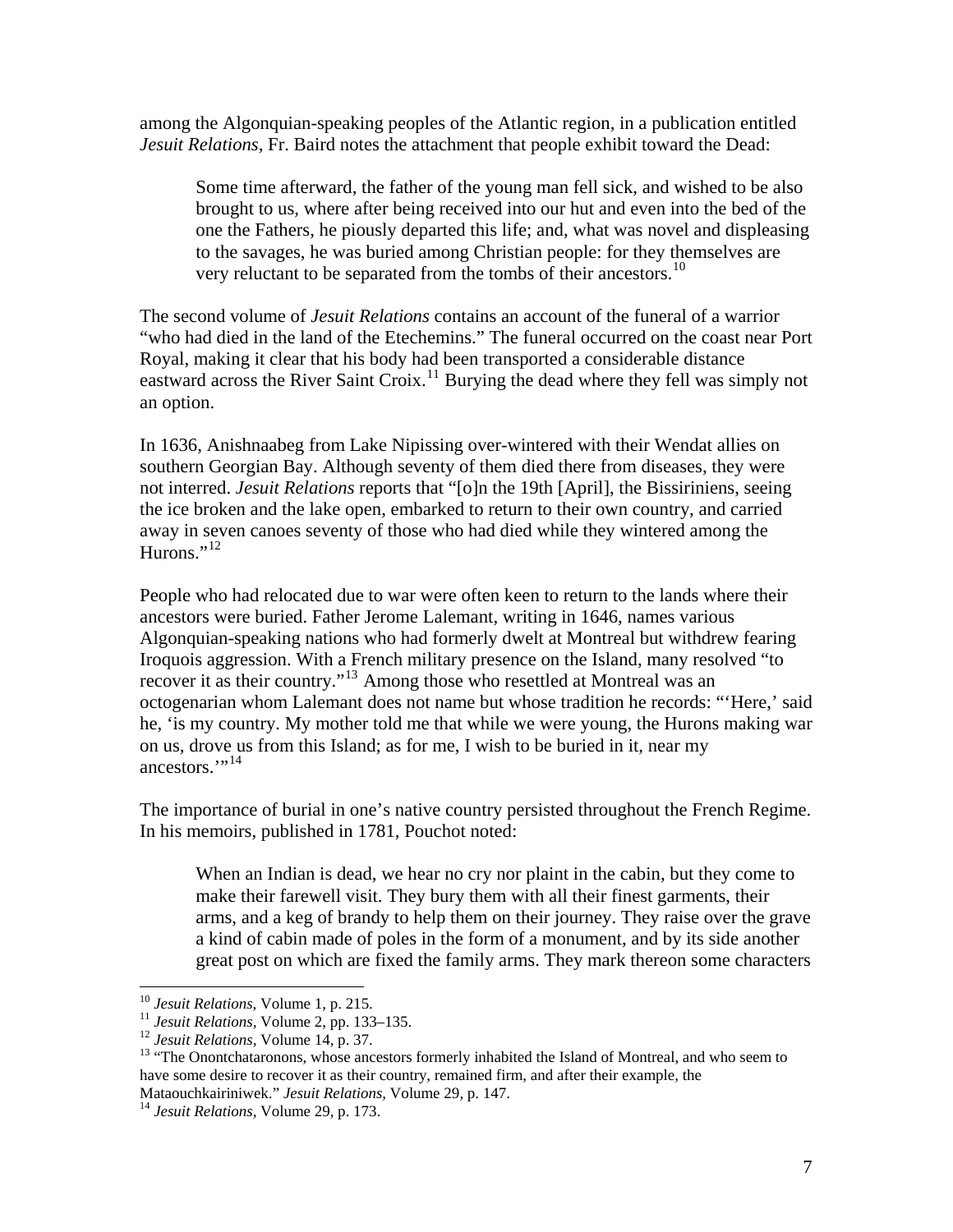among the Algonquian-speaking peoples of the Atlantic region, in a publication entitled *Jesuit Relations*, Fr. Baird notes the attachment that people exhibit toward the Dead:

> Some time afterward, the father of the young man fell sick, and wished to be also brought to us, where after being received into our hut and even into the bed of the one the Fathers, he piously departed this life; and, what was novel and displeasing to the savages, he was buried among Christian people: for they themselves are very reluctant to be separated from the tombs of their ancestors.[10]

The second volume of *Jesuit Relations* contains an account of the funeral of a warrior "who had died in the land of the Etechemins." The funeral occurred on the coast near Port Royal, making it clear that his body had been transported a considerable distance eastward across the River Saint Croix.[11] Burying the dead where they fell was simply not an option.

In 1636, Anishnaabeg from Lake Nipissing over-wintered with their Wendat allies on southern Georgian Bay. Although seventy of them died there from diseases, they were not interred. *Jesuit Relations* reports that "[o]n the 19th [April], the Bissiriniens, seeing the ice broken and the lake open, embarked to return to their own country, and carried away in seven canoes seventy of those who had died while they wintered among the Hurons."[12]

People who had relocated due to war were often keen to return to the lands where their ancestors were buried. Father Jerome Lalemant, writing in 1646, names various Algonquian-speaking nations who had formerly dwelt at Montreal but withdrew fearing Iroquois aggression. With a French military presence on the Island, many resolved "to recover it as their country."[13] Among those who resettled at Montreal was an octogenarian whom Lalemant does not name but whose tradition he records: "'Here,' said he, 'is my country. My mother told me that while we were young, the Hurons making war on us, drove us from this Island; as for me, I wish to be buried in it, near my ancestors.'"[14]

The importance of burial in one's native country persisted throughout the French Regime. In his memoirs, published in 1781, Pouchot noted:

> When an Indian is dead, we hear no cry nor plaint in the cabin, but they come to make their farewell visit. They bury them with all their finest garments, their arms, and a keg of brandy to help them on their journey. They raise over the grave a kind of cabin made of poles in the form of a monument, and by its side another great post on which are fixed the family arms. They mark thereon some characters

---

[10] *Jesuit Relations*, Volume 1, p. 215.

[11] *Jesuit Relations*, Volume 2, pp. 133–135.

[12] *Jesuit Relations*, Volume 14, p. 37.

[13] "The Onontchataronons, whose ancestors formerly inhabited the Island of Montreal, and who seem to have some desire to recover it as their country, remained firm, and after their example, the Mataouchkairiniwek." *Jesuit Relations*, Volume 29, p. 147.

[14] *Jesuit Relations*, Volume 29, p. 173.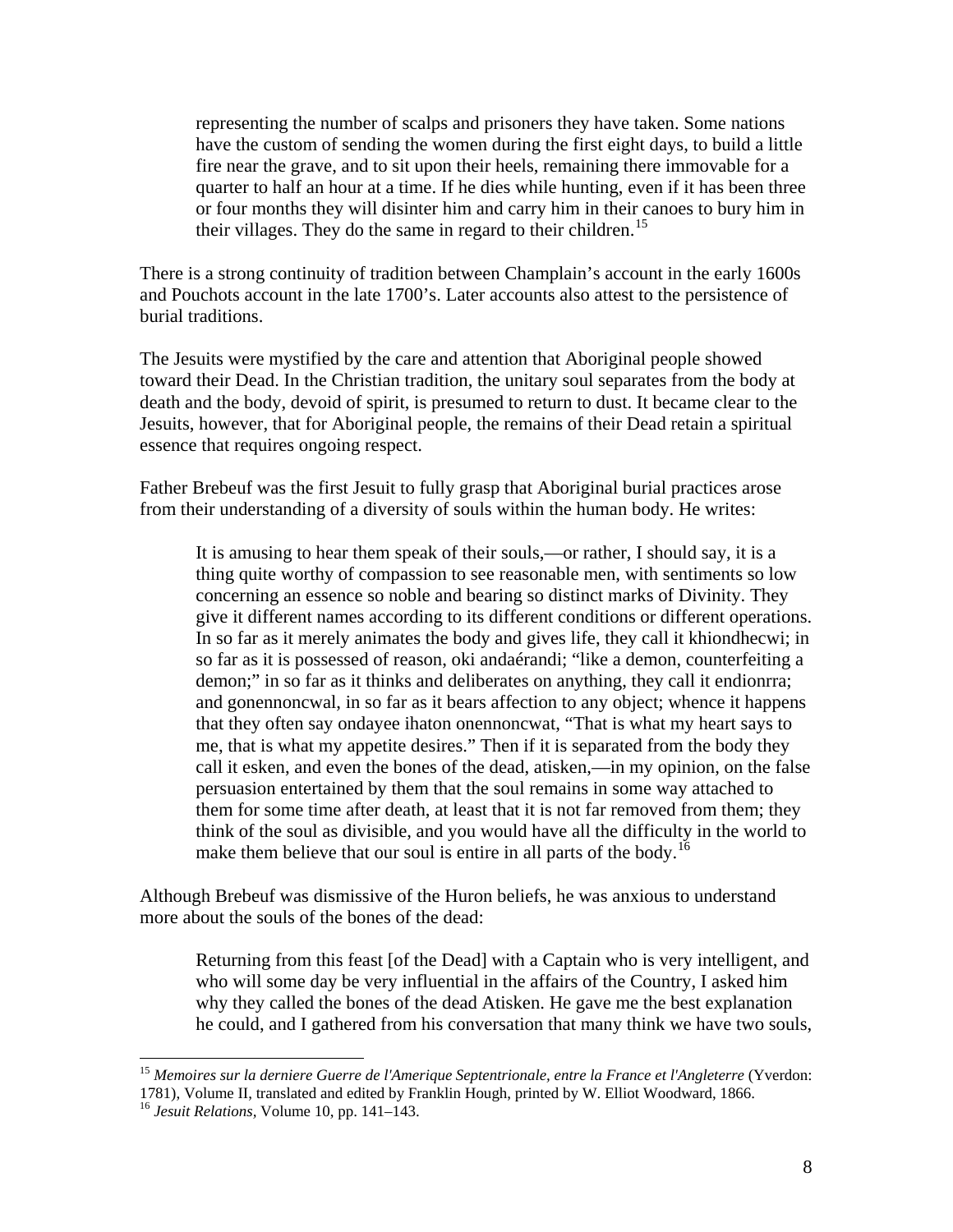> representing the number of scalps and prisoners they have taken. Some nations have the custom of sending the women during the first eight days, to build a little fire near the grave, and to sit upon their heels, remaining there immovable for a quarter to half an hour at a time. If he dies while hunting, even if it has been three or four months they will disinter him and carry him in their canoes to bury him in their villages. They do the same in regard to their children.[15]

There is a strong continuity of tradition between Champlain's account in the early 1600s and Pouchots account in the late 1700's. Later accounts also attest to the persistence of burial traditions.

The Jesuits were mystified by the care and attention that Aboriginal people showed toward their Dead. In the Christian tradition, the unitary soul separates from the body at death and the body, devoid of spirit, is presumed to return to dust. It became clear to the Jesuits, however, that for Aboriginal people, the remains of their Dead retain a spiritual essence that requires ongoing respect.

Father Brebeuf was the first Jesuit to fully grasp that Aboriginal burial practices arose from their understanding of a diversity of souls within the human body. He writes:

> It is amusing to hear them speak of their souls,—or rather, I should say, it is a thing quite worthy of compassion to see reasonable men, with sentiments so low concerning an essence so noble and bearing so distinct marks of Divinity. They give it different names according to its different conditions or different operations. In so far as it merely animates the body and gives life, they call it khiondhecwi; in so far as it is possessed of reason, oki andaérandi; "like a demon, counterfeiting a demon;" in so far as it thinks and deliberates on anything, they call it endionrra; and gonennoncwal, in so far as it bears affection to any object; whence it happens that they often say ondayee ihaton onennoncwat, "That is what my heart says to me, that is what my appetite desires." Then if it is separated from the body they call it esken, and even the bones of the dead, atisken,—in my opinion, on the false persuasion entertained by them that the soul remains in some way attached to them for some time after death, at least that it is not far removed from them; they think of the soul as divisible, and you would have all the difficulty in the world to make them believe that our soul is entire in all parts of the body.[16]

Although Brebeuf was dismissive of the Huron beliefs, he was anxious to understand more about the souls of the bones of the dead:

> Returning from this feast [of the Dead] with a Captain who is very intelligent, and who will some day be very influential in the affairs of the Country, I asked him why they called the bones of the dead Atisken. He gave me the best explanation he could, and I gathered from his conversation that many think we have two souls,

---

[15] *Memoires sur la derniere Guerre de l'Amerique Septentrionale, entre la France et l'Angleterre* (Yverdon: 1781), Volume II, translated and edited by Franklin Hough, printed by W. Elliot Woodward, 1866.

[16] *Jesuit Relations,* Volume 10, pp. 141–143.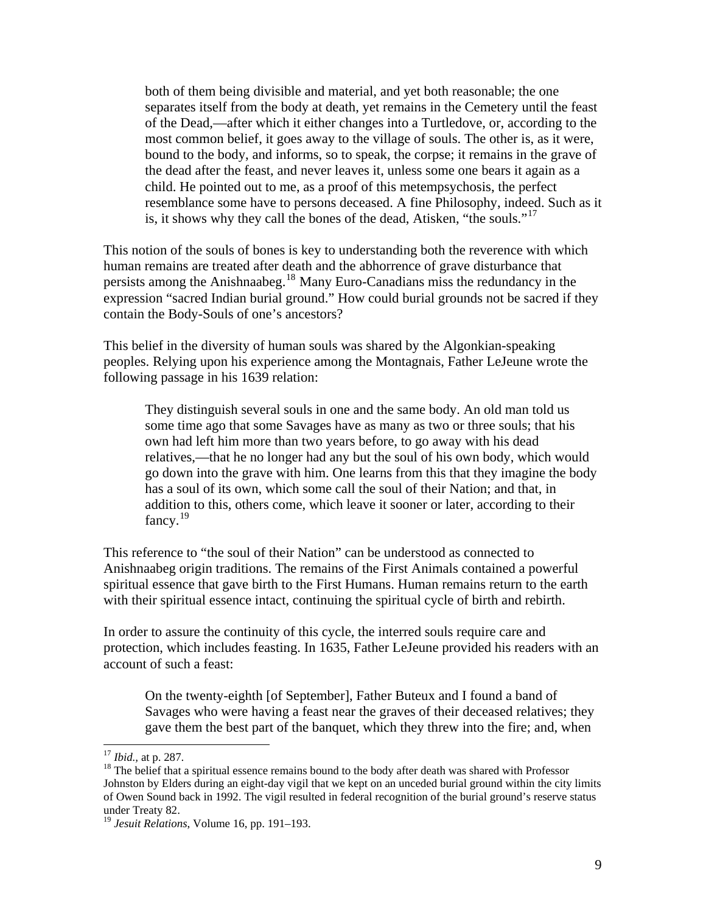> both of them being divisible and material, and yet both reasonable; the one separates itself from the body at death, yet remains in the Cemetery until the feast of the Dead,—after which it either changes into a Turtledove, or, according to the most common belief, it goes away to the village of souls. The other is, as it were, bound to the body, and informs, so to speak, the corpse; it remains in the grave of the dead after the feast, and never leaves it, unless some one bears it again as a child. He pointed out to me, as a proof of this metempsychosis, the perfect resemblance some have to persons deceased. A fine Philosophy, indeed. Such as it is, it shows why they call the bones of the dead, Atisken, "the souls."[17]

This notion of the souls of bones is key to understanding both the reverence with which human remains are treated after death and the abhorrence of grave disturbance that persists among the Anishnaabeg.[18] Many Euro-Canadians miss the redundancy in the expression "sacred Indian burial ground." How could burial grounds not be sacred if they contain the Body-Souls of one's ancestors?

This belief in the diversity of human souls was shared by the Algonkian-speaking peoples. Relying upon his experience among the Montagnais, Father LeJeune wrote the following passage in his 1639 relation:

> They distinguish several souls in one and the same body. An old man told us some time ago that some Savages have as many as two or three souls; that his own had left him more than two years before, to go away with his dead relatives,—that he no longer had any but the soul of his own body, which would go down into the grave with him. One learns from this that they imagine the body has a soul of its own, which some call the soul of their Nation; and that, in addition to this, others come, which leave it sooner or later, according to their fancy.[19]

This reference to "the soul of their Nation" can be understood as connected to Anishnaabeg origin traditions. The remains of the First Animals contained a powerful spiritual essence that gave birth to the First Humans. Human remains return to the earth with their spiritual essence intact, continuing the spiritual cycle of birth and rebirth.

In order to assure the continuity of this cycle, the interred souls require care and protection, which includes feasting. In 1635, Father LeJeune provided his readers with an account of such a feast:

> On the twenty-eighth [of September], Father Buteux and I found a band of Savages who were having a feast near the graves of their deceased relatives; they gave them the best part of the banquet, which they threw into the fire; and, when

---

[17] *Ibid.*, at p. 287.

[18] The belief that a spiritual essence remains bound to the body after death was shared with Professor Johnston by Elders during an eight-day vigil that we kept on an unceded burial ground within the city limits of Owen Sound back in 1992. The vigil resulted in federal recognition of the burial ground's reserve status under Treaty 82.

[19] *Jesuit Relations*, Volume 16, pp. 191–193.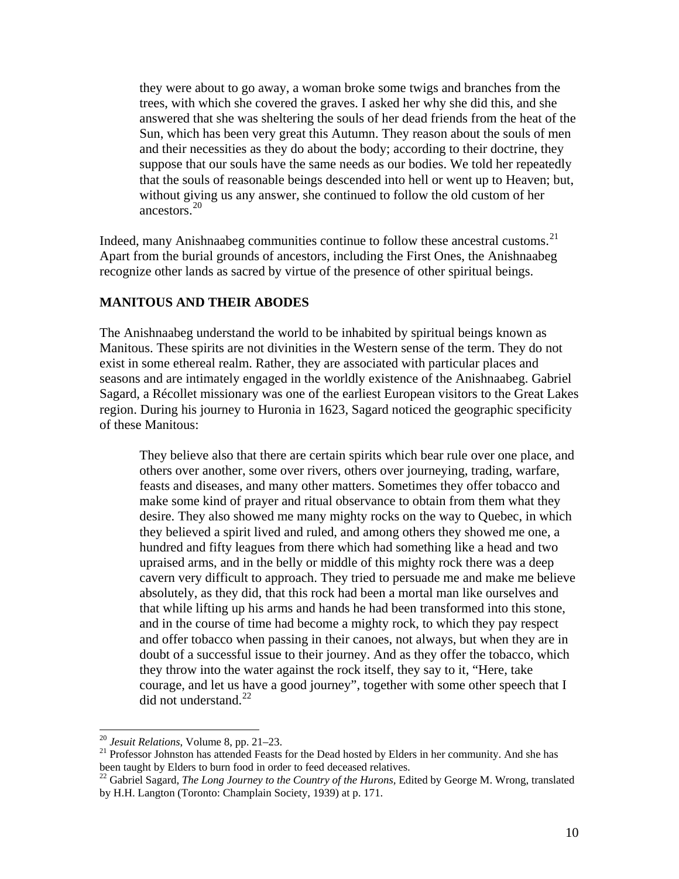> they were about to go away, a woman broke some twigs and branches from the trees, with which she covered the graves. I asked her why she did this, and she answered that she was sheltering the souls of her dead friends from the heat of the Sun, which has been very great this Autumn. They reason about the souls of men and their necessities as they do about the body; according to their doctrine, they suppose that our souls have the same needs as our bodies. We told her repeatedly that the souls of reasonable beings descended into hell or went up to Heaven; but, without giving us any answer, she continued to follow the old custom of her ancestors.[20]

Indeed, many Anishnaabeg communities continue to follow these ancestral customs.[21] Apart from the burial grounds of ancestors, including the First Ones, the Anishnaabeg recognize other lands as sacred by virtue of the presence of other spiritual beings.

## MANITOUS AND THEIR ABODES

The Anishnaabeg understand the world to be inhabited by spiritual beings known as Manitous. These spirits are not divinities in the Western sense of the term. They do not exist in some ethereal realm. Rather, they are associated with particular places and seasons and are intimately engaged in the worldly existence of the Anishnaabeg. Gabriel Sagard, a Récollet missionary was one of the earliest European visitors to the Great Lakes region. During his journey to Huronia in 1623, Sagard noticed the geographic specificity of these Manitous:

> They believe also that there are certain spirits which bear rule over one place, and others over another, some over rivers, others over journeying, trading, warfare, feasts and diseases, and many other matters. Sometimes they offer tobacco and make some kind of prayer and ritual observance to obtain from them what they desire. They also showed me many mighty rocks on the way to Quebec, in which they believed a spirit lived and ruled, and among others they showed me one, a hundred and fifty leagues from there which had something like a head and two upraised arms, and in the belly or middle of this mighty rock there was a deep cavern very difficult to approach. They tried to persuade me and make me believe absolutely, as they did, that this rock had been a mortal man like ourselves and that while lifting up his arms and hands he had been transformed into this stone, and in the course of time had become a mighty rock, to which they pay respect and offer tobacco when passing in their canoes, not always, but when they are in doubt of a successful issue to their journey. And as they offer the tobacco, which they throw into the water against the rock itself, they say to it, "Here, take courage, and let us have a good journey", together with some other speech that I did not understand.[22]

---

[20] *Jesuit Relations*, Volume 8, pp. 21–23.

[21] Professor Johnston has attended Feasts for the Dead hosted by Elders in her community. And she has been taught by Elders to burn food in order to feed deceased relatives.

[22] Gabriel Sagard, *The Long Journey to the Country of the Hurons*, Edited by George M. Wrong, translated by H.H. Langton (Toronto: Champlain Society, 1939) at p. 171.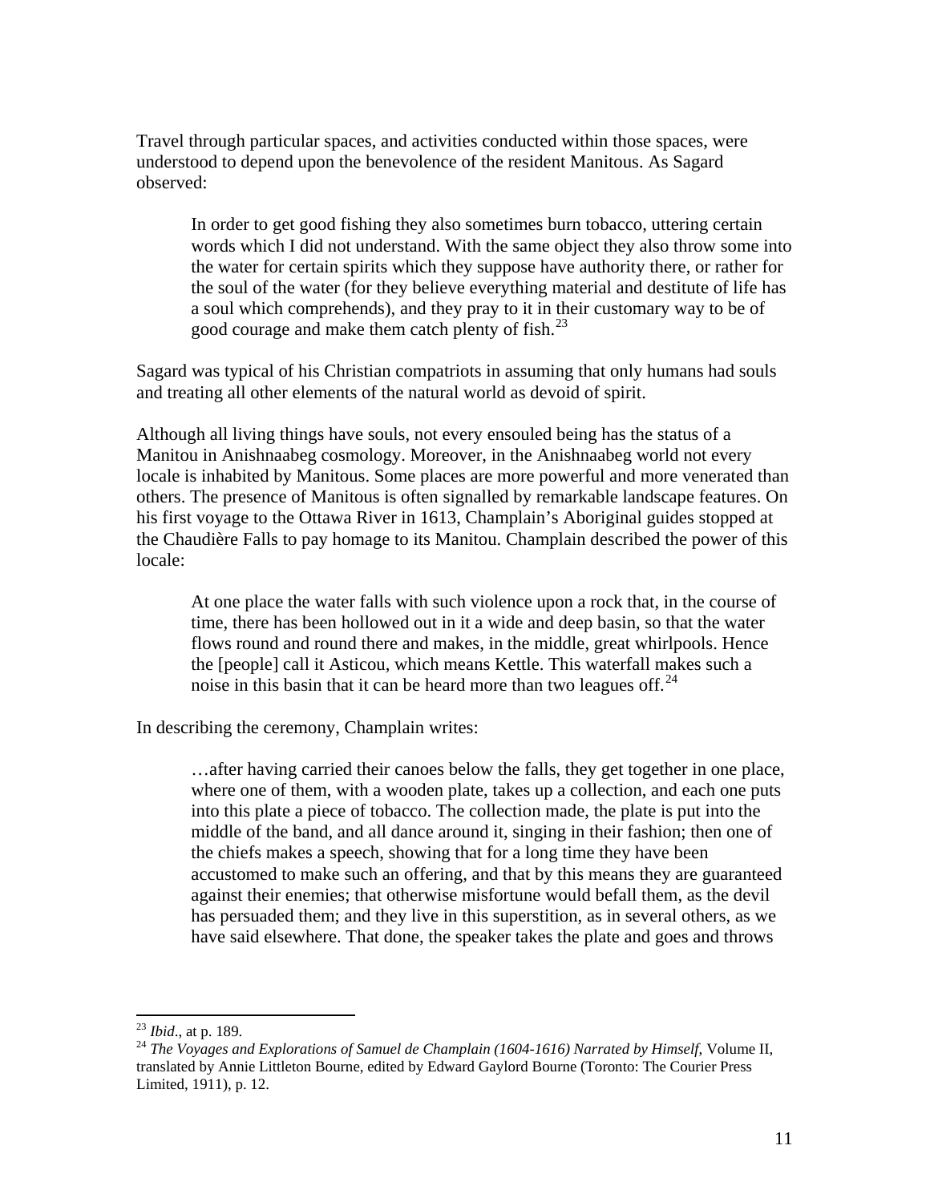Travel through particular spaces, and activities conducted within those spaces, were understood to depend upon the benevolence of the resident Manitous. As Sagard observed:

> In order to get good fishing they also sometimes burn tobacco, uttering certain words which I did not understand. With the same object they also throw some into the water for certain spirits which they suppose have authority there, or rather for the soul of the water (for they believe everything material and destitute of life has a soul which comprehends), and they pray to it in their customary way to be of good courage and make them catch plenty of fish.[23]

Sagard was typical of his Christian compatriots in assuming that only humans had souls and treating all other elements of the natural world as devoid of spirit.

Although all living things have souls, not every ensouled being has the status of a Manitou in Anishnaabeg cosmology. Moreover, in the Anishnaabeg world not every locale is inhabited by Manitous. Some places are more powerful and more venerated than others. The presence of Manitous is often signalled by remarkable landscape features. On his first voyage to the Ottawa River in 1613, Champlain's Aboriginal guides stopped at the Chaudière Falls to pay homage to its Manitou. Champlain described the power of this locale:

> At one place the water falls with such violence upon a rock that, in the course of time, there has been hollowed out in it a wide and deep basin, so that the water flows round and round there and makes, in the middle, great whirlpools. Hence the [people] call it Asticou, which means Kettle. This waterfall makes such a noise in this basin that it can be heard more than two leagues off.[24]

In describing the ceremony, Champlain writes:

> …after having carried their canoes below the falls, they get together in one place, where one of them, with a wooden plate, takes up a collection, and each one puts into this plate a piece of tobacco. The collection made, the plate is put into the middle of the band, and all dance around it, singing in their fashion; then one of the chiefs makes a speech, showing that for a long time they have been accustomed to make such an offering, and that by this means they are guaranteed against their enemies; that otherwise misfortune would befall them, as the devil has persuaded them; and they live in this superstition, as in several others, as we have said elsewhere. That done, the speaker takes the plate and goes and throws

---

[23] *Ibid*., at p. 189.

[24] *The Voyages and Explorations of Samuel de Champlain (1604-1616) Narrated by Himself*, Volume II, translated by Annie Littleton Bourne, edited by Edward Gaylord Bourne (Toronto: The Courier Press Limited, 1911), p. 12.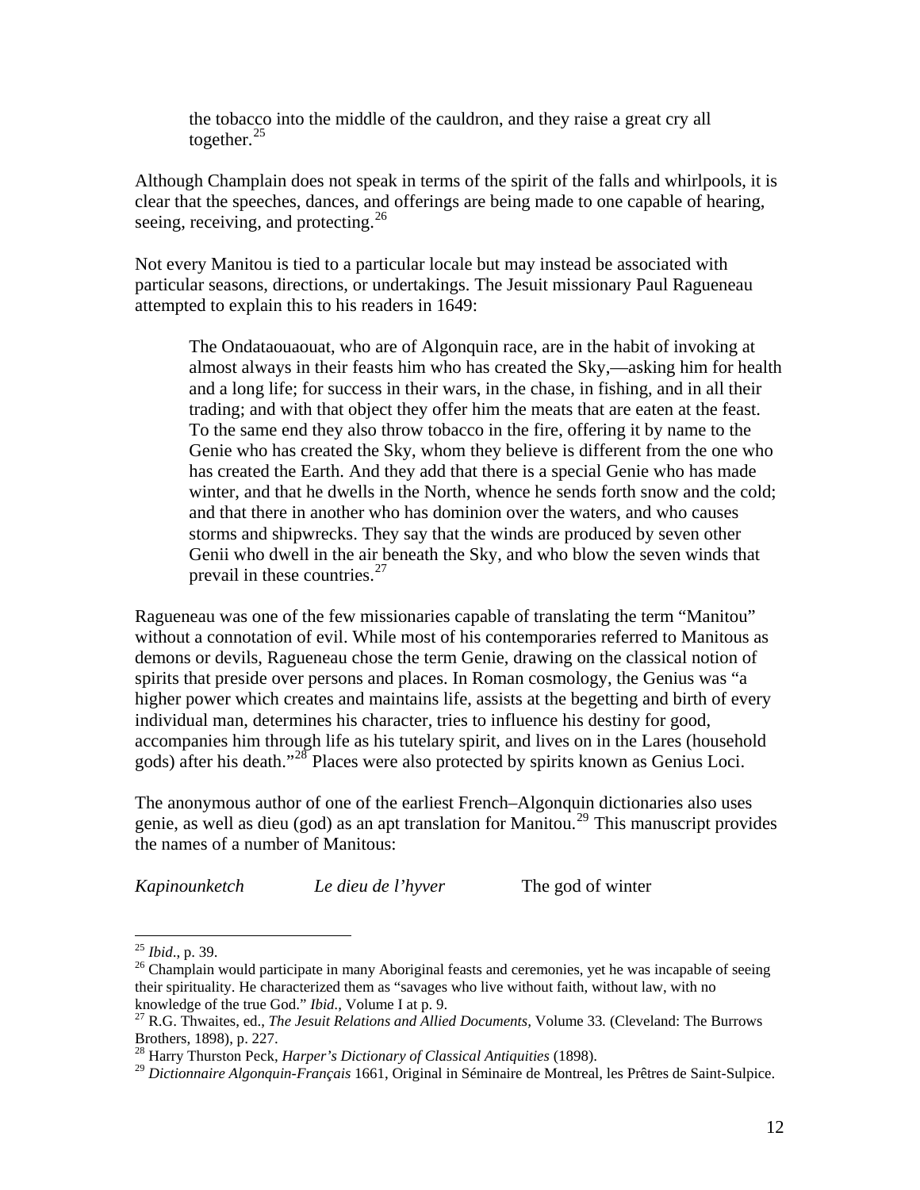> the tobacco into the middle of the cauldron, and they raise a great cry all together.[25]

Although Champlain does not speak in terms of the spirit of the falls and whirlpools, it is clear that the speeches, dances, and offerings are being made to one capable of hearing, seeing, receiving, and protecting.[26]

Not every Manitou is tied to a particular locale but may instead be associated with particular seasons, directions, or undertakings. The Jesuit missionary Paul Ragueneau attempted to explain this to his readers in 1649:

> The Ondataouaouat, who are of Algonquin race, are in the habit of invoking at almost always in their feasts him who has created the Sky,—asking him for health and a long life; for success in their wars, in the chase, in fishing, and in all their trading; and with that object they offer him the meats that are eaten at the feast. To the same end they also throw tobacco in the fire, offering it by name to the Genie who has created the Sky, whom they believe is different from the one who has created the Earth. And they add that there is a special Genie who has made winter, and that he dwells in the North, whence he sends forth snow and the cold; and that there in another who has dominion over the waters, and who causes storms and shipwrecks. They say that the winds are produced by seven other Genii who dwell in the air beneath the Sky, and who blow the seven winds that prevail in these countries.[27]

Ragueneau was one of the few missionaries capable of translating the term "Manitou" without a connotation of evil. While most of his contemporaries referred to Manitous as demons or devils, Ragueneau chose the term Genie, drawing on the classical notion of spirits that preside over persons and places. In Roman cosmology, the Genius was "a higher power which creates and maintains life, assists at the begetting and birth of every individual man, determines his character, tries to influence his destiny for good, accompanies him through life as his tutelary spirit, and lives on in the Lares (household gods) after his death."[28] Places were also protected by spirits known as Genius Loci.

The anonymous author of one of the earliest French–Algonquin dictionaries also uses genie, as well as dieu (god) as an apt translation for Manitou.[29] This manuscript provides the names of a number of Manitous:

| | | |
|---|---|---|
| *Kapinounketch* | *Le dieu de l'hyver* | The god of winter |

---

[25] *Ibid*., p. 39.

[26] Champlain would participate in many Aboriginal feasts and ceremonies, yet he was incapable of seeing their spirituality. He characterized them as "savages who live without faith, without law, with no knowledge of the true God." *Ibid*., Volume I at p. 9.

[27] R.G. Thwaites, ed., *The Jesuit Relations and Allied Documents,* Volume 33*.* (Cleveland: The Burrows Brothers, 1898), p. 227.

[28] Harry Thurston Peck, *Harper's Dictionary of Classical Antiquities* (1898).

[29] *Dictionnaire Algonquin-Français* 1661, Original in Séminaire de Montreal, les Prêtres de Saint-Sulpice.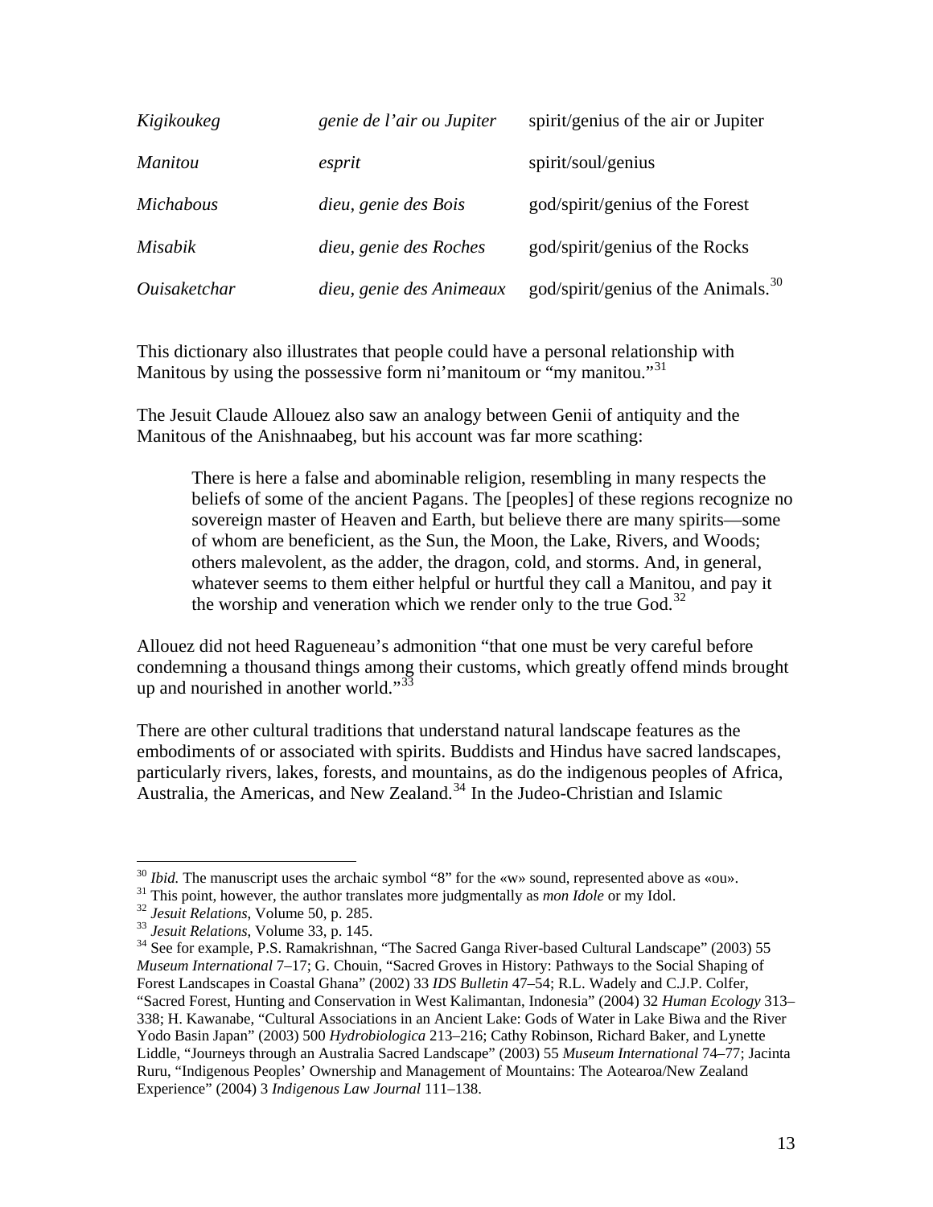| | | |
|---|---|---|
| *Kigikoukeg* | *genie de l'air ou Jupiter* | spirit/genius of the air or Jupiter |
| *Manitou* | *esprit* | spirit/soul/genius |
| *Michabous* | *dieu, genie des Bois* | god/spirit/genius of the Forest |
| *Misabik* | *dieu, genie des Roches* | god/spirit/genius of the Rocks |
| *Ouisaketchar* | *dieu, genie des Animeaux* | god/spirit/genius of the Animals.[30] |

This dictionary also illustrates that people could have a personal relationship with Manitous by using the possessive form ni'manitoum or "my manitou."[31]

The Jesuit Claude Allouez also saw an analogy between Genii of antiquity and the Manitous of the Anishnaabeg, but his account was far more scathing:

> There is here a false and abominable religion, resembling in many respects the beliefs of some of the ancient Pagans. The [peoples] of these regions recognize no sovereign master of Heaven and Earth, but believe there are many spirits—some of whom are beneficient, as the Sun, the Moon, the Lake, Rivers, and Woods; others malevolent, as the adder, the dragon, cold, and storms. And, in general, whatever seems to them either helpful or hurtful they call a Manitou, and pay it the worship and veneration which we render only to the true God.[32]

Allouez did not heed Ragueneau's admonition "that one must be very careful before condemning a thousand things among their customs, which greatly offend minds brought up and nourished in another world."[33]

There are other cultural traditions that understand natural landscape features as the embodiments of or associated with spirits. Buddists and Hindus have sacred landscapes, particularly rivers, lakes, forests, and mountains, as do the indigenous peoples of Africa, Australia, the Americas, and New Zealand.[34] In the Judeo-Christian and Islamic

---

[30] *Ibid.* The manuscript uses the archaic symbol "8" for the «w» sound, represented above as «ou».

[31] This point, however, the author translates more judgmentally as *mon Idole* or my Idol.

[32] *Jesuit Relations*, Volume 50, p. 285.

[33] *Jesuit Relations*, Volume 33, p. 145.

[34] See for example, P.S. Ramakrishnan, "The Sacred Ganga River-based Cultural Landscape" (2003) 55 *Museum International* 7–17; G. Chouin, "Sacred Groves in History: Pathways to the Social Shaping of Forest Landscapes in Coastal Ghana" (2002) 33 *IDS Bulletin* 47–54; R.L. Wadely and C.J.P. Colfer, "Sacred Forest, Hunting and Conservation in West Kalimantan, Indonesia" (2004) 32 *Human Ecology* 313–338; H. Kawanabe, "Cultural Associations in an Ancient Lake: Gods of Water in Lake Biwa and the River Yodo Basin Japan" (2003) 500 *Hydrobiologica* 213–216; Cathy Robinson, Richard Baker, and Lynette Liddle, "Journeys through an Australia Sacred Landscape" (2003) 55 *Museum International* 74–77; Jacinta Ruru, "Indigenous Peoples' Ownership and Management of Mountains: The Aotearoa/New Zealand Experience" (2004) 3 *Indigenous Law Journal* 111–138.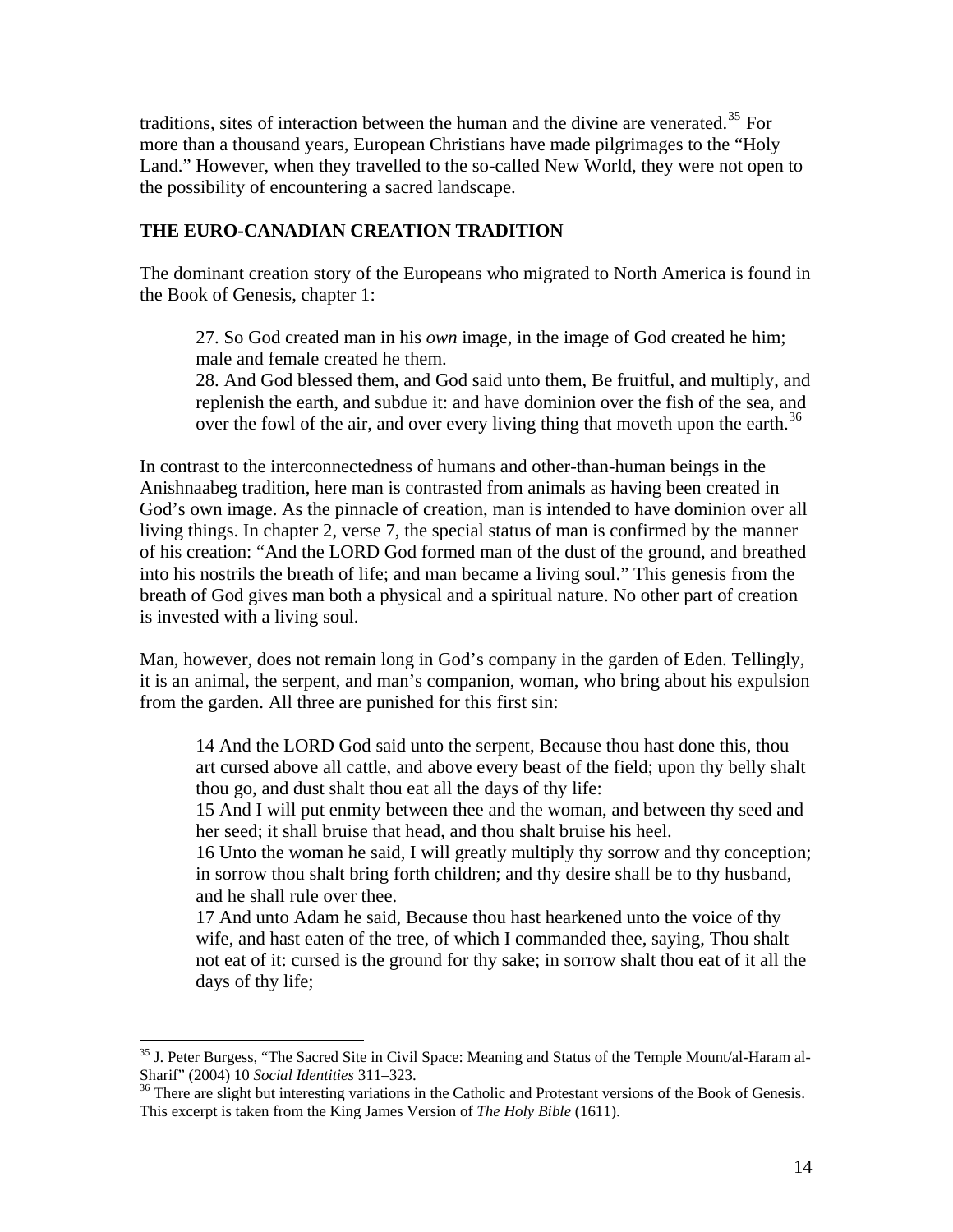traditions, sites of interaction between the human and the divine are venerated.[35] For more than a thousand years, European Christians have made pilgrimages to the "Holy Land." However, when they travelled to the so-called New World, they were not open to the possibility of encountering a sacred landscape.

## THE EURO-CANADIAN CREATION TRADITION

The dominant creation story of the Europeans who migrated to North America is found in the Book of Genesis, chapter 1:

> 27. So God created man in his *own* image, in the image of God created he him; male and female created he them.
> 28. And God blessed them, and God said unto them, Be fruitful, and multiply, and replenish the earth, and subdue it: and have dominion over the fish of the sea, and over the fowl of the air, and over every living thing that moveth upon the earth.[36]

In contrast to the interconnectedness of humans and other-than-human beings in the Anishnaabeg tradition, here man is contrasted from animals as having been created in God's own image. As the pinnacle of creation, man is intended to have dominion over all living things. In chapter 2, verse 7, the special status of man is confirmed by the manner of his creation: "And the LORD God formed man of the dust of the ground, and breathed into his nostrils the breath of life; and man became a living soul." This genesis from the breath of God gives man both a physical and a spiritual nature. No other part of creation is invested with a living soul.

Man, however, does not remain long in God's company in the garden of Eden. Tellingly, it is an animal, the serpent, and man's companion, woman, who bring about his expulsion from the garden. All three are punished for this first sin:

> 14 And the LORD God said unto the serpent, Because thou hast done this, thou art cursed above all cattle, and above every beast of the field; upon thy belly shalt thou go, and dust shalt thou eat all the days of thy life:
> 15 And I will put enmity between thee and the woman, and between thy seed and her seed; it shall bruise that head, and thou shalt bruise his heel.
> 16 Unto the woman he said, I will greatly multiply thy sorrow and thy conception; in sorrow thou shalt bring forth children; and thy desire shall be to thy husband, and he shall rule over thee.
> 17 And unto Adam he said, Because thou hast hearkened unto the voice of thy wife, and hast eaten of the tree, of which I commanded thee, saying, Thou shalt not eat of it: cursed is the ground for thy sake; in sorrow shalt thou eat of it all the days of thy life;

---

[35] J. Peter Burgess, "The Sacred Site in Civil Space: Meaning and Status of the Temple Mount/al-Haram al-Sharif" (2004) 10 *Social Identities* 311–323.

[36] There are slight but interesting variations in the Catholic and Protestant versions of the Book of Genesis. This excerpt is taken from the King James Version of *The Holy Bible* (1611).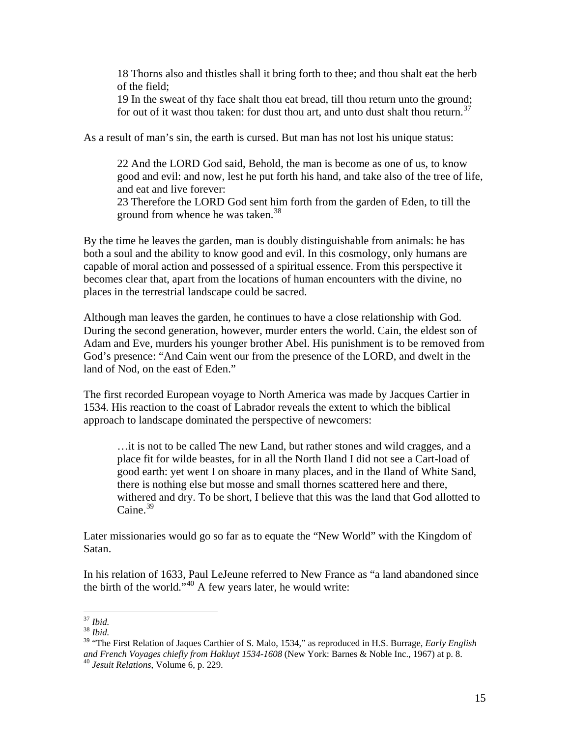> 18 Thorns also and thistles shall it bring forth to thee; and thou shalt eat the herb of the field;
> 19 In the sweat of thy face shalt thou eat bread, till thou return unto the ground; for out of it wast thou taken: for dust thou art, and unto dust shalt thou return.[37]

As a result of man's sin, the earth is cursed. But man has not lost his unique status:

> 22 And the LORD God said, Behold, the man is become as one of us, to know good and evil: and now, lest he put forth his hand, and take also of the tree of life, and eat and live forever:
> 23 Therefore the LORD God sent him forth from the garden of Eden, to till the ground from whence he was taken.[38]

By the time he leaves the garden, man is doubly distinguishable from animals: he has both a soul and the ability to know good and evil. In this cosmology, only humans are capable of moral action and possessed of a spiritual essence. From this perspective it becomes clear that, apart from the locations of human encounters with the divine, no places in the terrestrial landscape could be sacred.

Although man leaves the garden, he continues to have a close relationship with God. During the second generation, however, murder enters the world. Cain, the eldest son of Adam and Eve, murders his younger brother Abel. His punishment is to be removed from God's presence: "And Cain went our from the presence of the LORD, and dwelt in the land of Nod, on the east of Eden."

The first recorded European voyage to North America was made by Jacques Cartier in 1534. His reaction to the coast of Labrador reveals the extent to which the biblical approach to landscape dominated the perspective of newcomers:

> …it is not to be called The new Land, but rather stones and wild cragges, and a place fit for wilde beastes, for in all the North Iland I did not see a Cart-load of good earth: yet went I on shoare in many places, and in the Iland of White Sand, there is nothing else but mosse and small thornes scattered here and there, withered and dry. To be short, I believe that this was the land that God allotted to Caine.[39]

Later missionaries would go so far as to equate the "New World" with the Kingdom of Satan.

In his relation of 1633, Paul LeJeune referred to New France as "a land abandoned since the birth of the world."[40] A few years later, he would write:

---

[37] *Ibid.*
[38] *Ibid.*
[39] "The First Relation of Jaques Carthier of S. Malo, 1534," as reproduced in H.S. Burrage, *Early English and French Voyages chiefly from Hakluyt 1534-1608* (New York: Barnes & Noble Inc., 1967) at p. 8.
[40] *Jesuit Relations*, Volume 6, p. 229.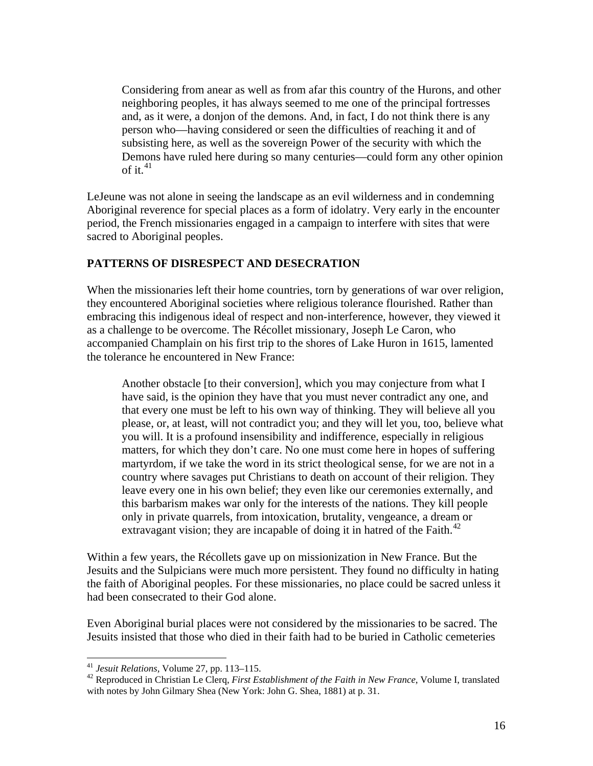> Considering from anear as well as from afar this country of the Hurons, and other neighboring peoples, it has always seemed to me one of the principal fortresses and, as it were, a donjon of the demons. And, in fact, I do not think there is any person who—having considered or seen the difficulties of reaching it and of subsisting here, as well as the sovereign Power of the security with which the Demons have ruled here during so many centuries—could form any other opinion of it.[41]

LeJeune was not alone in seeing the landscape as an evil wilderness and in condemning Aboriginal reverence for special places as a form of idolatry. Very early in the encounter period, the French missionaries engaged in a campaign to interfere with sites that were sacred to Aboriginal peoples.

## PATTERNS OF DISRESPECT AND DESECRATION

When the missionaries left their home countries, torn by generations of war over religion, they encountered Aboriginal societies where religious tolerance flourished. Rather than embracing this indigenous ideal of respect and non-interference, however, they viewed it as a challenge to be overcome. The Récollet missionary, Joseph Le Caron, who accompanied Champlain on his first trip to the shores of Lake Huron in 1615, lamented the tolerance he encountered in New France:

> Another obstacle [to their conversion], which you may conjecture from what I have said, is the opinion they have that you must never contradict any one, and that every one must be left to his own way of thinking. They will believe all you please, or, at least, will not contradict you; and they will let you, too, believe what you will. It is a profound insensibility and indifference, especially in religious matters, for which they don't care. No one must come here in hopes of suffering martyrdom, if we take the word in its strict theological sense, for we are not in a country where savages put Christians to death on account of their religion. They leave every one in his own belief; they even like our ceremonies externally, and this barbarism makes war only for the interests of the nations. They kill people only in private quarrels, from intoxication, brutality, vengeance, a dream or extravagant vision; they are incapable of doing it in hatred of the Faith.[42]

Within a few years, the Récollets gave up on missionization in New France. But the Jesuits and the Sulpicians were much more persistent. They found no difficulty in hating the faith of Aboriginal peoples. For these missionaries, no place could be sacred unless it had been consecrated to their God alone.

Even Aboriginal burial places were not considered by the missionaries to be sacred. The Jesuits insisted that those who died in their faith had to be buried in Catholic cemeteries

---

[41] *Jesuit Relations*, Volume 27, pp. 113–115.

[42] Reproduced in Christian Le Clerq, *First Establishment of the Faith in New France*, Volume I, translated with notes by John Gilmary Shea (New York: John G. Shea, 1881) at p. 31.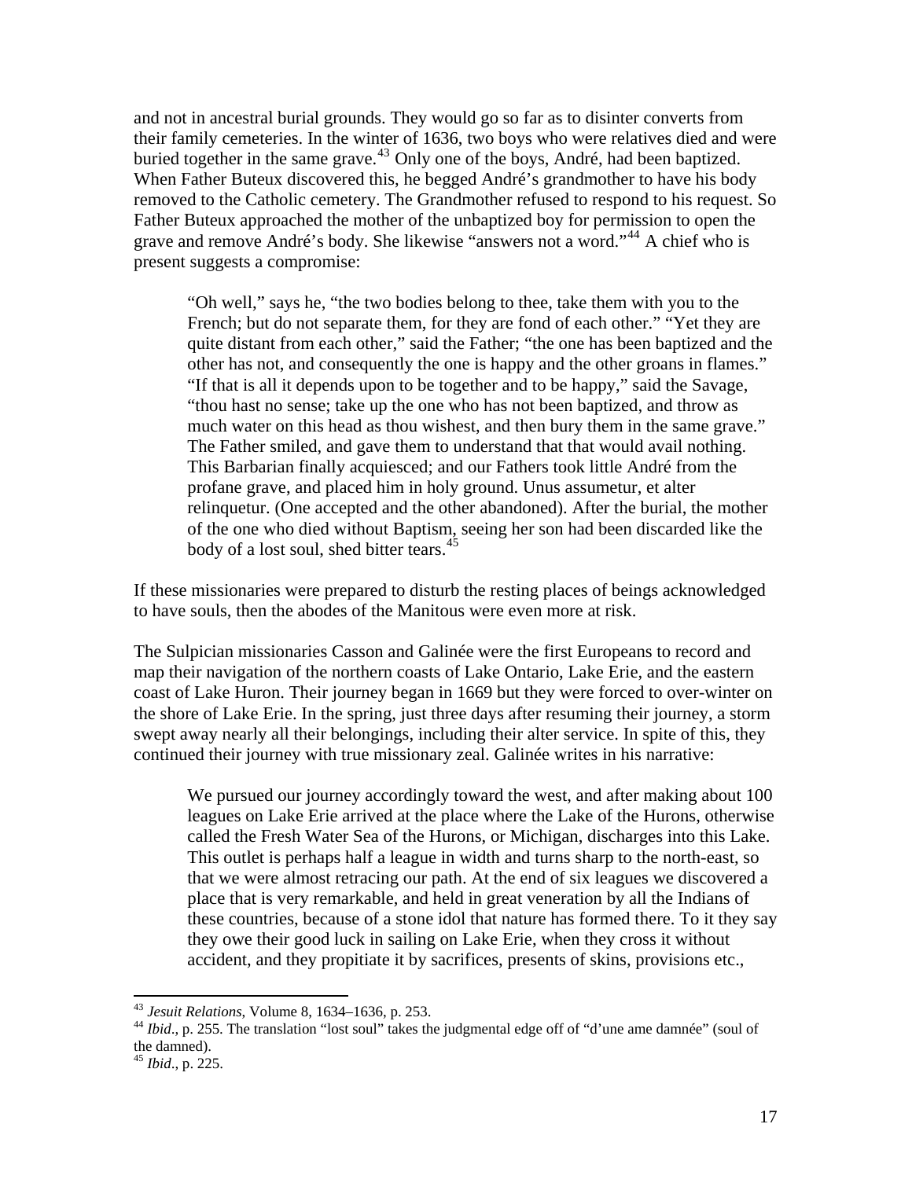and not in ancestral burial grounds. They would go so far as to disinter converts from their family cemeteries. In the winter of 1636, two boys who were relatives died and were buried together in the same grave.[43] Only one of the boys, André, had been baptized. When Father Buteux discovered this, he begged André's grandmother to have his body removed to the Catholic cemetery. The Grandmother refused to respond to his request. So Father Buteux approached the mother of the unbaptized boy for permission to open the grave and remove André's body. She likewise "answers not a word."[44] A chief who is present suggests a compromise:

> "Oh well," says he, "the two bodies belong to thee, take them with you to the French; but do not separate them, for they are fond of each other." "Yet they are quite distant from each other," said the Father; "the one has been baptized and the other has not, and consequently the one is happy and the other groans in flames." "If that is all it depends upon to be together and to be happy," said the Savage, "thou hast no sense; take up the one who has not been baptized, and throw as much water on this head as thou wishest, and then bury them in the same grave." The Father smiled, and gave them to understand that that would avail nothing. This Barbarian finally acquiesced; and our Fathers took little André from the profane grave, and placed him in holy ground. Unus assumetur, et alter relinquetur. (One accepted and the other abandoned). After the burial, the mother of the one who died without Baptism, seeing her son had been discarded like the body of a lost soul, shed bitter tears.[45]

If these missionaries were prepared to disturb the resting places of beings acknowledged to have souls, then the abodes of the Manitous were even more at risk.

The Sulpician missionaries Casson and Galinée were the first Europeans to record and map their navigation of the northern coasts of Lake Ontario, Lake Erie, and the eastern coast of Lake Huron. Their journey began in 1669 but they were forced to over-winter on the shore of Lake Erie. In the spring, just three days after resuming their journey, a storm swept away nearly all their belongings, including their alter service. In spite of this, they continued their journey with true missionary zeal. Galinée writes in his narrative:

> We pursued our journey accordingly toward the west, and after making about 100 leagues on Lake Erie arrived at the place where the Lake of the Hurons, otherwise called the Fresh Water Sea of the Hurons, or Michigan, discharges into this Lake. This outlet is perhaps half a league in width and turns sharp to the north-east, so that we were almost retracing our path. At the end of six leagues we discovered a place that is very remarkable, and held in great veneration by all the Indians of these countries, because of a stone idol that nature has formed there. To it they say they owe their good luck in sailing on Lake Erie, when they cross it without accident, and they propitiate it by sacrifices, presents of skins, provisions etc.,

---

[43] *Jesuit Relations*, Volume 8, 1634–1636, p. 253.

[44] *Ibid*., p. 255. The translation "lost soul" takes the judgmental edge off of "d'une ame damnée" (soul of the damned).

[45] *Ibid*., p. 225.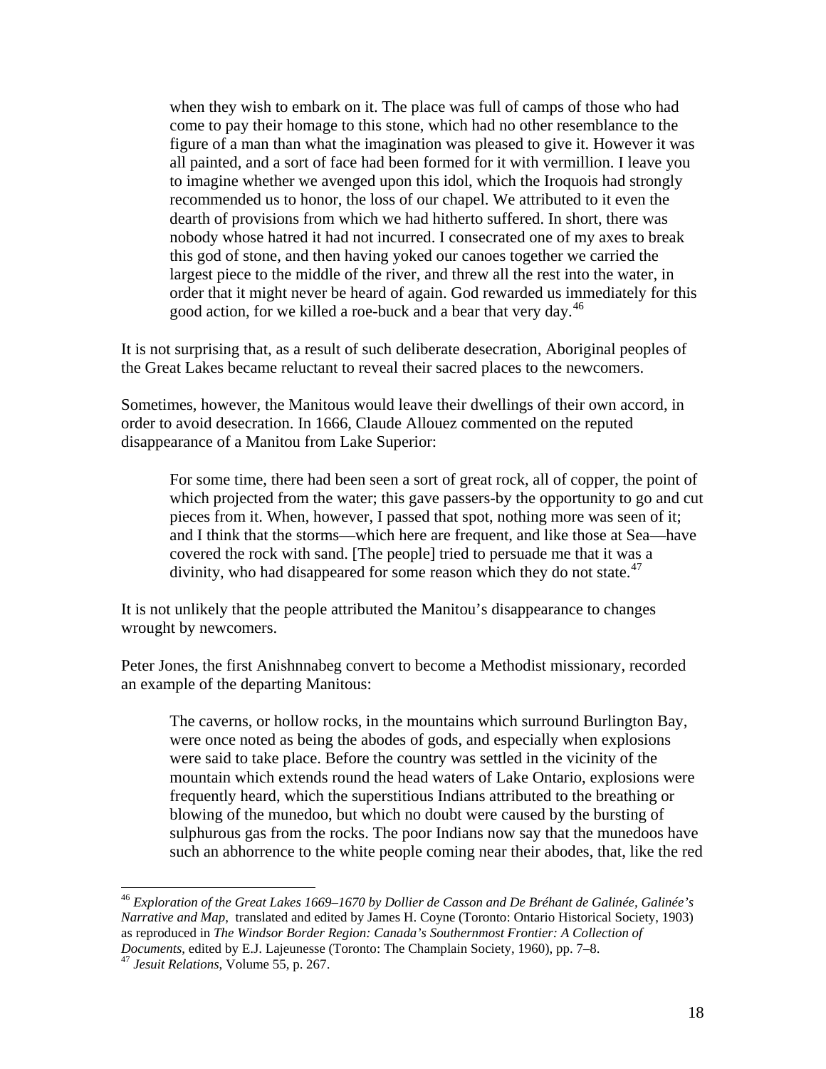> when they wish to embark on it. The place was full of camps of those who had come to pay their homage to this stone, which had no other resemblance to the figure of a man than what the imagination was pleased to give it. However it was all painted, and a sort of face had been formed for it with vermillion. I leave you to imagine whether we avenged upon this idol, which the Iroquois had strongly recommended us to honor, the loss of our chapel. We attributed to it even the dearth of provisions from which we had hitherto suffered. In short, there was nobody whose hatred it had not incurred. I consecrated one of my axes to break this god of stone, and then having yoked our canoes together we carried the largest piece to the middle of the river, and threw all the rest into the water, in order that it might never be heard of again. God rewarded us immediately for this good action, for we killed a roe-buck and a bear that very day.[46]

It is not surprising that, as a result of such deliberate desecration, Aboriginal peoples of the Great Lakes became reluctant to reveal their sacred places to the newcomers.

Sometimes, however, the Manitous would leave their dwellings of their own accord, in order to avoid desecration. In 1666, Claude Allouez commented on the reputed disappearance of a Manitou from Lake Superior:

> For some time, there had been seen a sort of great rock, all of copper, the point of which projected from the water; this gave passers-by the opportunity to go and cut pieces from it. When, however, I passed that spot, nothing more was seen of it; and I think that the storms—which here are frequent, and like those at Sea—have covered the rock with sand. [The people] tried to persuade me that it was a divinity, who had disappeared for some reason which they do not state.[47]

It is not unlikely that the people attributed the Manitou's disappearance to changes wrought by newcomers.

Peter Jones, the first Anishnnabeg convert to become a Methodist missionary, recorded an example of the departing Manitous:

> The caverns, or hollow rocks, in the mountains which surround Burlington Bay, were once noted as being the abodes of gods, and especially when explosions were said to take place. Before the country was settled in the vicinity of the mountain which extends round the head waters of Lake Ontario, explosions were frequently heard, which the superstitious Indians attributed to the breathing or blowing of the munedoo, but which no doubt were caused by the bursting of sulphurous gas from the rocks. The poor Indians now say that the munedoos have such an abhorrence to the white people coming near their abodes, that, like the red

---

[46] *Exploration of the Great Lakes 1669–1670 by Dollier de Casson and De Bréhant de Galinée, Galinée's Narrative and Map*, translated and edited by James H. Coyne (Toronto: Ontario Historical Society, 1903) as reproduced in *The Windsor Border Region: Canada's Southernmost Frontier: A Collection of Documents*, edited by E.J. Lajeunesse (Toronto: The Champlain Society, 1960), pp. 7–8.

[47] *Jesuit Relations*, Volume 55, p. 267.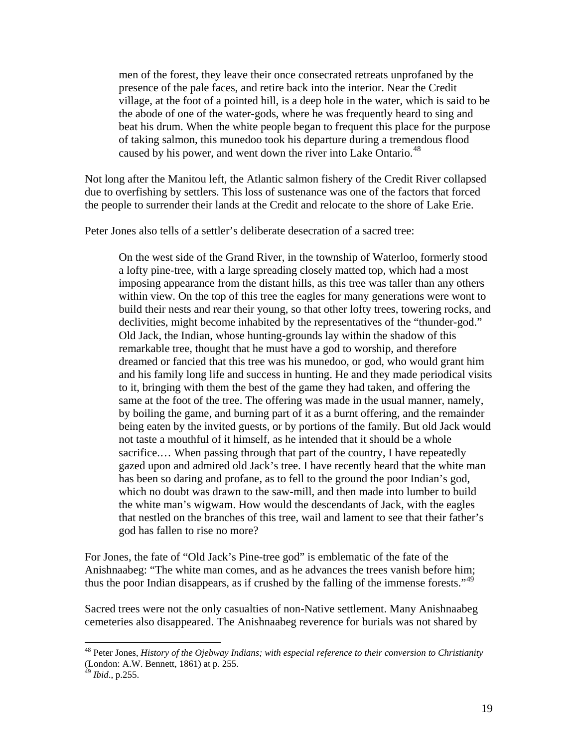> men of the forest, they leave their once consecrated retreats unprofaned by the presence of the pale faces, and retire back into the interior. Near the Credit village, at the foot of a pointed hill, is a deep hole in the water, which is said to be the abode of one of the water-gods, where he was frequently heard to sing and beat his drum. When the white people began to frequent this place for the purpose of taking salmon, this munedoo took his departure during a tremendous flood caused by his power, and went down the river into Lake Ontario.[48]

Not long after the Manitou left, the Atlantic salmon fishery of the Credit River collapsed due to overfishing by settlers. This loss of sustenance was one of the factors that forced the people to surrender their lands at the Credit and relocate to the shore of Lake Erie.

Peter Jones also tells of a settler's deliberate desecration of a sacred tree:

> On the west side of the Grand River, in the township of Waterloo, formerly stood a lofty pine-tree, with a large spreading closely matted top, which had a most imposing appearance from the distant hills, as this tree was taller than any others within view. On the top of this tree the eagles for many generations were wont to build their nests and rear their young, so that other lofty trees, towering rocks, and declivities, might become inhabited by the representatives of the "thunder-god." Old Jack, the Indian, whose hunting-grounds lay within the shadow of this remarkable tree, thought that he must have a god to worship, and therefore dreamed or fancied that this tree was his munedoo, or god, who would grant him and his family long life and success in hunting. He and they made periodical visits to it, bringing with them the best of the game they had taken, and offering the same at the foot of the tree. The offering was made in the usual manner, namely, by boiling the game, and burning part of it as a burnt offering, and the remainder being eaten by the invited guests, or by portions of the family. But old Jack would not taste a mouthful of it himself, as he intended that it should be a whole sacrifice.… When passing through that part of the country, I have repeatedly gazed upon and admired old Jack's tree. I have recently heard that the white man has been so daring and profane, as to fell to the ground the poor Indian's god, which no doubt was drawn to the saw-mill, and then made into lumber to build the white man's wigwam. How would the descendants of Jack, with the eagles that nestled on the branches of this tree, wail and lament to see that their father's god has fallen to rise no more?

For Jones, the fate of "Old Jack's Pine-tree god" is emblematic of the fate of the Anishnaabeg: "The white man comes, and as he advances the trees vanish before him; thus the poor Indian disappears, as if crushed by the falling of the immense forests."[49]

Sacred trees were not the only casualties of non-Native settlement. Many Anishnaabeg cemeteries also disappeared. The Anishnaabeg reverence for burials was not shared by

---

[48] Peter Jones, *History of the Ojebway Indians; with especial reference to their conversion to Christianity* (London: A.W. Bennett, 1861) at p. 255.

[49] *Ibid*., p.255.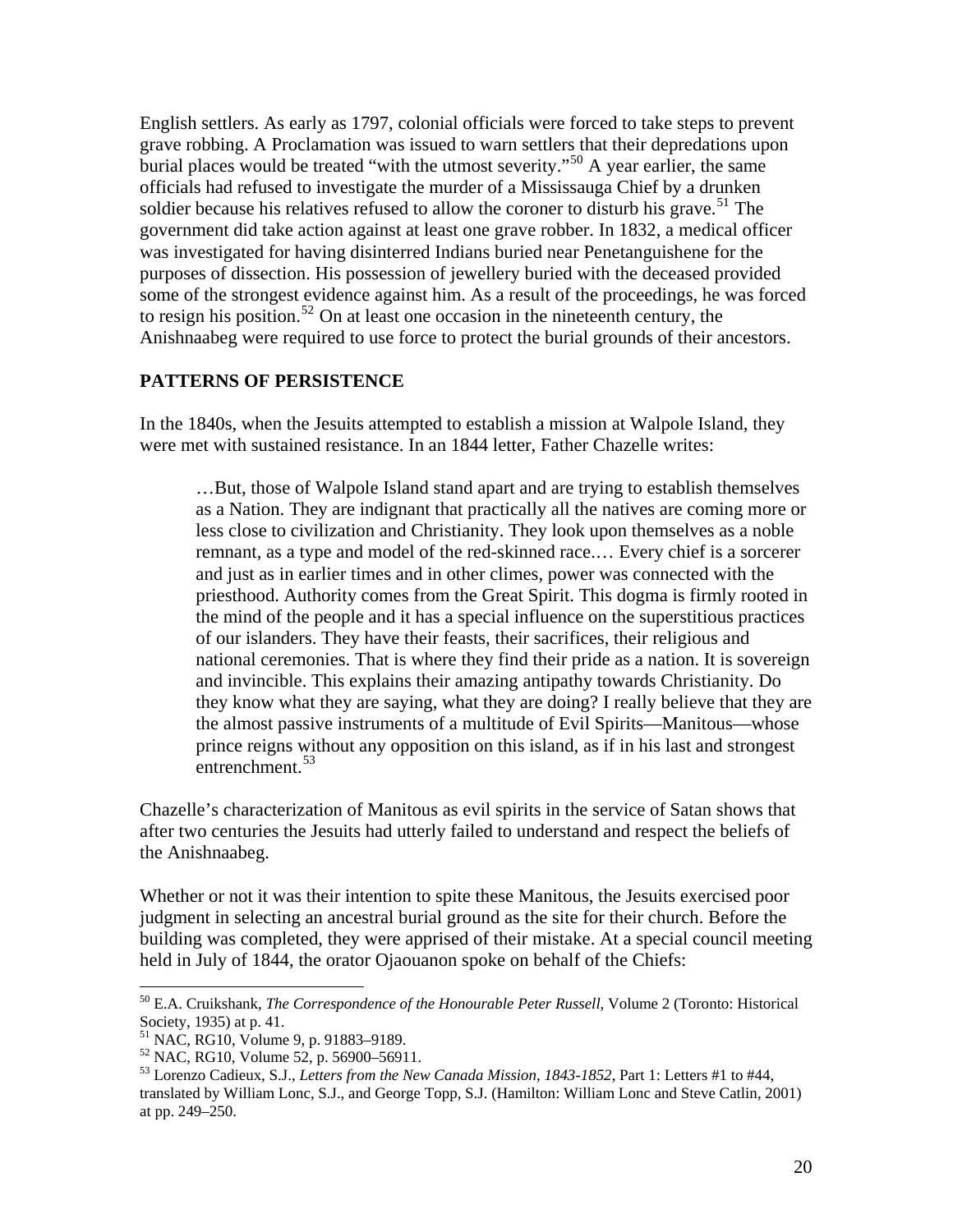English settlers. As early as 1797, colonial officials were forced to take steps to prevent grave robbing. A Proclamation was issued to warn settlers that their depredations upon burial places would be treated "with the utmost severity."[50] A year earlier, the same officials had refused to investigate the murder of a Mississauga Chief by a drunken soldier because his relatives refused to allow the coroner to disturb his grave.[51] The government did take action against at least one grave robber. In 1832, a medical officer was investigated for having disinterred Indians buried near Penetanguishene for the purposes of dissection. His possession of jewellery buried with the deceased provided some of the strongest evidence against him. As a result of the proceedings, he was forced to resign his position.[52] On at least one occasion in the nineteenth century, the Anishnaabeg were required to use force to protect the burial grounds of their ancestors.

## PATTERNS OF PERSISTENCE

In the 1840s, when the Jesuits attempted to establish a mission at Walpole Island, they were met with sustained resistance. In an 1844 letter, Father Chazelle writes:

> …But, those of Walpole Island stand apart and are trying to establish themselves as a Nation. They are indignant that practically all the natives are coming more or less close to civilization and Christianity. They look upon themselves as a noble remnant, as a type and model of the red-skinned race.… Every chief is a sorcerer and just as in earlier times and in other climes, power was connected with the priesthood. Authority comes from the Great Spirit. This dogma is firmly rooted in the mind of the people and it has a special influence on the superstitious practices of our islanders. They have their feasts, their sacrifices, their religious and national ceremonies. That is where they find their pride as a nation. It is sovereign and invincible. This explains their amazing antipathy towards Christianity. Do they know what they are saying, what they are doing? I really believe that they are the almost passive instruments of a multitude of Evil Spirits—Manitous—whose prince reigns without any opposition on this island, as if in his last and strongest entrenchment.[53]

Chazelle's characterization of Manitous as evil spirits in the service of Satan shows that after two centuries the Jesuits had utterly failed to understand and respect the beliefs of the Anishnaabeg.

Whether or not it was their intention to spite these Manitous, the Jesuits exercised poor judgment in selecting an ancestral burial ground as the site for their church. Before the building was completed, they were apprised of their mistake. At a special council meeting held in July of 1844, the orator Ojaouanon spoke on behalf of the Chiefs:

---

[50] E.A. Cruikshank, *The Correspondence of the Honourable Peter Russell*, Volume 2 (Toronto: Historical Society, 1935) at p. 41.

[51] NAC, RG10, Volume 9, p. 91883–9189.

[52] NAC, RG10, Volume 52, p. 56900–56911.

[53] Lorenzo Cadieux, S.J., *Letters from the New Canada Mission, 1843-1852*, Part 1: Letters #1 to #44, translated by William Lonc, S.J., and George Topp, S.J. (Hamilton: William Lonc and Steve Catlin, 2001) at pp. 249–250.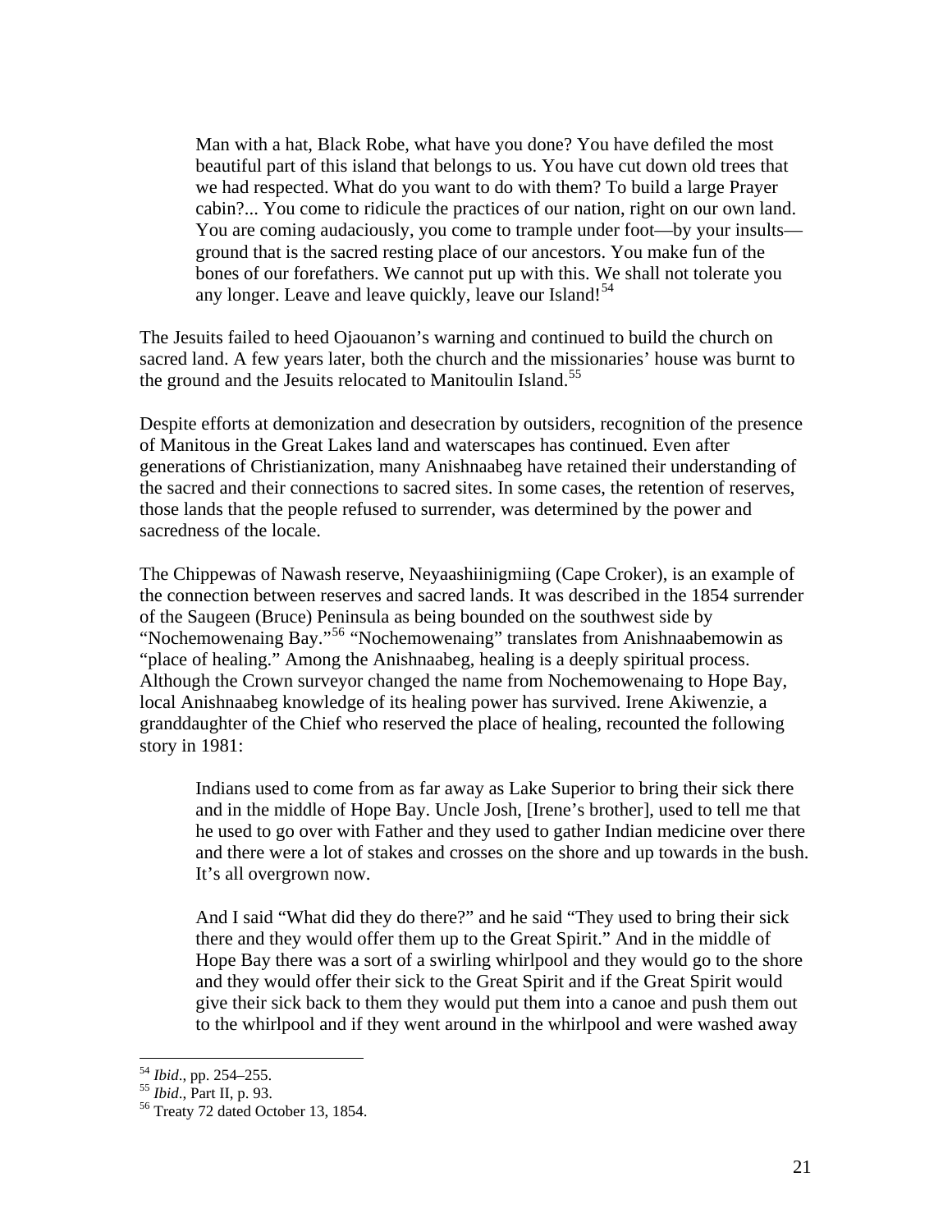> Man with a hat, Black Robe, what have you done? You have defiled the most beautiful part of this island that belongs to us. You have cut down old trees that we had respected. What do you want to do with them? To build a large Prayer cabin?... You come to ridicule the practices of our nation, right on our own land. You are coming audaciously, you come to trample under foot—by your insults—ground that is the sacred resting place of our ancestors. You make fun of the bones of our forefathers. We cannot put up with this. We shall not tolerate you any longer. Leave and leave quickly, leave our Island![54]

The Jesuits failed to heed Ojaouanon's warning and continued to build the church on sacred land. A few years later, both the church and the missionaries' house was burnt to the ground and the Jesuits relocated to Manitoulin Island.[55]

Despite efforts at demonization and desecration by outsiders, recognition of the presence of Manitous in the Great Lakes land and waterscapes has continued. Even after generations of Christianization, many Anishnaabeg have retained their understanding of the sacred and their connections to sacred sites. In some cases, the retention of reserves, those lands that the people refused to surrender, was determined by the power and sacredness of the locale.

The Chippewas of Nawash reserve, Neyaashiinigmiing (Cape Croker), is an example of the connection between reserves and sacred lands. It was described in the 1854 surrender of the Saugeen (Bruce) Peninsula as being bounded on the southwest side by "Nochemowenaing Bay."[56] "Nochemowenaing" translates from Anishnaabemowin as "place of healing." Among the Anishnaabeg, healing is a deeply spiritual process. Although the Crown surveyor changed the name from Nochemowenaing to Hope Bay, local Anishnaabeg knowledge of its healing power has survived. Irene Akiwenzie, a granddaughter of the Chief who reserved the place of healing, recounted the following story in 1981:

> Indians used to come from as far away as Lake Superior to bring their sick there and in the middle of Hope Bay. Uncle Josh, [Irene's brother], used to tell me that he used to go over with Father and they used to gather Indian medicine over there and there were a lot of stakes and crosses on the shore and up towards in the bush. It's all overgrown now.
>
> And I said "What did they do there?" and he said "They used to bring their sick there and they would offer them up to the Great Spirit." And in the middle of Hope Bay there was a sort of a swirling whirlpool and they would go to the shore and they would offer their sick to the Great Spirit and if the Great Spirit would give their sick back to them they would put them into a canoe and push them out to the whirlpool and if they went around in the whirlpool and were washed away

[54] *Ibid*., pp. 254–255.
[55] *Ibid*., Part II, p. 93.
[56] Treaty 72 dated October 13, 1854.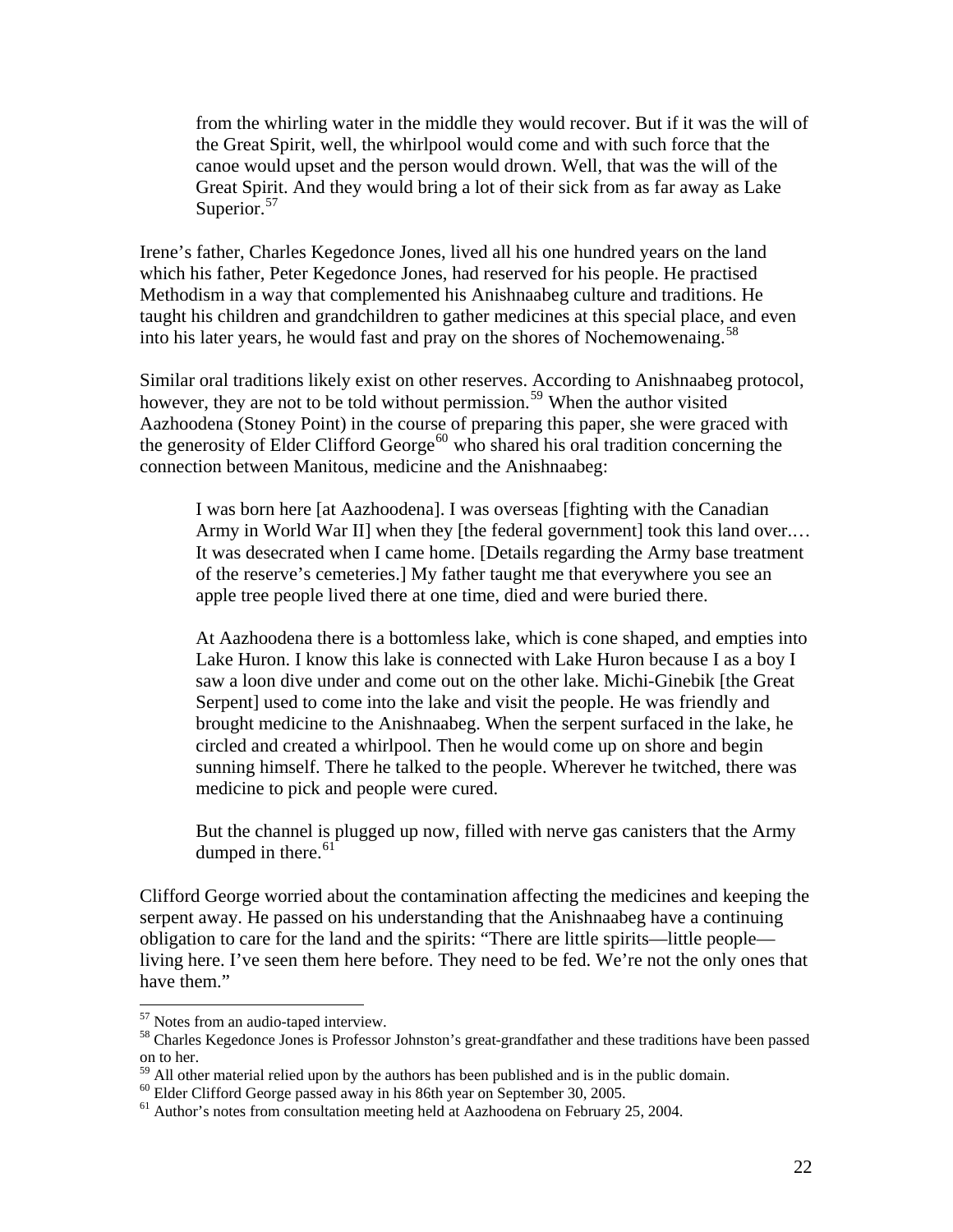> from the whirling water in the middle they would recover. But if it was the will of the Great Spirit, well, the whirlpool would come and with such force that the canoe would upset and the person would drown. Well, that was the will of the Great Spirit. And they would bring a lot of their sick from as far away as Lake Superior.[57]

Irene's father, Charles Kegedonce Jones, lived all his one hundred years on the land which his father, Peter Kegedonce Jones, had reserved for his people. He practised Methodism in a way that complemented his Anishnaabeg culture and traditions. He taught his children and grandchildren to gather medicines at this special place, and even into his later years, he would fast and pray on the shores of Nochemowenaing.[58]

Similar oral traditions likely exist on other reserves. According to Anishnaabeg protocol, however, they are not to be told without permission.[59] When the author visited Aazhoodena (Stoney Point) in the course of preparing this paper, she were graced with the generosity of Elder Clifford George[60] who shared his oral tradition concerning the connection between Manitous, medicine and the Anishnaabeg:

> I was born here [at Aazhoodena]. I was overseas [fighting with the Canadian Army in World War II] when they [the federal government] took this land over.… It was desecrated when I came home. [Details regarding the Army base treatment of the reserve's cemeteries.] My father taught me that everywhere you see an apple tree people lived there at one time, died and were buried there.
>
> At Aazhoodena there is a bottomless lake, which is cone shaped, and empties into Lake Huron. I know this lake is connected with Lake Huron because I as a boy I saw a loon dive under and come out on the other lake. Michi-Ginebik [the Great Serpent] used to come into the lake and visit the people. He was friendly and brought medicine to the Anishnaabeg. When the serpent surfaced in the lake, he circled and created a whirlpool. Then he would come up on shore and begin sunning himself. There he talked to the people. Wherever he twitched, there was medicine to pick and people were cured.
>
> But the channel is plugged up now, filled with nerve gas canisters that the Army dumped in there.[61]

Clifford George worried about the contamination affecting the medicines and keeping the serpent away. He passed on his understanding that the Anishnaabeg have a continuing obligation to care for the land and the spirits: "There are little spirits—little people—living here. I've seen them here before. They need to be fed. We're not the only ones that have them."

[57] Notes from an audio-taped interview.

[58] Charles Kegedonce Jones is Professor Johnston's great-grandfather and these traditions have been passed on to her.

[59] All other material relied upon by the authors has been published and is in the public domain.

[60] Elder Clifford George passed away in his 86th year on September 30, 2005.

[61] Author's notes from consultation meeting held at Aazhoodena on February 25, 2004.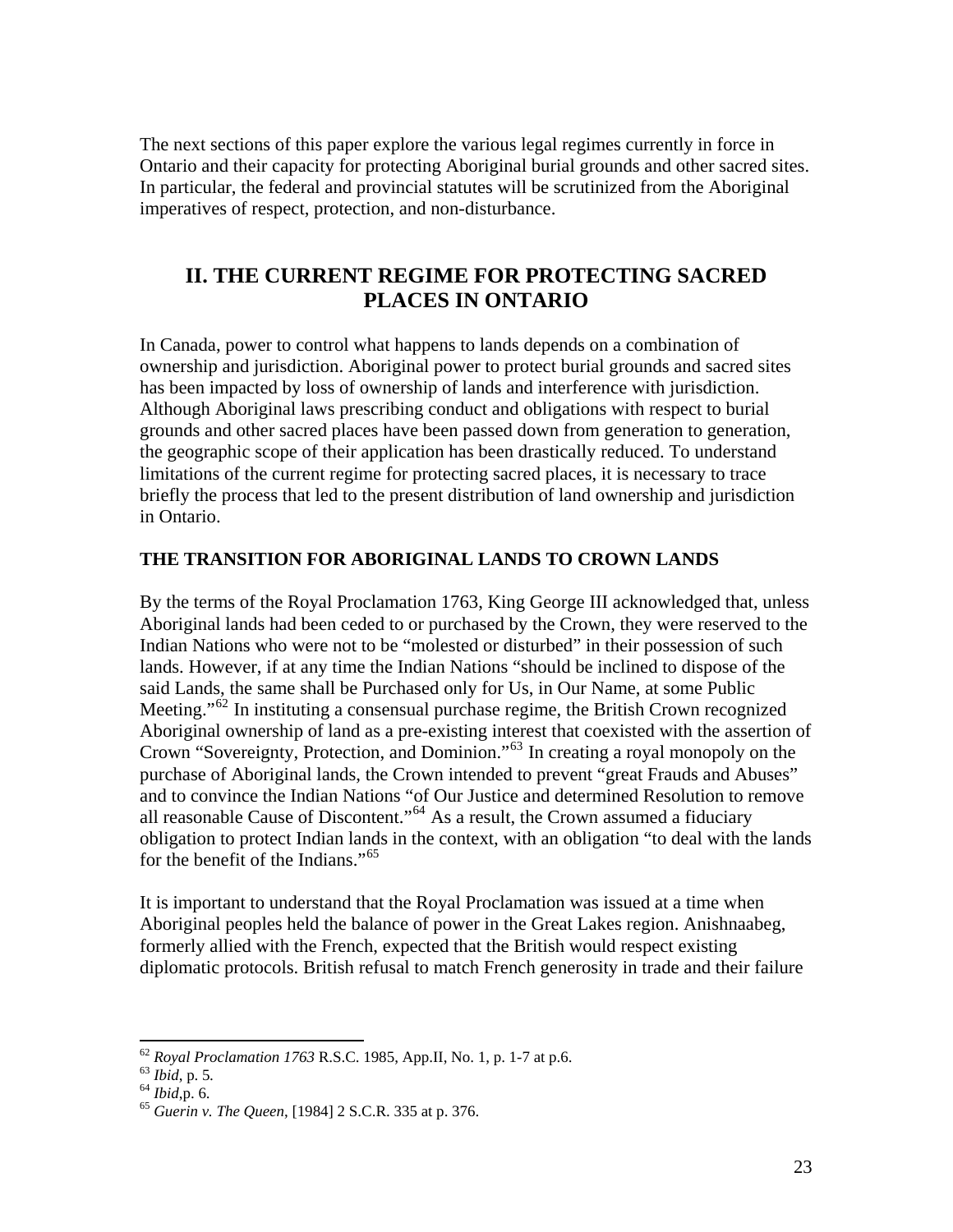The next sections of this paper explore the various legal regimes currently in force in Ontario and their capacity for protecting Aboriginal burial grounds and other sacred sites. In particular, the federal and provincial statutes will be scrutinized from the Aboriginal imperatives of respect, protection, and non-disturbance.

## II. THE CURRENT REGIME FOR PROTECTING SACRED PLACES IN ONTARIO

In Canada, power to control what happens to lands depends on a combination of ownership and jurisdiction. Aboriginal power to protect burial grounds and sacred sites has been impacted by loss of ownership of lands and interference with jurisdiction. Although Aboriginal laws prescribing conduct and obligations with respect to burial grounds and other sacred places have been passed down from generation to generation, the geographic scope of their application has been drastically reduced. To understand limitations of the current regime for protecting sacred places, it is necessary to trace briefly the process that led to the present distribution of land ownership and jurisdiction in Ontario.

### THE TRANSITION FOR ABORIGINAL LANDS TO CROWN LANDS

By the terms of the Royal Proclamation 1763, King George III acknowledged that, unless Aboriginal lands had been ceded to or purchased by the Crown, they were reserved to the Indian Nations who were not to be "molested or disturbed" in their possession of such lands. However, if at any time the Indian Nations "should be inclined to dispose of the said Lands, the same shall be Purchased only for Us, in Our Name, at some Public Meeting."[62] In instituting a consensual purchase regime, the British Crown recognized Aboriginal ownership of land as a pre-existing interest that coexisted with the assertion of Crown "Sovereignty, Protection, and Dominion."[63] In creating a royal monopoly on the purchase of Aboriginal lands, the Crown intended to prevent "great Frauds and Abuses" and to convince the Indian Nations "of Our Justice and determined Resolution to remove all reasonable Cause of Discontent."[64] As a result, the Crown assumed a fiduciary obligation to protect Indian lands in the context, with an obligation "to deal with the lands for the benefit of the Indians."[65]

It is important to understand that the Royal Proclamation was issued at a time when Aboriginal peoples held the balance of power in the Great Lakes region. Anishnaabeg, formerly allied with the French, expected that the British would respect existing diplomatic protocols. British refusal to match French generosity in trade and their failure

---

[62] *Royal Proclamation 1763* R.S.C. 1985, App.II, No. 1, p. 1-7 at p.6.
[63] *Ibid*, p. 5.
[64] *Ibid*,p. 6.
[65] *Guerin v. The Queen*, [1984] 2 S.C.R. 335 at p. 376.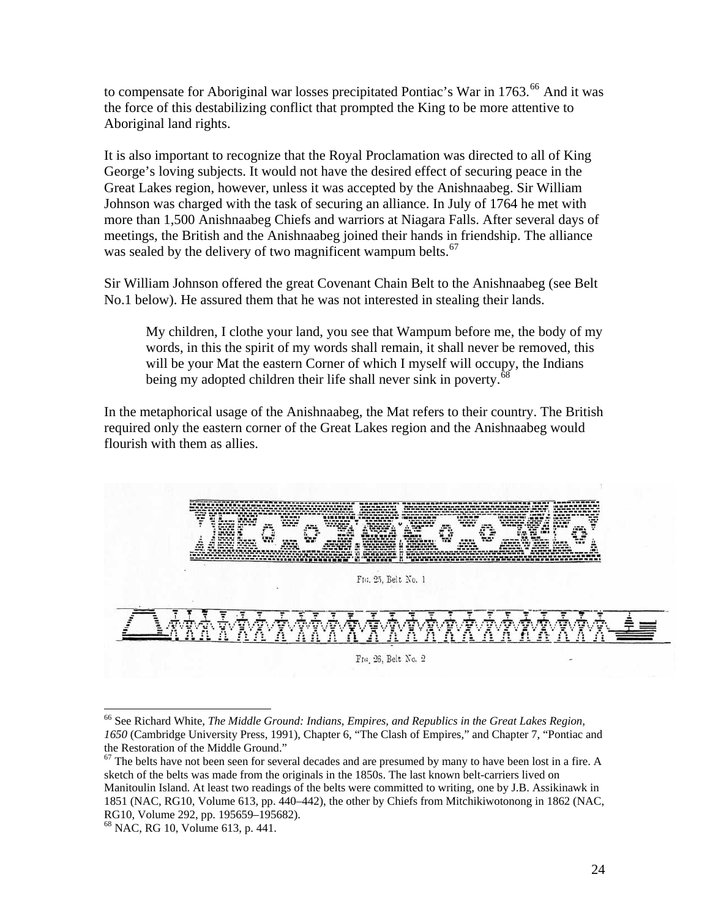to compensate for Aboriginal war losses precipitated Pontiac's War in 1763.[66] And it was the force of this destabilizing conflict that prompted the King to be more attentive to Aboriginal land rights.

It is also important to recognize that the Royal Proclamation was directed to all of King George's loving subjects. It would not have the desired effect of securing peace in the Great Lakes region, however, unless it was accepted by the Anishnaabeg. Sir William Johnson was charged with the task of securing an alliance. In July of 1764 he met with more than 1,500 Anishnaabeg Chiefs and warriors at Niagara Falls. After several days of meetings, the British and the Anishnaabeg joined their hands in friendship. The alliance was sealed by the delivery of two magnificent wampum belts.[67]

Sir William Johnson offered the great Covenant Chain Belt to the Anishnaabeg (see Belt No.1 below). He assured them that he was not interested in stealing their lands.

> My children, I clothe your land, you see that Wampum before me, the body of my words, in this the spirit of my words shall remain, it shall never be removed, this will be your Mat the eastern Corner of which I myself will occupy, the Indians being my adopted children their life shall never sink in poverty.[68]

In the metaphorical usage of the Anishnaabeg, the Mat refers to their country. The British required only the eastern corner of the Great Lakes region and the Anishnaabeg would flourish with them as allies.

Fig. 25, Belt No. 1

Fig. 26, Belt No. 2

[66] See Richard White, *The Middle Ground: Indians, Empires, and Republics in the Great Lakes Region, 1650* (Cambridge University Press, 1991), Chapter 6, "The Clash of Empires," and Chapter 7, "Pontiac and the Restoration of the Middle Ground."

[67] The belts have not been seen for several decades and are presumed by many to have been lost in a fire. A sketch of the belts was made from the originals in the 1850s. The last known belt-carriers lived on Manitoulin Island. At least two readings of the belts were committed to writing, one by J.B. Assikinawk in 1851 (NAC, RG10, Volume 613, pp. 440–442), the other by Chiefs from Mitchikiwotonong in 1862 (NAC, RG10, Volume 292, pp. 195659–195682).

[68] NAC, RG 10, Volume 613, p. 441.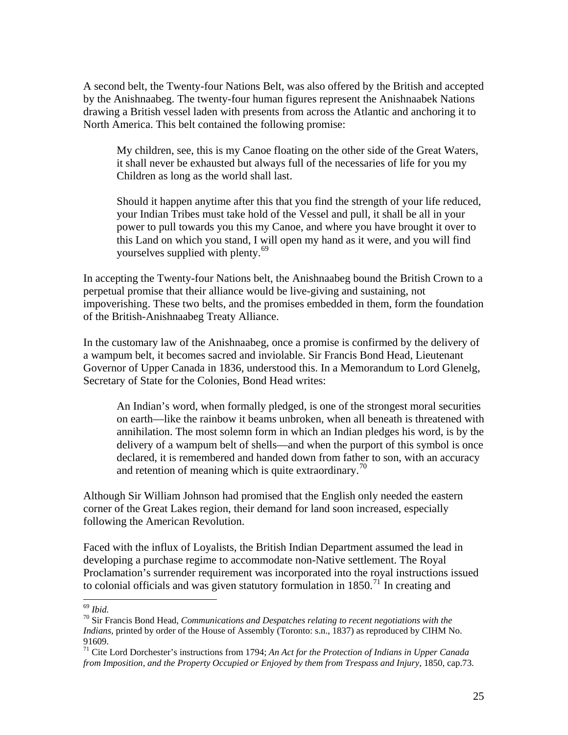A second belt, the Twenty-four Nations Belt, was also offered by the British and accepted by the Anishnaabeg. The twenty-four human figures represent the Anishnaabek Nations drawing a British vessel laden with presents from across the Atlantic and anchoring it to North America. This belt contained the following promise:

> My children, see, this is my Canoe floating on the other side of the Great Waters, it shall never be exhausted but always full of the necessaries of life for you my Children as long as the world shall last.
>
> Should it happen anytime after this that you find the strength of your life reduced, your Indian Tribes must take hold of the Vessel and pull, it shall be all in your power to pull towards you this my Canoe, and where you have brought it over to this Land on which you stand, I will open my hand as it were, and you will find yourselves supplied with plenty.[69]

In accepting the Twenty-four Nations belt, the Anishnaabeg bound the British Crown to a perpetual promise that their alliance would be live-giving and sustaining, not impoverishing. These two belts, and the promises embedded in them, form the foundation of the British-Anishnaabeg Treaty Alliance.

In the customary law of the Anishnaabeg, once a promise is confirmed by the delivery of a wampum belt, it becomes sacred and inviolable. Sir Francis Bond Head, Lieutenant Governor of Upper Canada in 1836, understood this. In a Memorandum to Lord Glenelg, Secretary of State for the Colonies, Bond Head writes:

> An Indian's word, when formally pledged, is one of the strongest moral securities on earth—like the rainbow it beams unbroken, when all beneath is threatened with annihilation. The most solemn form in which an Indian pledges his word, is by the delivery of a wampum belt of shells—and when the purport of this symbol is once declared, it is remembered and handed down from father to son, with an accuracy and retention of meaning which is quite extraordinary.[70]

Although Sir William Johnson had promised that the English only needed the eastern corner of the Great Lakes region, their demand for land soon increased, especially following the American Revolution.

Faced with the influx of Loyalists, the British Indian Department assumed the lead in developing a purchase regime to accommodate non-Native settlement. The Royal Proclamation's surrender requirement was incorporated into the royal instructions issued to colonial officials and was given statutory formulation in 1850.[71] In creating and

---

[69] *Ibid.*

[70] Sir Francis Bond Head, *Communications and Despatches relating to recent negotiations with the Indians*, printed by order of the House of Assembly (Toronto: s.n., 1837) as reproduced by CIHM No. 91609.

[71] Cite Lord Dorchester's instructions from 1794; *An Act for the Protection of Indians in Upper Canada from Imposition, and the Property Occupied or Enjoyed by them from Trespass and Injury*, 1850, cap.73.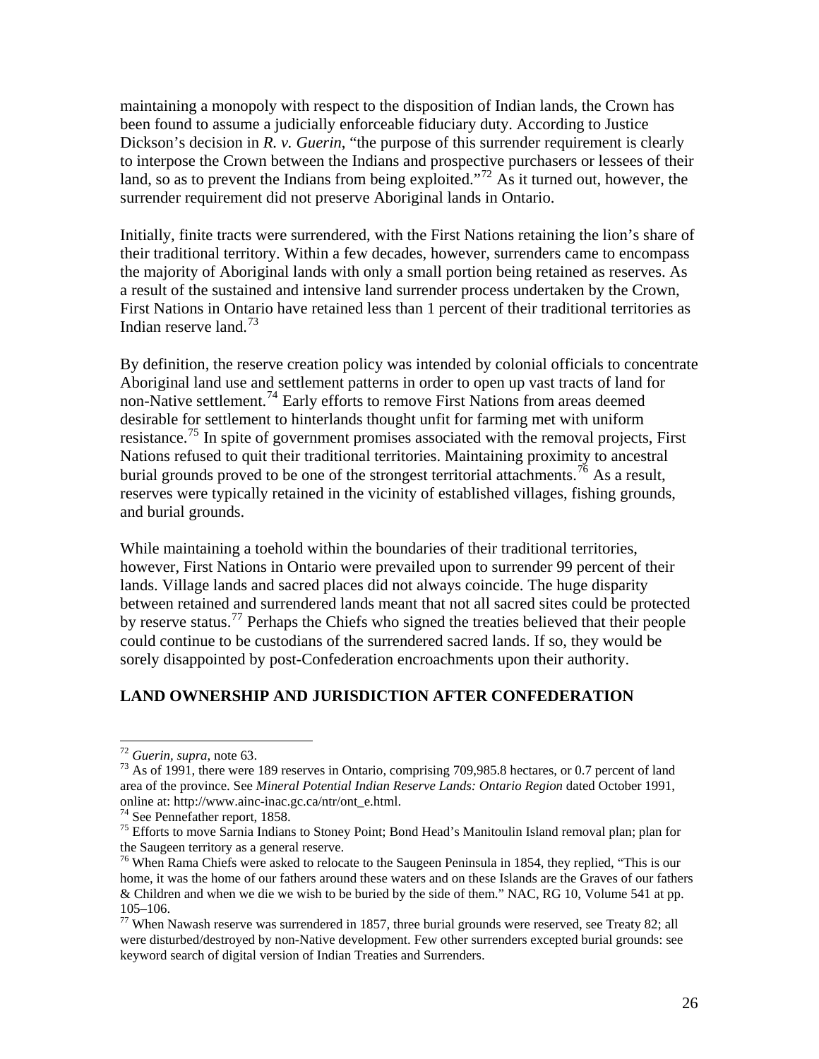maintaining a monopoly with respect to the disposition of Indian lands, the Crown has been found to assume a judicially enforceable fiduciary duty. According to Justice Dickson's decision in *R. v. Guerin*, "the purpose of this surrender requirement is clearly to interpose the Crown between the Indians and prospective purchasers or lessees of their land, so as to prevent the Indians from being exploited."[72] As it turned out, however, the surrender requirement did not preserve Aboriginal lands in Ontario.

Initially, finite tracts were surrendered, with the First Nations retaining the lion's share of their traditional territory. Within a few decades, however, surrenders came to encompass the majority of Aboriginal lands with only a small portion being retained as reserves. As a result of the sustained and intensive land surrender process undertaken by the Crown, First Nations in Ontario have retained less than 1 percent of their traditional territories as Indian reserve land.[73]

By definition, the reserve creation policy was intended by colonial officials to concentrate Aboriginal land use and settlement patterns in order to open up vast tracts of land for non-Native settlement.[74] Early efforts to remove First Nations from areas deemed desirable for settlement to hinterlands thought unfit for farming met with uniform resistance.[75] In spite of government promises associated with the removal projects, First Nations refused to quit their traditional territories. Maintaining proximity to ancestral burial grounds proved to be one of the strongest territorial attachments.[76] As a result, reserves were typically retained in the vicinity of established villages, fishing grounds, and burial grounds.

While maintaining a toehold within the boundaries of their traditional territories, however, First Nations in Ontario were prevailed upon to surrender 99 percent of their lands. Village lands and sacred places did not always coincide. The huge disparity between retained and surrendered lands meant that not all sacred sites could be protected by reserve status.[77] Perhaps the Chiefs who signed the treaties believed that their people could continue to be custodians of the surrendered sacred lands. If so, they would be sorely disappointed by post-Confederation encroachments upon their authority.

## LAND OWNERSHIP AND JURISDICTION AFTER CONFEDERATION

---

[72] *Guerin*, *supra*, note 63.

[73] As of 1991, there were 189 reserves in Ontario, comprising 709,985.8 hectares, or 0.7 percent of land area of the province. See *Mineral Potential Indian Reserve Lands: Ontario Region* dated October 1991, online at: http://www.ainc-inac.gc.ca/ntr/ont_e.html.

[74] See Pennefather report, 1858.

[75] Efforts to move Sarnia Indians to Stoney Point; Bond Head's Manitoulin Island removal plan; plan for the Saugeen territory as a general reserve.

[76] When Rama Chiefs were asked to relocate to the Saugeen Peninsula in 1854, they replied, "This is our home, it was the home of our fathers around these waters and on these Islands are the Graves of our fathers & Children and when we die we wish to be buried by the side of them." NAC, RG 10, Volume 541 at pp. 105–106.

[77] When Nawash reserve was surrendered in 1857, three burial grounds were reserved, see Treaty 82; all were disturbed/destroyed by non-Native development. Few other surrenders excepted burial grounds: see keyword search of digital version of Indian Treaties and Surrenders.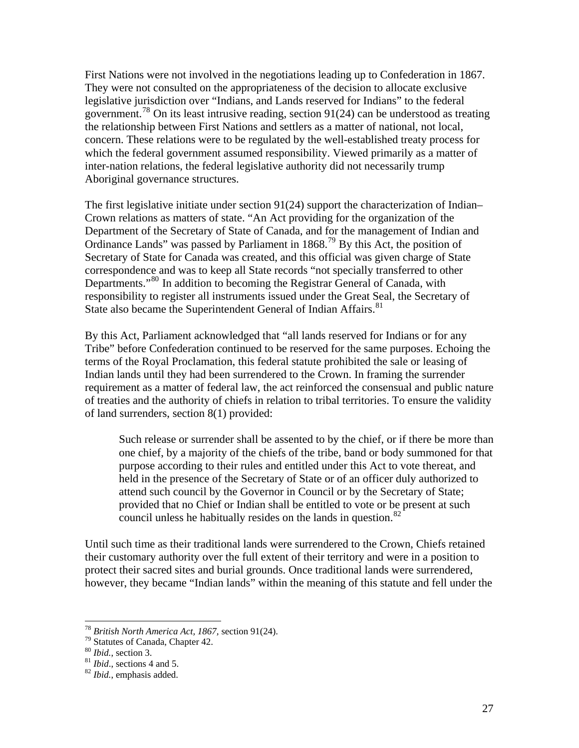First Nations were not involved in the negotiations leading up to Confederation in 1867. They were not consulted on the appropriateness of the decision to allocate exclusive legislative jurisdiction over "Indians, and Lands reserved for Indians" to the federal government.[78] On its least intrusive reading, section 91(24) can be understood as treating the relationship between First Nations and settlers as a matter of national, not local, concern. These relations were to be regulated by the well-established treaty process for which the federal government assumed responsibility. Viewed primarily as a matter of inter-nation relations, the federal legislative authority did not necessarily trump Aboriginal governance structures.

The first legislative initiate under section 91(24) support the characterization of Indian–Crown relations as matters of state. "An Act providing for the organization of the Department of the Secretary of State of Canada, and for the management of Indian and Ordinance Lands" was passed by Parliament in 1868.[79] By this Act, the position of Secretary of State for Canada was created, and this official was given charge of State correspondence and was to keep all State records "not specially transferred to other Departments."[80] In addition to becoming the Registrar General of Canada, with responsibility to register all instruments issued under the Great Seal, the Secretary of State also became the Superintendent General of Indian Affairs.[81]

By this Act, Parliament acknowledged that "all lands reserved for Indians or for any Tribe" before Confederation continued to be reserved for the same purposes. Echoing the terms of the Royal Proclamation, this federal statute prohibited the sale or leasing of Indian lands until they had been surrendered to the Crown. In framing the surrender requirement as a matter of federal law, the act reinforced the consensual and public nature of treaties and the authority of chiefs in relation to tribal territories. To ensure the validity of land surrenders, section 8(1) provided:

> Such release or surrender shall be assented to by the chief, or if there be more than one chief, by a majority of the chiefs of the tribe, band or body summoned for that purpose according to their rules and entitled under this Act to vote thereat, and held in the presence of the Secretary of State or of an officer duly authorized to attend such council by the Governor in Council or by the Secretary of State; provided that no Chief or Indian shall be entitled to vote or be present at such council unless he habitually resides on the lands in question.[82]

Until such time as their traditional lands were surrendered to the Crown, Chiefs retained their customary authority over the full extent of their territory and were in a position to protect their sacred sites and burial grounds. Once traditional lands were surrendered, however, they became "Indian lands" within the meaning of this statute and fell under the

---

[78] *British North America Act, 1867*, section 91(24).
[79] Statutes of Canada, Chapter 42.
[80] *Ibid.*, section 3.
[81] *Ibid*., sections 4 and 5.
[82] *Ibid.*, emphasis added.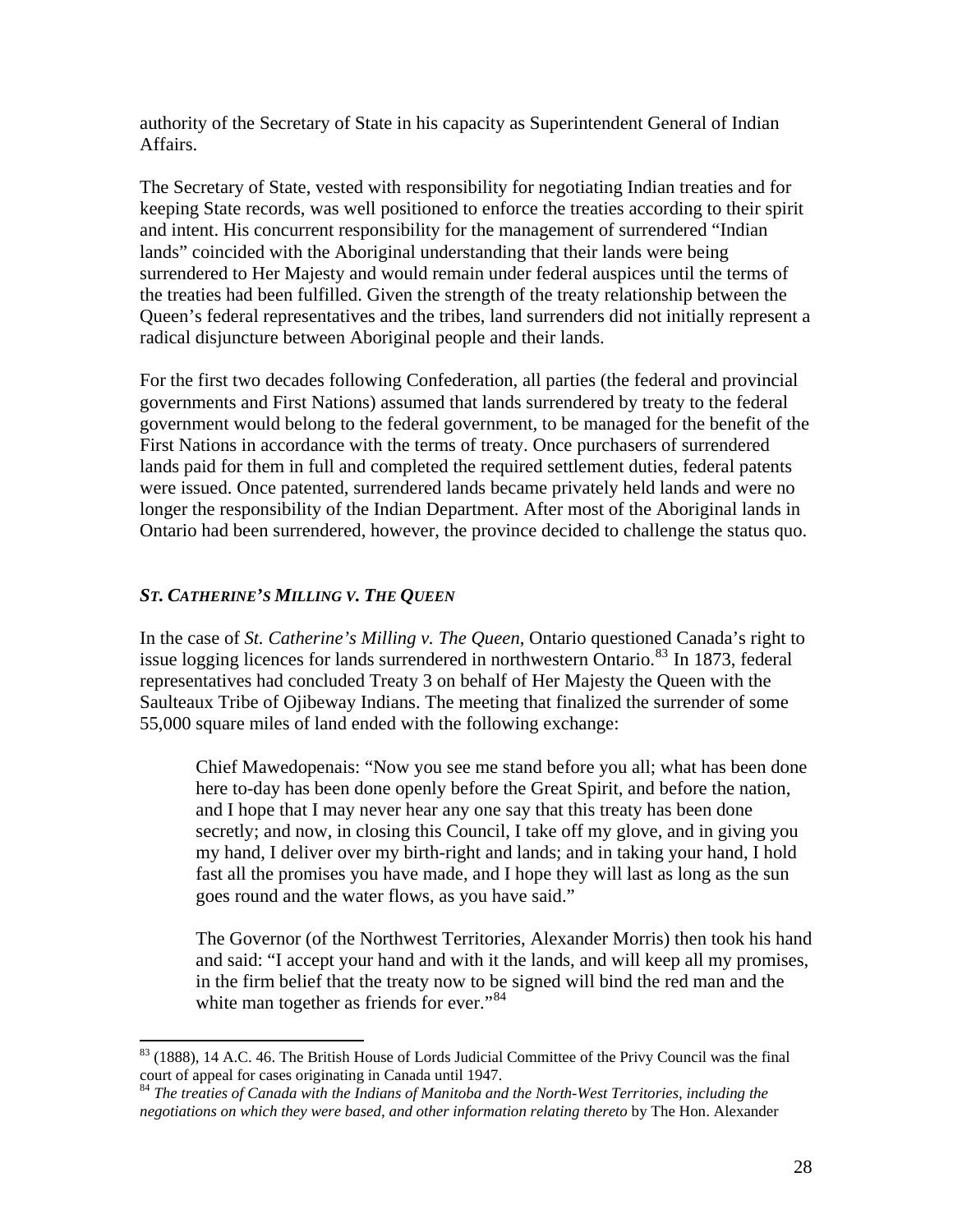authority of the Secretary of State in his capacity as Superintendent General of Indian Affairs.

The Secretary of State, vested with responsibility for negotiating Indian treaties and for keeping State records, was well positioned to enforce the treaties according to their spirit and intent. His concurrent responsibility for the management of surrendered "Indian lands" coincided with the Aboriginal understanding that their lands were being surrendered to Her Majesty and would remain under federal auspices until the terms of the treaties had been fulfilled. Given the strength of the treaty relationship between the Queen's federal representatives and the tribes, land surrenders did not initially represent a radical disjuncture between Aboriginal people and their lands.

For the first two decades following Confederation, all parties (the federal and provincial governments and First Nations) assumed that lands surrendered by treaty to the federal government would belong to the federal government, to be managed for the benefit of the First Nations in accordance with the terms of treaty. Once purchasers of surrendered lands paid for them in full and completed the required settlement duties, federal patents were issued. Once patented, surrendered lands became privately held lands and were no longer the responsibility of the Indian Department. After most of the Aboriginal lands in Ontario had been surrendered, however, the province decided to challenge the status quo.

### *ST. CATHERINE'S MILLING V. THE QUEEN*

In the case of *St. Catherine's Milling v. The Queen*, Ontario questioned Canada's right to issue logging licences for lands surrendered in northwestern Ontario.[83] In 1873, federal representatives had concluded Treaty 3 on behalf of Her Majesty the Queen with the Saulteaux Tribe of Ojibeway Indians. The meeting that finalized the surrender of some 55,000 square miles of land ended with the following exchange:

> Chief Mawedopenais: "Now you see me stand before you all; what has been done here to-day has been done openly before the Great Spirit, and before the nation, and I hope that I may never hear any one say that this treaty has been done secretly; and now, in closing this Council, I take off my glove, and in giving you my hand, I deliver over my birth-right and lands; and in taking your hand, I hold fast all the promises you have made, and I hope they will last as long as the sun goes round and the water flows, as you have said."
>
> The Governor (of the Northwest Territories, Alexander Morris) then took his hand and said: "I accept your hand and with it the lands, and will keep all my promises, in the firm belief that the treaty now to be signed will bind the red man and the white man together as friends for ever."[84]

---

[83] (1888), 14 A.C. 46. The British House of Lords Judicial Committee of the Privy Council was the final court of appeal for cases originating in Canada until 1947.

[84] *The treaties of Canada with the Indians of Manitoba and the North-West Territories, including the negotiations on which they were based, and other information relating thereto* by The Hon. Alexander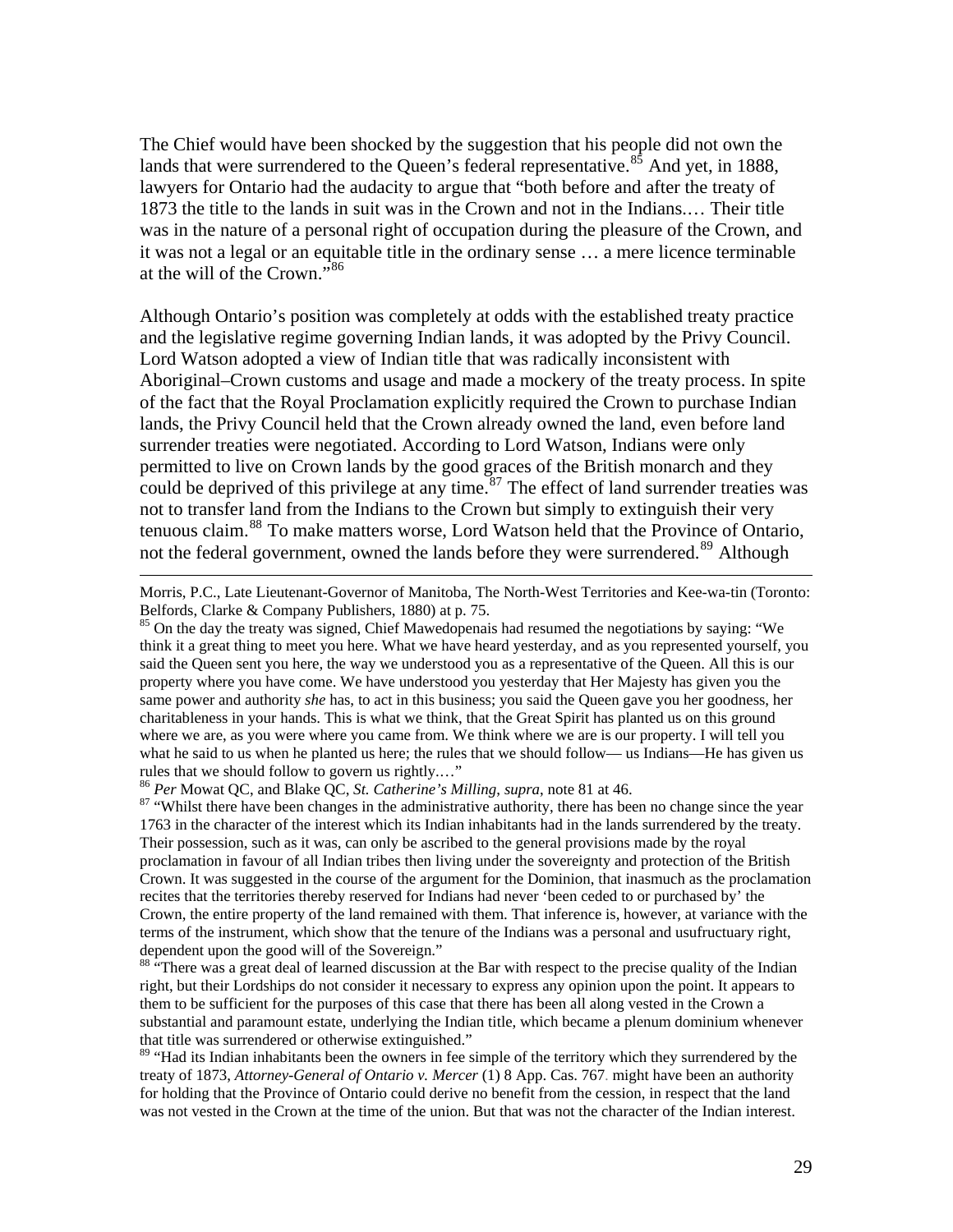The Chief would have been shocked by the suggestion that his people did not own the lands that were surrendered to the Queen's federal representative.[85] And yet, in 1888, lawyers for Ontario had the audacity to argue that "both before and after the treaty of 1873 the title to the lands in suit was in the Crown and not in the Indians.… Their title was in the nature of a personal right of occupation during the pleasure of the Crown, and it was not a legal or an equitable title in the ordinary sense … a mere licence terminable at the will of the Crown."[86]

Although Ontario's position was completely at odds with the established treaty practice and the legislative regime governing Indian lands, it was adopted by the Privy Council. Lord Watson adopted a view of Indian title that was radically inconsistent with Aboriginal–Crown customs and usage and made a mockery of the treaty process. In spite of the fact that the Royal Proclamation explicitly required the Crown to purchase Indian lands, the Privy Council held that the Crown already owned the land, even before land surrender treaties were negotiated. According to Lord Watson, Indians were only permitted to live on Crown lands by the good graces of the British monarch and they could be deprived of this privilege at any time.[87] The effect of land surrender treaties was not to transfer land from the Indians to the Crown but simply to extinguish their very tenuous claim.[88] To make matters worse, Lord Watson held that the Province of Ontario, not the federal government, owned the lands before they were surrendered.[89] Although

---

Morris, P.C., Late Lieutenant-Governor of Manitoba, The North-West Territories and Kee-wa-tin (Toronto: Belfords, Clarke & Company Publishers, 1880) at p. 75.

[85] On the day the treaty was signed, Chief Mawedopenais had resumed the negotiations by saying: "We think it a great thing to meet you here. What we have heard yesterday, and as you represented yourself, you said the Queen sent you here, the way we understood you as a representative of the Queen. All this is our property where you have come. We have understood you yesterday that Her Majesty has given you the same power and authority *she* has, to act in this business; you said the Queen gave you her goodness, her charitableness in your hands. This is what we think, that the Great Spirit has planted us on this ground where we are, as you were where you came from. We think where we are is our property. I will tell you what he said to us when he planted us here; the rules that we should follow— us Indians—He has given us rules that we should follow to govern us rightly.…"

[86] *Per* Mowat QC, and Blake QC, *St. Catherine's Milling*, *supra*, note 81 at 46.

[87] "Whilst there have been changes in the administrative authority, there has been no change since the year 1763 in the character of the interest which its Indian inhabitants had in the lands surrendered by the treaty. Their possession, such as it was, can only be ascribed to the general provisions made by the royal proclamation in favour of all Indian tribes then living under the sovereignty and protection of the British Crown. It was suggested in the course of the argument for the Dominion, that inasmuch as the proclamation recites that the territories thereby reserved for Indians had never 'been ceded to or purchased by' the Crown, the entire property of the land remained with them. That inference is, however, at variance with the terms of the instrument, which show that the tenure of the Indians was a personal and usufructuary right, dependent upon the good will of the Sovereign."

[88] "There was a great deal of learned discussion at the Bar with respect to the precise quality of the Indian right, but their Lordships do not consider it necessary to express any opinion upon the point. It appears to them to be sufficient for the purposes of this case that there has been all along vested in the Crown a substantial and paramount estate, underlying the Indian title, which became a plenum dominium whenever that title was surrendered or otherwise extinguished."

[89] "Had its Indian inhabitants been the owners in fee simple of the territory which they surrendered by the treaty of 1873, *Attorney-General of Ontario v. Mercer* (1) 8 App. Cas. 767. might have been an authority for holding that the Province of Ontario could derive no benefit from the cession, in respect that the land was not vested in the Crown at the time of the union. But that was not the character of the Indian interest.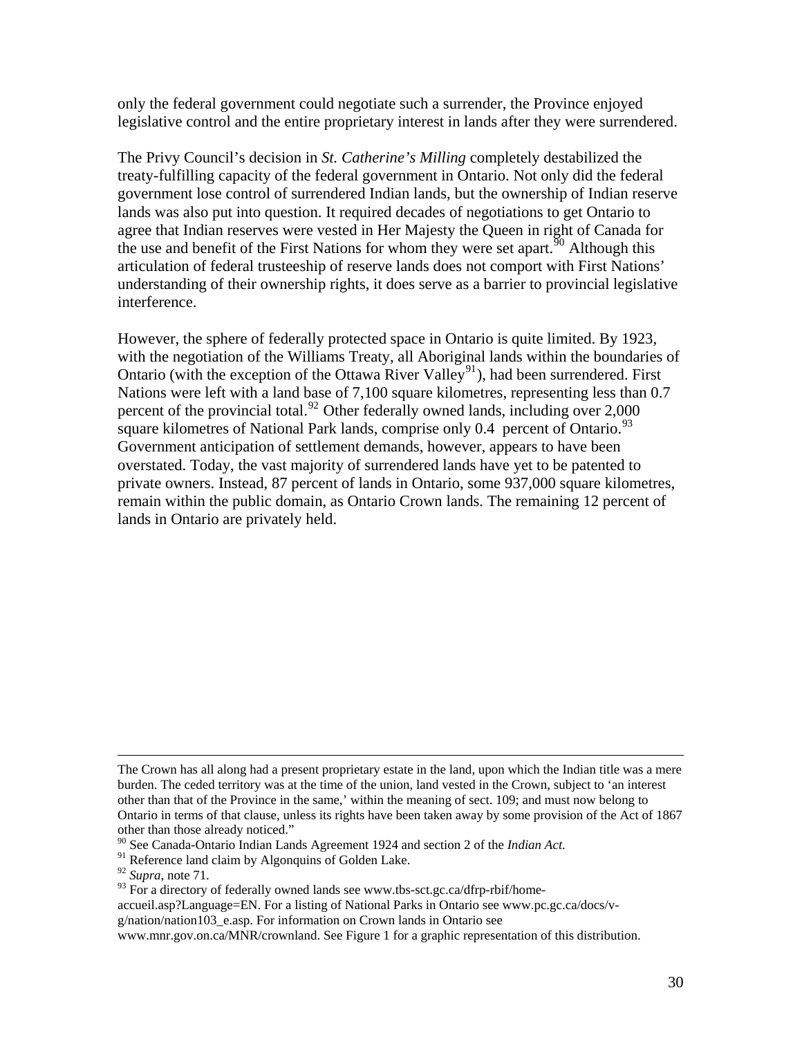only the federal government could negotiate such a surrender, the Province enjoyed legislative control and the entire proprietary interest in lands after they were surrendered.

The Privy Council's decision in *St. Catherine's Milling* completely destabilized the treaty-fulfilling capacity of the federal government in Ontario. Not only did the federal government lose control of surrendered Indian lands, but the ownership of Indian reserve lands was also put into question. It required decades of negotiations to get Ontario to agree that Indian reserves were vested in Her Majesty the Queen in right of Canada for the use and benefit of the First Nations for whom they were set apart.[90] Although this articulation of federal trusteeship of reserve lands does not comport with First Nations' understanding of their ownership rights, it does serve as a barrier to provincial legislative interference.

However, the sphere of federally protected space in Ontario is quite limited. By 1923, with the negotiation of the Williams Treaty, all Aboriginal lands within the boundaries of Ontario (with the exception of the Ottawa River Valley[91]), had been surrendered. First Nations were left with a land base of 7,100 square kilometres, representing less than 0.7 percent of the provincial total.[92] Other federally owned lands, including over 2,000 square kilometres of National Park lands, comprise only 0.4 percent of Ontario.[93] Government anticipation of settlement demands, however, appears to have been overstated. Today, the vast majority of surrendered lands have yet to be patented to private owners. Instead, 87 percent of lands in Ontario, some 937,000 square kilometres, remain within the public domain, as Ontario Crown lands. The remaining 12 percent of lands in Ontario are privately held.

---

The Crown has all along had a present proprietary estate in the land, upon which the Indian title was a mere burden. The ceded territory was at the time of the union, land vested in the Crown, subject to 'an interest other than that of the Province in the same,' within the meaning of sect. 109; and must now belong to Ontario in terms of that clause, unless its rights have been taken away by some provision of the Act of 1867 other than those already noticed."

[90] See Canada-Ontario Indian Lands Agreement 1924 and section 2 of the *Indian Act*.

[91] Reference land claim by Algonquins of Golden Lake.

[92] *Supra*, note 71.

[93] For a directory of federally owned lands see www.tbs-sct.gc.ca/dfrp-rbif/home-accueil.asp?Language=EN. For a listing of National Parks in Ontario see www.pc.gc.ca/docs/v-g/nation/nation103_e.asp. For information on Crown lands in Ontario see www.mnr.gov.on.ca/MNR/crownland. See Figure 1 for a graphic representation of this distribution.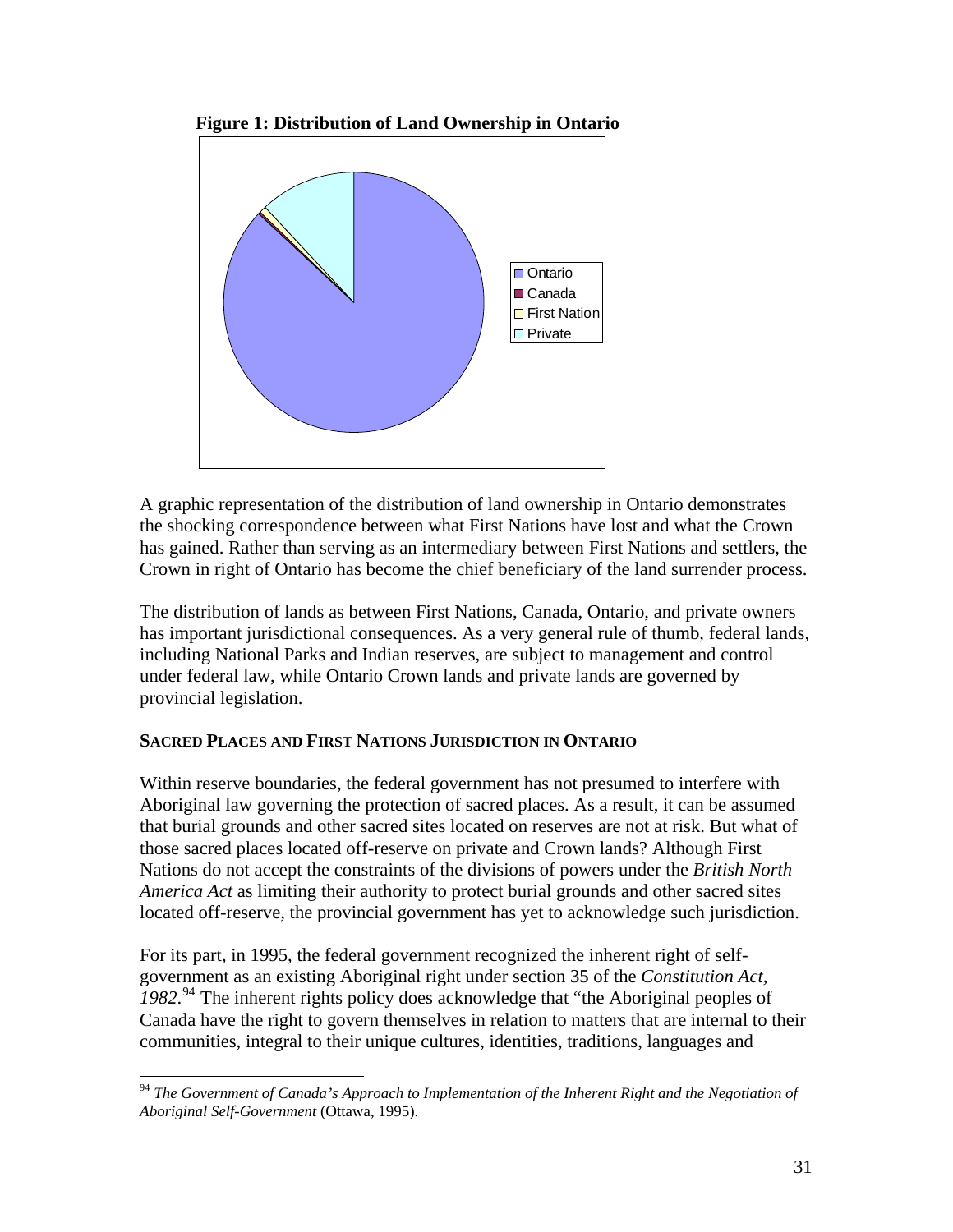**Figure 1: Distribution of Land Ownership in Ontario**

Ontario
Canada
First Nation
Private

A graphic representation of the distribution of land ownership in Ontario demonstrates the shocking correspondence between what First Nations have lost and what the Crown has gained. Rather than serving as an intermediary between First Nations and settlers, the Crown in right of Ontario has become the chief beneficiary of the land surrender process.

The distribution of lands as between First Nations, Canada, Ontario, and private owners has important jurisdictional consequences. As a very general rule of thumb, federal lands, including National Parks and Indian reserves, are subject to management and control under federal law, while Ontario Crown lands and private lands are governed by provincial legislation.

### SACRED PLACES AND FIRST NATIONS JURISDICTION IN ONTARIO

Within reserve boundaries, the federal government has not presumed to interfere with Aboriginal law governing the protection of sacred places. As a result, it can be assumed that burial grounds and other sacred sites located on reserves are not at risk. But what of those sacred places located off-reserve on private and Crown lands? Although First Nations do not accept the constraints of the divisions of powers under the *British North America Act* as limiting their authority to protect burial grounds and other sacred sites located off-reserve, the provincial government has yet to acknowledge such jurisdiction.

For its part, in 1995, the federal government recognized the inherent right of self-government as an existing Aboriginal right under section 35 of the *Constitution Act, 1982*.[94] The inherent rights policy does acknowledge that "the Aboriginal peoples of Canada have the right to govern themselves in relation to matters that are internal to their communities, integral to their unique cultures, identities, traditions, languages and

[94] *The Government of Canada's Approach to Implementation of the Inherent Right and the Negotiation of Aboriginal Self-Government* (Ottawa, 1995).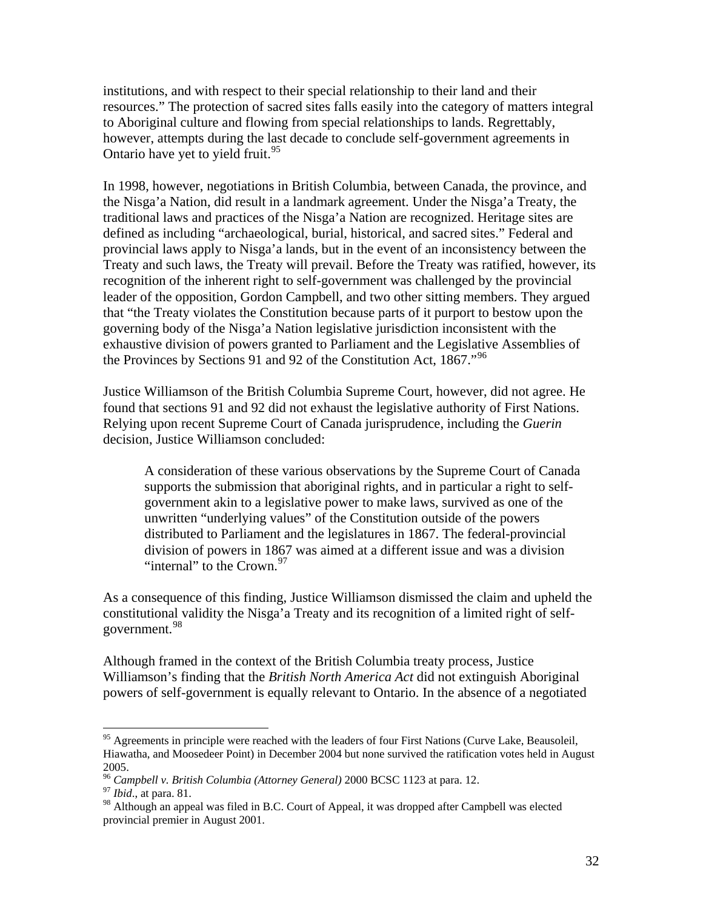institutions, and with respect to their special relationship to their land and their resources." The protection of sacred sites falls easily into the category of matters integral to Aboriginal culture and flowing from special relationships to lands. Regrettably, however, attempts during the last decade to conclude self-government agreements in Ontario have yet to yield fruit.[95]

In 1998, however, negotiations in British Columbia, between Canada, the province, and the Nisga'a Nation, did result in a landmark agreement. Under the Nisga'a Treaty, the traditional laws and practices of the Nisga'a Nation are recognized. Heritage sites are defined as including "archaeological, burial, historical, and sacred sites." Federal and provincial laws apply to Nisga'a lands, but in the event of an inconsistency between the Treaty and such laws, the Treaty will prevail. Before the Treaty was ratified, however, its recognition of the inherent right to self-government was challenged by the provincial leader of the opposition, Gordon Campbell, and two other sitting members. They argued that "the Treaty violates the Constitution because parts of it purport to bestow upon the governing body of the Nisga'a Nation legislative jurisdiction inconsistent with the exhaustive division of powers granted to Parliament and the Legislative Assemblies of the Provinces by Sections 91 and 92 of the Constitution Act, 1867."[96]

Justice Williamson of the British Columbia Supreme Court, however, did not agree. He found that sections 91 and 92 did not exhaust the legislative authority of First Nations. Relying upon recent Supreme Court of Canada jurisprudence, including the *Guerin* decision, Justice Williamson concluded:

> A consideration of these various observations by the Supreme Court of Canada supports the submission that aboriginal rights, and in particular a right to self-government akin to a legislative power to make laws, survived as one of the unwritten "underlying values" of the Constitution outside of the powers distributed to Parliament and the legislatures in 1867. The federal-provincial division of powers in 1867 was aimed at a different issue and was a division "internal" to the Crown.[97]

As a consequence of this finding, Justice Williamson dismissed the claim and upheld the constitutional validity the Nisga'a Treaty and its recognition of a limited right of self-government.[98]

Although framed in the context of the British Columbia treaty process, Justice Williamson's finding that the *British North America Act* did not extinguish Aboriginal powers of self-government is equally relevant to Ontario. In the absence of a negotiated

---

[95] Agreements in principle were reached with the leaders of four First Nations (Curve Lake, Beausoleil, Hiawatha, and Moosedeer Point) in December 2004 but none survived the ratification votes held in August 2005.

[96] *Campbell v. British Columbia (Attorney General)* 2000 BCSC 1123 at para. 12.

[97] *Ibid*., at para. 81.

[98] Although an appeal was filed in B.C. Court of Appeal, it was dropped after Campbell was elected provincial premier in August 2001.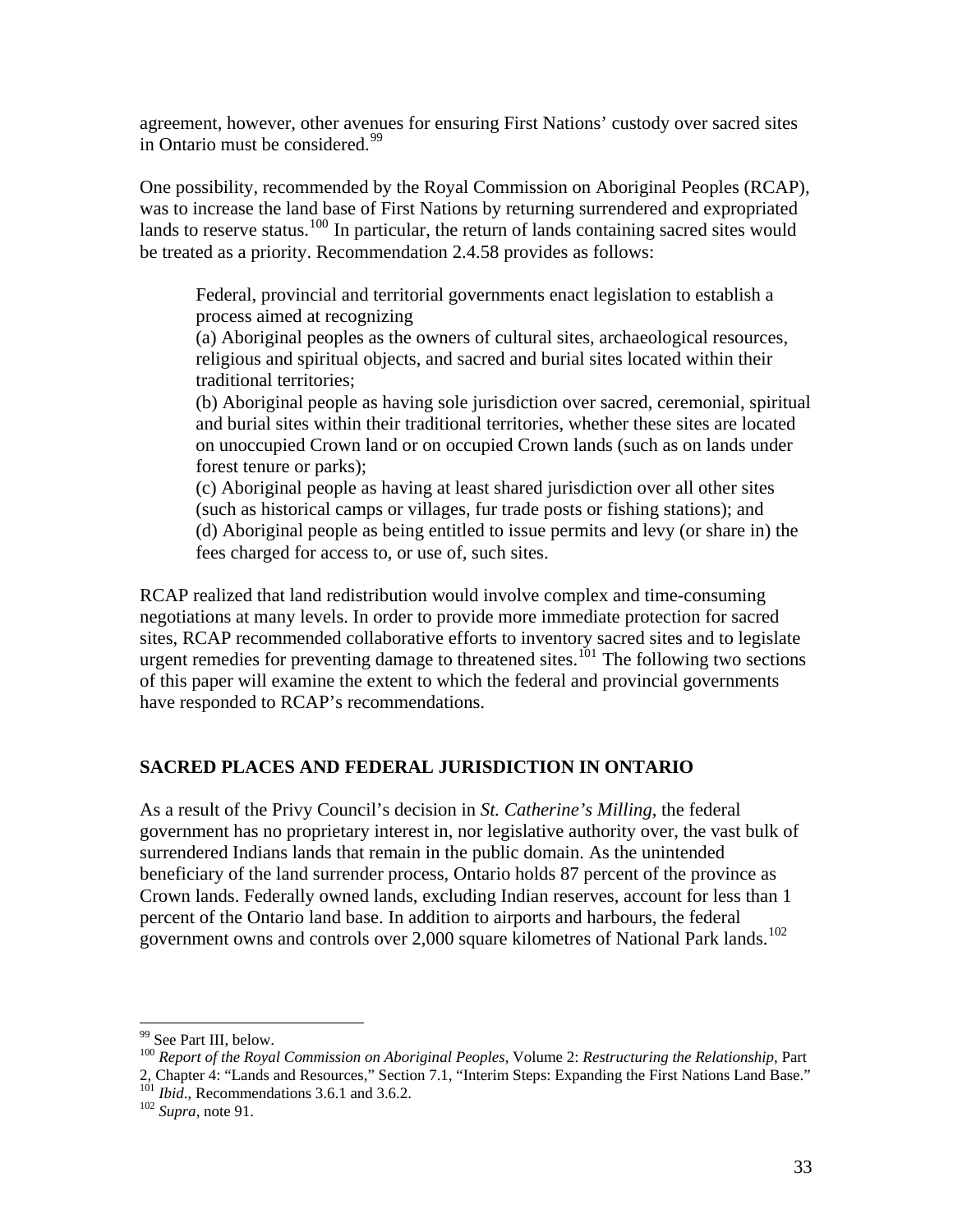agreement, however, other avenues for ensuring First Nations' custody over sacred sites in Ontario must be considered.[99]

One possibility, recommended by the Royal Commission on Aboriginal Peoples (RCAP), was to increase the land base of First Nations by returning surrendered and expropriated lands to reserve status.[100] In particular, the return of lands containing sacred sites would be treated as a priority. Recommendation 2.4.58 provides as follows:

> Federal, provincial and territorial governments enact legislation to establish a process aimed at recognizing
> (a) Aboriginal peoples as the owners of cultural sites, archaeological resources, religious and spiritual objects, and sacred and burial sites located within their traditional territories;
> (b) Aboriginal people as having sole jurisdiction over sacred, ceremonial, spiritual and burial sites within their traditional territories, whether these sites are located on unoccupied Crown land or on occupied Crown lands (such as on lands under forest tenure or parks);
> (c) Aboriginal people as having at least shared jurisdiction over all other sites (such as historical camps or villages, fur trade posts or fishing stations); and
> (d) Aboriginal people as being entitled to issue permits and levy (or share in) the fees charged for access to, or use of, such sites.

RCAP realized that land redistribution would involve complex and time-consuming negotiations at many levels. In order to provide more immediate protection for sacred sites, RCAP recommended collaborative efforts to inventory sacred sites and to legislate urgent remedies for preventing damage to threatened sites.[101] The following two sections of this paper will examine the extent to which the federal and provincial governments have responded to RCAP's recommendations.

## SACRED PLACES AND FEDERAL JURISDICTION IN ONTARIO

As a result of the Privy Council's decision in *St. Catherine's Milling*, the federal government has no proprietary interest in, nor legislative authority over, the vast bulk of surrendered Indians lands that remain in the public domain. As the unintended beneficiary of the land surrender process, Ontario holds 87 percent of the province as Crown lands. Federally owned lands, excluding Indian reserves, account for less than 1 percent of the Ontario land base. In addition to airports and harbours, the federal government owns and controls over 2,000 square kilometres of National Park lands.[102]

---

[99] See Part III, below.

[100] *Report of the Royal Commission on Aboriginal Peoples*, Volume 2: *Restructuring the Relationship*, Part 2, Chapter 4: "Lands and Resources," Section 7.1, "Interim Steps: Expanding the First Nations Land Base."

[101] *Ibid*., Recommendations 3.6.1 and 3.6.2.

[102] *Supra*, note 91.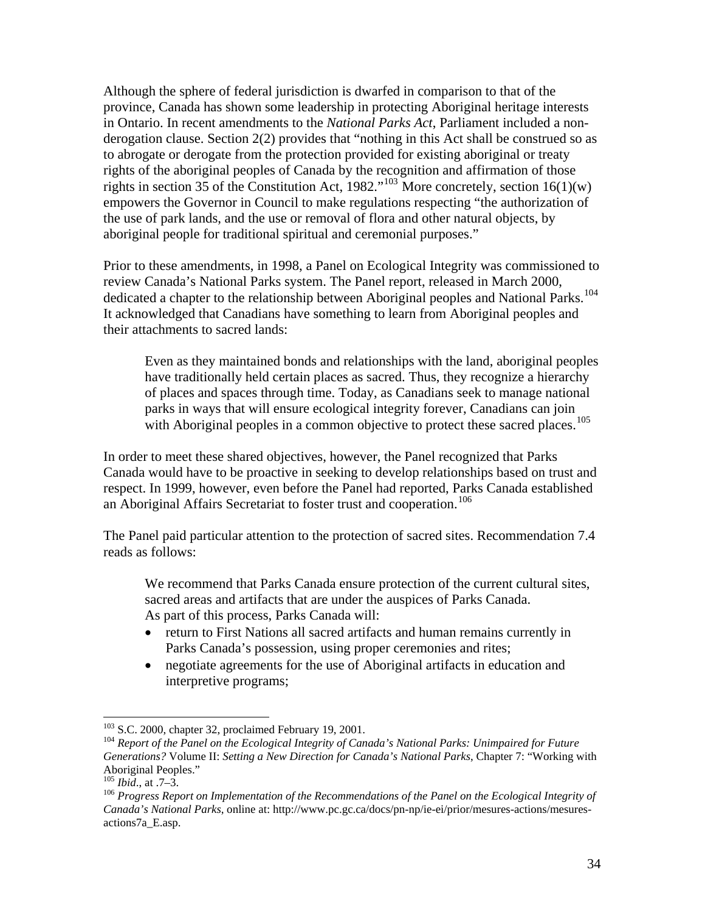Although the sphere of federal jurisdiction is dwarfed in comparison to that of the province, Canada has shown some leadership in protecting Aboriginal heritage interests in Ontario. In recent amendments to the *National Parks Act*, Parliament included a non-derogation clause. Section 2(2) provides that "nothing in this Act shall be construed so as to abrogate or derogate from the protection provided for existing aboriginal or treaty rights of the aboriginal peoples of Canada by the recognition and affirmation of those rights in section 35 of the Constitution Act, 1982."[103] More concretely, section 16(1)(w) empowers the Governor in Council to make regulations respecting "the authorization of the use of park lands, and the use or removal of flora and other natural objects, by aboriginal people for traditional spiritual and ceremonial purposes."

Prior to these amendments, in 1998, a Panel on Ecological Integrity was commissioned to review Canada's National Parks system. The Panel report, released in March 2000, dedicated a chapter to the relationship between Aboriginal peoples and National Parks.[104] It acknowledged that Canadians have something to learn from Aboriginal peoples and their attachments to sacred lands:

> Even as they maintained bonds and relationships with the land, aboriginal peoples have traditionally held certain places as sacred. Thus, they recognize a hierarchy of places and spaces through time. Today, as Canadians seek to manage national parks in ways that will ensure ecological integrity forever, Canadians can join with Aboriginal peoples in a common objective to protect these sacred places.[105]

In order to meet these shared objectives, however, the Panel recognized that Parks Canada would have to be proactive in seeking to develop relationships based on trust and respect. In 1999, however, even before the Panel had reported, Parks Canada established an Aboriginal Affairs Secretariat to foster trust and cooperation.[106]

The Panel paid particular attention to the protection of sacred sites. Recommendation 7.4 reads as follows:

> We recommend that Parks Canada ensure protection of the current cultural sites, sacred areas and artifacts that are under the auspices of Parks Canada.
> As part of this process, Parks Canada will:
>
> - return to First Nations all sacred artifacts and human remains currently in Parks Canada's possession, using proper ceremonies and rites;
> - negotiate agreements for the use of Aboriginal artifacts in education and interpretive programs;

---

[103] S.C. 2000, chapter 32, proclaimed February 19, 2001.

[104] *Report of the Panel on the Ecological Integrity of Canada's National Parks: Unimpaired for Future Generations?* Volume II: *Setting a New Direction for Canada's National Parks*, Chapter 7: "Working with Aboriginal Peoples."

[105] *Ibid*., at .7–3.

[106] *Progress Report on Implementation of the Recommendations of the Panel on the Ecological Integrity of Canada's National Parks*, online at: http://www.pc.gc.ca/docs/pn-np/ie-ei/prior/mesures-actions/mesures-actions7a_E.asp.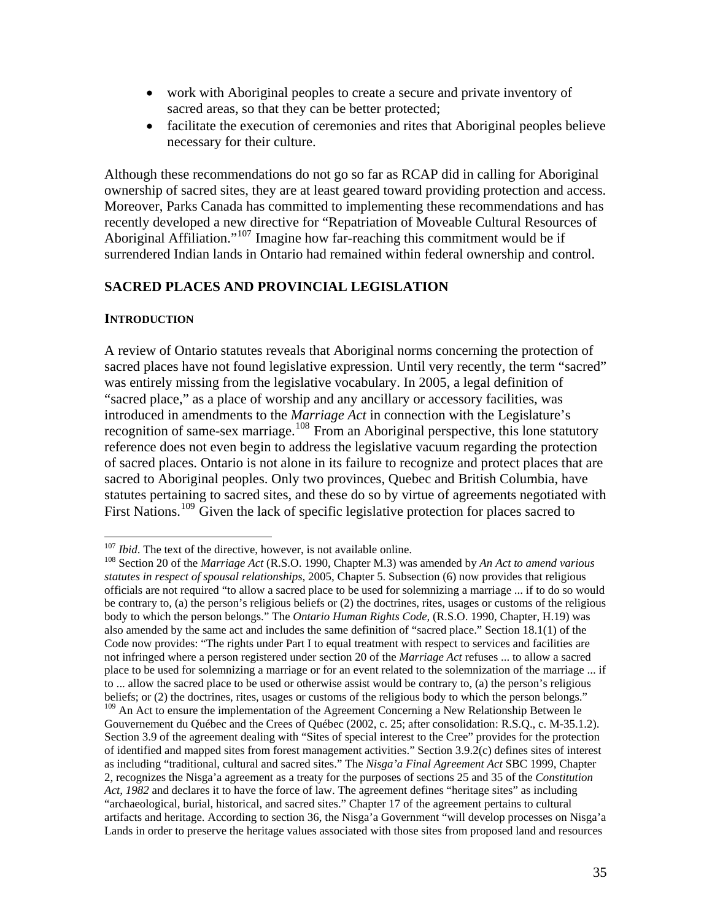- work with Aboriginal peoples to create a secure and private inventory of sacred areas, so that they can be better protected;
- facilitate the execution of ceremonies and rites that Aboriginal peoples believe necessary for their culture.

Although these recommendations do not go so far as RCAP did in calling for Aboriginal ownership of sacred sites, they are at least geared toward providing protection and access. Moreover, Parks Canada has committed to implementing these recommendations and has recently developed a new directive for "Repatriation of Moveable Cultural Resources of Aboriginal Affiliation."[107] Imagine how far-reaching this commitment would be if surrendered Indian lands in Ontario had remained within federal ownership and control.

## SACRED PLACES AND PROVINCIAL LEGISLATION

### INTRODUCTION

A review of Ontario statutes reveals that Aboriginal norms concerning the protection of sacred places have not found legislative expression. Until very recently, the term "sacred" was entirely missing from the legislative vocabulary. In 2005, a legal definition of "sacred place," as a place of worship and any ancillary or accessory facilities, was introduced in amendments to the *Marriage Act* in connection with the Legislature's recognition of same-sex marriage.[108] From an Aboriginal perspective, this lone statutory reference does not even begin to address the legislative vacuum regarding the protection of sacred places. Ontario is not alone in its failure to recognize and protect places that are sacred to Aboriginal peoples. Only two provinces, Quebec and British Columbia, have statutes pertaining to sacred sites, and these do so by virtue of agreements negotiated with First Nations.[109] Given the lack of specific legislative protection for places sacred to

---

[107] *Ibid*. The text of the directive, however, is not available online.

[108] Section 20 of the *Marriage Act* (R.S.O. 1990, Chapter M.3) was amended by *An Act to amend various statutes in respect of spousal relationships*, 2005, Chapter 5. Subsection (6) now provides that religious officials are not required "to allow a sacred place to be used for solemnizing a marriage ... if to do so would be contrary to, (a) the person's religious beliefs or (2) the doctrines, rites, usages or customs of the religious body to which the person belongs." The *Ontario Human Rights Code*, (R.S.O. 1990, Chapter, H.19) was also amended by the same act and includes the same definition of "sacred place." Section 18.1(1) of the Code now provides: "The rights under Part I to equal treatment with respect to services and facilities are not infringed where a person registered under section 20 of the *Marriage Act* refuses ... to allow a sacred place to be used for solemnizing a marriage or for an event related to the solemnization of the marriage ... if to ... allow the sacred place to be used or otherwise assist would be contrary to, (a) the person's religious beliefs; or (2) the doctrines, rites, usages or customs of the religious body to which the person belongs."

[109] An Act to ensure the implementation of the Agreement Concerning a New Relationship Between le Gouvernement du Québec and the Crees of Québec (2002, c. 25; after consolidation: R.S.Q., c. M-35.1.2). Section 3.9 of the agreement dealing with "Sites of special interest to the Cree" provides for the protection of identified and mapped sites from forest management activities." Section 3.9.2(c) defines sites of interest as including "traditional, cultural and sacred sites." The *Nisga'a Final Agreement Act* SBC 1999, Chapter 2, recognizes the Nisga'a agreement as a treaty for the purposes of sections 25 and 35 of the *Constitution Act, 1982* and declares it to have the force of law. The agreement defines "heritage sites" as including "archaeological, burial, historical, and sacred sites." Chapter 17 of the agreement pertains to cultural artifacts and heritage. According to section 36, the Nisga'a Government "will develop processes on Nisga'a Lands in order to preserve the heritage values associated with those sites from proposed land and resources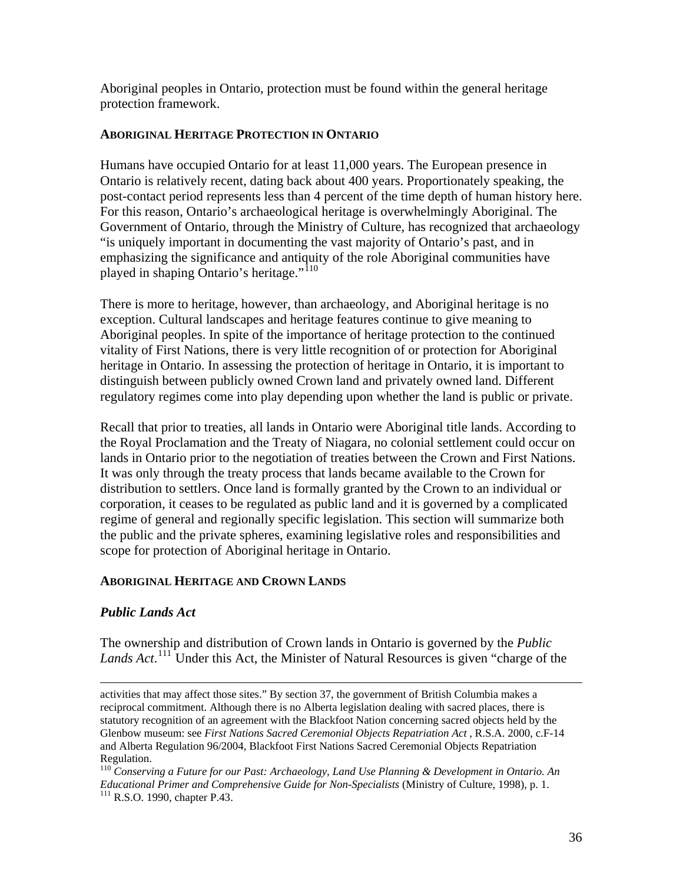Aboriginal peoples in Ontario, protection must be found within the general heritage protection framework.

## ABORIGINAL HERITAGE PROTECTION IN ONTARIO

Humans have occupied Ontario for at least 11,000 years. The European presence in Ontario is relatively recent, dating back about 400 years. Proportionately speaking, the post-contact period represents less than 4 percent of the time depth of human history here. For this reason, Ontario's archaeological heritage is overwhelmingly Aboriginal. The Government of Ontario, through the Ministry of Culture, has recognized that archaeology "is uniquely important in documenting the vast majority of Ontario's past, and in emphasizing the significance and antiquity of the role Aboriginal communities have played in shaping Ontario's heritage."[110]

There is more to heritage, however, than archaeology, and Aboriginal heritage is no exception. Cultural landscapes and heritage features continue to give meaning to Aboriginal peoples. In spite of the importance of heritage protection to the continued vitality of First Nations, there is very little recognition of or protection for Aboriginal heritage in Ontario. In assessing the protection of heritage in Ontario, it is important to distinguish between publicly owned Crown land and privately owned land. Different regulatory regimes come into play depending upon whether the land is public or private.

Recall that prior to treaties, all lands in Ontario were Aboriginal title lands. According to the Royal Proclamation and the Treaty of Niagara, no colonial settlement could occur on lands in Ontario prior to the negotiation of treaties between the Crown and First Nations. It was only through the treaty process that lands became available to the Crown for distribution to settlers. Once land is formally granted by the Crown to an individual or corporation, it ceases to be regulated as public land and it is governed by a complicated regime of general and regionally specific legislation. This section will summarize both the public and the private spheres, examining legislative roles and responsibilities and scope for protection of Aboriginal heritage in Ontario.

## ABORIGINAL HERITAGE AND CROWN LANDS

### *Public Lands Act*

The ownership and distribution of Crown lands in Ontario is governed by the *Public Lands Act*.[111] Under this Act, the Minister of Natural Resources is given "charge of the

---

activities that may affect those sites." By section 37, the government of British Columbia makes a reciprocal commitment. Although there is no Alberta legislation dealing with sacred places, there is statutory recognition of an agreement with the Blackfoot Nation concerning sacred objects held by the Glenbow museum: see *First Nations Sacred Ceremonial Objects Repatriation Act* , R.S.A. 2000, c.F-14 and Alberta Regulation 96/2004, Blackfoot First Nations Sacred Ceremonial Objects Repatriation Regulation.

[110] *Conserving a Future for our Past: Archaeology, Land Use Planning & Development in Ontario. An Educational Primer and Comprehensive Guide for Non-Specialists* (Ministry of Culture, 1998), p. 1.

[111] R.S.O. 1990, chapter P.43.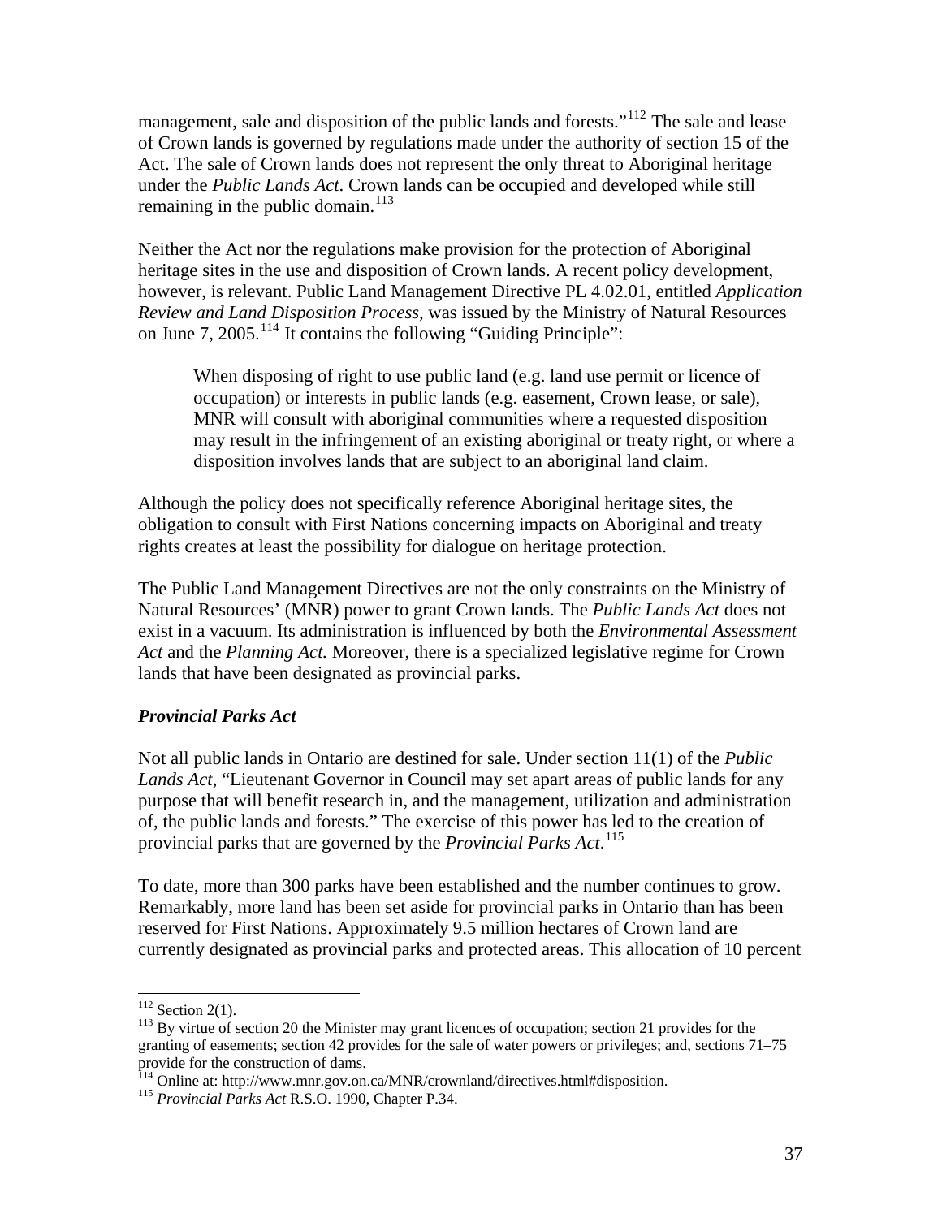management, sale and disposition of the public lands and forests."[112] The sale and lease of Crown lands is governed by regulations made under the authority of section 15 of the Act. The sale of Crown lands does not represent the only threat to Aboriginal heritage under the *Public Lands Act*. Crown lands can be occupied and developed while still remaining in the public domain.[113]

Neither the Act nor the regulations make provision for the protection of Aboriginal heritage sites in the use and disposition of Crown lands. A recent policy development, however, is relevant. Public Land Management Directive PL 4.02.01, entitled *Application Review and Land Disposition Process*, was issued by the Ministry of Natural Resources on June 7, 2005.[114] It contains the following "Guiding Principle":

> When disposing of right to use public land (e.g. land use permit or licence of occupation) or interests in public lands (e.g. easement, Crown lease, or sale), MNR will consult with aboriginal communities where a requested disposition may result in the infringement of an existing aboriginal or treaty right, or where a disposition involves lands that are subject to an aboriginal land claim.

Although the policy does not specifically reference Aboriginal heritage sites, the obligation to consult with First Nations concerning impacts on Aboriginal and treaty rights creates at least the possibility for dialogue on heritage protection.

The Public Land Management Directives are not the only constraints on the Ministry of Natural Resources' (MNR) power to grant Crown lands. The *Public Lands Act* does not exist in a vacuum. Its administration is influenced by both the *Environmental Assessment Act* and the *Planning Act.* Moreover, there is a specialized legislative regime for Crown lands that have been designated as provincial parks.

### *Provincial Parks Act*

Not all public lands in Ontario are destined for sale. Under section 11(1) of the *Public Lands Act*, "Lieutenant Governor in Council may set apart areas of public lands for any purpose that will benefit research in, and the management, utilization and administration of, the public lands and forests." The exercise of this power has led to the creation of provincial parks that are governed by the *Provincial Parks Act*.[115]

To date, more than 300 parks have been established and the number continues to grow. Remarkably, more land has been set aside for provincial parks in Ontario than has been reserved for First Nations. Approximately 9.5 million hectares of Crown land are currently designated as provincial parks and protected areas. This allocation of 10 percent

---

[112] Section 2(1).

[113] By virtue of section 20 the Minister may grant licences of occupation; section 21 provides for the granting of easements; section 42 provides for the sale of water powers or privileges; and, sections 71–75 provide for the construction of dams.

[114] Online at: http://www.mnr.gov.on.ca/MNR/crownland/directives.html#disposition.

[115] *Provincial Parks Act* R.S.O. 1990, Chapter P.34.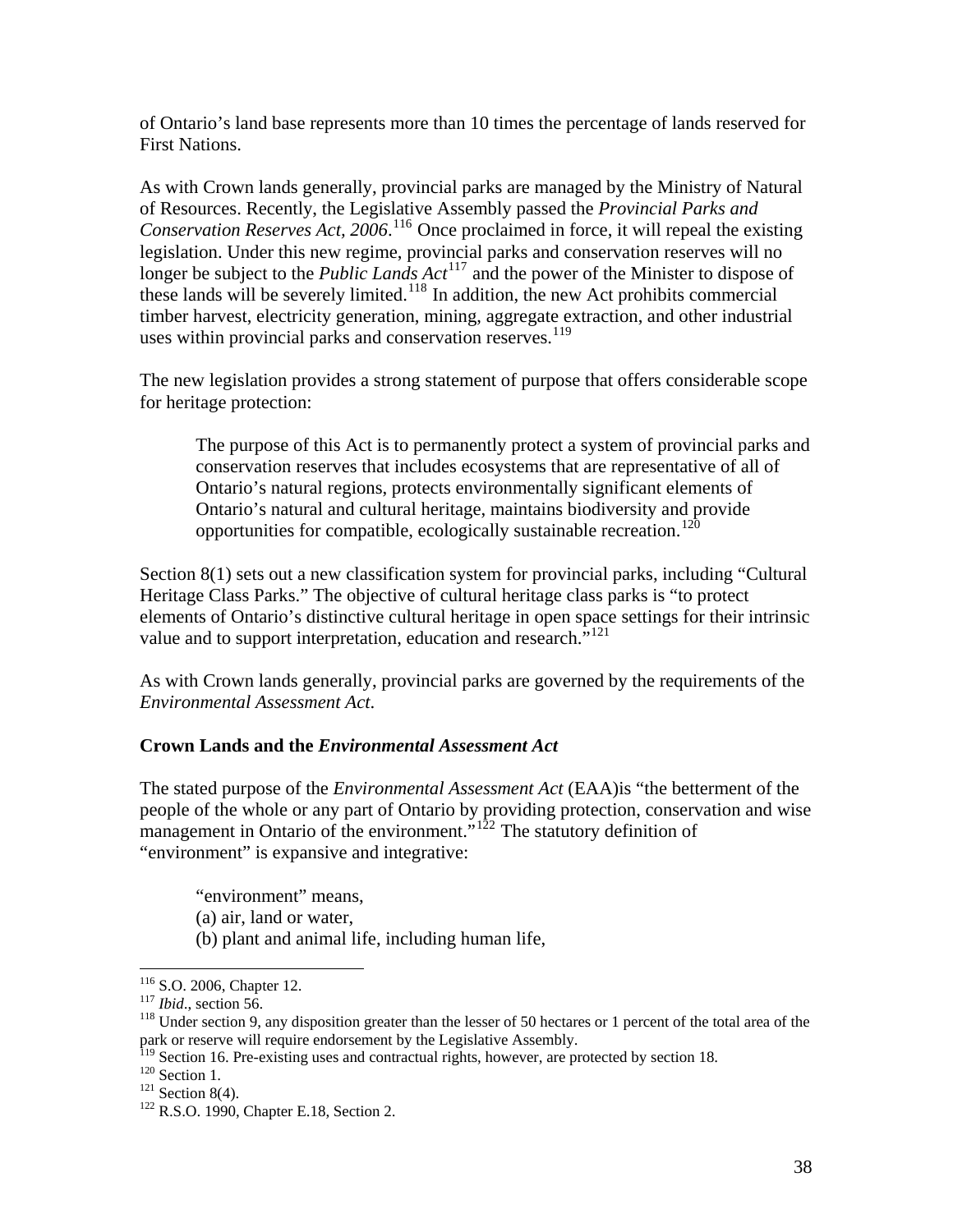of Ontario's land base represents more than 10 times the percentage of lands reserved for First Nations.

As with Crown lands generally, provincial parks are managed by the Ministry of Natural of Resources. Recently, the Legislative Assembly passed the *Provincial Parks and Conservation Reserves Act, 2006*.[116] Once proclaimed in force, it will repeal the existing legislation. Under this new regime, provincial parks and conservation reserves will no longer be subject to the *Public Lands Act*[117] and the power of the Minister to dispose of these lands will be severely limited.[118] In addition, the new Act prohibits commercial timber harvest, electricity generation, mining, aggregate extraction, and other industrial uses within provincial parks and conservation reserves.[119]

The new legislation provides a strong statement of purpose that offers considerable scope for heritage protection:

> The purpose of this Act is to permanently protect a system of provincial parks and conservation reserves that includes ecosystems that are representative of all of Ontario's natural regions, protects environmentally significant elements of Ontario's natural and cultural heritage, maintains biodiversity and provide opportunities for compatible, ecologically sustainable recreation.[120]

Section 8(1) sets out a new classification system for provincial parks, including "Cultural Heritage Class Parks." The objective of cultural heritage class parks is "to protect elements of Ontario's distinctive cultural heritage in open space settings for their intrinsic value and to support interpretation, education and research."[121]

As with Crown lands generally, provincial parks are governed by the requirements of the *Environmental Assessment Act*.

**Crown Lands and the *Environmental Assessment Act***

The stated purpose of the *Environmental Assessment Act* (EAA)is "the betterment of the people of the whole or any part of Ontario by providing protection, conservation and wise management in Ontario of the environment."[122] The statutory definition of "environment" is expansive and integrative:

> "environment" means,
> (a) air, land or water,
> (b) plant and animal life, including human life,

---

[116] S.O. 2006, Chapter 12.
[117] *Ibid*., section 56.
[118] Under section 9, any disposition greater than the lesser of 50 hectares or 1 percent of the total area of the park or reserve will require endorsement by the Legislative Assembly.
[119] Section 16. Pre-existing uses and contractual rights, however, are protected by section 18.
[120] Section 1.
[121] Section 8(4).
[122] R.S.O. 1990, Chapter E.18, Section 2.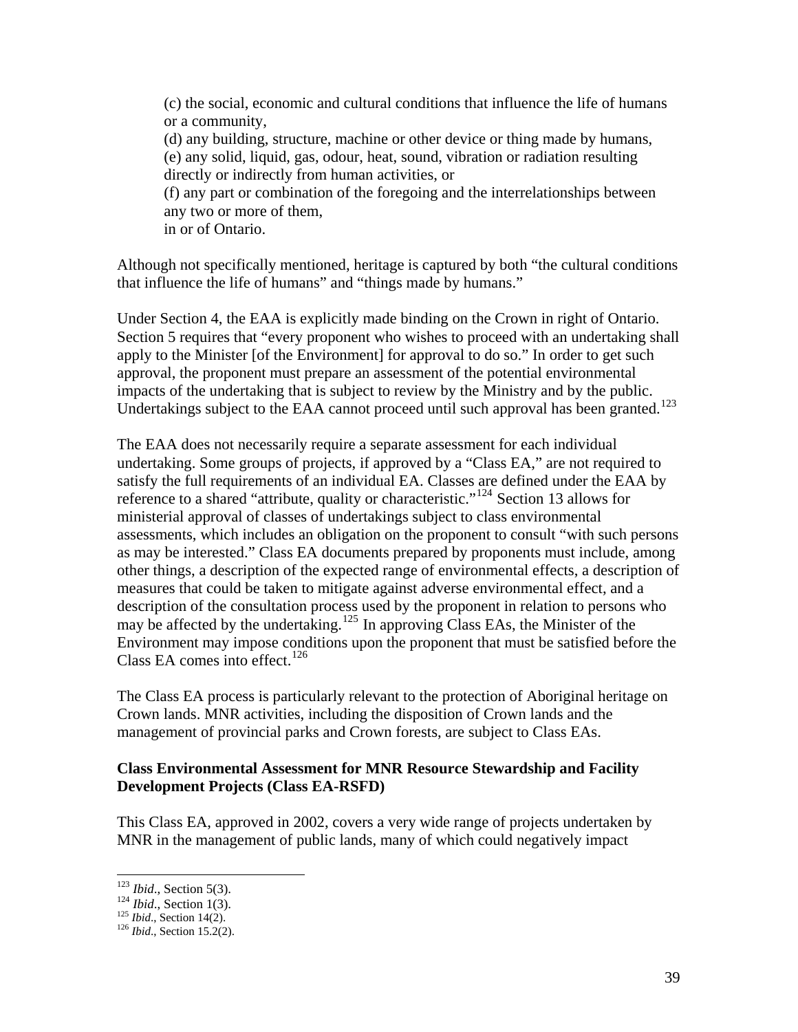(c) the social, economic and cultural conditions that influence the life of humans or a community,
(d) any building, structure, machine or other device or thing made by humans,
(e) any solid, liquid, gas, odour, heat, sound, vibration or radiation resulting directly or indirectly from human activities, or
(f) any part or combination of the foregoing and the interrelationships between any two or more of them,
in or of Ontario.

Although not specifically mentioned, heritage is captured by both "the cultural conditions that influence the life of humans" and "things made by humans."

Under Section 4, the EAA is explicitly made binding on the Crown in right of Ontario. Section 5 requires that "every proponent who wishes to proceed with an undertaking shall apply to the Minister [of the Environment] for approval to do so." In order to get such approval, the proponent must prepare an assessment of the potential environmental impacts of the undertaking that is subject to review by the Ministry and by the public. Undertakings subject to the EAA cannot proceed until such approval has been granted.[123]

The EAA does not necessarily require a separate assessment for each individual undertaking. Some groups of projects, if approved by a "Class EA," are not required to satisfy the full requirements of an individual EA. Classes are defined under the EAA by reference to a shared "attribute, quality or characteristic."[124] Section 13 allows for ministerial approval of classes of undertakings subject to class environmental assessments, which includes an obligation on the proponent to consult "with such persons as may be interested." Class EA documents prepared by proponents must include, among other things, a description of the expected range of environmental effects, a description of measures that could be taken to mitigate against adverse environmental effect, and a description of the consultation process used by the proponent in relation to persons who may be affected by the undertaking.[125] In approving Class EAs, the Minister of the Environment may impose conditions upon the proponent that must be satisfied before the Class EA comes into effect.[126]

The Class EA process is particularly relevant to the protection of Aboriginal heritage on Crown lands. MNR activities, including the disposition of Crown lands and the management of provincial parks and Crown forests, are subject to Class EAs.

**Class Environmental Assessment for MNR Resource Stewardship and Facility Development Projects (Class EA-RSFD)**

This Class EA, approved in 2002, covers a very wide range of projects undertaken by MNR in the management of public lands, many of which could negatively impact

---

[123] *Ibid*., Section 5(3).
[124] *Ibid*., Section 1(3).
[125] *Ibid*., Section 14(2).
[126] *Ibid*., Section 15.2(2).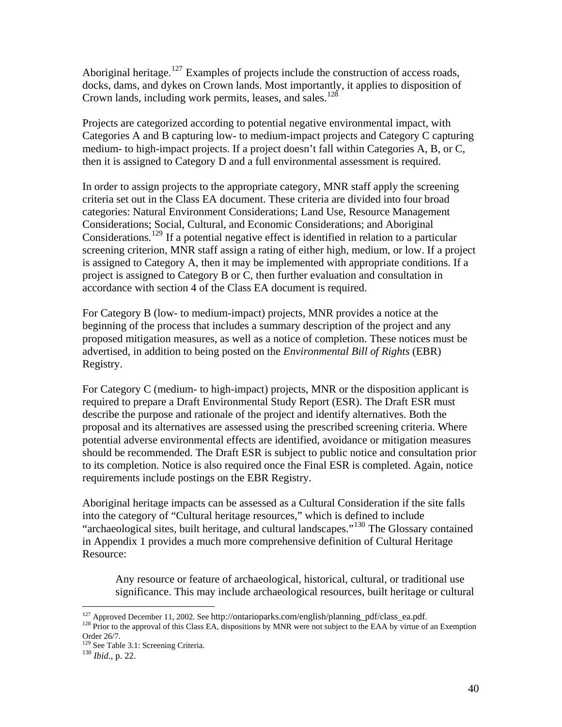Aboriginal heritage.[127] Examples of projects include the construction of access roads, docks, dams, and dykes on Crown lands. Most importantly, it applies to disposition of Crown lands, including work permits, leases, and sales.[128]

Projects are categorized according to potential negative environmental impact, with Categories A and B capturing low- to medium-impact projects and Category C capturing medium- to high-impact projects. If a project doesn't fall within Categories A, B, or C, then it is assigned to Category D and a full environmental assessment is required.

In order to assign projects to the appropriate category, MNR staff apply the screening criteria set out in the Class EA document. These criteria are divided into four broad categories: Natural Environment Considerations; Land Use, Resource Management Considerations; Social, Cultural, and Economic Considerations; and Aboriginal Considerations.[129] If a potential negative effect is identified in relation to a particular screening criterion, MNR staff assign a rating of either high, medium, or low. If a project is assigned to Category A, then it may be implemented with appropriate conditions. If a project is assigned to Category B or C, then further evaluation and consultation in accordance with section 4 of the Class EA document is required.

For Category B (low- to medium-impact) projects, MNR provides a notice at the beginning of the process that includes a summary description of the project and any proposed mitigation measures, as well as a notice of completion. These notices must be advertised, in addition to being posted on the *Environmental Bill of Rights* (EBR) Registry.

For Category C (medium- to high-impact) projects, MNR or the disposition applicant is required to prepare a Draft Environmental Study Report (ESR). The Draft ESR must describe the purpose and rationale of the project and identify alternatives. Both the proposal and its alternatives are assessed using the prescribed screening criteria. Where potential adverse environmental effects are identified, avoidance or mitigation measures should be recommended. The Draft ESR is subject to public notice and consultation prior to its completion. Notice is also required once the Final ESR is completed. Again, notice requirements include postings on the EBR Registry.

Aboriginal heritage impacts can be assessed as a Cultural Consideration if the site falls into the category of "Cultural heritage resources," which is defined to include "archaeological sites, built heritage, and cultural landscapes."[130] The Glossary contained in Appendix 1 provides a much more comprehensive definition of Cultural Heritage Resource:

> Any resource or feature of archaeological, historical, cultural, or traditional use significance. This may include archaeological resources, built heritage or cultural

---

[127] Approved December 11, 2002. See http://ontarioparks.com/english/planning_pdf/class_ea.pdf.

[128] Prior to the approval of this Class EA, dispositions by MNR were not subject to the EAA by virtue of an Exemption Order 26/7.

[129] See Table 3.1: Screening Criteria.

[130] *Ibid*., p. 22.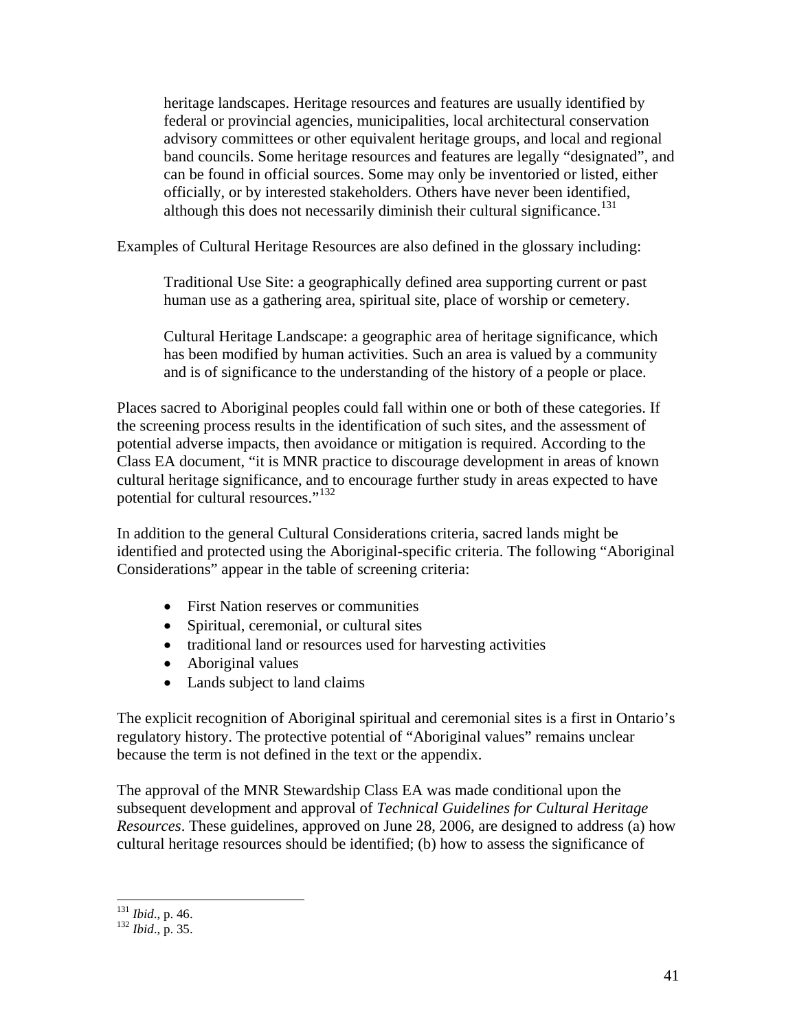> heritage landscapes. Heritage resources and features are usually identified by federal or provincial agencies, municipalities, local architectural conservation advisory committees or other equivalent heritage groups, and local and regional band councils. Some heritage resources and features are legally "designated", and can be found in official sources. Some may only be inventoried or listed, either officially, or by interested stakeholders. Others have never been identified, although this does not necessarily diminish their cultural significance.[131]

Examples of Cultural Heritage Resources are also defined in the glossary including:

> Traditional Use Site: a geographically defined area supporting current or past human use as a gathering area, spiritual site, place of worship or cemetery.
>
> Cultural Heritage Landscape: a geographic area of heritage significance, which has been modified by human activities. Such an area is valued by a community and is of significance to the understanding of the history of a people or place.

Places sacred to Aboriginal peoples could fall within one or both of these categories. If the screening process results in the identification of such sites, and the assessment of potential adverse impacts, then avoidance or mitigation is required. According to the Class EA document, "it is MNR practice to discourage development in areas of known cultural heritage significance, and to encourage further study in areas expected to have potential for cultural resources."[132]

In addition to the general Cultural Considerations criteria, sacred lands might be identified and protected using the Aboriginal-specific criteria. The following "Aboriginal Considerations" appear in the table of screening criteria:

- First Nation reserves or communities
- Spiritual, ceremonial, or cultural sites
- traditional land or resources used for harvesting activities
- Aboriginal values
- Lands subject to land claims

The explicit recognition of Aboriginal spiritual and ceremonial sites is a first in Ontario's regulatory history. The protective potential of "Aboriginal values" remains unclear because the term is not defined in the text or the appendix.

The approval of the MNR Stewardship Class EA was made conditional upon the subsequent development and approval of *Technical Guidelines for Cultural Heritage Resources*. These guidelines, approved on June 28, 2006, are designed to address (a) how cultural heritage resources should be identified; (b) how to assess the significance of

---

[131] *Ibid*., p. 46.
[132] *Ibid*., p. 35.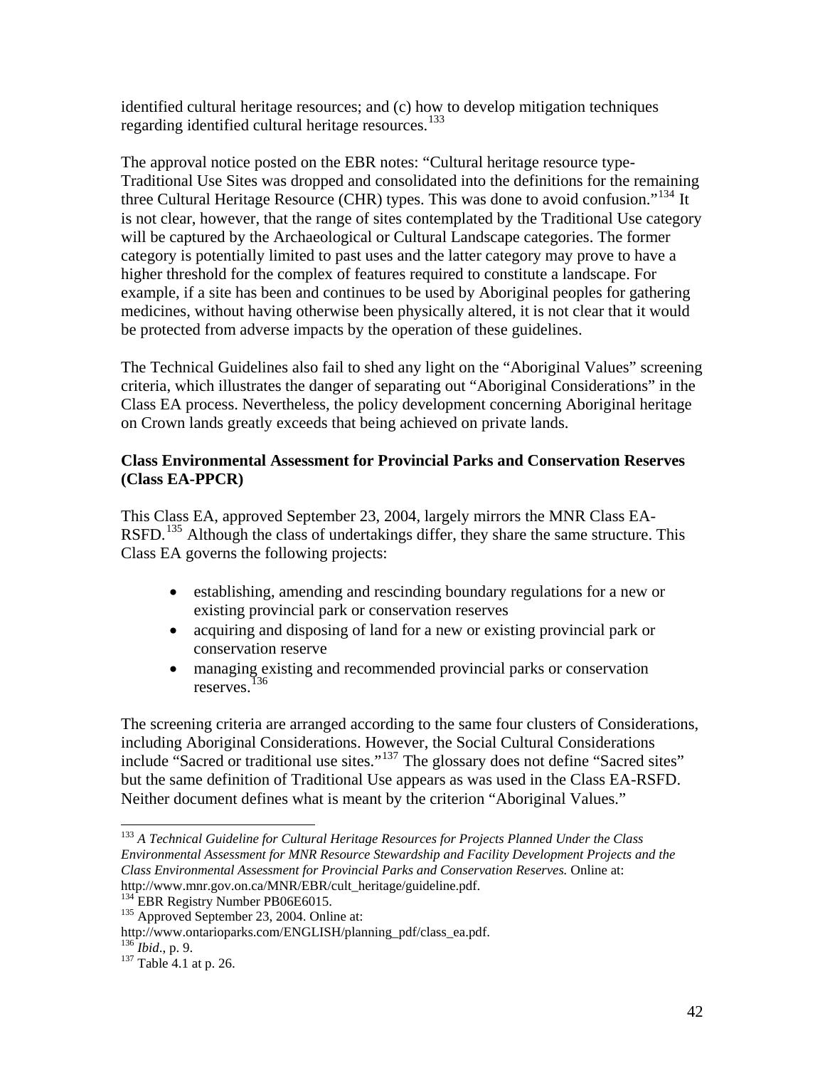identified cultural heritage resources; and (c) how to develop mitigation techniques regarding identified cultural heritage resources.[133]

The approval notice posted on the EBR notes: "Cultural heritage resource type-Traditional Use Sites was dropped and consolidated into the definitions for the remaining three Cultural Heritage Resource (CHR) types. This was done to avoid confusion."[134] It is not clear, however, that the range of sites contemplated by the Traditional Use category will be captured by the Archaeological or Cultural Landscape categories. The former category is potentially limited to past uses and the latter category may prove to have a higher threshold for the complex of features required to constitute a landscape. For example, if a site has been and continues to be used by Aboriginal peoples for gathering medicines, without having otherwise been physically altered, it is not clear that it would be protected from adverse impacts by the operation of these guidelines.

The Technical Guidelines also fail to shed any light on the "Aboriginal Values" screening criteria, which illustrates the danger of separating out "Aboriginal Considerations" in the Class EA process. Nevertheless, the policy development concerning Aboriginal heritage on Crown lands greatly exceeds that being achieved on private lands.

**Class Environmental Assessment for Provincial Parks and Conservation Reserves (Class EA-PPCR)**

This Class EA, approved September 23, 2004, largely mirrors the MNR Class EA-RSFD.[135] Although the class of undertakings differ, they share the same structure. This Class EA governs the following projects:

- establishing, amending and rescinding boundary regulations for a new or existing provincial park or conservation reserves
- acquiring and disposing of land for a new or existing provincial park or conservation reserve
- managing existing and recommended provincial parks or conservation reserves.[136]

The screening criteria are arranged according to the same four clusters of Considerations, including Aboriginal Considerations. However, the Social Cultural Considerations include "Sacred or traditional use sites."[137] The glossary does not define "Sacred sites" but the same definition of Traditional Use appears as was used in the Class EA-RSFD. Neither document defines what is meant by the criterion "Aboriginal Values."

---

[133] *A Technical Guideline for Cultural Heritage Resources for Projects Planned Under the Class Environmental Assessment for MNR Resource Stewardship and Facility Development Projects and the Class Environmental Assessment for Provincial Parks and Conservation Reserves.* Online at: http://www.mnr.gov.on.ca/MNR/EBR/cult_heritage/guideline.pdf.

[134] EBR Registry Number PB06E6015.

[135] Approved September 23, 2004. Online at: http://www.ontarioparks.com/ENGLISH/planning_pdf/class_ea.pdf.

[136] *Ibid*., p. 9.

[137] Table 4.1 at p. 26.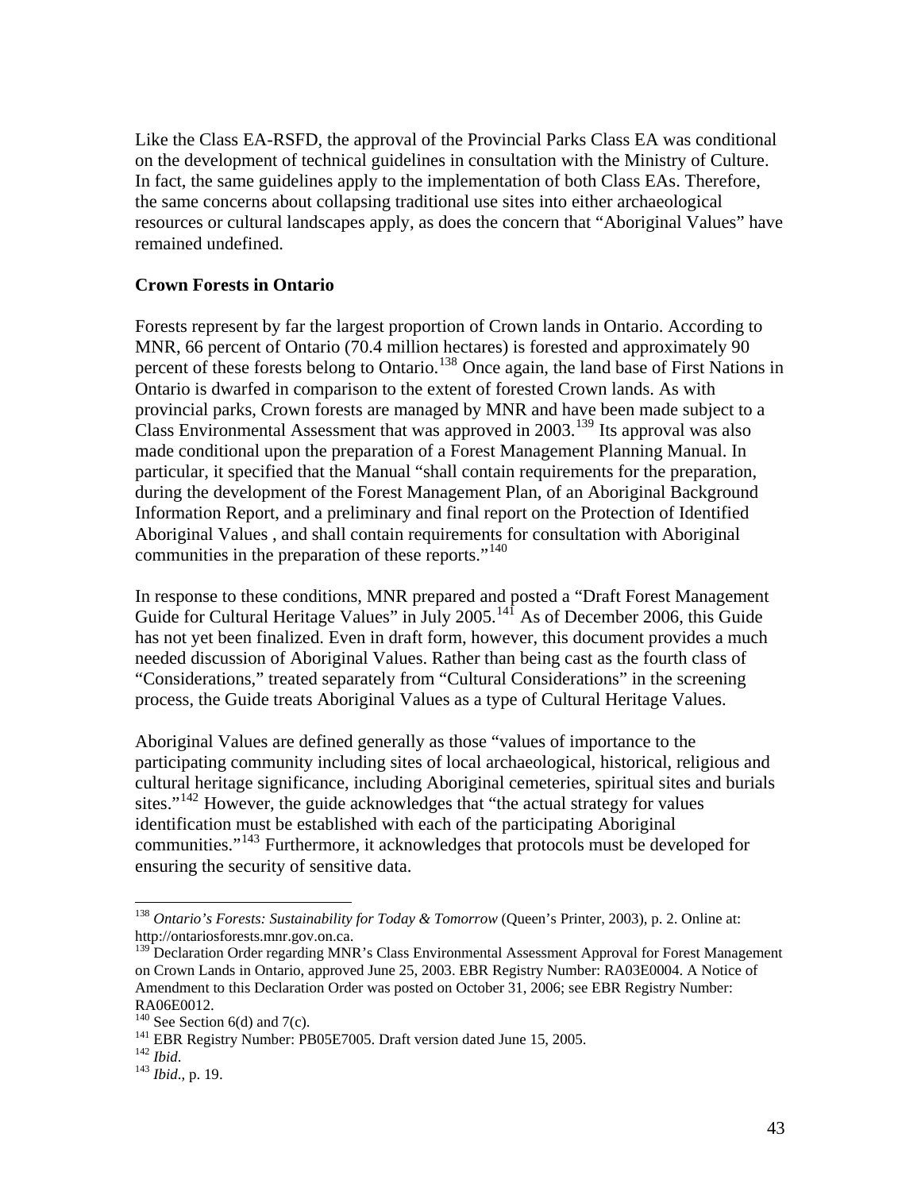Like the Class EA-RSFD, the approval of the Provincial Parks Class EA was conditional on the development of technical guidelines in consultation with the Ministry of Culture. In fact, the same guidelines apply to the implementation of both Class EAs. Therefore, the same concerns about collapsing traditional use sites into either archaeological resources or cultural landscapes apply, as does the concern that "Aboriginal Values" have remained undefined.

**Crown Forests in Ontario**

Forests represent by far the largest proportion of Crown lands in Ontario. According to MNR, 66 percent of Ontario (70.4 million hectares) is forested and approximately 90 percent of these forests belong to Ontario.[138] Once again, the land base of First Nations in Ontario is dwarfed in comparison to the extent of forested Crown lands. As with provincial parks, Crown forests are managed by MNR and have been made subject to a Class Environmental Assessment that was approved in 2003.[139] Its approval was also made conditional upon the preparation of a Forest Management Planning Manual. In particular, it specified that the Manual "shall contain requirements for the preparation, during the development of the Forest Management Plan, of an Aboriginal Background Information Report, and a preliminary and final report on the Protection of Identified Aboriginal Values , and shall contain requirements for consultation with Aboriginal communities in the preparation of these reports."[140]

In response to these conditions, MNR prepared and posted a "Draft Forest Management Guide for Cultural Heritage Values" in July 2005.[141] As of December 2006, this Guide has not yet been finalized. Even in draft form, however, this document provides a much needed discussion of Aboriginal Values. Rather than being cast as the fourth class of "Considerations," treated separately from "Cultural Considerations" in the screening process, the Guide treats Aboriginal Values as a type of Cultural Heritage Values.

Aboriginal Values are defined generally as those "values of importance to the participating community including sites of local archaeological, historical, religious and cultural heritage significance, including Aboriginal cemeteries, spiritual sites and burials sites."[142] However, the guide acknowledges that "the actual strategy for values identification must be established with each of the participating Aboriginal communities."[143] Furthermore, it acknowledges that protocols must be developed for ensuring the security of sensitive data.

---

[138] *Ontario's Forests: Sustainability for Today & Tomorrow* (Queen's Printer, 2003), p. 2. Online at: http://ontariosforests.mnr.gov.on.ca.

[139] Declaration Order regarding MNR's Class Environmental Assessment Approval for Forest Management on Crown Lands in Ontario, approved June 25, 2003. EBR Registry Number: RA03E0004. A Notice of Amendment to this Declaration Order was posted on October 31, 2006; see EBR Registry Number: RA06E0012.

[140] See Section 6(d) and 7(c).

[141] EBR Registry Number: PB05E7005. Draft version dated June 15, 2005.

[142] *Ibid*.

[143] *Ibid*., p. 19.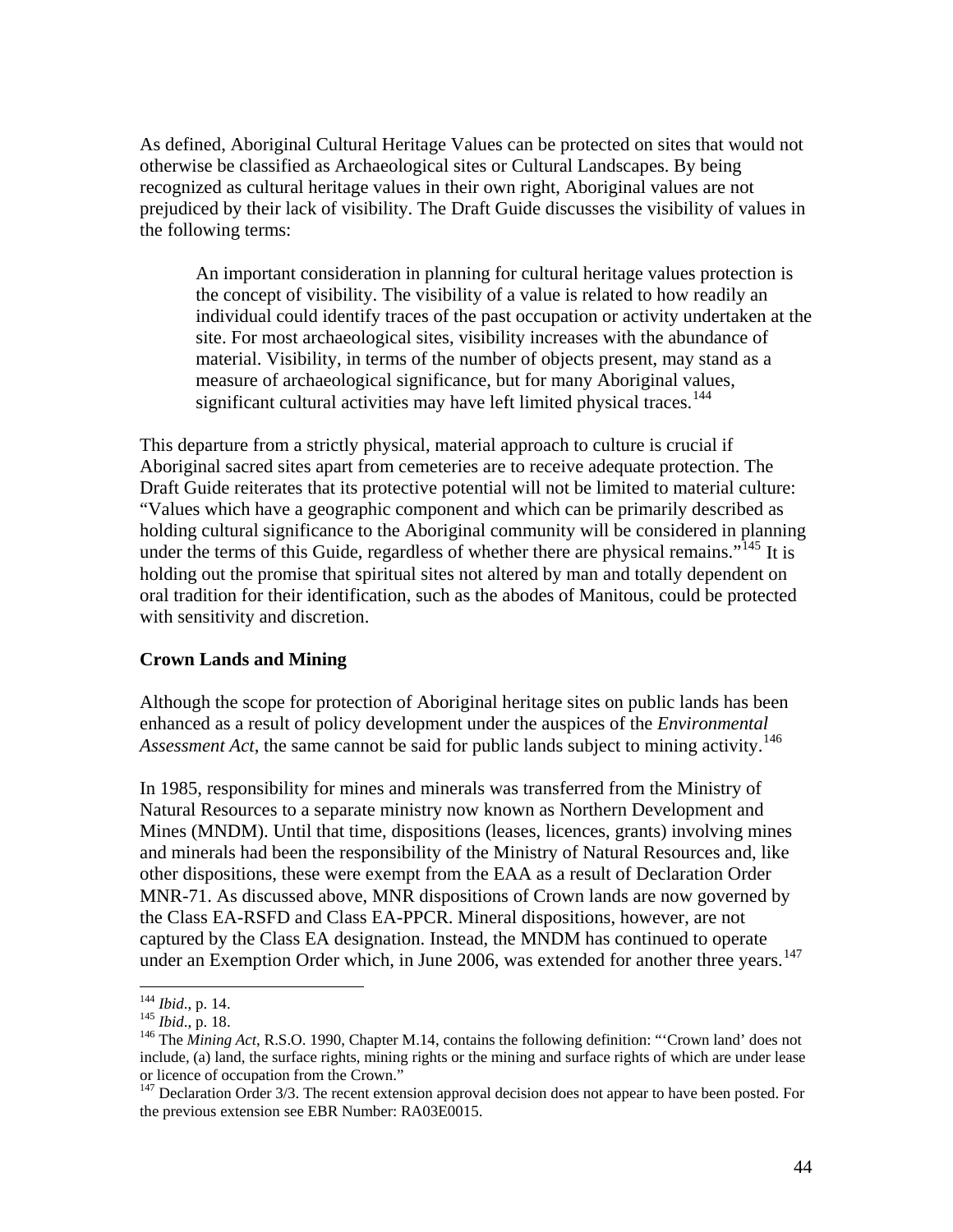As defined, Aboriginal Cultural Heritage Values can be protected on sites that would not otherwise be classified as Archaeological sites or Cultural Landscapes. By being recognized as cultural heritage values in their own right, Aboriginal values are not prejudiced by their lack of visibility. The Draft Guide discusses the visibility of values in the following terms:

> An important consideration in planning for cultural heritage values protection is the concept of visibility. The visibility of a value is related to how readily an individual could identify traces of the past occupation or activity undertaken at the site. For most archaeological sites, visibility increases with the abundance of material. Visibility, in terms of the number of objects present, may stand as a measure of archaeological significance, but for many Aboriginal values, significant cultural activities may have left limited physical traces.[144]

This departure from a strictly physical, material approach to culture is crucial if Aboriginal sacred sites apart from cemeteries are to receive adequate protection. The Draft Guide reiterates that its protective potential will not be limited to material culture: "Values which have a geographic component and which can be primarily described as holding cultural significance to the Aboriginal community will be considered in planning under the terms of this Guide, regardless of whether there are physical remains."[145] It is holding out the promise that spiritual sites not altered by man and totally dependent on oral tradition for their identification, such as the abodes of Manitous, could be protected with sensitivity and discretion.

### Crown Lands and Mining

Although the scope for protection of Aboriginal heritage sites on public lands has been enhanced as a result of policy development under the auspices of the *Environmental Assessment Act*, the same cannot be said for public lands subject to mining activity.[146]

In 1985, responsibility for mines and minerals was transferred from the Ministry of Natural Resources to a separate ministry now known as Northern Development and Mines (MNDM). Until that time, dispositions (leases, licences, grants) involving mines and minerals had been the responsibility of the Ministry of Natural Resources and, like other dispositions, these were exempt from the EAA as a result of Declaration Order MNR-71. As discussed above, MNR dispositions of Crown lands are now governed by the Class EA-RSFD and Class EA-PPCR. Mineral dispositions, however, are not captured by the Class EA designation. Instead, the MNDM has continued to operate under an Exemption Order which, in June 2006, was extended for another three years.[147]

---

[144] *Ibid*., p. 14.

[145] *Ibid*., p. 18.

[146] The *Mining Act*, R.S.O. 1990, Chapter M.14, contains the following definition: "'Crown land' does not include, (a) land, the surface rights, mining rights or the mining and surface rights of which are under lease or licence of occupation from the Crown."

[147] Declaration Order 3/3. The recent extension approval decision does not appear to have been posted. For the previous extension see EBR Number: RA03E0015.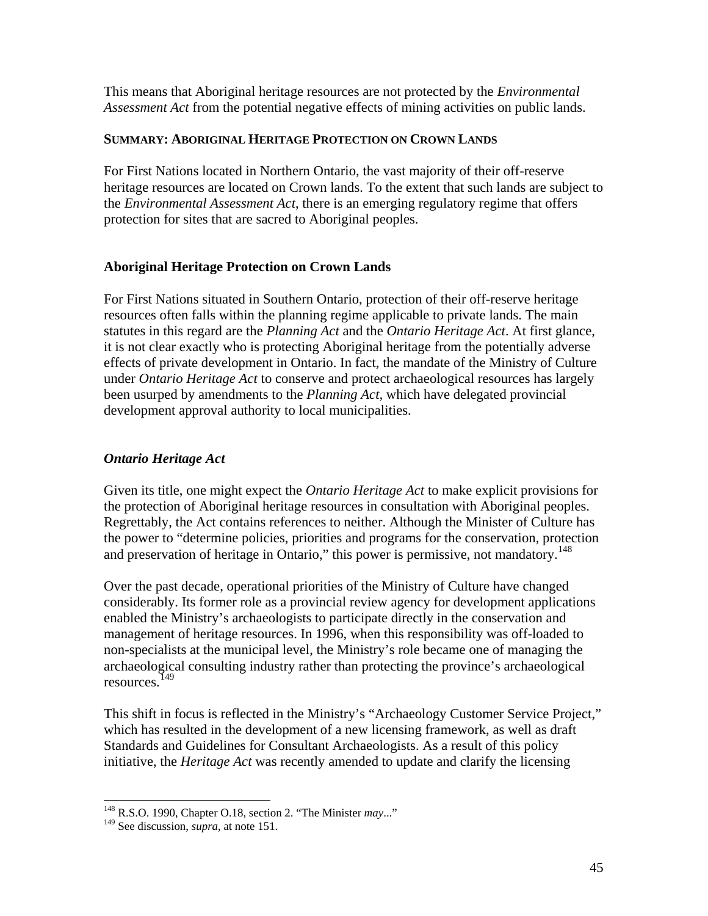This means that Aboriginal heritage resources are not protected by the *Environmental Assessment Act* from the potential negative effects of mining activities on public lands.

**SUMMARY: ABORIGINAL HERITAGE PROTECTION ON CROWN LANDS**

For First Nations located in Northern Ontario, the vast majority of their off-reserve heritage resources are located on Crown lands. To the extent that such lands are subject to the *Environmental Assessment Act*, there is an emerging regulatory regime that offers protection for sites that are sacred to Aboriginal peoples.

### Aboriginal Heritage Protection on Crown Lands

For First Nations situated in Southern Ontario, protection of their off-reserve heritage resources often falls within the planning regime applicable to private lands. The main statutes in this regard are the *Planning Act* and the *Ontario Heritage Act*. At first glance, it is not clear exactly who is protecting Aboriginal heritage from the potentially adverse effects of private development in Ontario. In fact, the mandate of the Ministry of Culture under *Ontario Heritage Act* to conserve and protect archaeological resources has largely been usurped by amendments to the *Planning Act*, which have delegated provincial development approval authority to local municipalities.

#### *Ontario Heritage Act*

Given its title, one might expect the *Ontario Heritage Act* to make explicit provisions for the protection of Aboriginal heritage resources in consultation with Aboriginal peoples. Regrettably, the Act contains references to neither. Although the Minister of Culture has the power to "determine policies, priorities and programs for the conservation, protection and preservation of heritage in Ontario," this power is permissive, not mandatory.[148]

Over the past decade, operational priorities of the Ministry of Culture have changed considerably. Its former role as a provincial review agency for development applications enabled the Ministry's archaeologists to participate directly in the conservation and management of heritage resources. In 1996, when this responsibility was off-loaded to non-specialists at the municipal level, the Ministry's role became one of managing the archaeological consulting industry rather than protecting the province's archaeological resources.[149]

This shift in focus is reflected in the Ministry's "Archaeology Customer Service Project," which has resulted in the development of a new licensing framework, as well as draft Standards and Guidelines for Consultant Archaeologists. As a result of this policy initiative, the *Heritage Act* was recently amended to update and clarify the licensing

---

[148] R.S.O. 1990, Chapter O.18, section 2. "The Minister *may*..."

[149] See discussion, *supra*, at note 151.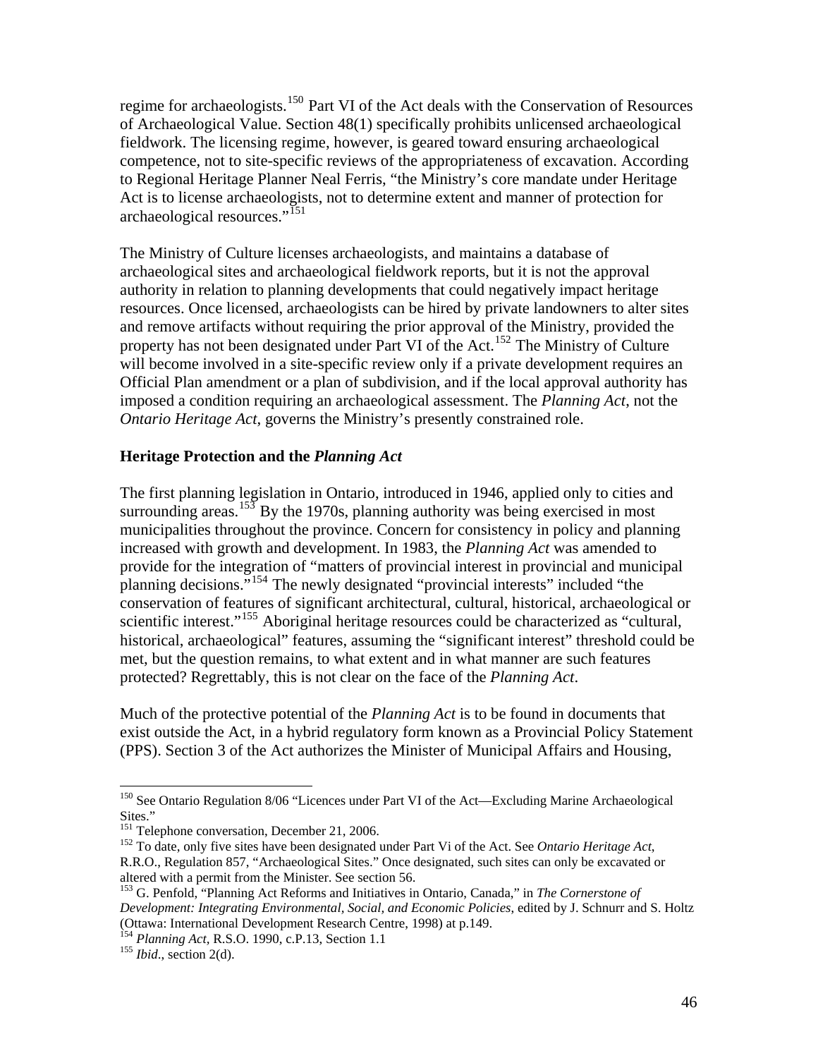regime for archaeologists.[150] Part VI of the Act deals with the Conservation of Resources of Archaeological Value. Section 48(1) specifically prohibits unlicensed archaeological fieldwork. The licensing regime, however, is geared toward ensuring archaeological competence, not to site-specific reviews of the appropriateness of excavation. According to Regional Heritage Planner Neal Ferris, "the Ministry's core mandate under Heritage Act is to license archaeologists, not to determine extent and manner of protection for archaeological resources."[151]

The Ministry of Culture licenses archaeologists, and maintains a database of archaeological sites and archaeological fieldwork reports, but it is not the approval authority in relation to planning developments that could negatively impact heritage resources. Once licensed, archaeologists can be hired by private landowners to alter sites and remove artifacts without requiring the prior approval of the Ministry, provided the property has not been designated under Part VI of the Act.[152] The Ministry of Culture will become involved in a site-specific review only if a private development requires an Official Plan amendment or a plan of subdivision, and if the local approval authority has imposed a condition requiring an archaeological assessment. The *Planning Act*, not the *Ontario Heritage Act*, governs the Ministry's presently constrained role.

### Heritage Protection and the *Planning Act*

The first planning legislation in Ontario, introduced in 1946, applied only to cities and surrounding areas.[153] By the 1970s, planning authority was being exercised in most municipalities throughout the province. Concern for consistency in policy and planning increased with growth and development. In 1983, the *Planning Act* was amended to provide for the integration of "matters of provincial interest in provincial and municipal planning decisions."[154] The newly designated "provincial interests" included "the conservation of features of significant architectural, cultural, historical, archaeological or scientific interest."[155] Aboriginal heritage resources could be characterized as "cultural, historical, archaeological" features, assuming the "significant interest" threshold could be met, but the question remains, to what extent and in what manner are such features protected? Regrettably, this is not clear on the face of the *Planning Act*.

Much of the protective potential of the *Planning Act* is to be found in documents that exist outside the Act, in a hybrid regulatory form known as a Provincial Policy Statement (PPS). Section 3 of the Act authorizes the Minister of Municipal Affairs and Housing,

---

[150] See Ontario Regulation 8/06 "Licences under Part VI of the Act—Excluding Marine Archaeological Sites."

[151] Telephone conversation, December 21, 2006.

[152] To date, only five sites have been designated under Part Vi of the Act. See *Ontario Heritage Act*, R.R.O., Regulation 857, "Archaeological Sites." Once designated, such sites can only be excavated or altered with a permit from the Minister. See section 56.

[153] G. Penfold, "Planning Act Reforms and Initiatives in Ontario, Canada," in *The Cornerstone of Development: Integrating Environmental, Social, and Economic Policies*, edited by J. Schnurr and S. Holtz (Ottawa: International Development Research Centre, 1998) at p.149.

[154] *Planning Act*, R.S.O. 1990, c.P.13, Section 1.1

[155] *Ibid*., section 2(d).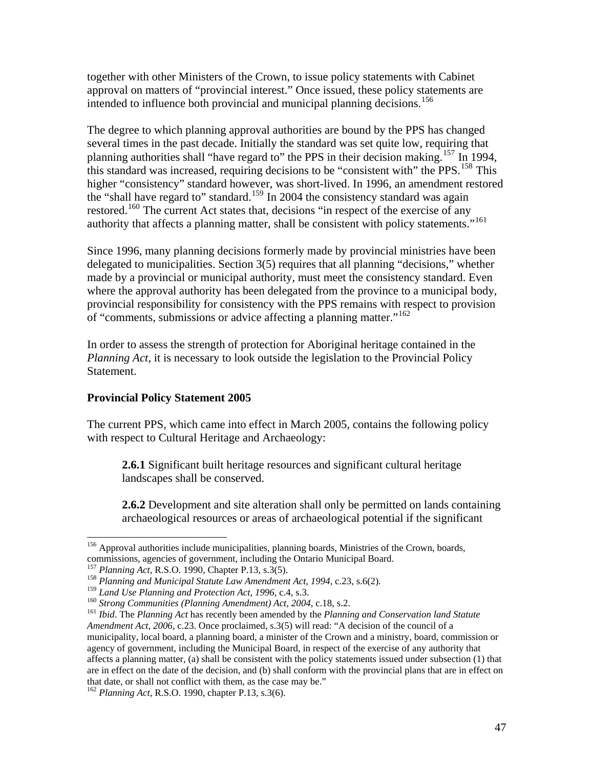together with other Ministers of the Crown, to issue policy statements with Cabinet approval on matters of "provincial interest." Once issued, these policy statements are intended to influence both provincial and municipal planning decisions.[156]

The degree to which planning approval authorities are bound by the PPS has changed several times in the past decade. Initially the standard was set quite low, requiring that planning authorities shall "have regard to" the PPS in their decision making.[157] In 1994, this standard was increased, requiring decisions to be "consistent with" the PPS.[158] This higher "consistency" standard however, was short-lived. In 1996, an amendment restored the "shall have regard to" standard.[159] In 2004 the consistency standard was again restored.[160] The current Act states that, decisions "in respect of the exercise of any authority that affects a planning matter, shall be consistent with policy statements."[161]

Since 1996, many planning decisions formerly made by provincial ministries have been delegated to municipalities. Section 3(5) requires that all planning "decisions," whether made by a provincial or municipal authority, must meet the consistency standard. Even where the approval authority has been delegated from the province to a municipal body, provincial responsibility for consistency with the PPS remains with respect to provision of "comments, submissions or advice affecting a planning matter."[162]

In order to assess the strength of protection for Aboriginal heritage contained in the *Planning Act*, it is necessary to look outside the legislation to the Provincial Policy Statement.

**Provincial Policy Statement 2005**

The current PPS, which came into effect in March 2005, contains the following policy with respect to Cultural Heritage and Archaeology:

> **2.6.1** Significant built heritage resources and significant cultural heritage landscapes shall be conserved.
>
> **2.6.2** Development and site alteration shall only be permitted on lands containing archaeological resources or areas of archaeological potential if the significant

---

[156] Approval authorities include municipalities, planning boards, Ministries of the Crown, boards, commissions, agencies of government, including the Ontario Municipal Board.

[157] *Planning Act*, R.S.O. 1990, Chapter P.13, s.3(5).

[158] *Planning and Municipal Statute Law Amendment Act, 1994*, c.23, s.6(2).

[159] *Land Use Planning and Protection Act, 1996*, c.4, s.3.

[160] *Strong Communities (Planning Amendment) Act, 2004*, c.18, s.2.

[161] *Ibid*. The *Planning Act* has recently been amended by the *Planning and Conservation land Statute Amendment Act, 2006*, c.23. Once proclaimed, s.3(5) will read: "A decision of the council of a municipality, local board, a planning board, a minister of the Crown and a ministry, board, commission or agency of government, including the Municipal Board, in respect of the exercise of any authority that affects a planning matter, (a) shall be consistent with the policy statements issued under subsection (1) that are in effect on the date of the decision, and (b) shall conform with the provincial plans that are in effect on that date, or shall not conflict with them, as the case may be."

[162] *Planning Act*, R.S.O. 1990, chapter P.13, s.3(6).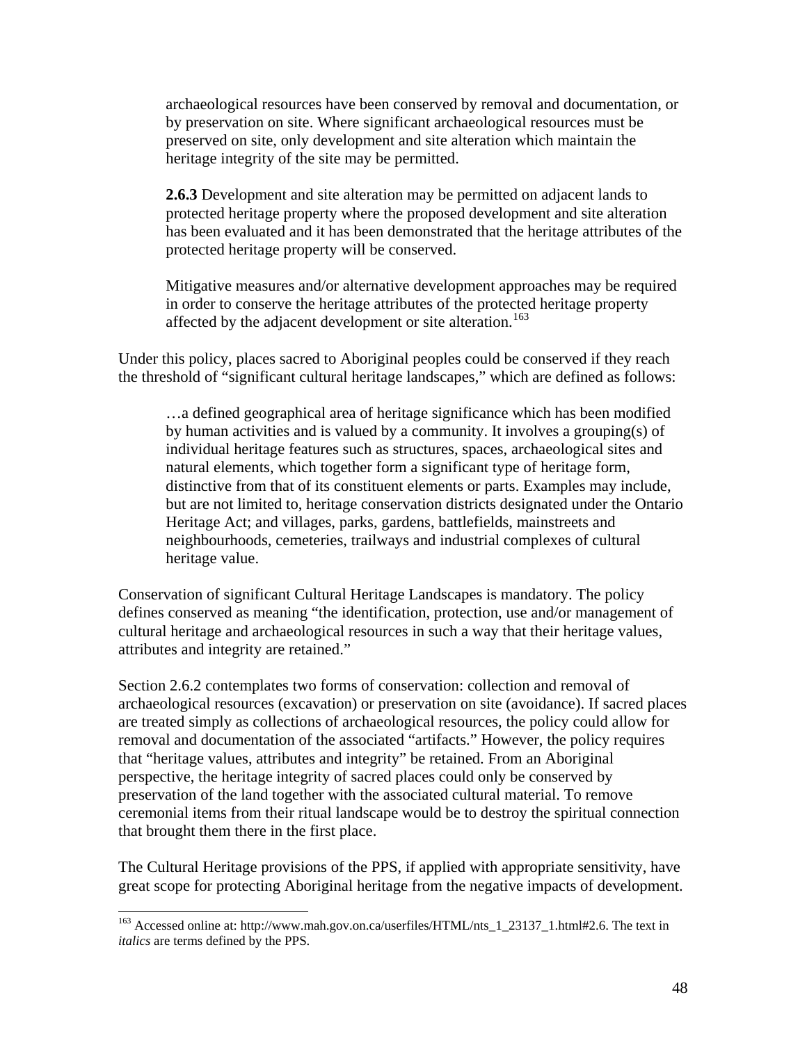> archaeological resources have been conserved by removal and documentation, or by preservation on site. Where significant archaeological resources must be preserved on site, only development and site alteration which maintain the heritage integrity of the site may be permitted.
>
> **2.6.3** Development and site alteration may be permitted on adjacent lands to protected heritage property where the proposed development and site alteration has been evaluated and it has been demonstrated that the heritage attributes of the protected heritage property will be conserved.
>
> Mitigative measures and/or alternative development approaches may be required in order to conserve the heritage attributes of the protected heritage property affected by the adjacent development or site alteration.[163]

Under this policy, places sacred to Aboriginal peoples could be conserved if they reach the threshold of "significant cultural heritage landscapes," which are defined as follows:

> …a defined geographical area of heritage significance which has been modified by human activities and is valued by a community. It involves a grouping(s) of individual heritage features such as structures, spaces, archaeological sites and natural elements, which together form a significant type of heritage form, distinctive from that of its constituent elements or parts. Examples may include, but are not limited to, heritage conservation districts designated under the Ontario Heritage Act; and villages, parks, gardens, battlefields, mainstreets and neighbourhoods, cemeteries, trailways and industrial complexes of cultural heritage value.

Conservation of significant Cultural Heritage Landscapes is mandatory. The policy defines conserved as meaning "the identification, protection, use and/or management of cultural heritage and archaeological resources in such a way that their heritage values, attributes and integrity are retained."

Section 2.6.2 contemplates two forms of conservation: collection and removal of archaeological resources (excavation) or preservation on site (avoidance). If sacred places are treated simply as collections of archaeological resources, the policy could allow for removal and documentation of the associated "artifacts." However, the policy requires that "heritage values, attributes and integrity" be retained. From an Aboriginal perspective, the heritage integrity of sacred places could only be conserved by preservation of the land together with the associated cultural material. To remove ceremonial items from their ritual landscape would be to destroy the spiritual connection that brought them there in the first place.

The Cultural Heritage provisions of the PPS, if applied with appropriate sensitivity, have great scope for protecting Aboriginal heritage from the negative impacts of development.

---

[163] Accessed online at: http://www.mah.gov.on.ca/userfiles/HTML/nts_1_23137_1.html#2.6. The text in *italics* are terms defined by the PPS.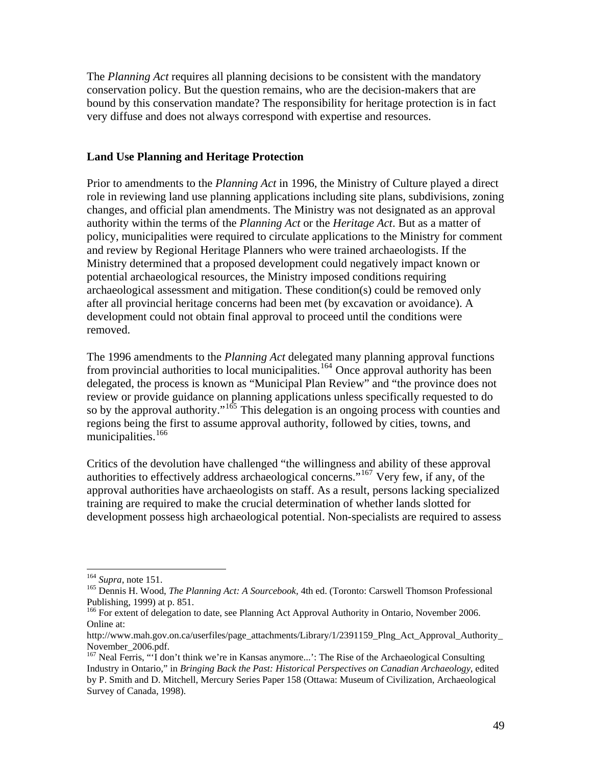The *Planning Act* requires all planning decisions to be consistent with the mandatory conservation policy. But the question remains, who are the decision-makers that are bound by this conservation mandate? The responsibility for heritage protection is in fact very diffuse and does not always correspond with expertise and resources.

## Land Use Planning and Heritage Protection

Prior to amendments to the *Planning Act* in 1996, the Ministry of Culture played a direct role in reviewing land use planning applications including site plans, subdivisions, zoning changes, and official plan amendments. The Ministry was not designated as an approval authority within the terms of the *Planning Act* or the *Heritage Act*. But as a matter of policy, municipalities were required to circulate applications to the Ministry for comment and review by Regional Heritage Planners who were trained archaeologists. If the Ministry determined that a proposed development could negatively impact known or potential archaeological resources, the Ministry imposed conditions requiring archaeological assessment and mitigation. These condition(s) could be removed only after all provincial heritage concerns had been met (by excavation or avoidance). A development could not obtain final approval to proceed until the conditions were removed.

The 1996 amendments to the *Planning Act* delegated many planning approval functions from provincial authorities to local municipalities.[164] Once approval authority has been delegated, the process is known as "Municipal Plan Review" and "the province does not review or provide guidance on planning applications unless specifically requested to do so by the approval authority."[165] This delegation is an ongoing process with counties and regions being the first to assume approval authority, followed by cities, towns, and municipalities.[166]

Critics of the devolution have challenged "the willingness and ability of these approval authorities to effectively address archaeological concerns."[167] Very few, if any, of the approval authorities have archaeologists on staff. As a result, persons lacking specialized training are required to make the crucial determination of whether lands slotted for development possess high archaeological potential. Non-specialists are required to assess

---

[164] *Supra*, note 151.

[165] Dennis H. Wood, *The Planning Act: A Sourcebook*, 4th ed. (Toronto: Carswell Thomson Professional Publishing, 1999) at p. 851.

[166] For extent of delegation to date, see Planning Act Approval Authority in Ontario, November 2006. Online at: http://www.mah.gov.on.ca/userfiles/page_attachments/Library/1/2391159_Plng_Act_Approval_Authority_November_2006.pdf.

[167] Neal Ferris, "'I don't think we're in Kansas anymore...': The Rise of the Archaeological Consulting Industry in Ontario," in *Bringing Back the Past: Historical Perspectives on Canadian Archaeology*, edited by P. Smith and D. Mitchell, Mercury Series Paper 158 (Ottawa: Museum of Civilization, Archaeological Survey of Canada, 1998).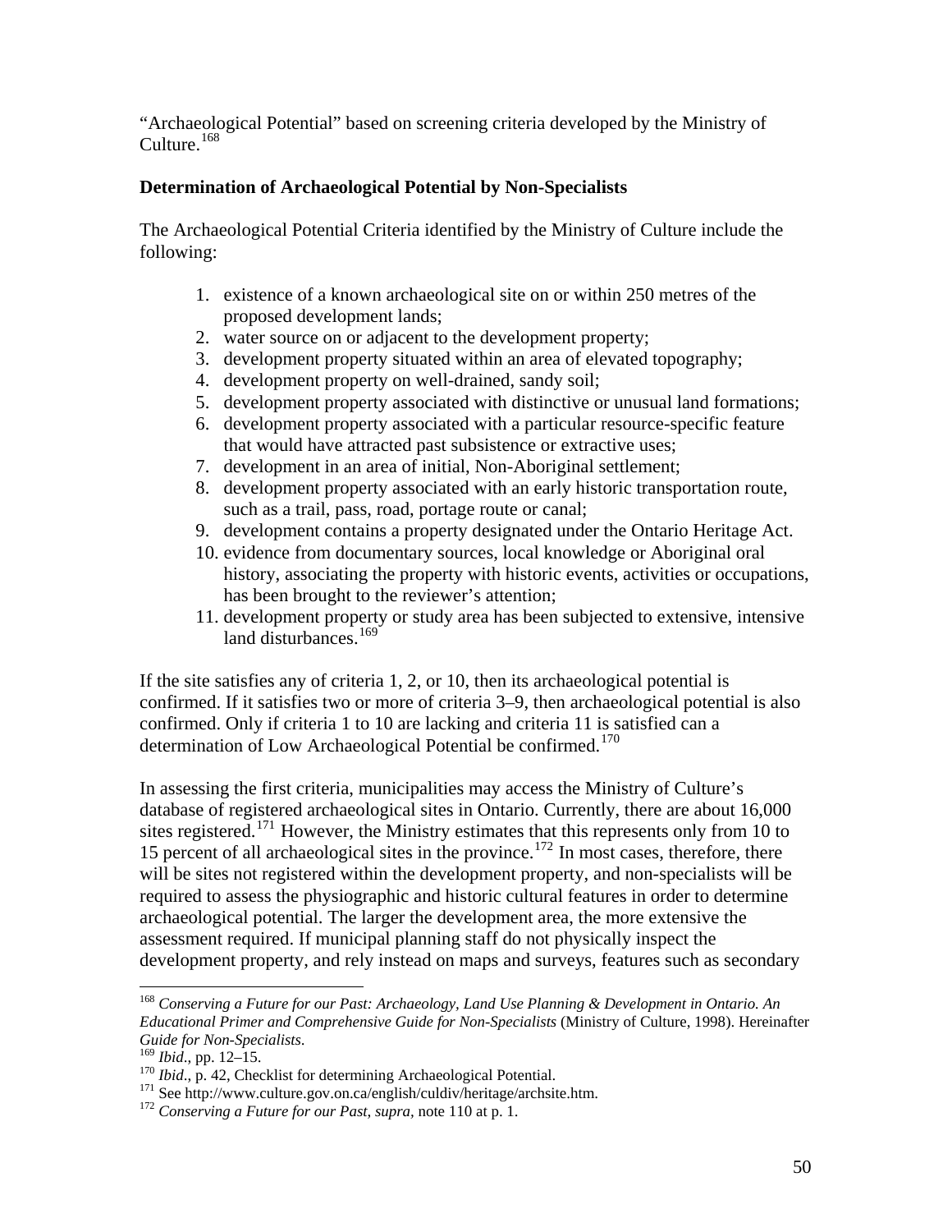“Archaeological Potential” based on screening criteria developed by the Ministry of Culture.[168]

### Determination of Archaeological Potential by Non-Specialists

The Archaeological Potential Criteria identified by the Ministry of Culture include the following:

1. existence of a known archaeological site on or within 250 metres of the proposed development lands;
2. water source on or adjacent to the development property;
3. development property situated within an area of elevated topography;
4. development property on well-drained, sandy soil;
5. development property associated with distinctive or unusual land formations;
6. development property associated with a particular resource-specific feature that would have attracted past subsistence or extractive uses;
7. development in an area of initial, Non-Aboriginal settlement;
8. development property associated with an early historic transportation route, such as a trail, pass, road, portage route or canal;
9. development contains a property designated under the Ontario Heritage Act.
10. evidence from documentary sources, local knowledge or Aboriginal oral history, associating the property with historic events, activities or occupations, has been brought to the reviewer’s attention;
11. development property or study area has been subjected to extensive, intensive land disturbances.[169]

If the site satisfies any of criteria 1, 2, or 10, then its archaeological potential is confirmed. If it satisfies two or more of criteria 3–9, then archaeological potential is also confirmed. Only if criteria 1 to 10 are lacking and criteria 11 is satisfied can a determination of Low Archaeological Potential be confirmed.[170]

In assessing the first criteria, municipalities may access the Ministry of Culture’s database of registered archaeological sites in Ontario. Currently, there are about 16,000 sites registered.[171] However, the Ministry estimates that this represents only from 10 to 15 percent of all archaeological sites in the province.[172] In most cases, therefore, there will be sites not registered within the development property, and non-specialists will be required to assess the physiographic and historic cultural features in order to determine archaeological potential. The larger the development area, the more extensive the assessment required. If municipal planning staff do not physically inspect the development property, and rely instead on maps and surveys, features such as secondary

---

[168] *Conserving a Future for our Past: Archaeology, Land Use Planning & Development in Ontario. An Educational Primer and Comprehensive Guide for Non-Specialists* (Ministry of Culture, 1998). Hereinafter *Guide for Non-Specialists*.

[169] *Ibid*., pp. 12–15.

[170] *Ibid*., p. 42, Checklist for determining Archaeological Potential.

[171] See http://www.culture.gov.on.ca/english/culdiv/heritage/archsite.htm.

[172] *Conserving a Future for our Past*, *supra*, note 110 at p. 1.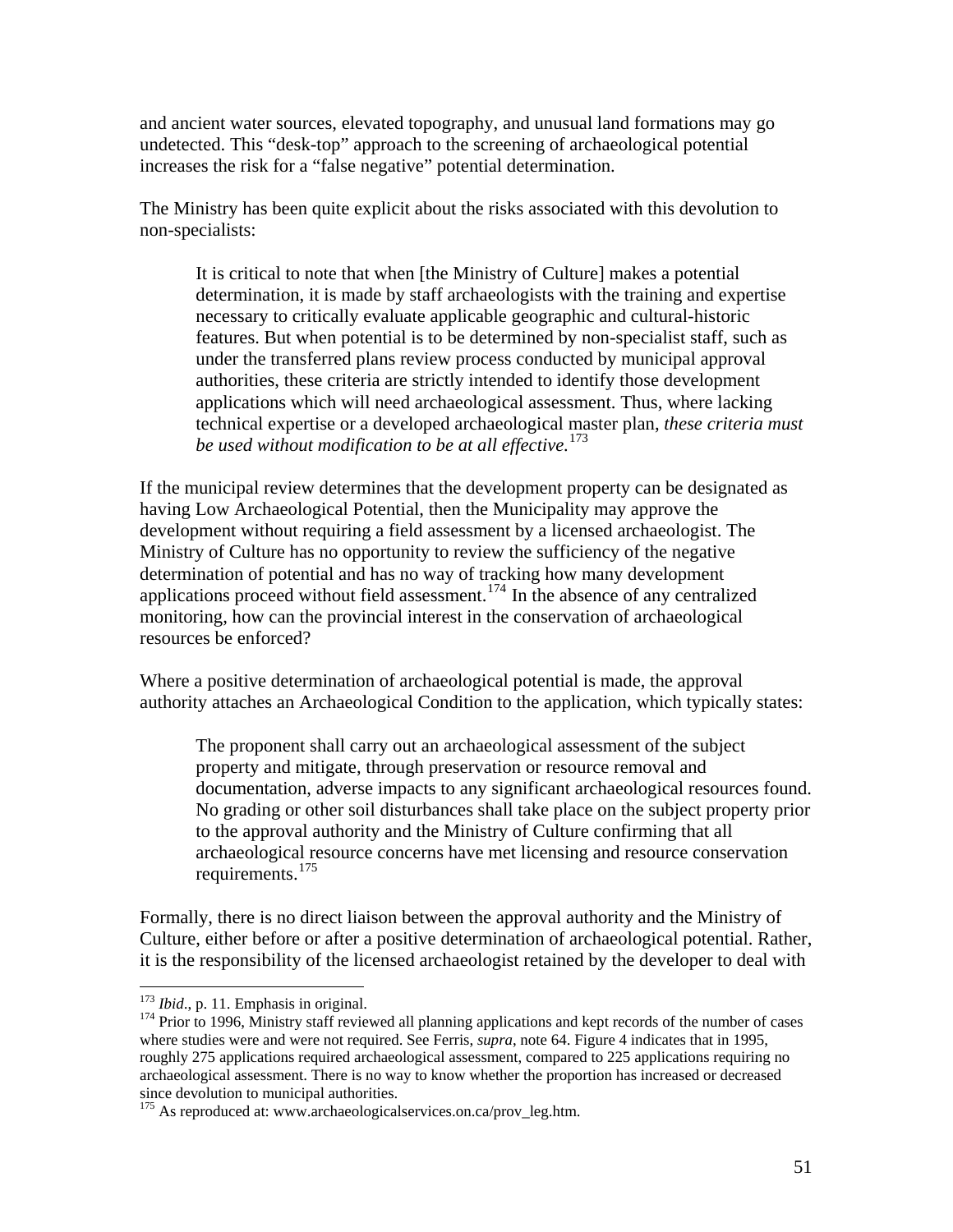and ancient water sources, elevated topography, and unusual land formations may go undetected. This "desk-top" approach to the screening of archaeological potential increases the risk for a "false negative" potential determination.

The Ministry has been quite explicit about the risks associated with this devolution to non-specialists:

> It is critical to note that when [the Ministry of Culture] makes a potential determination, it is made by staff archaeologists with the training and expertise necessary to critically evaluate applicable geographic and cultural-historic features. But when potential is to be determined by non-specialist staff, such as under the transferred plans review process conducted by municipal approval authorities, these criteria are strictly intended to identify those development applications which will need archaeological assessment. Thus, where lacking technical expertise or a developed archaeological master plan, *these criteria must be used without modification to be at all effective.*[173]

If the municipal review determines that the development property can be designated as having Low Archaeological Potential, then the Municipality may approve the development without requiring a field assessment by a licensed archaeologist. The Ministry of Culture has no opportunity to review the sufficiency of the negative determination of potential and has no way of tracking how many development applications proceed without field assessment.[174] In the absence of any centralized monitoring, how can the provincial interest in the conservation of archaeological resources be enforced?

Where a positive determination of archaeological potential is made, the approval authority attaches an Archaeological Condition to the application, which typically states:

> The proponent shall carry out an archaeological assessment of the subject property and mitigate, through preservation or resource removal and documentation, adverse impacts to any significant archaeological resources found. No grading or other soil disturbances shall take place on the subject property prior to the approval authority and the Ministry of Culture confirming that all archaeological resource concerns have met licensing and resource conservation requirements.[175]

Formally, there is no direct liaison between the approval authority and the Ministry of Culture, either before or after a positive determination of archaeological potential. Rather, it is the responsibility of the licensed archaeologist retained by the developer to deal with

---

[173] *Ibid*., p. 11. Emphasis in original.

[174] Prior to 1996, Ministry staff reviewed all planning applications and kept records of the number of cases where studies were and were not required. See Ferris, *supra*, note 64. Figure 4 indicates that in 1995, roughly 275 applications required archaeological assessment, compared to 225 applications requiring no archaeological assessment. There is no way to know whether the proportion has increased or decreased since devolution to municipal authorities.

[175] As reproduced at: www.archaeologicalservices.on.ca/prov_leg.htm.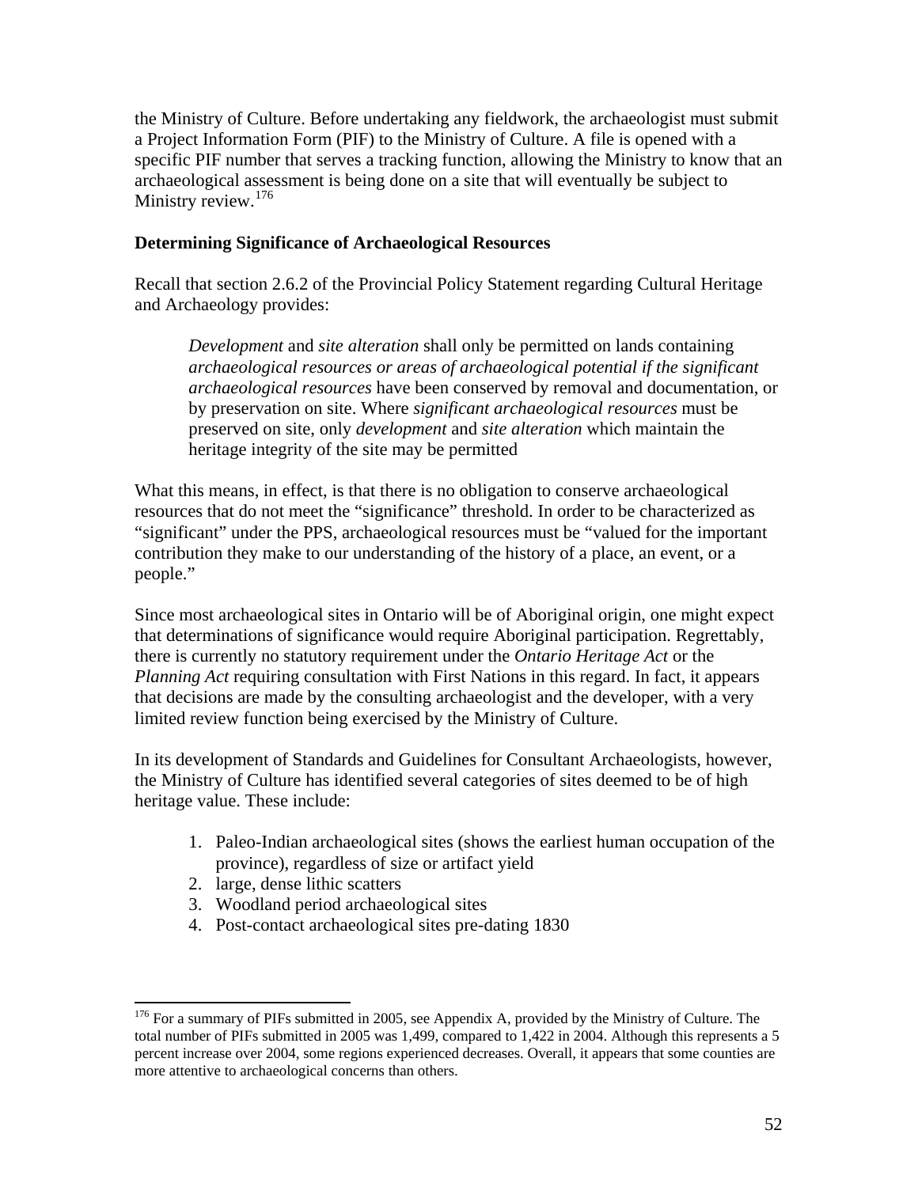the Ministry of Culture. Before undertaking any fieldwork, the archaeologist must submit a Project Information Form (PIF) to the Ministry of Culture. A file is opened with a specific PIF number that serves a tracking function, allowing the Ministry to know that an archaeological assessment is being done on a site that will eventually be subject to Ministry review.[176]

**Determining Significance of Archaeological Resources**

Recall that section 2.6.2 of the Provincial Policy Statement regarding Cultural Heritage and Archaeology provides:

> *Development* and *site alteration* shall only be permitted on lands containing *archaeological resources or areas of archaeological potential if the significant archaeological resources* have been conserved by removal and documentation, or by preservation on site. Where *significant archaeological resources* must be preserved on site, only *development* and *site alteration* which maintain the heritage integrity of the site may be permitted

What this means, in effect, is that there is no obligation to conserve archaeological resources that do not meet the "significance" threshold. In order to be characterized as "significant" under the PPS, archaeological resources must be "valued for the important contribution they make to our understanding of the history of a place, an event, or a people."

Since most archaeological sites in Ontario will be of Aboriginal origin, one might expect that determinations of significance would require Aboriginal participation. Regrettably, there is currently no statutory requirement under the *Ontario Heritage Act* or the *Planning Act* requiring consultation with First Nations in this regard. In fact, it appears that decisions are made by the consulting archaeologist and the developer, with a very limited review function being exercised by the Ministry of Culture.

In its development of Standards and Guidelines for Consultant Archaeologists, however, the Ministry of Culture has identified several categories of sites deemed to be of high heritage value. These include:

1. Paleo-Indian archaeological sites (shows the earliest human occupation of the province), regardless of size or artifact yield
2. large, dense lithic scatters
3. Woodland period archaeological sites
4. Post-contact archaeological sites pre-dating 1830

---

[176] For a summary of PIFs submitted in 2005, see Appendix A, provided by the Ministry of Culture. The total number of PIFs submitted in 2005 was 1,499, compared to 1,422 in 2004. Although this represents a 5 percent increase over 2004, some regions experienced decreases. Overall, it appears that some counties are more attentive to archaeological concerns than others.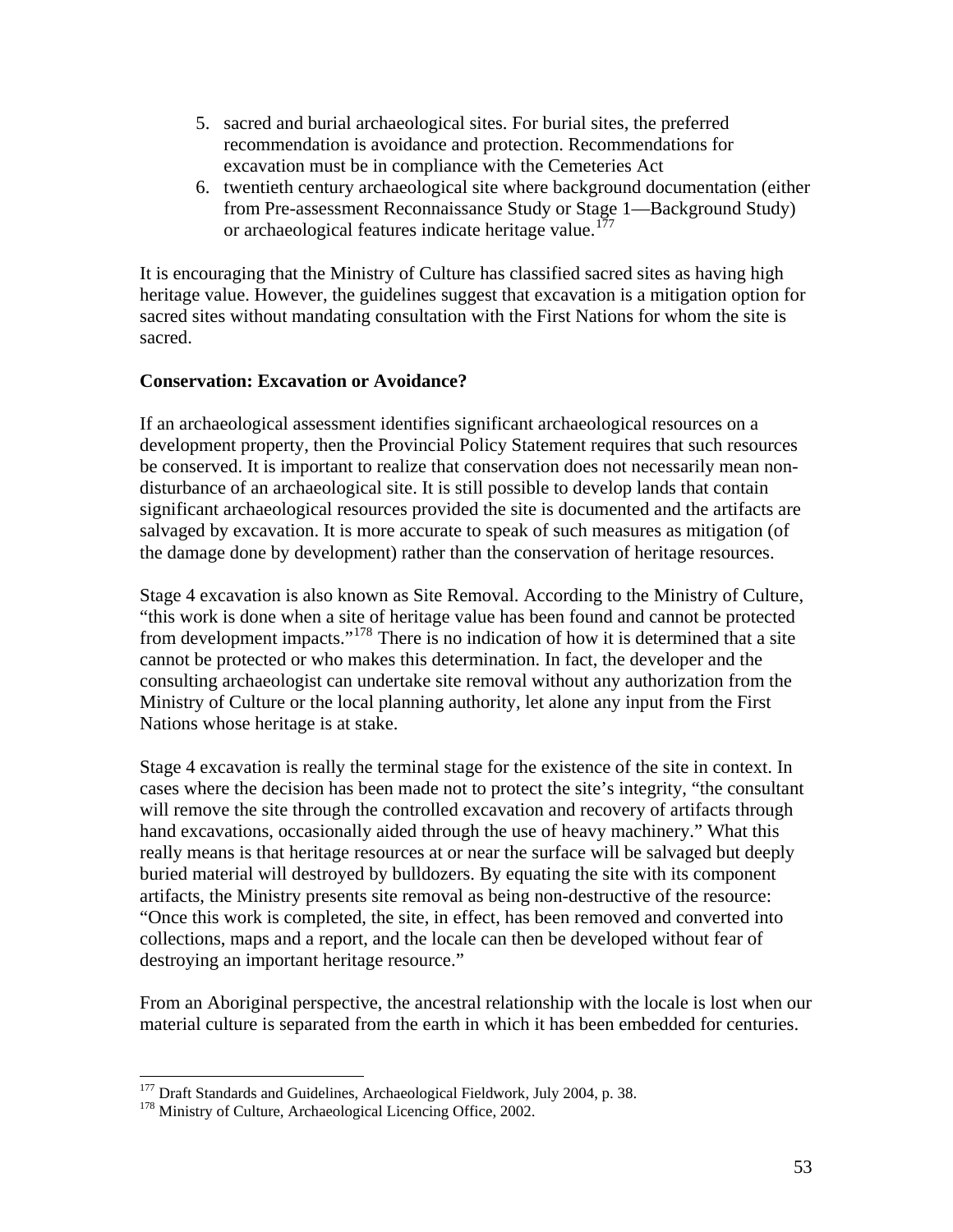5. sacred and burial archaeological sites. For burial sites, the preferred recommendation is avoidance and protection. Recommendations for excavation must be in compliance with the Cemeteries Act
6. twentieth century archaeological site where background documentation (either from Pre-assessment Reconnaissance Study or Stage 1—Background Study) or archaeological features indicate heritage value.[177]

It is encouraging that the Ministry of Culture has classified sacred sites as having high heritage value. However, the guidelines suggest that excavation is a mitigation option for sacred sites without mandating consultation with the First Nations for whom the site is sacred.

**Conservation: Excavation or Avoidance?**

If an archaeological assessment identifies significant archaeological resources on a development property, then the Provincial Policy Statement requires that such resources be conserved. It is important to realize that conservation does not necessarily mean non-disturbance of an archaeological site. It is still possible to develop lands that contain significant archaeological resources provided the site is documented and the artifacts are salvaged by excavation. It is more accurate to speak of such measures as mitigation (of the damage done by development) rather than the conservation of heritage resources.

Stage 4 excavation is also known as Site Removal. According to the Ministry of Culture, "this work is done when a site of heritage value has been found and cannot be protected from development impacts."[178] There is no indication of how it is determined that a site cannot be protected or who makes this determination. In fact, the developer and the consulting archaeologist can undertake site removal without any authorization from the Ministry of Culture or the local planning authority, let alone any input from the First Nations whose heritage is at stake.

Stage 4 excavation is really the terminal stage for the existence of the site in context. In cases where the decision has been made not to protect the site's integrity, "the consultant will remove the site through the controlled excavation and recovery of artifacts through hand excavations, occasionally aided through the use of heavy machinery." What this really means is that heritage resources at or near the surface will be salvaged but deeply buried material will destroyed by bulldozers. By equating the site with its component artifacts, the Ministry presents site removal as being non-destructive of the resource: "Once this work is completed, the site, in effect, has been removed and converted into collections, maps and a report, and the locale can then be developed without fear of destroying an important heritage resource."

From an Aboriginal perspective, the ancestral relationship with the locale is lost when our material culture is separated from the earth in which it has been embedded for centuries.

---

[177] Draft Standards and Guidelines, Archaeological Fieldwork, July 2004, p. 38.

[178] Ministry of Culture, Archaeological Licencing Office, 2002.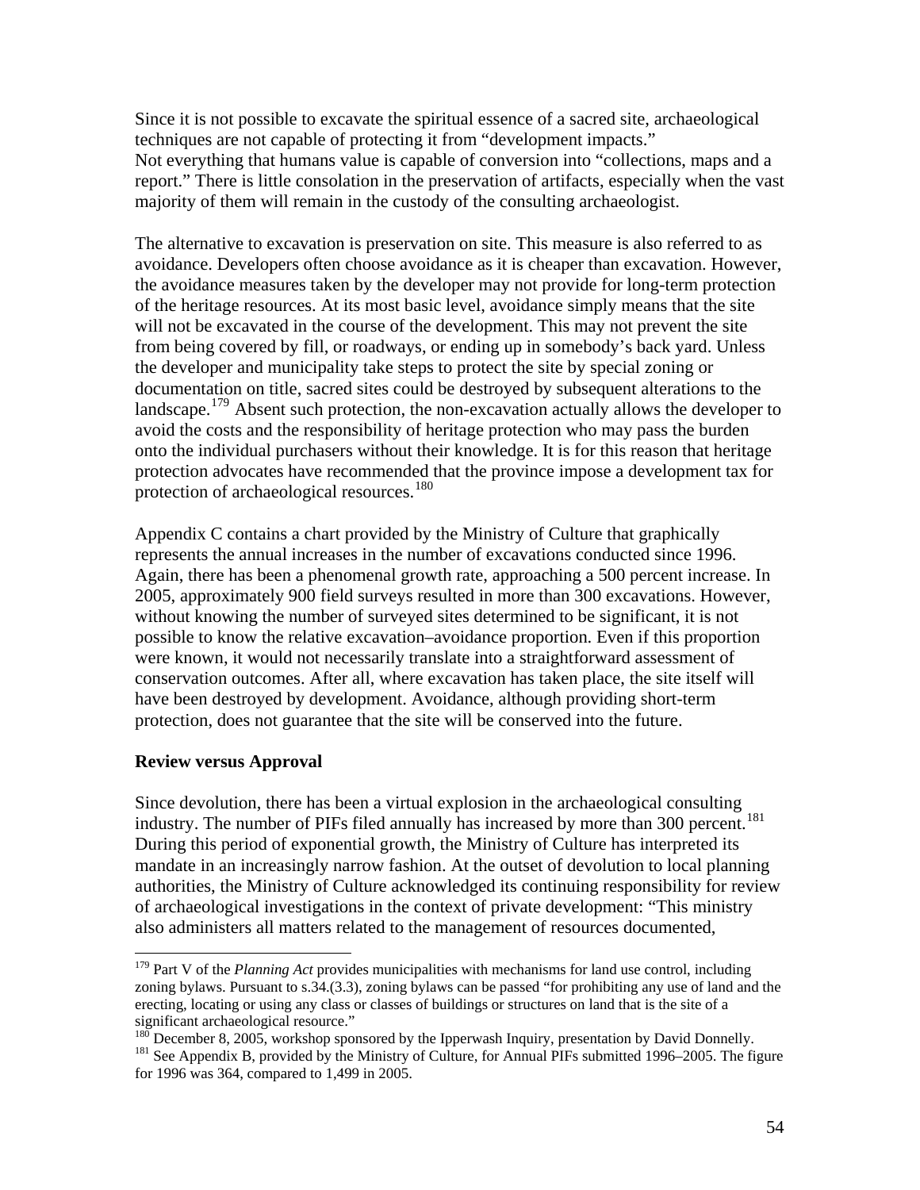Since it is not possible to excavate the spiritual essence of a sacred site, archaeological techniques are not capable of protecting it from "development impacts." Not everything that humans value is capable of conversion into "collections, maps and a report." There is little consolation in the preservation of artifacts, especially when the vast majority of them will remain in the custody of the consulting archaeologist.

The alternative to excavation is preservation on site. This measure is also referred to as avoidance. Developers often choose avoidance as it is cheaper than excavation. However, the avoidance measures taken by the developer may not provide for long-term protection of the heritage resources. At its most basic level, avoidance simply means that the site will not be excavated in the course of the development. This may not prevent the site from being covered by fill, or roadways, or ending up in somebody's back yard. Unless the developer and municipality take steps to protect the site by special zoning or documentation on title, sacred sites could be destroyed by subsequent alterations to the landscape.[179] Absent such protection, the non-excavation actually allows the developer to avoid the costs and the responsibility of heritage protection who may pass the burden onto the individual purchasers without their knowledge. It is for this reason that heritage protection advocates have recommended that the province impose a development tax for protection of archaeological resources.[180]

Appendix C contains a chart provided by the Ministry of Culture that graphically represents the annual increases in the number of excavations conducted since 1996. Again, there has been a phenomenal growth rate, approaching a 500 percent increase. In 2005, approximately 900 field surveys resulted in more than 300 excavations. However, without knowing the number of surveyed sites determined to be significant, it is not possible to know the relative excavation–avoidance proportion. Even if this proportion were known, it would not necessarily translate into a straightforward assessment of conservation outcomes. After all, where excavation has taken place, the site itself will have been destroyed by development. Avoidance, although providing short-term protection, does not guarantee that the site will be conserved into the future.

**Review versus Approval**

Since devolution, there has been a virtual explosion in the archaeological consulting industry. The number of PIFs filed annually has increased by more than 300 percent.[181] During this period of exponential growth, the Ministry of Culture has interpreted its mandate in an increasingly narrow fashion. At the outset of devolution to local planning authorities, the Ministry of Culture acknowledged its continuing responsibility for review of archaeological investigations in the context of private development: "This ministry also administers all matters related to the management of resources documented,

---

[179] Part V of the *Planning Act* provides municipalities with mechanisms for land use control, including zoning bylaws. Pursuant to s.34.(3.3), zoning bylaws can be passed "for prohibiting any use of land and the erecting, locating or using any class or classes of buildings or structures on land that is the site of a significant archaeological resource."

[180] December 8, 2005, workshop sponsored by the Ipperwash Inquiry, presentation by David Donnelly.

[181] See Appendix B, provided by the Ministry of Culture, for Annual PIFs submitted 1996–2005. The figure for 1996 was 364, compared to 1,499 in 2005.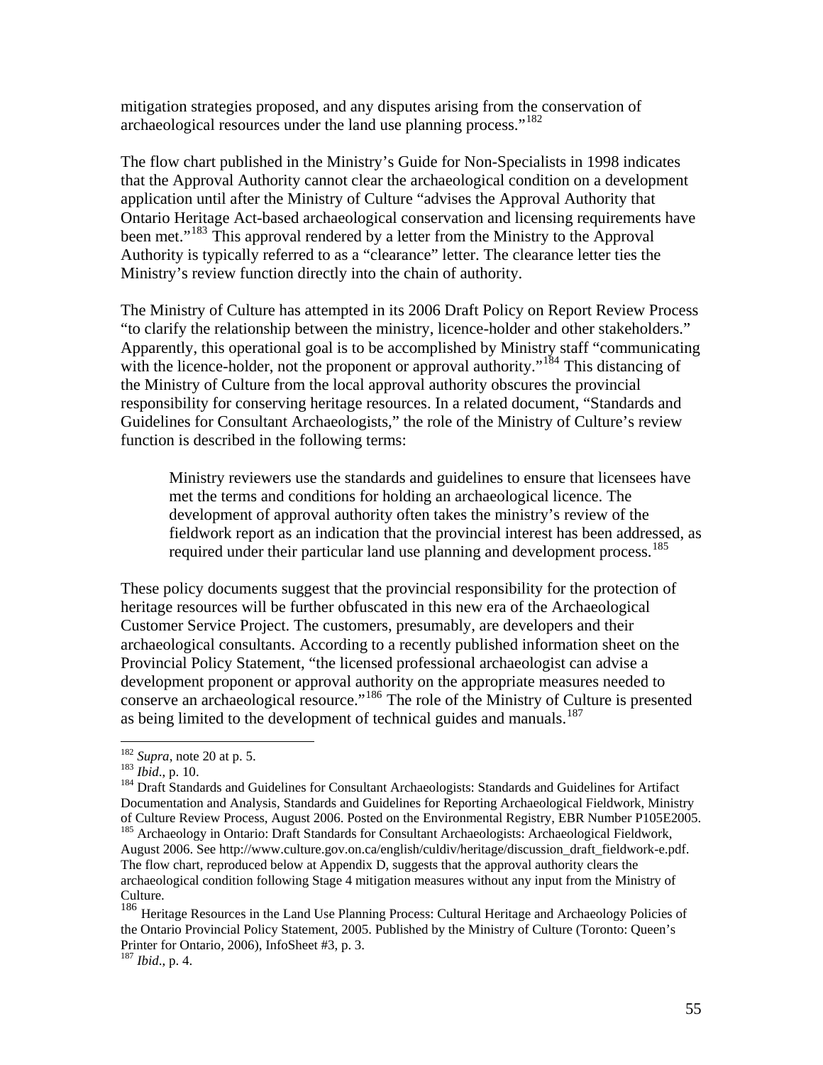mitigation strategies proposed, and any disputes arising from the conservation of archaeological resources under the land use planning process."[182]

The flow chart published in the Ministry's Guide for Non-Specialists in 1998 indicates that the Approval Authority cannot clear the archaeological condition on a development application until after the Ministry of Culture "advises the Approval Authority that Ontario Heritage Act-based archaeological conservation and licensing requirements have been met."[183] This approval rendered by a letter from the Ministry to the Approval Authority is typically referred to as a "clearance" letter. The clearance letter ties the Ministry's review function directly into the chain of authority.

The Ministry of Culture has attempted in its 2006 Draft Policy on Report Review Process "to clarify the relationship between the ministry, licence-holder and other stakeholders." Apparently, this operational goal is to be accomplished by Ministry staff "communicating with the licence-holder, not the proponent or approval authority."[184] This distancing of the Ministry of Culture from the local approval authority obscures the provincial responsibility for conserving heritage resources. In a related document, "Standards and Guidelines for Consultant Archaeologists," the role of the Ministry of Culture's review function is described in the following terms:

> Ministry reviewers use the standards and guidelines to ensure that licensees have met the terms and conditions for holding an archaeological licence. The development of approval authority often takes the ministry's review of the fieldwork report as an indication that the provincial interest has been addressed, as required under their particular land use planning and development process.[185]

These policy documents suggest that the provincial responsibility for the protection of heritage resources will be further obfuscated in this new era of the Archaeological Customer Service Project. The customers, presumably, are developers and their archaeological consultants. According to a recently published information sheet on the Provincial Policy Statement, "the licensed professional archaeologist can advise a development proponent or approval authority on the appropriate measures needed to conserve an archaeological resource."[186] The role of the Ministry of Culture is presented as being limited to the development of technical guides and manuals.[187]

---

[182] *Supra*, note 20 at p. 5.

[183] *Ibid*., p. 10.

[184] Draft Standards and Guidelines for Consultant Archaeologists: Standards and Guidelines for Artifact Documentation and Analysis, Standards and Guidelines for Reporting Archaeological Fieldwork, Ministry of Culture Review Process, August 2006. Posted on the Environmental Registry, EBR Number P105E2005.

[185] Archaeology in Ontario: Draft Standards for Consultant Archaeologists: Archaeological Fieldwork, August 2006. See http://www.culture.gov.on.ca/english/culdiv/heritage/discussion_draft_fieldwork-e.pdf. The flow chart, reproduced below at Appendix D, suggests that the approval authority clears the archaeological condition following Stage 4 mitigation measures without any input from the Ministry of Culture.

[186] Heritage Resources in the Land Use Planning Process: Cultural Heritage and Archaeology Policies of the Ontario Provincial Policy Statement, 2005. Published by the Ministry of Culture (Toronto: Queen's Printer for Ontario, 2006), InfoSheet #3, p. 3.

[187] *Ibid*., p. 4.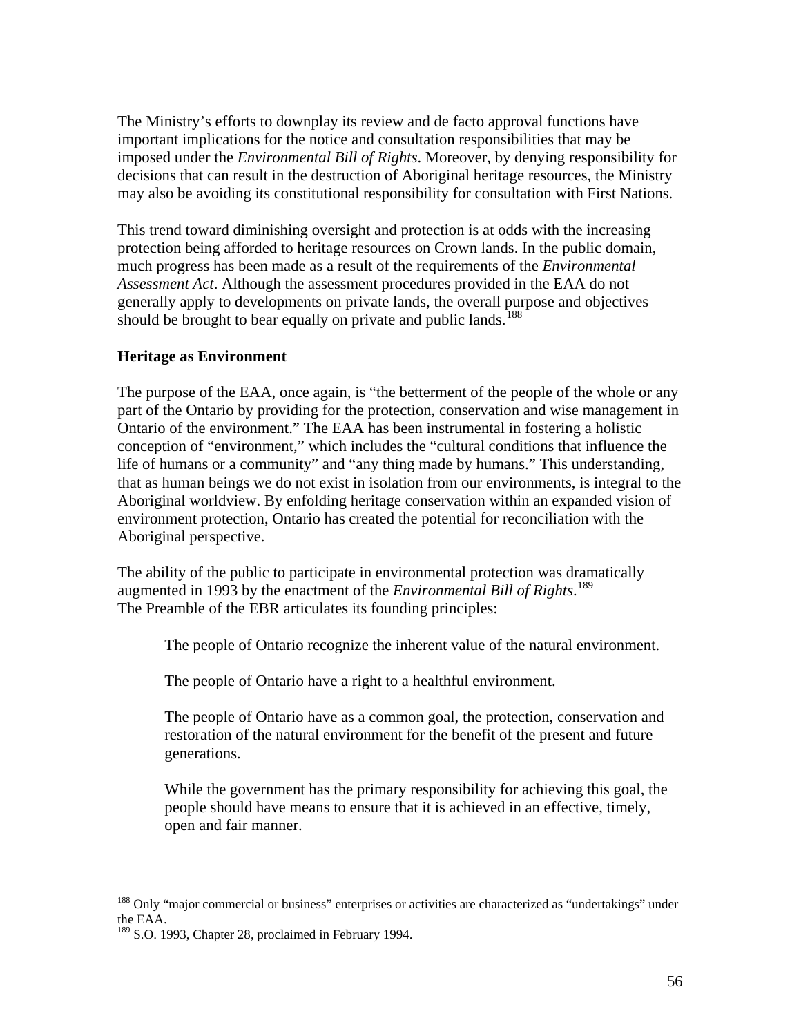The Ministry's efforts to downplay its review and de facto approval functions have important implications for the notice and consultation responsibilities that may be imposed under the *Environmental Bill of Rights*. Moreover, by denying responsibility for decisions that can result in the destruction of Aboriginal heritage resources, the Ministry may also be avoiding its constitutional responsibility for consultation with First Nations.

This trend toward diminishing oversight and protection is at odds with the increasing protection being afforded to heritage resources on Crown lands. In the public domain, much progress has been made as a result of the requirements of the *Environmental Assessment Act*. Although the assessment procedures provided in the EAA do not generally apply to developments on private lands, the overall purpose and objectives should be brought to bear equally on private and public lands.[188]

### Heritage as Environment

The purpose of the EAA, once again, is "the betterment of the people of the whole or any part of the Ontario by providing for the protection, conservation and wise management in Ontario of the environment." The EAA has been instrumental in fostering a holistic conception of "environment," which includes the "cultural conditions that influence the life of humans or a community" and "any thing made by humans." This understanding, that as human beings we do not exist in isolation from our environments, is integral to the Aboriginal worldview. By enfolding heritage conservation within an expanded vision of environment protection, Ontario has created the potential for reconciliation with the Aboriginal perspective.

The ability of the public to participate in environmental protection was dramatically augmented in 1993 by the enactment of the *Environmental Bill of Rights*.[189] The Preamble of the EBR articulates its founding principles:

> The people of Ontario recognize the inherent value of the natural environment.
>
> The people of Ontario have a right to a healthful environment.
>
> The people of Ontario have as a common goal, the protection, conservation and restoration of the natural environment for the benefit of the present and future generations.
>
> While the government has the primary responsibility for achieving this goal, the people should have means to ensure that it is achieved in an effective, timely, open and fair manner.

---

[188] Only "major commercial or business" enterprises or activities are characterized as "undertakings" under the EAA.

[189] S.O. 1993, Chapter 28, proclaimed in February 1994.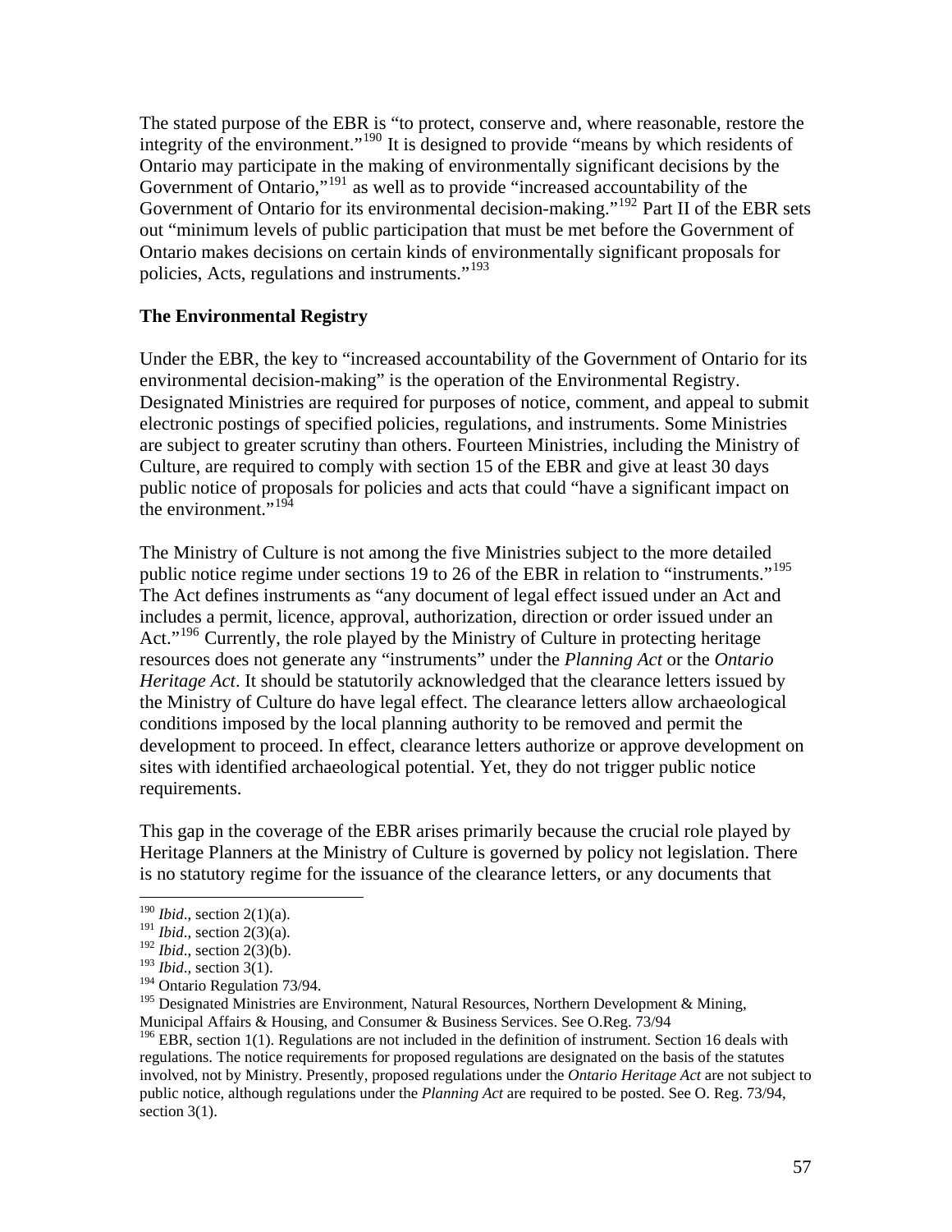The stated purpose of the EBR is "to protect, conserve and, where reasonable, restore the integrity of the environment."[190] It is designed to provide "means by which residents of Ontario may participate in the making of environmentally significant decisions by the Government of Ontario,"[191] as well as to provide "increased accountability of the Government of Ontario for its environmental decision-making."[192] Part II of the EBR sets out "minimum levels of public participation that must be met before the Government of Ontario makes decisions on certain kinds of environmentally significant proposals for policies, Acts, regulations and instruments."[193]

**The Environmental Registry**

Under the EBR, the key to "increased accountability of the Government of Ontario for its environmental decision-making" is the operation of the Environmental Registry. Designated Ministries are required for purposes of notice, comment, and appeal to submit electronic postings of specified policies, regulations, and instruments. Some Ministries are subject to greater scrutiny than others. Fourteen Ministries, including the Ministry of Culture, are required to comply with section 15 of the EBR and give at least 30 days public notice of proposals for policies and acts that could "have a significant impact on the environment."[194]

The Ministry of Culture is not among the five Ministries subject to the more detailed public notice regime under sections 19 to 26 of the EBR in relation to "instruments."[195] The Act defines instruments as "any document of legal effect issued under an Act and includes a permit, licence, approval, authorization, direction or order issued under an Act."[196] Currently, the role played by the Ministry of Culture in protecting heritage resources does not generate any "instruments" under the *Planning Act* or the *Ontario Heritage Act*. It should be statutorily acknowledged that the clearance letters issued by the Ministry of Culture do have legal effect. The clearance letters allow archaeological conditions imposed by the local planning authority to be removed and permit the development to proceed. In effect, clearance letters authorize or approve development on sites with identified archaeological potential. Yet, they do not trigger public notice requirements.

This gap in the coverage of the EBR arises primarily because the crucial role played by Heritage Planners at the Ministry of Culture is governed by policy not legislation. There is no statutory regime for the issuance of the clearance letters, or any documents that

---

[190] *Ibid*., section 2(1)(a).

[191] *Ibid*., section 2(3)(a).

[192] *Ibid*., section 2(3)(b).

[193] *Ibid*., section 3(1).

[194] Ontario Regulation 73/94.

[195] Designated Ministries are Environment, Natural Resources, Northern Development & Mining, Municipal Affairs & Housing, and Consumer & Business Services. See O.Reg. 73/94

[196] EBR, section 1(1). Regulations are not included in the definition of instrument. Section 16 deals with regulations. The notice requirements for proposed regulations are designated on the basis of the statutes involved, not by Ministry. Presently, proposed regulations under the *Ontario Heritage Act* are not subject to public notice, although regulations under the *Planning Act* are required to be posted. See O. Reg. 73/94, section 3(1).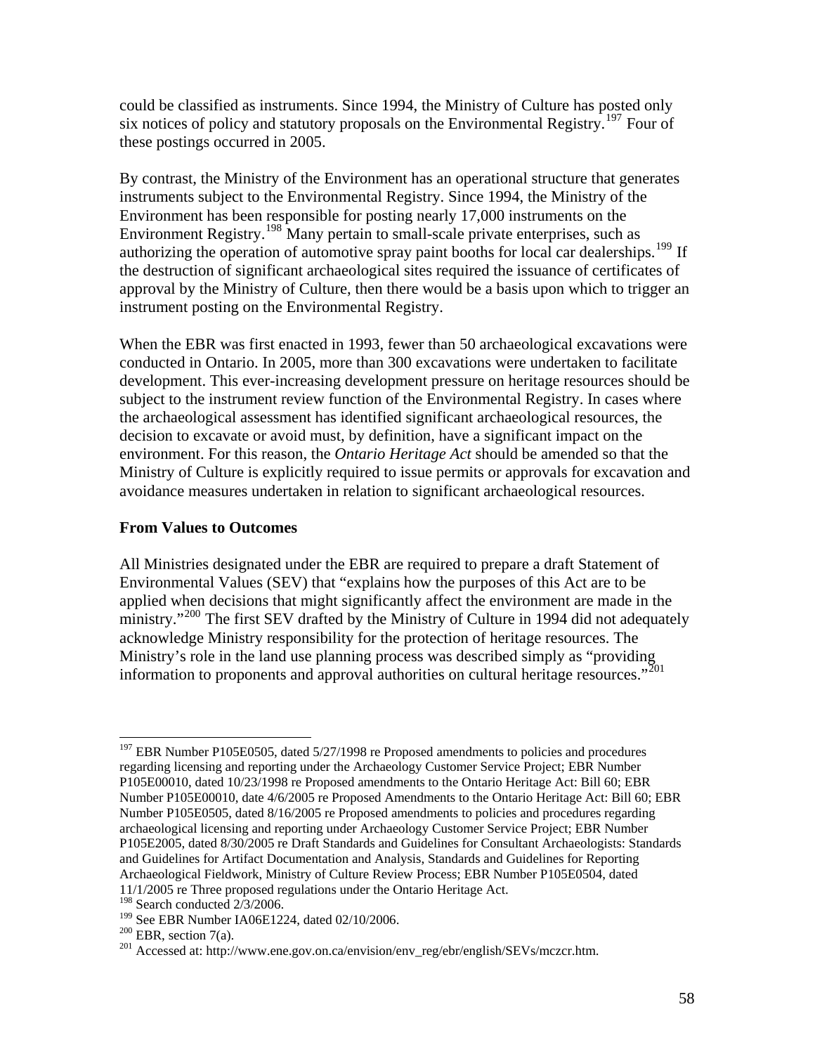could be classified as instruments. Since 1994, the Ministry of Culture has posted only six notices of policy and statutory proposals on the Environmental Registry.[197] Four of these postings occurred in 2005.

By contrast, the Ministry of the Environment has an operational structure that generates instruments subject to the Environmental Registry. Since 1994, the Ministry of the Environment has been responsible for posting nearly 17,000 instruments on the Environment Registry.[198] Many pertain to small-scale private enterprises, such as authorizing the operation of automotive spray paint booths for local car dealerships.[199] If the destruction of significant archaeological sites required the issuance of certificates of approval by the Ministry of Culture, then there would be a basis upon which to trigger an instrument posting on the Environmental Registry.

When the EBR was first enacted in 1993, fewer than 50 archaeological excavations were conducted in Ontario. In 2005, more than 300 excavations were undertaken to facilitate development. This ever-increasing development pressure on heritage resources should be subject to the instrument review function of the Environmental Registry. In cases where the archaeological assessment has identified significant archaeological resources, the decision to excavate or avoid must, by definition, have a significant impact on the environment. For this reason, the *Ontario Heritage Act* should be amended so that the Ministry of Culture is explicitly required to issue permits or approvals for excavation and avoidance measures undertaken in relation to significant archaeological resources.

**From Values to Outcomes**

All Ministries designated under the EBR are required to prepare a draft Statement of Environmental Values (SEV) that "explains how the purposes of this Act are to be applied when decisions that might significantly affect the environment are made in the ministry."[200] The first SEV drafted by the Ministry of Culture in 1994 did not adequately acknowledge Ministry responsibility for the protection of heritage resources. The Ministry's role in the land use planning process was described simply as "providing information to proponents and approval authorities on cultural heritage resources."[201]

---

[197] EBR Number P105E0505, dated 5/27/1998 re Proposed amendments to policies and procedures regarding licensing and reporting under the Archaeology Customer Service Project; EBR Number P105E00010, dated 10/23/1998 re Proposed amendments to the Ontario Heritage Act: Bill 60; EBR Number P105E00010, date 4/6/2005 re Proposed Amendments to the Ontario Heritage Act: Bill 60; EBR Number P105E0505, dated 8/16/2005 re Proposed amendments to policies and procedures regarding archaeological licensing and reporting under Archaeology Customer Service Project; EBR Number P105E2005, dated 8/30/2005 re Draft Standards and Guidelines for Consultant Archaeologists: Standards and Guidelines for Artifact Documentation and Analysis, Standards and Guidelines for Reporting Archaeological Fieldwork, Ministry of Culture Review Process; EBR Number P105E0504, dated 11/1/2005 re Three proposed regulations under the Ontario Heritage Act.

[198] Search conducted 2/3/2006.

[199] See EBR Number IA06E1224, dated 02/10/2006.

[200] EBR, section 7(a).

[201] Accessed at: http://www.ene.gov.on.ca/envision/env_reg/ebr/english/SEVs/mczcr.htm.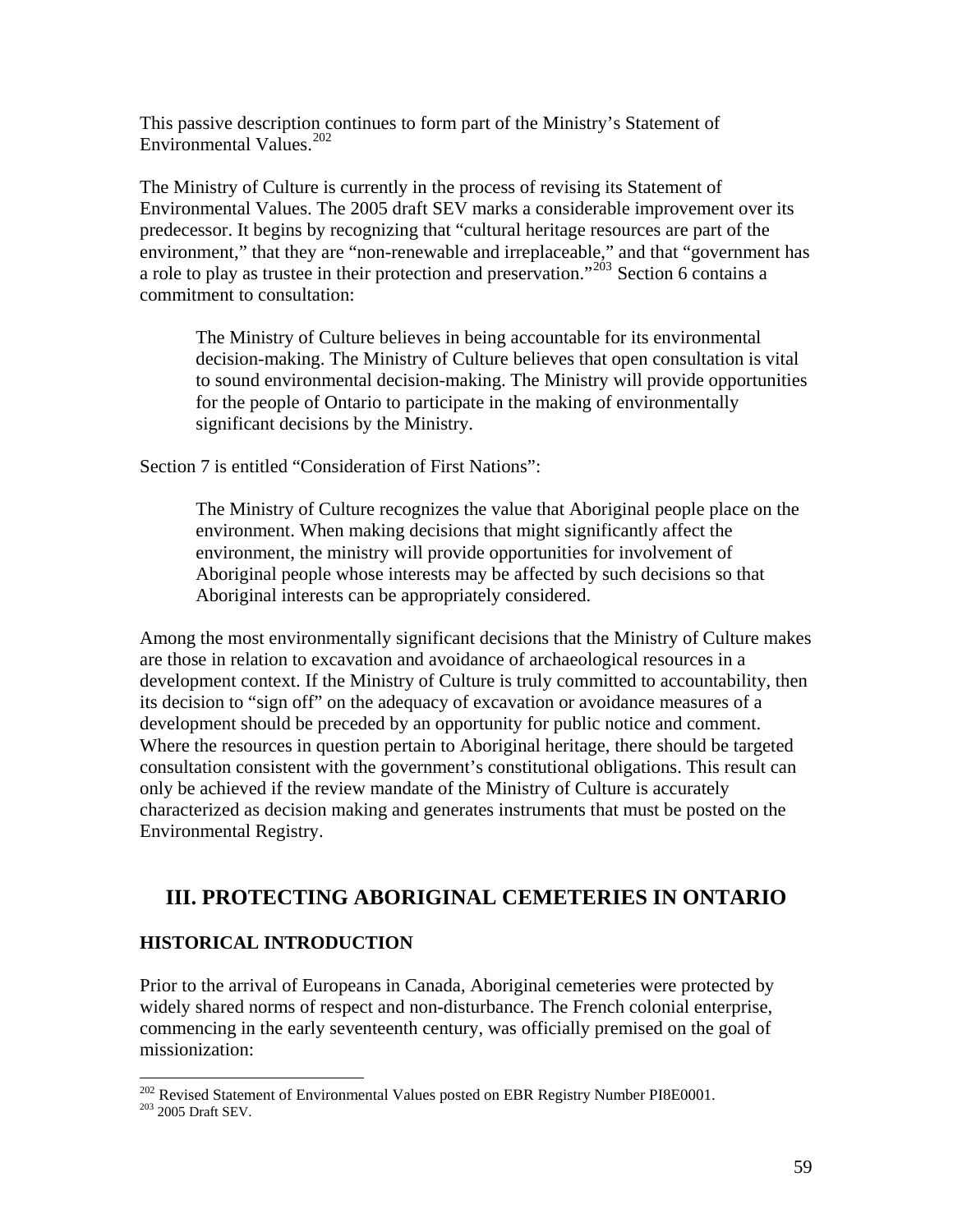This passive description continues to form part of the Ministry's Statement of Environmental Values.[202]

The Ministry of Culture is currently in the process of revising its Statement of Environmental Values. The 2005 draft SEV marks a considerable improvement over its predecessor. It begins by recognizing that "cultural heritage resources are part of the environment," that they are "non-renewable and irreplaceable," and that "government has a role to play as trustee in their protection and preservation."[203] Section 6 contains a commitment to consultation:

> The Ministry of Culture believes in being accountable for its environmental decision-making. The Ministry of Culture believes that open consultation is vital to sound environmental decision-making. The Ministry will provide opportunities for the people of Ontario to participate in the making of environmentally significant decisions by the Ministry.

Section 7 is entitled "Consideration of First Nations":

> The Ministry of Culture recognizes the value that Aboriginal people place on the environment. When making decisions that might significantly affect the environment, the ministry will provide opportunities for involvement of Aboriginal people whose interests may be affected by such decisions so that Aboriginal interests can be appropriately considered.

Among the most environmentally significant decisions that the Ministry of Culture makes are those in relation to excavation and avoidance of archaeological resources in a development context. If the Ministry of Culture is truly committed to accountability, then its decision to "sign off" on the adequacy of excavation or avoidance measures of a development should be preceded by an opportunity for public notice and comment. Where the resources in question pertain to Aboriginal heritage, there should be targeted consultation consistent with the government's constitutional obligations. This result can only be achieved if the review mandate of the Ministry of Culture is accurately characterized as decision making and generates instruments that must be posted on the Environmental Registry.

## III. PROTECTING ABORIGINAL CEMETERIES IN ONTARIO

### HISTORICAL INTRODUCTION

Prior to the arrival of Europeans in Canada, Aboriginal cemeteries were protected by widely shared norms of respect and non-disturbance. The French colonial enterprise, commencing in the early seventeenth century, was officially premised on the goal of missionization:

---

[202] Revised Statement of Environmental Values posted on EBR Registry Number PI8E0001.

[203] 2005 Draft SEV.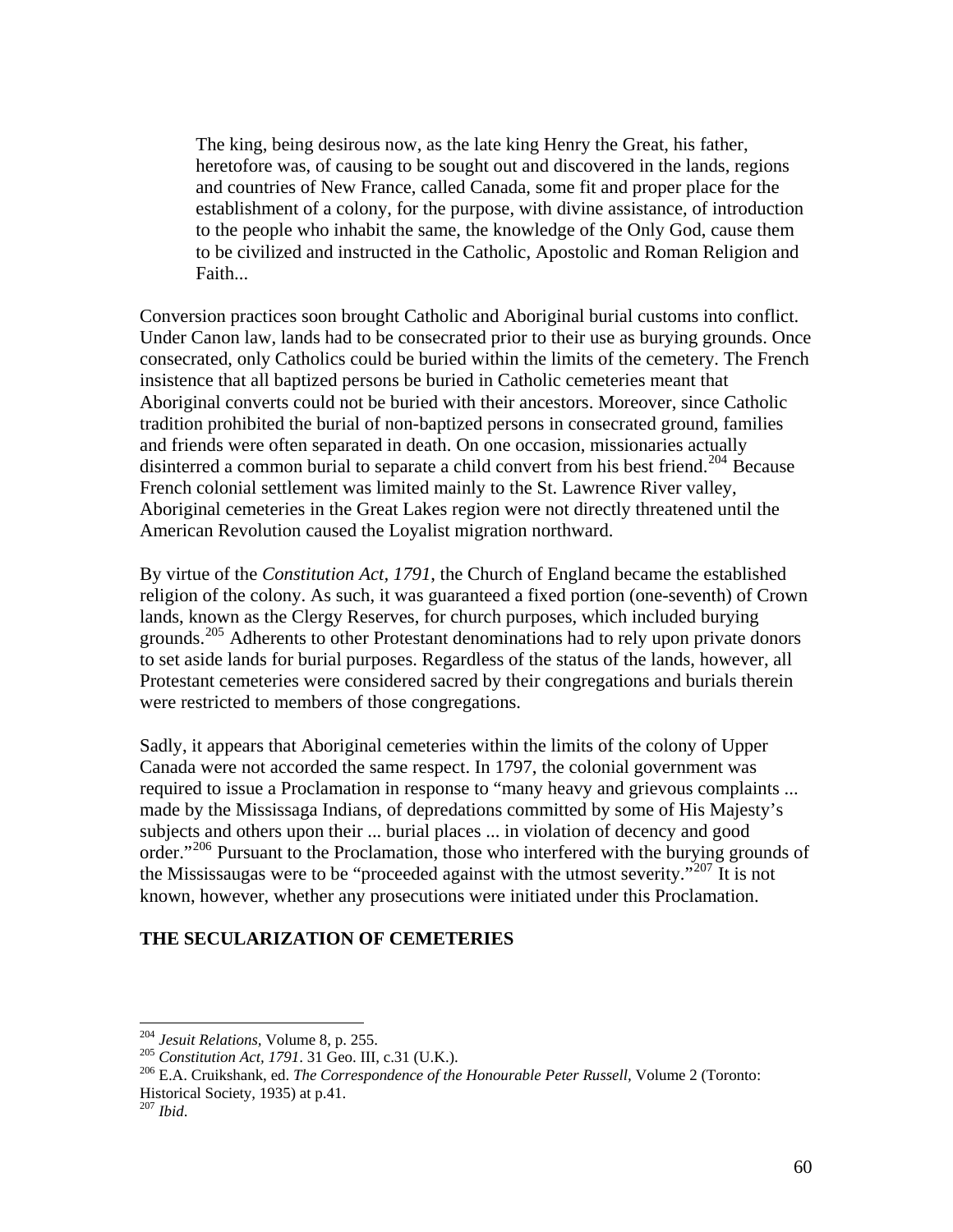> The king, being desirous now, as the late king Henry the Great, his father, heretofore was, of causing to be sought out and discovered in the lands, regions and countries of New France, called Canada, some fit and proper place for the establishment of a colony, for the purpose, with divine assistance, of introduction to the people who inhabit the same, the knowledge of the Only God, cause them to be civilized and instructed in the Catholic, Apostolic and Roman Religion and Faith...

Conversion practices soon brought Catholic and Aboriginal burial customs into conflict. Under Canon law, lands had to be consecrated prior to their use as burying grounds. Once consecrated, only Catholics could be buried within the limits of the cemetery. The French insistence that all baptized persons be buried in Catholic cemeteries meant that Aboriginal converts could not be buried with their ancestors. Moreover, since Catholic tradition prohibited the burial of non-baptized persons in consecrated ground, families and friends were often separated in death. On one occasion, missionaries actually disinterred a common burial to separate a child convert from his best friend.[204] Because French colonial settlement was limited mainly to the St. Lawrence River valley, Aboriginal cemeteries in the Great Lakes region were not directly threatened until the American Revolution caused the Loyalist migration northward.

By virtue of the *Constitution Act, 1791*, the Church of England became the established religion of the colony. As such, it was guaranteed a fixed portion (one-seventh) of Crown lands, known as the Clergy Reserves, for church purposes, which included burying grounds.[205] Adherents to other Protestant denominations had to rely upon private donors to set aside lands for burial purposes. Regardless of the status of the lands, however, all Protestant cemeteries were considered sacred by their congregations and burials therein were restricted to members of those congregations.

Sadly, it appears that Aboriginal cemeteries within the limits of the colony of Upper Canada were not accorded the same respect. In 1797, the colonial government was required to issue a Proclamation in response to "many heavy and grievous complaints ... made by the Mississaga Indians, of depredations committed by some of His Majesty's subjects and others upon their ... burial places ... in violation of decency and good order."[206] Pursuant to the Proclamation, those who interfered with the burying grounds of the Mississaugas were to be "proceeded against with the utmost severity."[207] It is not known, however, whether any prosecutions were initiated under this Proclamation.

## THE SECULARIZATION OF CEMETERIES

---

[204] *Jesuit Relations,* Volume 8, p. 255.

[205] *Constitution Act, 1791*. 31 Geo. III, c.31 (U.K.).

[206] E.A. Cruikshank, ed. *The Correspondence of the Honourable Peter Russell*, Volume 2 (Toronto: Historical Society, 1935) at p.41.

[207] *Ibid*.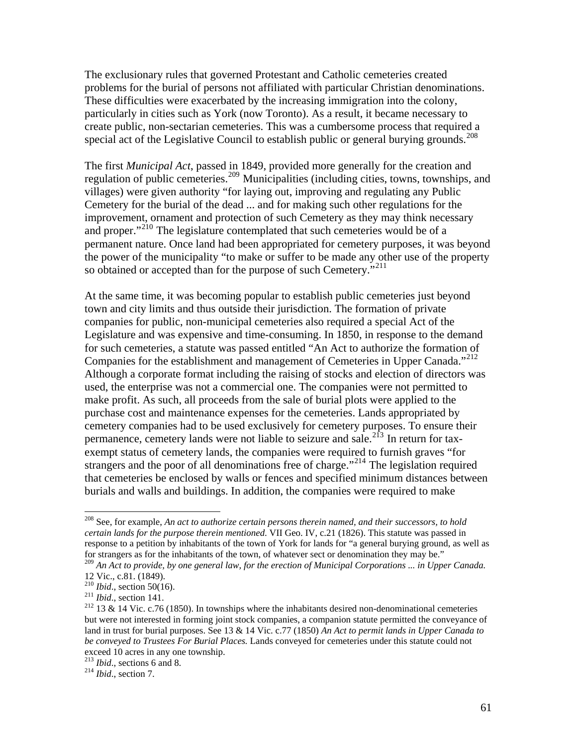The exclusionary rules that governed Protestant and Catholic cemeteries created problems for the burial of persons not affiliated with particular Christian denominations. These difficulties were exacerbated by the increasing immigration into the colony, particularly in cities such as York (now Toronto). As a result, it became necessary to create public, non-sectarian cemeteries. This was a cumbersome process that required a special act of the Legislative Council to establish public or general burying grounds.[208]

The first *Municipal Act*, passed in 1849, provided more generally for the creation and regulation of public cemeteries.[209] Municipalities (including cities, towns, townships, and villages) were given authority "for laying out, improving and regulating any Public Cemetery for the burial of the dead ... and for making such other regulations for the improvement, ornament and protection of such Cemetery as they may think necessary and proper."[210] The legislature contemplated that such cemeteries would be of a permanent nature. Once land had been appropriated for cemetery purposes, it was beyond the power of the municipality "to make or suffer to be made any other use of the property so obtained or accepted than for the purpose of such Cemetery."[211]

At the same time, it was becoming popular to establish public cemeteries just beyond town and city limits and thus outside their jurisdiction. The formation of private companies for public, non-municipal cemeteries also required a special Act of the Legislature and was expensive and time-consuming. In 1850, in response to the demand for such cemeteries, a statute was passed entitled "An Act to authorize the formation of Companies for the establishment and management of Cemeteries in Upper Canada."[212] Although a corporate format including the raising of stocks and election of directors was used, the enterprise was not a commercial one. The companies were not permitted to make profit. As such, all proceeds from the sale of burial plots were applied to the purchase cost and maintenance expenses for the cemeteries. Lands appropriated by cemetery companies had to be used exclusively for cemetery purposes. To ensure their permanence, cemetery lands were not liable to seizure and sale.[213] In return for tax-exempt status of cemetery lands, the companies were required to furnish graves "for strangers and the poor of all denominations free of charge."[214] The legislation required that cemeteries be enclosed by walls or fences and specified minimum distances between burials and walls and buildings. In addition, the companies were required to make

---

[208] See, for example, *An act to authorize certain persons therein named, and their successors, to hold certain lands for the purpose therein mentioned.* VII Geo. IV, c.21 (1826). This statute was passed in response to a petition by inhabitants of the town of York for lands for "a general burying ground, as well as for strangers as for the inhabitants of the town, of whatever sect or denomination they may be."

[209] *An Act to provide, by one general law, for the erection of Municipal Corporations ... in Upper Canada.* 12 Vic., c.81. (1849).

[210] *Ibid*., section 50(16).

[211] *Ibid*., section 141.

[212] 13 & 14 Vic. c.76 (1850). In townships where the inhabitants desired non-denominational cemeteries but were not interested in forming joint stock companies, a companion statute permitted the conveyance of land in trust for burial purposes. See 13 & 14 Vic. c.77 (1850) *An Act to permit lands in Upper Canada to be conveyed to Trustees For Burial Places.* Lands conveyed for cemeteries under this statute could not exceed 10 acres in any one township.

[213] *Ibid*., sections 6 and 8.

[214] *Ibid*., section 7.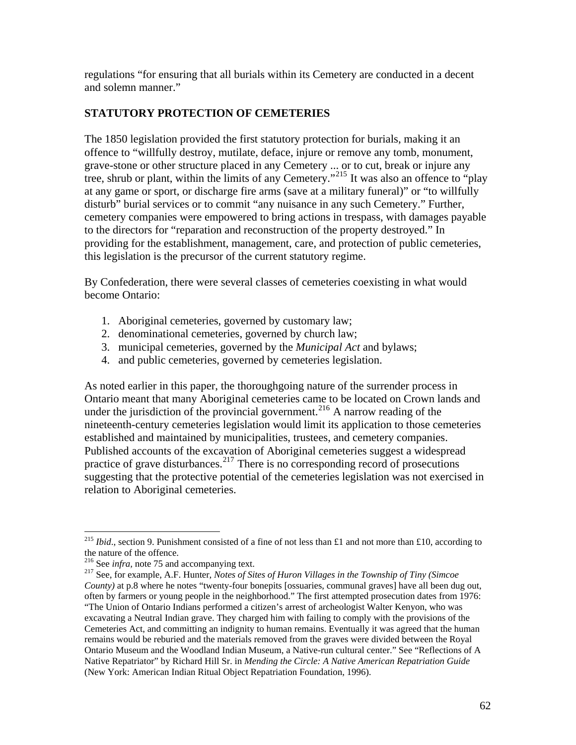regulations "for ensuring that all burials within its Cemetery are conducted in a decent and solemn manner."

## STATUTORY PROTECTION OF CEMETERIES

The 1850 legislation provided the first statutory protection for burials, making it an offence to "willfully destroy, mutilate, deface, injure or remove any tomb, monument, grave-stone or other structure placed in any Cemetery ... or to cut, break or injure any tree, shrub or plant, within the limits of any Cemetery."[215] It was also an offence to "play at any game or sport, or discharge fire arms (save at a military funeral)" or "to willfully disturb" burial services or to commit "any nuisance in any such Cemetery." Further, cemetery companies were empowered to bring actions in trespass, with damages payable to the directors for "reparation and reconstruction of the property destroyed." In providing for the establishment, management, care, and protection of public cemeteries, this legislation is the precursor of the current statutory regime.

By Confederation, there were several classes of cemeteries coexisting in what would become Ontario:

1. Aboriginal cemeteries, governed by customary law;
2. denominational cemeteries, governed by church law;
3. municipal cemeteries, governed by the *Municipal Act* and bylaws;
4. and public cemeteries, governed by cemeteries legislation.

As noted earlier in this paper, the thoroughgoing nature of the surrender process in Ontario meant that many Aboriginal cemeteries came to be located on Crown lands and under the jurisdiction of the provincial government.[216] A narrow reading of the nineteenth-century cemeteries legislation would limit its application to those cemeteries established and maintained by municipalities, trustees, and cemetery companies. Published accounts of the excavation of Aboriginal cemeteries suggest a widespread practice of grave disturbances.[217] There is no corresponding record of prosecutions suggesting that the protective potential of the cemeteries legislation was not exercised in relation to Aboriginal cemeteries.

---

[215] *Ibid*., section 9. Punishment consisted of a fine of not less than £1 and not more than £10, according to the nature of the offence.

[216] See *infra*, note 75 and accompanying text.

[217] See, for example, A.F. Hunter, *Notes of Sites of Huron Villages in the Township of Tiny (Simcoe County)* at p.8 where he notes "twenty-four bonepits [ossuaries, communal graves] have all been dug out, often by farmers or young people in the neighborhood." The first attempted prosecution dates from 1976: "The Union of Ontario Indians performed a citizen's arrest of archeologist Walter Kenyon, who was excavating a Neutral Indian grave. They charged him with failing to comply with the provisions of the Cemeteries Act, and committing an indignity to human remains. Eventually it was agreed that the human remains would be reburied and the materials removed from the graves were divided between the Royal Ontario Museum and the Woodland Indian Museum, a Native-run cultural center." See "Reflections of A Native Repatriator" by Richard Hill Sr. in *Mending the Circle: A Native American Repatriation Guide* (New York: American Indian Ritual Object Repatriation Foundation, 1996).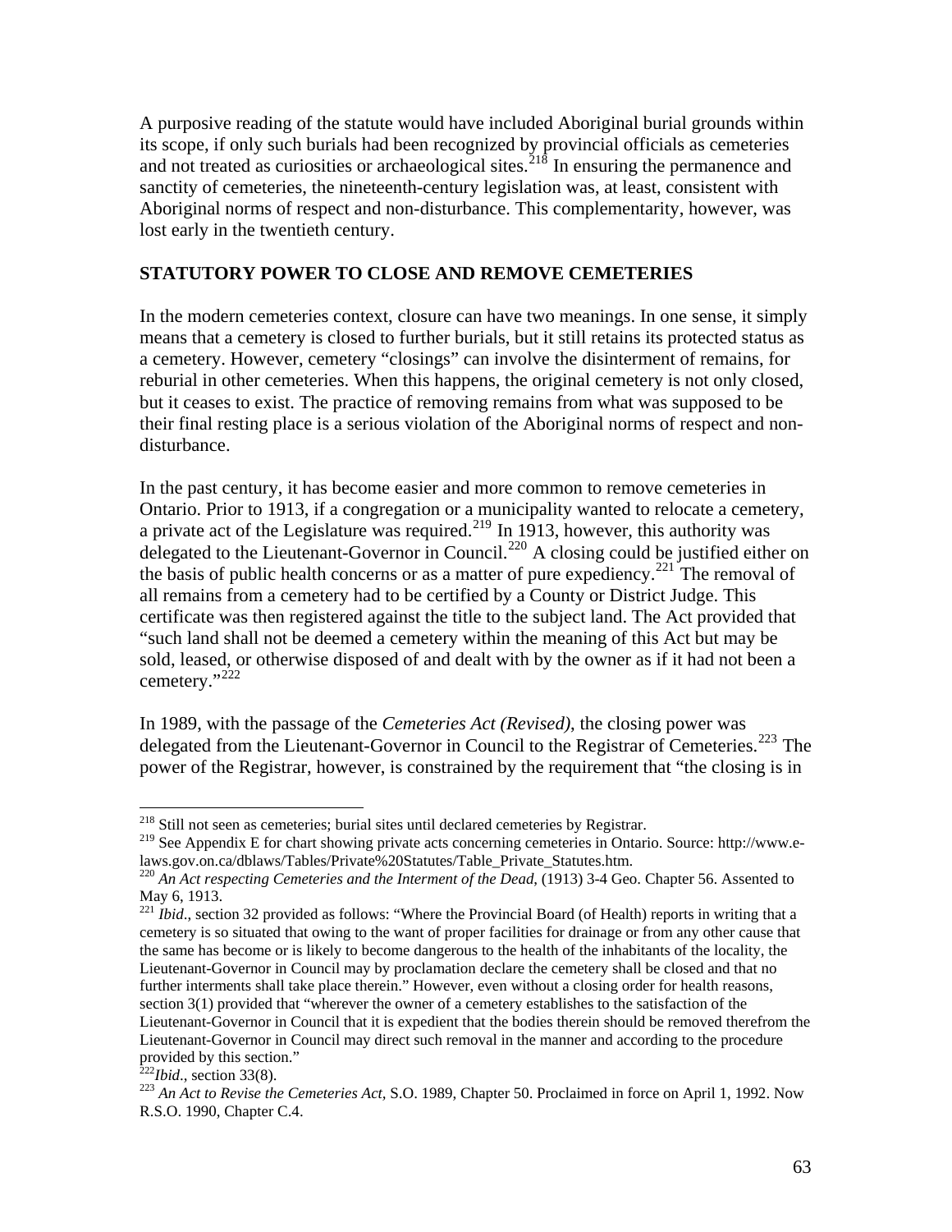A purposive reading of the statute would have included Aboriginal burial grounds within its scope, if only such burials had been recognized by provincial officials as cemeteries and not treated as curiosities or archaeological sites.[218] In ensuring the permanence and sanctity of cemeteries, the nineteenth-century legislation was, at least, consistent with Aboriginal norms of respect and non-disturbance. This complementarity, however, was lost early in the twentieth century.

## STATUTORY POWER TO CLOSE AND REMOVE CEMETERIES

In the modern cemeteries context, closure can have two meanings. In one sense, it simply means that a cemetery is closed to further burials, but it still retains its protected status as a cemetery. However, cemetery "closings" can involve the disinterment of remains, for reburial in other cemeteries. When this happens, the original cemetery is not only closed, but it ceases to exist. The practice of removing remains from what was supposed to be their final resting place is a serious violation of the Aboriginal norms of respect and non-disturbance.

In the past century, it has become easier and more common to remove cemeteries in Ontario. Prior to 1913, if a congregation or a municipality wanted to relocate a cemetery, a private act of the Legislature was required.[219] In 1913, however, this authority was delegated to the Lieutenant-Governor in Council.[220] A closing could be justified either on the basis of public health concerns or as a matter of pure expediency.[221] The removal of all remains from a cemetery had to be certified by a County or District Judge. This certificate was then registered against the title to the subject land. The Act provided that "such land shall not be deemed a cemetery within the meaning of this Act but may be sold, leased, or otherwise disposed of and dealt with by the owner as if it had not been a cemetery."[222]

In 1989, with the passage of the *Cemeteries Act (Revised)*, the closing power was delegated from the Lieutenant-Governor in Council to the Registrar of Cemeteries.[223] The power of the Registrar, however, is constrained by the requirement that "the closing is in

---

[218] Still not seen as cemeteries; burial sites until declared cemeteries by Registrar.

[219] See Appendix E for chart showing private acts concerning cemeteries in Ontario. Source: http://www.e-laws.gov.on.ca/dblaws/Tables/Private%20Statutes/Table_Private_Statutes.htm.

[220] *An Act respecting Cemeteries and the Interment of the Dead*, (1913) 3-4 Geo. Chapter 56. Assented to May 6, 1913.

[221] *Ibid*., section 32 provided as follows: "Where the Provincial Board (of Health) reports in writing that a cemetery is so situated that owing to the want of proper facilities for drainage or from any other cause that the same has become or is likely to become dangerous to the health of the inhabitants of the locality, the Lieutenant-Governor in Council may by proclamation declare the cemetery shall be closed and that no further interments shall take place therein." However, even without a closing order for health reasons, section 3(1) provided that "wherever the owner of a cemetery establishes to the satisfaction of the Lieutenant-Governor in Council that it is expedient that the bodies therein should be removed therefrom the Lieutenant-Governor in Council may direct such removal in the manner and according to the procedure provided by this section."

[222] *Ibid*., section 33(8).

[223] *An Act to Revise the Cemeteries Act,* S.O. 1989, Chapter 50. Proclaimed in force on April 1, 1992. Now R.S.O. 1990, Chapter C.4.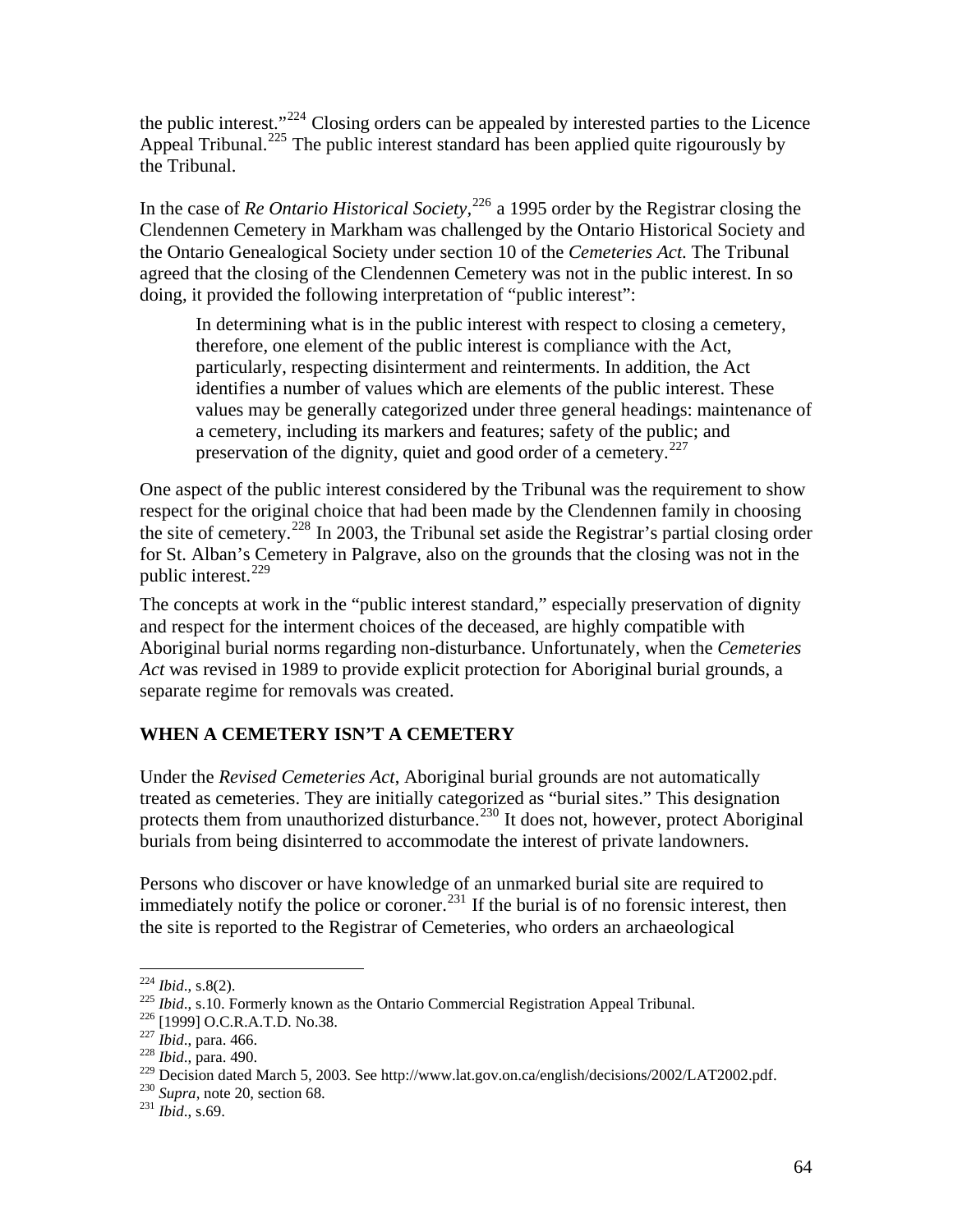the public interest."[224] Closing orders can be appealed by interested parties to the Licence Appeal Tribunal.[225] The public interest standard has been applied quite rigourously by the Tribunal.

In the case of *Re Ontario Historical Society*,[226] a 1995 order by the Registrar closing the Clendennen Cemetery in Markham was challenged by the Ontario Historical Society and the Ontario Genealogical Society under section 10 of the *Cemeteries Act.* The Tribunal agreed that the closing of the Clendennen Cemetery was not in the public interest. In so doing, it provided the following interpretation of "public interest":

> In determining what is in the public interest with respect to closing a cemetery, therefore, one element of the public interest is compliance with the Act, particularly, respecting disinterment and reinterments. In addition, the Act identifies a number of values which are elements of the public interest. These values may be generally categorized under three general headings: maintenance of a cemetery, including its markers and features; safety of the public; and preservation of the dignity, quiet and good order of a cemetery.[227]

One aspect of the public interest considered by the Tribunal was the requirement to show respect for the original choice that had been made by the Clendennen family in choosing the site of cemetery.[228] In 2003, the Tribunal set aside the Registrar's partial closing order for St. Alban's Cemetery in Palgrave, also on the grounds that the closing was not in the public interest.[229]

The concepts at work in the "public interest standard," especially preservation of dignity and respect for the interment choices of the deceased, are highly compatible with Aboriginal burial norms regarding non-disturbance. Unfortunately, when the *Cemeteries Act* was revised in 1989 to provide explicit protection for Aboriginal burial grounds, a separate regime for removals was created.

## WHEN A CEMETERY ISN'T A CEMETERY

Under the *Revised Cemeteries Act*, Aboriginal burial grounds are not automatically treated as cemeteries. They are initially categorized as "burial sites." This designation protects them from unauthorized disturbance.[230] It does not, however, protect Aboriginal burials from being disinterred to accommodate the interest of private landowners.

Persons who discover or have knowledge of an unmarked burial site are required to immediately notify the police or coroner.[231] If the burial is of no forensic interest, then the site is reported to the Registrar of Cemeteries, who orders an archaeological

---

[224] *Ibid*., s.8(2).
[225] *Ibid*., s.10. Formerly known as the Ontario Commercial Registration Appeal Tribunal.
[226] [1999] O.C.R.A.T.D. No.38.
[227] *Ibid*., para. 466.
[228] *Ibid*., para. 490.
[229] Decision dated March 5, 2003. See http://www.lat.gov.on.ca/english/decisions/2002/LAT2002.pdf.
[230] *Supra*, note 20, section 68.
[231] *Ibid*., s.69.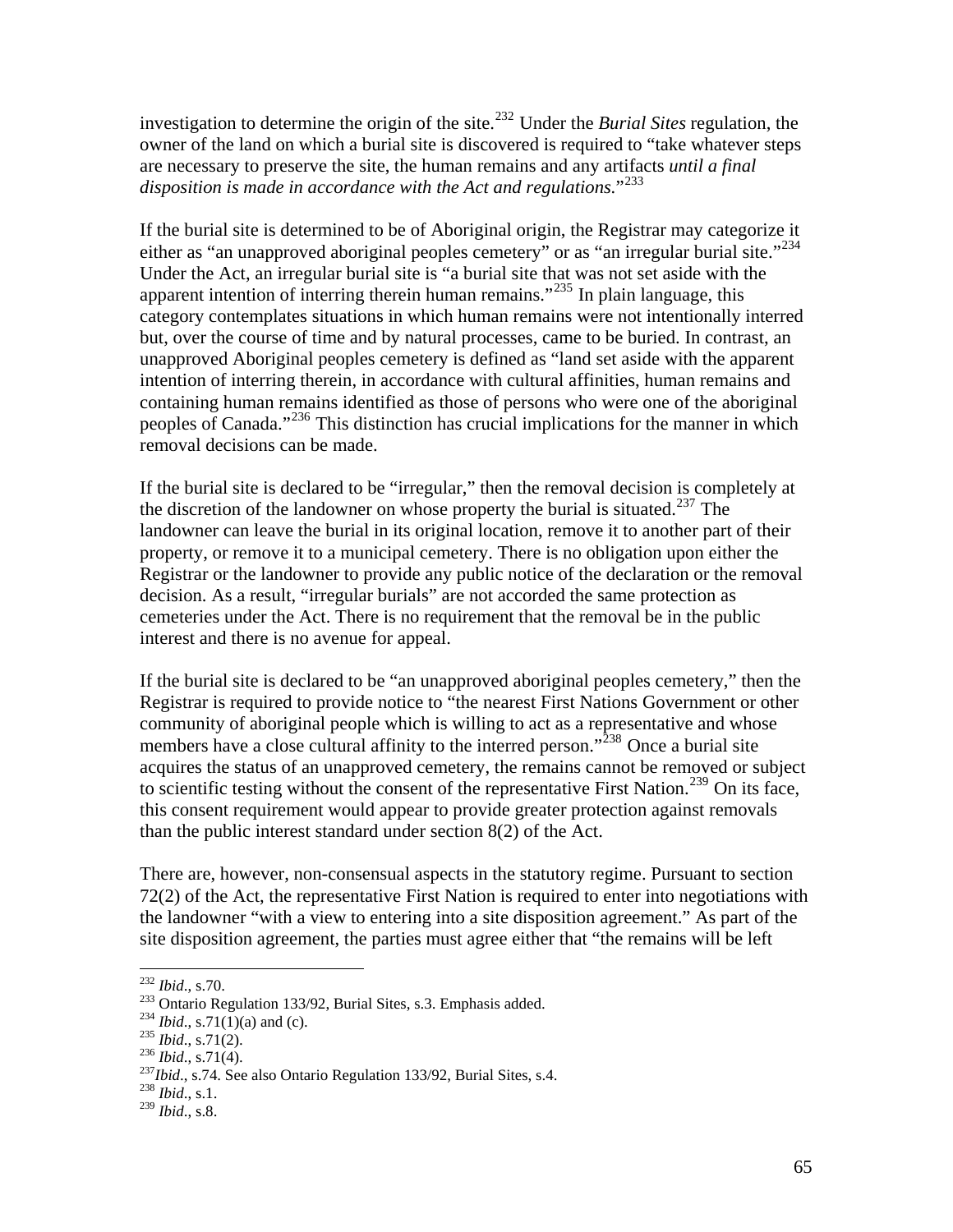investigation to determine the origin of the site.[232] Under the *Burial Sites* regulation, the owner of the land on which a burial site is discovered is required to "take whatever steps are necessary to preserve the site, the human remains and any artifacts *until a final disposition is made in accordance with the Act and regulations.*"[233]

If the burial site is determined to be of Aboriginal origin, the Registrar may categorize it either as "an unapproved aboriginal peoples cemetery" or as "an irregular burial site."[234] Under the Act, an irregular burial site is "a burial site that was not set aside with the apparent intention of interring therein human remains."[235] In plain language, this category contemplates situations in which human remains were not intentionally interred but, over the course of time and by natural processes, came to be buried. In contrast, an unapproved Aboriginal peoples cemetery is defined as "land set aside with the apparent intention of interring therein, in accordance with cultural affinities, human remains and containing human remains identified as those of persons who were one of the aboriginal peoples of Canada."[236] This distinction has crucial implications for the manner in which removal decisions can be made.

If the burial site is declared to be "irregular," then the removal decision is completely at the discretion of the landowner on whose property the burial is situated.[237] The landowner can leave the burial in its original location, remove it to another part of their property, or remove it to a municipal cemetery. There is no obligation upon either the Registrar or the landowner to provide any public notice of the declaration or the removal decision. As a result, "irregular burials" are not accorded the same protection as cemeteries under the Act. There is no requirement that the removal be in the public interest and there is no avenue for appeal.

If the burial site is declared to be "an unapproved aboriginal peoples cemetery," then the Registrar is required to provide notice to "the nearest First Nations Government or other community of aboriginal people which is willing to act as a representative and whose members have a close cultural affinity to the interred person."[238] Once a burial site acquires the status of an unapproved cemetery, the remains cannot be removed or subject to scientific testing without the consent of the representative First Nation.[239] On its face, this consent requirement would appear to provide greater protection against removals than the public interest standard under section 8(2) of the Act.

There are, however, non-consensual aspects in the statutory regime. Pursuant to section 72(2) of the Act, the representative First Nation is required to enter into negotiations with the landowner "with a view to entering into a site disposition agreement." As part of the site disposition agreement, the parties must agree either that "the remains will be left

---

[232] *Ibid*., s.70.

[233] Ontario Regulation 133/92, Burial Sites, s.3. Emphasis added.

[234] *Ibid*., s.71(1)(a) and (c).

[235] *Ibid*., s.71(2).

[236] *Ibid*., s.71(4).

[237] *Ibid*., s.74. See also Ontario Regulation 133/92, Burial Sites, s.4.

[238] *Ibid*., s.1.

[239] *Ibid*., s.8.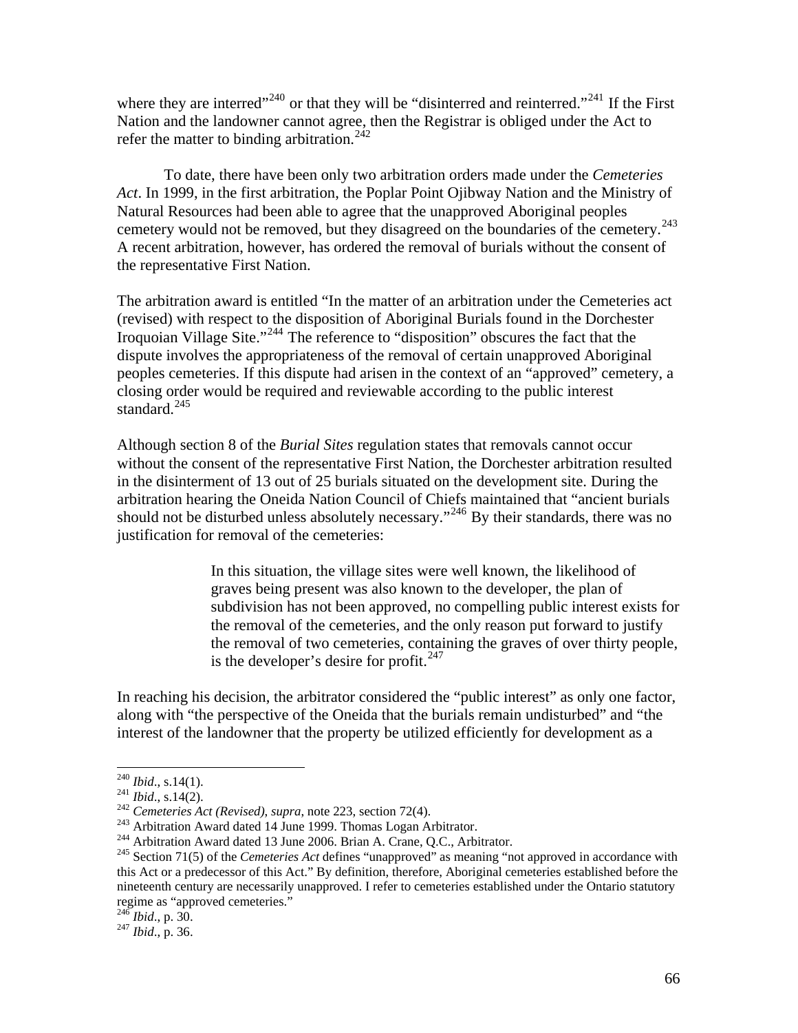where they are interred"[240] or that they will be "disinterred and reinterred."[241] If the First Nation and the landowner cannot agree, then the Registrar is obliged under the Act to refer the matter to binding arbitration.[242]

To date, there have been only two arbitration orders made under the *Cemeteries Act*. In 1999, in the first arbitration, the Poplar Point Ojibway Nation and the Ministry of Natural Resources had been able to agree that the unapproved Aboriginal peoples cemetery would not be removed, but they disagreed on the boundaries of the cemetery.[243] A recent arbitration, however, has ordered the removal of burials without the consent of the representative First Nation.

The arbitration award is entitled "In the matter of an arbitration under the Cemeteries act (revised) with respect to the disposition of Aboriginal Burials found in the Dorchester Iroquoian Village Site."[244] The reference to "disposition" obscures the fact that the dispute involves the appropriateness of the removal of certain unapproved Aboriginal peoples cemeteries. If this dispute had arisen in the context of an "approved" cemetery, a closing order would be required and reviewable according to the public interest standard.[245]

Although section 8 of the *Burial Sites* regulation states that removals cannot occur without the consent of the representative First Nation, the Dorchester arbitration resulted in the disinterment of 13 out of 25 burials situated on the development site. During the arbitration hearing the Oneida Nation Council of Chiefs maintained that "ancient burials should not be disturbed unless absolutely necessary."[246] By their standards, there was no justification for removal of the cemeteries:

> In this situation, the village sites were well known, the likelihood of graves being present was also known to the developer, the plan of subdivision has not been approved, no compelling public interest exists for the removal of the cemeteries, and the only reason put forward to justify the removal of two cemeteries, containing the graves of over thirty people, is the developer's desire for profit.[247]

In reaching his decision, the arbitrator considered the "public interest" as only one factor, along with "the perspective of the Oneida that the burials remain undisturbed" and "the interest of the landowner that the property be utilized efficiently for development as a

---

[240] *Ibid*., s.14(1).
[241] *Ibid*., s.14(2).
[242] *Cemeteries Act (Revised)*, *supra*, note 223, section 72(4).
[243] Arbitration Award dated 14 June 1999. Thomas Logan Arbitrator.
[244] Arbitration Award dated 13 June 2006. Brian A. Crane, Q.C., Arbitrator.
[245] Section 71(5) of the *Cemeteries Act* defines "unapproved" as meaning "not approved in accordance with this Act or a predecessor of this Act." By definition, therefore, Aboriginal cemeteries established before the nineteenth century are necessarily unapproved. I refer to cemeteries established under the Ontario statutory regime as "approved cemeteries."
[246] *Ibid*., p. 30.
[247] *Ibid*., p. 36.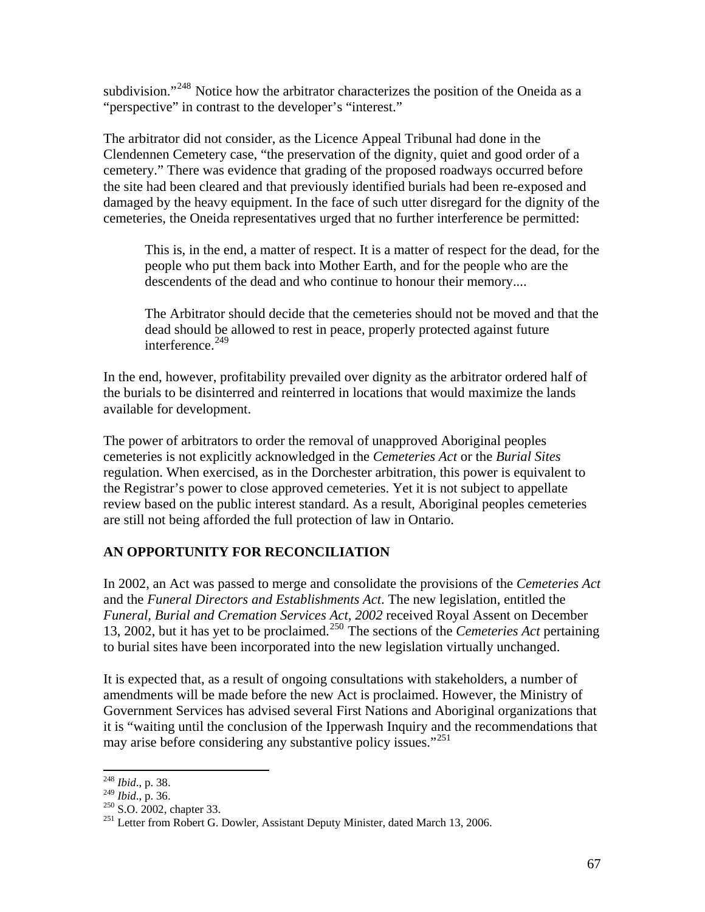subdivision."[248] Notice how the arbitrator characterizes the position of the Oneida as a "perspective" in contrast to the developer's "interest."

The arbitrator did not consider, as the Licence Appeal Tribunal had done in the Clendennen Cemetery case, "the preservation of the dignity, quiet and good order of a cemetery." There was evidence that grading of the proposed roadways occurred before the site had been cleared and that previously identified burials had been re-exposed and damaged by the heavy equipment. In the face of such utter disregard for the dignity of the cemeteries, the Oneida representatives urged that no further interference be permitted:

> This is, in the end, a matter of respect. It is a matter of respect for the dead, for the people who put them back into Mother Earth, and for the people who are the descendents of the dead and who continue to honour their memory....
>
> The Arbitrator should decide that the cemeteries should not be moved and that the dead should be allowed to rest in peace, properly protected against future interference.[249]

In the end, however, profitability prevailed over dignity as the arbitrator ordered half of the burials to be disinterred and reinterred in locations that would maximize the lands available for development.

The power of arbitrators to order the removal of unapproved Aboriginal peoples cemeteries is not explicitly acknowledged in the *Cemeteries Act* or the *Burial Sites* regulation. When exercised, as in the Dorchester arbitration, this power is equivalent to the Registrar's power to close approved cemeteries. Yet it is not subject to appellate review based on the public interest standard. As a result, Aboriginal peoples cemeteries are still not being afforded the full protection of law in Ontario.

## AN OPPORTUNITY FOR RECONCILIATION

In 2002, an Act was passed to merge and consolidate the provisions of the *Cemeteries Act* and the *Funeral Directors and Establishments Act*. The new legislation, entitled the *Funeral, Burial and Cremation Services Act, 2002* received Royal Assent on December 13, 2002, but it has yet to be proclaimed.[250] The sections of the *Cemeteries Act* pertaining to burial sites have been incorporated into the new legislation virtually unchanged.

It is expected that, as a result of ongoing consultations with stakeholders, a number of amendments will be made before the new Act is proclaimed. However, the Ministry of Government Services has advised several First Nations and Aboriginal organizations that it is "waiting until the conclusion of the Ipperwash Inquiry and the recommendations that may arise before considering any substantive policy issues."[251]

---

[248] *Ibid.*, p. 38.
[249] *Ibid.*, p. 36.
[250] S.O. 2002, chapter 33.
[251] Letter from Robert G. Dowler, Assistant Deputy Minister, dated March 13, 2006.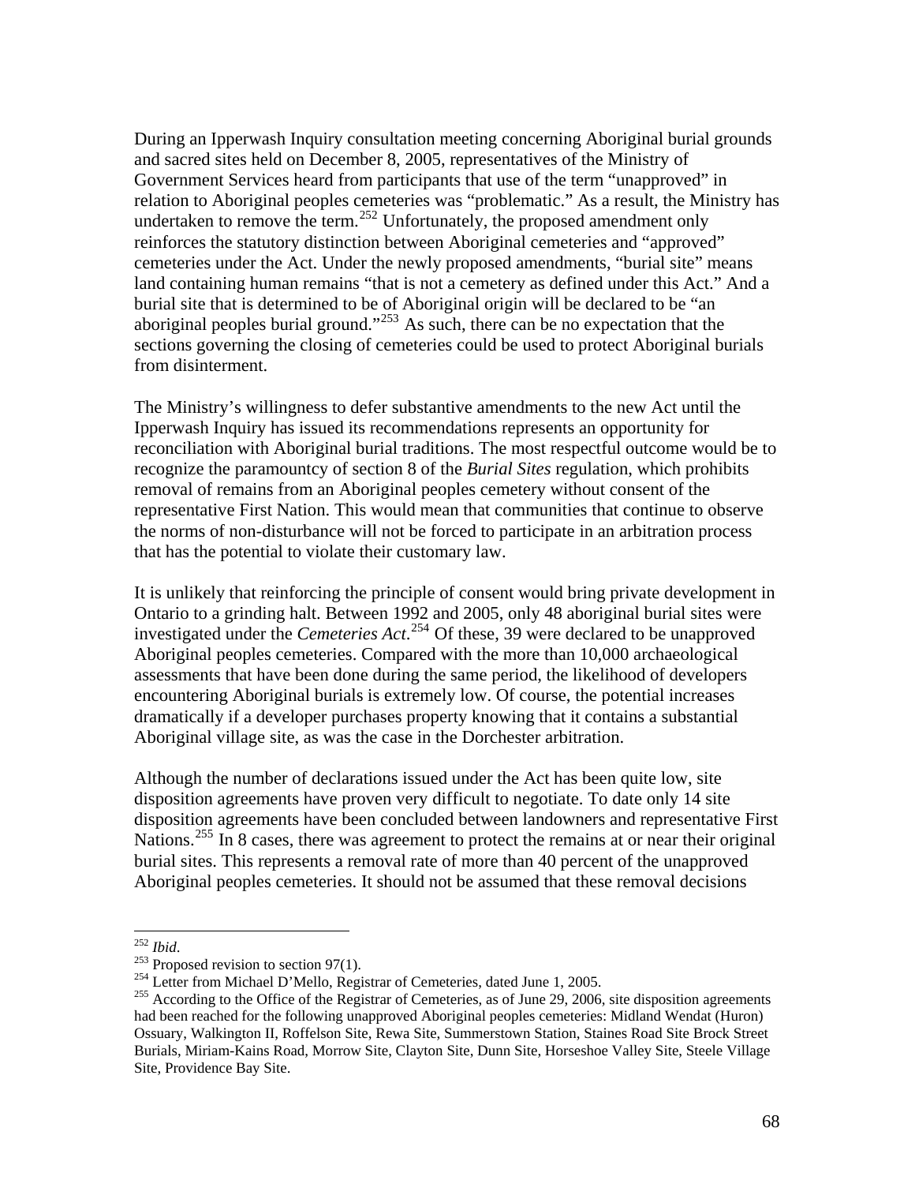During an Ipperwash Inquiry consultation meeting concerning Aboriginal burial grounds and sacred sites held on December 8, 2005, representatives of the Ministry of Government Services heard from participants that use of the term "unapproved" in relation to Aboriginal peoples cemeteries was "problematic." As a result, the Ministry has undertaken to remove the term.[252] Unfortunately, the proposed amendment only reinforces the statutory distinction between Aboriginal cemeteries and "approved" cemeteries under the Act. Under the newly proposed amendments, "burial site" means land containing human remains "that is not a cemetery as defined under this Act." And a burial site that is determined to be of Aboriginal origin will be declared to be "an aboriginal peoples burial ground."[253] As such, there can be no expectation that the sections governing the closing of cemeteries could be used to protect Aboriginal burials from disinterment.

The Ministry's willingness to defer substantive amendments to the new Act until the Ipperwash Inquiry has issued its recommendations represents an opportunity for reconciliation with Aboriginal burial traditions. The most respectful outcome would be to recognize the paramountcy of section 8 of the *Burial Sites* regulation, which prohibits removal of remains from an Aboriginal peoples cemetery without consent of the representative First Nation. This would mean that communities that continue to observe the norms of non-disturbance will not be forced to participate in an arbitration process that has the potential to violate their customary law.

It is unlikely that reinforcing the principle of consent would bring private development in Ontario to a grinding halt. Between 1992 and 2005, only 48 aboriginal burial sites were investigated under the *Cemeteries Act*.[254] Of these, 39 were declared to be unapproved Aboriginal peoples cemeteries. Compared with the more than 10,000 archaeological assessments that have been done during the same period, the likelihood of developers encountering Aboriginal burials is extremely low. Of course, the potential increases dramatically if a developer purchases property knowing that it contains a substantial Aboriginal village site, as was the case in the Dorchester arbitration.

Although the number of declarations issued under the Act has been quite low, site disposition agreements have proven very difficult to negotiate. To date only 14 site disposition agreements have been concluded between landowners and representative First Nations.[255] In 8 cases, there was agreement to protect the remains at or near their original burial sites. This represents a removal rate of more than 40 percent of the unapproved Aboriginal peoples cemeteries. It should not be assumed that these removal decisions

---

[252] *Ibid*.

[253] Proposed revision to section 97(1).

[254] Letter from Michael D'Mello, Registrar of Cemeteries, dated June 1, 2005.

[255] According to the Office of the Registrar of Cemeteries, as of June 29, 2006, site disposition agreements had been reached for the following unapproved Aboriginal peoples cemeteries: Midland Wendat (Huron) Ossuary, Walkington II, Roffelson Site, Rewa Site, Summerstown Station, Staines Road Site Brock Street Burials, Miriam-Kains Road, Morrow Site, Clayton Site, Dunn Site, Horseshoe Valley Site, Steele Village Site, Providence Bay Site.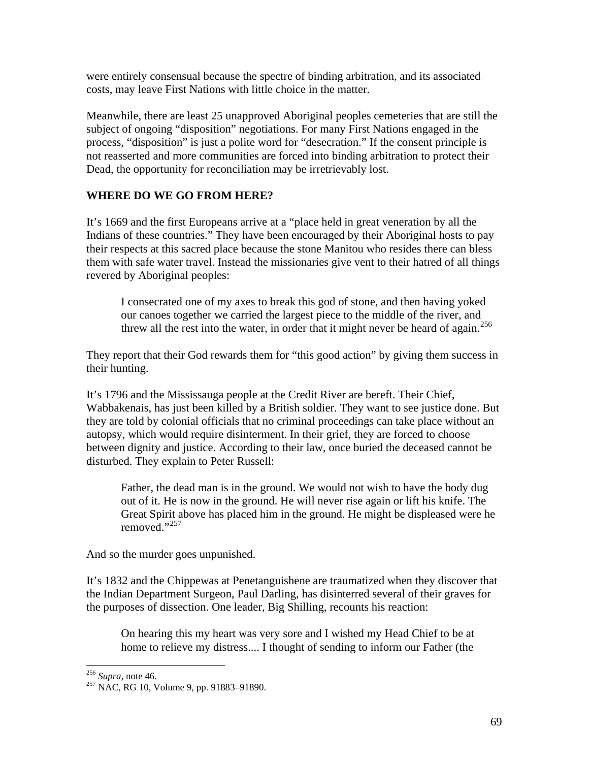were entirely consensual because the spectre of binding arbitration, and its associated costs, may leave First Nations with little choice in the matter.

Meanwhile, there are least 25 unapproved Aboriginal peoples cemeteries that are still the subject of ongoing "disposition" negotiations. For many First Nations engaged in the process, "disposition" is just a polite word for "desecration." If the consent principle is not reasserted and more communities are forced into binding arbitration to protect their Dead, the opportunity for reconciliation may be irretrievably lost.

## WHERE DO WE GO FROM HERE?

It's 1669 and the first Europeans arrive at a "place held in great veneration by all the Indians of these countries." They have been encouraged by their Aboriginal hosts to pay their respects at this sacred place because the stone Manitou who resides there can bless them with safe water travel. Instead the missionaries give vent to their hatred of all things revered by Aboriginal peoples:

> I consecrated one of my axes to break this god of stone, and then having yoked our canoes together we carried the largest piece to the middle of the river, and threw all the rest into the water, in order that it might never be heard of again.[256]

They report that their God rewards them for "this good action" by giving them success in their hunting.

It's 1796 and the Mississauga people at the Credit River are bereft. Their Chief, Wabbakenais, has just been killed by a British soldier. They want to see justice done. But they are told by colonial officials that no criminal proceedings can take place without an autopsy, which would require disinterment. In their grief, they are forced to choose between dignity and justice. According to their law, once buried the deceased cannot be disturbed. They explain to Peter Russell:

> Father, the dead man is in the ground. We would not wish to have the body dug out of it. He is now in the ground. He will never rise again or lift his knife. The Great Spirit above has placed him in the ground. He might be displeased were he removed."[257]

And so the murder goes unpunished.

It's 1832 and the Chippewas at Penetanguishene are traumatized when they discover that the Indian Department Surgeon, Paul Darling, has disinterred several of their graves for the purposes of dissection. One leader, Big Shilling, recounts his reaction:

> On hearing this my heart was very sore and I wished my Head Chief to be at home to relieve my distress.... I thought of sending to inform our Father (the

---

[256] *Supra*, note 46.

[257] NAC, RG 10, Volume 9, pp. 91883–91890.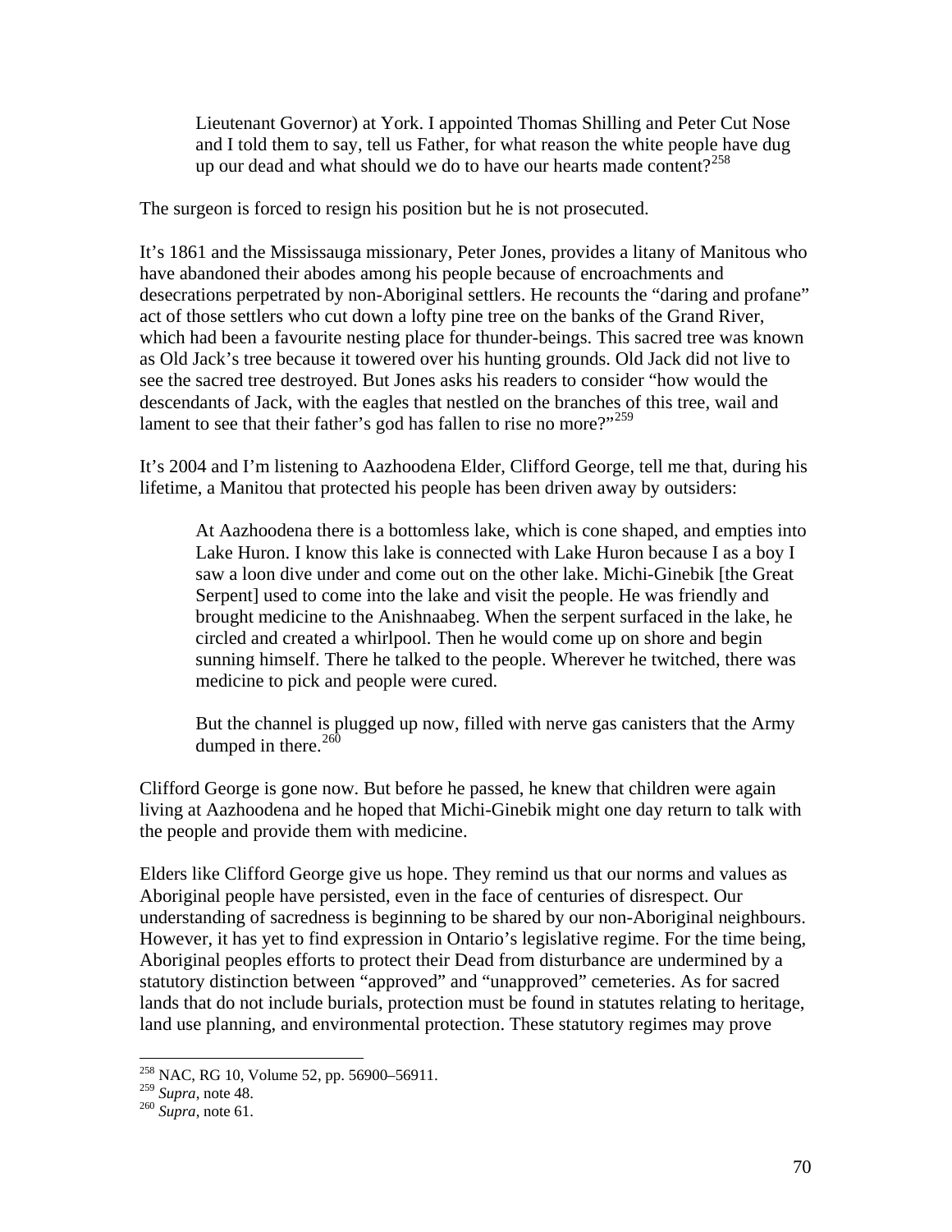> Lieutenant Governor) at York. I appointed Thomas Shilling and Peter Cut Nose and I told them to say, tell us Father, for what reason the white people have dug up our dead and what should we do to have our hearts made content?[258]

The surgeon is forced to resign his position but he is not prosecuted.

It's 1861 and the Mississauga missionary, Peter Jones, provides a litany of Manitous who have abandoned their abodes among his people because of encroachments and desecrations perpetrated by non-Aboriginal settlers. He recounts the "daring and profane" act of those settlers who cut down a lofty pine tree on the banks of the Grand River, which had been a favourite nesting place for thunder-beings. This sacred tree was known as Old Jack's tree because it towered over his hunting grounds. Old Jack did not live to see the sacred tree destroyed. But Jones asks his readers to consider "how would the descendants of Jack, with the eagles that nestled on the branches of this tree, wail and lament to see that their father's god has fallen to rise no more?"[259]

It's 2004 and I'm listening to Aazhoodena Elder, Clifford George, tell me that, during his lifetime, a Manitou that protected his people has been driven away by outsiders:

> At Aazhoodena there is a bottomless lake, which is cone shaped, and empties into Lake Huron. I know this lake is connected with Lake Huron because I as a boy I saw a loon dive under and come out on the other lake. Michi-Ginebik [the Great Serpent] used to come into the lake and visit the people. He was friendly and brought medicine to the Anishnaabeg. When the serpent surfaced in the lake, he circled and created a whirlpool. Then he would come up on shore and begin sunning himself. There he talked to the people. Wherever he twitched, there was medicine to pick and people were cured.
>
> But the channel is plugged up now, filled with nerve gas canisters that the Army dumped in there.[260]

Clifford George is gone now. But before he passed, he knew that children were again living at Aazhoodena and he hoped that Michi-Ginebik might one day return to talk with the people and provide them with medicine.

Elders like Clifford George give us hope. They remind us that our norms and values as Aboriginal people have persisted, even in the face of centuries of disrespect. Our understanding of sacredness is beginning to be shared by our non-Aboriginal neighbours. However, it has yet to find expression in Ontario's legislative regime. For the time being, Aboriginal peoples efforts to protect their Dead from disturbance are undermined by a statutory distinction between "approved" and "unapproved" cemeteries. As for sacred lands that do not include burials, protection must be found in statutes relating to heritage, land use planning, and environmental protection. These statutory regimes may prove

---

[258] NAC, RG 10, Volume 52, pp. 56900–56911.
[259] *Supra*, note 48.
[260] *Supra*, note 61.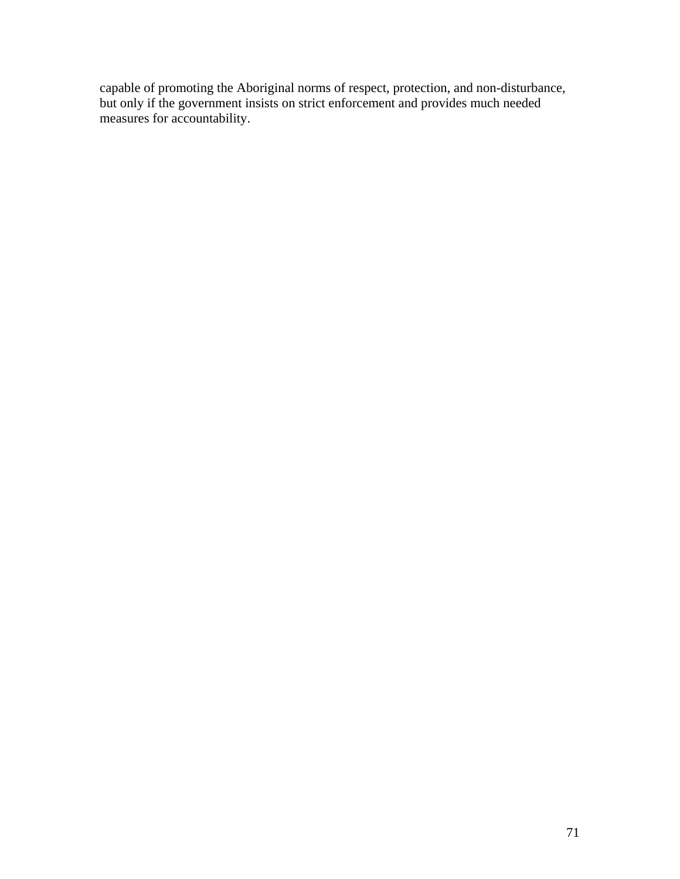capable of promoting the Aboriginal norms of respect, protection, and non-disturbance, but only if the government insists on strict enforcement and provides much needed measures for accountability.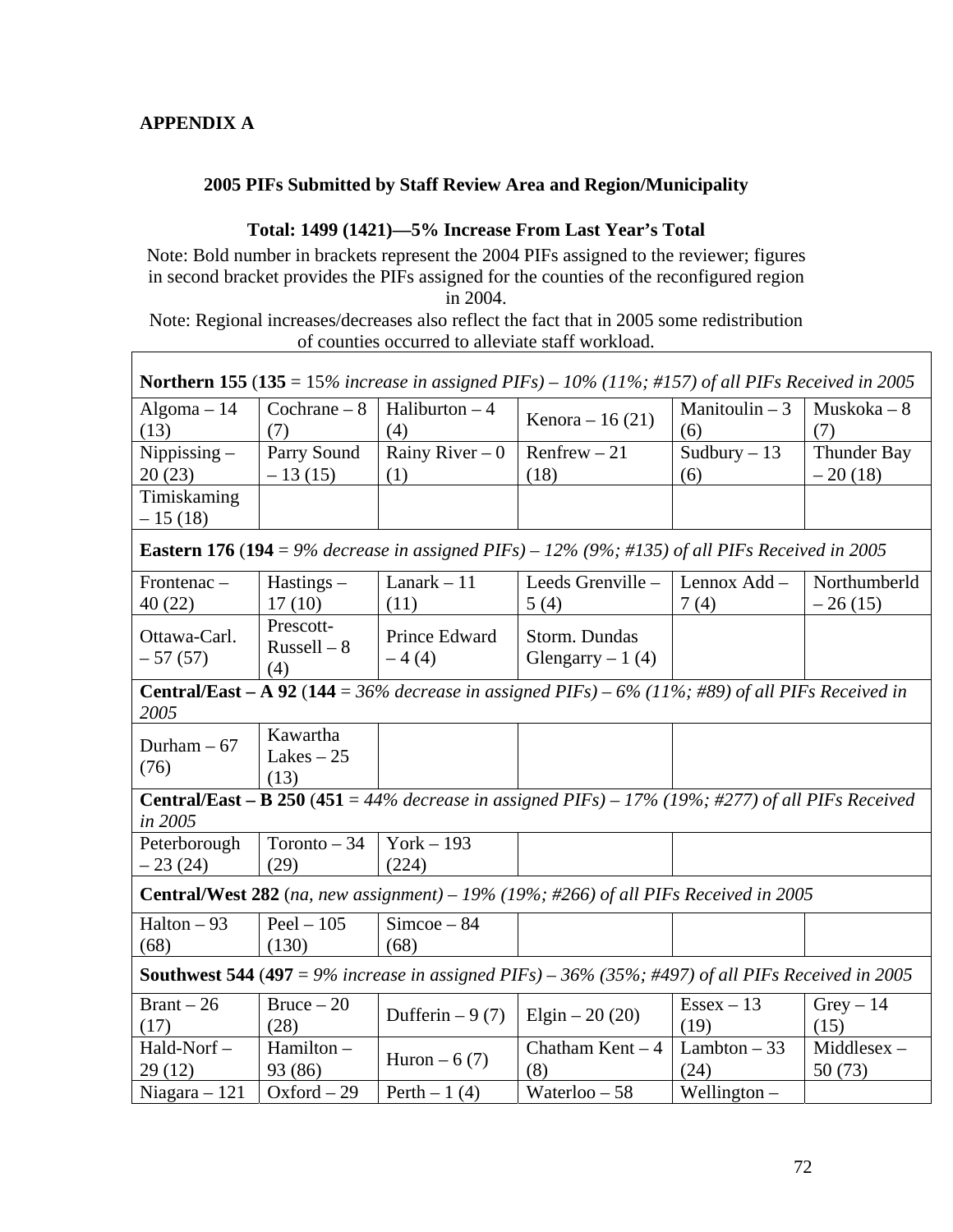**APPENDIX A**

**2005 PIFs Submitted by Staff Review Area and Region/Municipality**

**Total: 1499 (1421)—5% Increase From Last Year's Total**

Note: Bold number in brackets represent the 2004 PIFs assigned to the reviewer; figures in second bracket provides the PIFs assigned for the counties of the reconfigured region in 2004.

Note: Regional increases/decreases also reflect the fact that in 2005 some redistribution of counties occurred to alleviate staff workload.

| **Northern 155** (**135** = 15*% increase in assigned PIFs) – 10% (11%; #157) of all PIFs Received in 2005* | | | | | |
|---|---|---|---|---|---|
| Algoma – 14 (13) | Cochrane – 8 (7) | Haliburton – 4 (4) | Kenora – 16 (21) | Manitoulin – 3 (6) | Muskoka – 8 (7) |
| Nippissing – 20 (23) | Parry Sound – 13 (15) | Rainy River – 0 (1) | Renfrew – 21 (18) | Sudbury – 13 (6) | Thunder Bay – 20 (18) |
| Timiskaming – 15 (18) | | | | | |
| **Eastern 176** (**194** = *9% decrease in assigned PIFs) – 12% (9%; #135) of all PIFs Received in 2005* | | | | | |
| Frontenac – 40 (22) | Hastings – 17 (10) | Lanark – 11 (11) | Leeds Grenville – 5 (4) | Lennox Add – 7 (4) | Northumberld – 26 (15) |
| Ottawa-Carl. – 57 (57) | Prescott-Russell – 8 (4) | Prince Edward – 4 (4) | Storm. Dundas Glengarry – 1 (4) | | |
| **Central/East – A 92** (**144** = *36% decrease in assigned PIFs) – 6% (11%; #89) of all PIFs Received in 2005* | | | | | |
| Durham – 67 (76) | Kawartha Lakes – 25 (13) | | | | |
| **Central/East – B 250** (**451** = *44% decrease in assigned PIFs) – 17% (19%; #277) of all PIFs Received in 2005* | | | | | |
| Peterborough – 23 (24) | Toronto – 34 (29) | York – 193 (224) | | | |
| **Central/West 282** (*na, new assignment) – 19% (19%; #266) of all PIFs Received in 2005* | | | | | |
| Halton – 93 (68) | Peel – 105 (130) | Simcoe – 84 (68) | | | |
| **Southwest 544** (**497** = *9% increase in assigned PIFs) – 36% (35%; #497) of all PIFs Received in 2005* | | | | | |
| Brant – 26 (17) | Bruce – 20 (28) | Dufferin – 9 (7) | Elgin – 20 (20) | Essex – 13 (19) | Grey – 14 (15) |
| Hald-Norf – 29 (12) | Hamilton – 93 (86) | Huron – 6 (7) | Chatham Kent – 4 (8) | Lambton – 33 (24) | Middlesex – 50 (73) |
| Niagara – 121 | Oxford – 29 | Perth – 1 (4) | Waterloo – 58 | Wellington – | |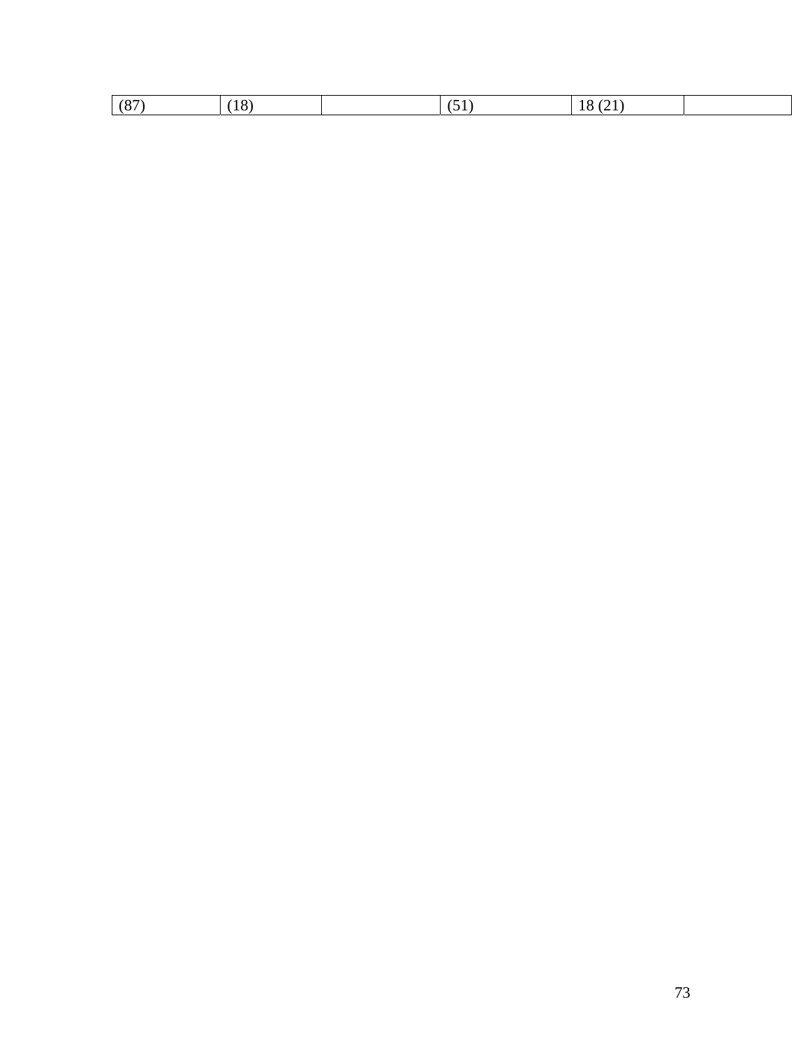| (87) | (18) | | (51) | 18 (21) | |
|---|---|---|---|---|---|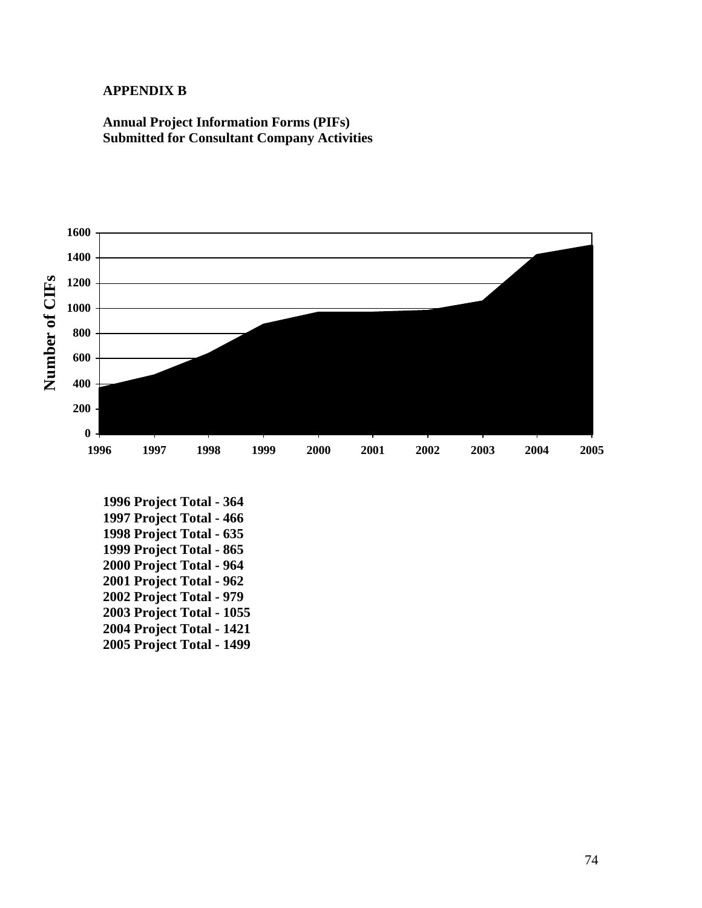**APPENDIX B**

**Annual Project Information Forms (PIFs)**
**Submitted for Consultant Company Activities**

**1996 Project Total - 364**
**1997 Project Total - 466**
**1998 Project Total - 635**
**1999 Project Total - 865**
**2000 Project Total - 964**
**2001 Project Total - 962**
**2002 Project Total - 979**
**2003 Project Total - 1055**
**2004 Project Total - 1421**
**2005 Project Total - 1499**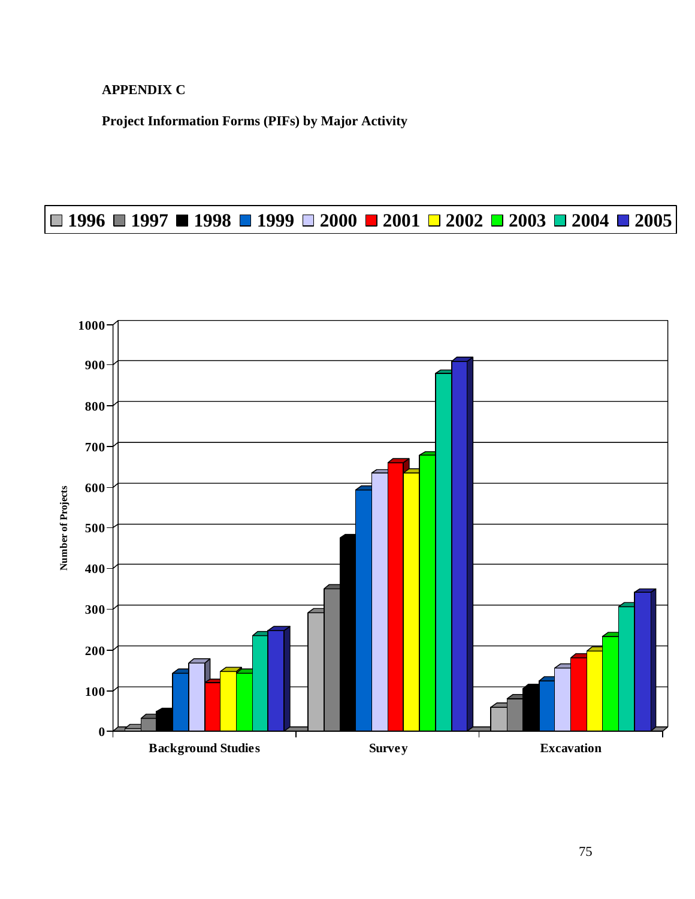**APPENDIX C**

**Project Information Forms (PIFs) by Major Activity**

1996 | 1997 | 1998 | 1999 | 2000 | 2001 | 2002 | 2003 | 2004 | 2005

Number of Projects

Background Studies | Survey | Excavation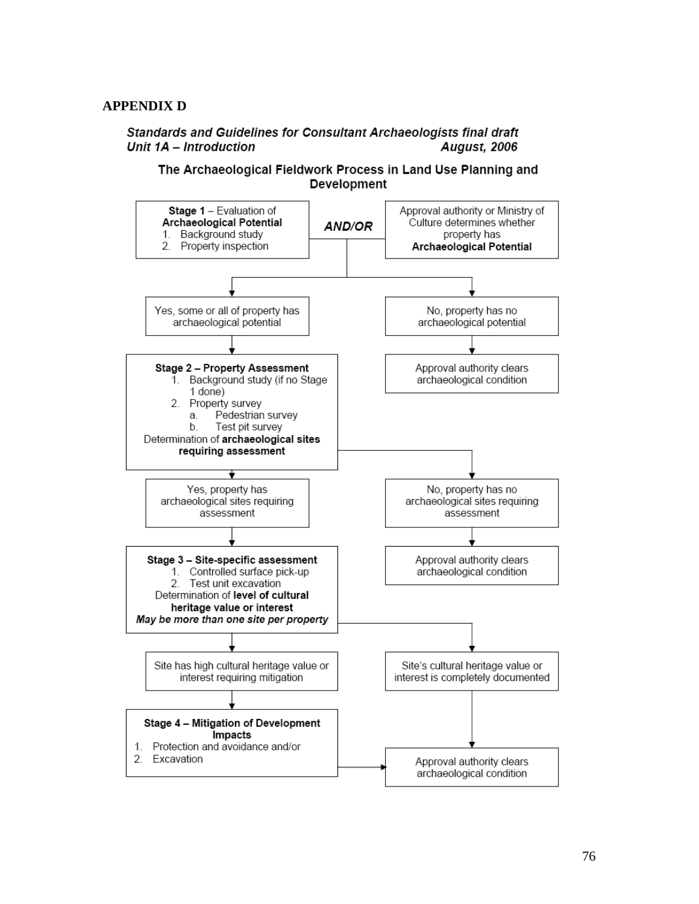## APPENDIX D

***Standards and Guidelines for Consultant Archaeologists final draft***
***Unit 1A – Introduction*** ***August, 2006***

### The Archaeological Fieldwork Process in Land Use Planning and Development

**Stage 1** – Evaluation of **Archaeological Potential**
1. Background study
2. Property inspection

***AND/OR***

Approval authority or Ministry of Culture determines whether property has **Archaeological Potential**

Yes, some or all of property has archaeological potential

No, property has no archaeological potential

Approval authority clears archaeological condition

**Stage 2 – Property Assessment**
1. Background study (if no Stage 1 done)
2. Property survey
   a. Pedestrian survey
   b. Test pit survey

Determination of **archaeological sites requiring assessment**

Yes, property has archaeological sites requiring assessment

No, property has no archaeological sites requiring assessment

Approval authority clears archaeological condition

**Stage 3 – Site-specific assessment**
1. Controlled surface pick-up
2. Test unit excavation

Determination of **level of cultural heritage value or interest**

***May be more than one site per property***

Site has high cultural heritage value or interest requiring mitigation

Site's cultural heritage value or interest is completely documented

**Stage 4 – Mitigation of Development Impacts**
1. Protection and avoidance and/or
2. Excavation

Approval authority clears archaeological condition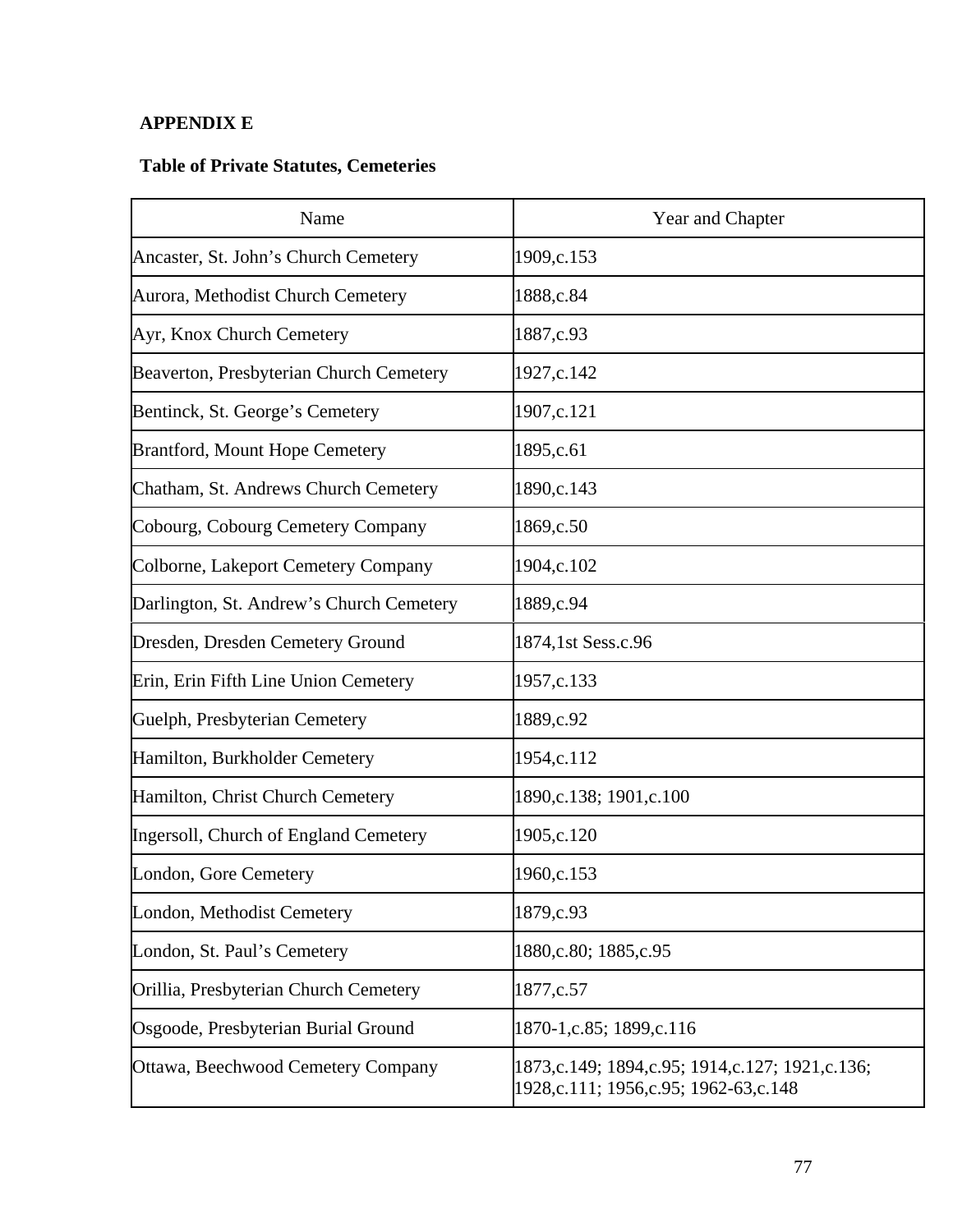**APPENDIX E**

**Table of Private Statutes, Cemeteries**

| Name | Year and Chapter |
|---|---|
| Ancaster, St. John’s Church Cemetery | 1909,c.153 |
| Aurora, Methodist Church Cemetery | 1888,c.84 |
| Ayr, Knox Church Cemetery | 1887,c.93 |
| Beaverton, Presbyterian Church Cemetery | 1927,c.142 |
| Bentinck, St. George’s Cemetery | 1907,c.121 |
| Brantford, Mount Hope Cemetery | 1895,c.61 |
| Chatham, St. Andrews Church Cemetery | 1890,c.143 |
| Cobourg, Cobourg Cemetery Company | 1869,c.50 |
| Colborne, Lakeport Cemetery Company | 1904,c.102 |
| Darlington, St. Andrew’s Church Cemetery | 1889,c.94 |
| Dresden, Dresden Cemetery Ground | 1874,1st Sess.c.96 |
| Erin, Erin Fifth Line Union Cemetery | 1957,c.133 |
| Guelph, Presbyterian Cemetery | 1889,c.92 |
| Hamilton, Burkholder Cemetery | 1954,c.112 |
| Hamilton, Christ Church Cemetery | 1890,c.138; 1901,c.100 |
| Ingersoll, Church of England Cemetery | 1905,c.120 |
| London, Gore Cemetery | 1960,c.153 |
| London, Methodist Cemetery | 1879,c.93 |
| London, St. Paul’s Cemetery | 1880,c.80; 1885,c.95 |
| Orillia, Presbyterian Church Cemetery | 1877,c.57 |
| Osgoode, Presbyterian Burial Ground | 1870-1,c.85; 1899,c.116 |
| Ottawa, Beechwood Cemetery Company | 1873,c.149; 1894,c.95; 1914,c.127; 1921,c.136; 1928,c.111; 1956,c.95; 1962-63,c.148 |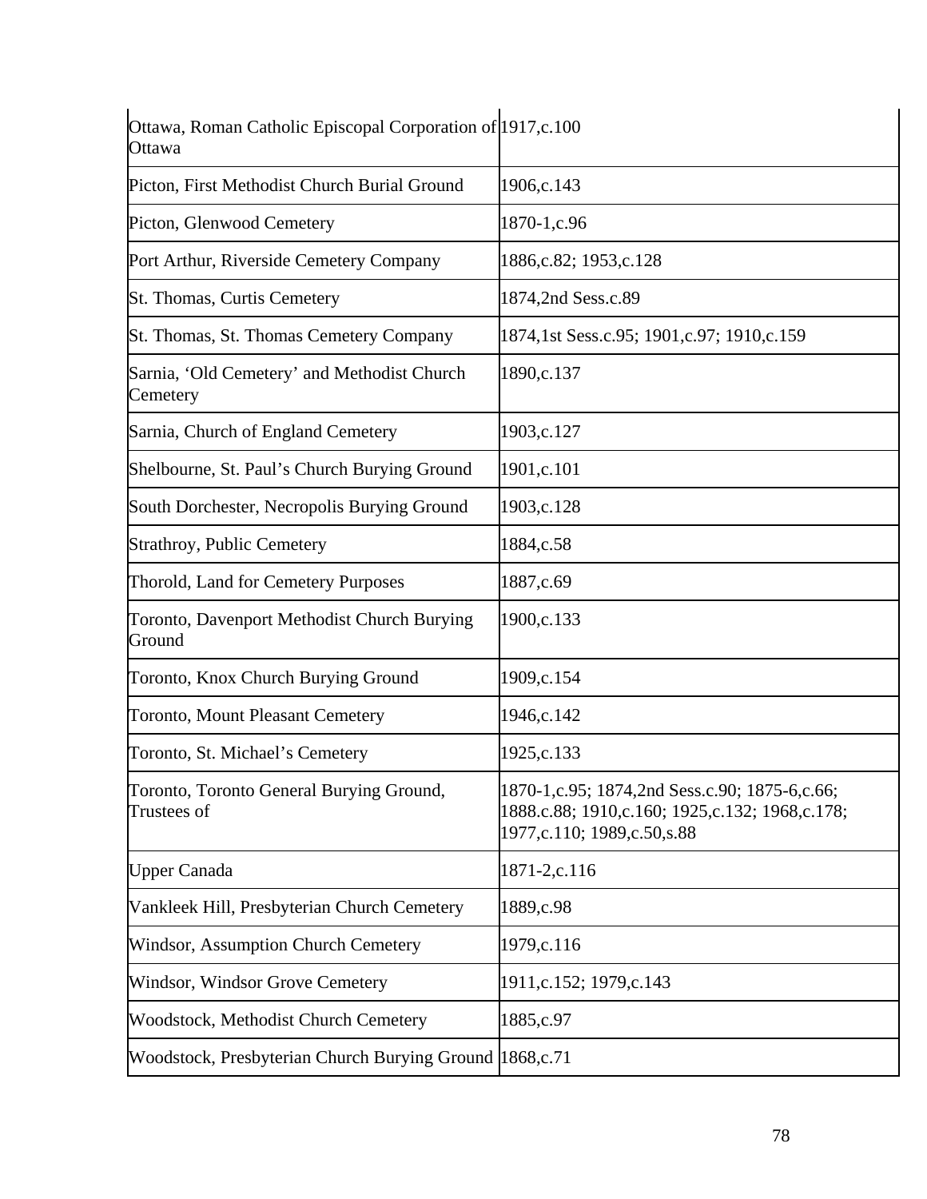| | |
|---|---|
| Ottawa, Roman Catholic Episcopal Corporation of Ottawa | 1917,c.100 |
| Picton, First Methodist Church Burial Ground | 1906,c.143 |
| Picton, Glenwood Cemetery | 1870-1,c.96 |
| Port Arthur, Riverside Cemetery Company | 1886,c.82; 1953,c.128 |
| St. Thomas, Curtis Cemetery | 1874,2nd Sess.c.89 |
| St. Thomas, St. Thomas Cemetery Company | 1874,1st Sess.c.95; 1901,c.97; 1910,c.159 |
| Sarnia, 'Old Cemetery' and Methodist Church Cemetery | 1890,c.137 |
| Sarnia, Church of England Cemetery | 1903,c.127 |
| Shelbourne, St. Paul's Church Burying Ground | 1901,c.101 |
| South Dorchester, Necropolis Burying Ground | 1903,c.128 |
| Strathroy, Public Cemetery | 1884,c.58 |
| Thorold, Land for Cemetery Purposes | 1887,c.69 |
| Toronto, Davenport Methodist Church Burying Ground | 1900,c.133 |
| Toronto, Knox Church Burying Ground | 1909,c.154 |
| Toronto, Mount Pleasant Cemetery | 1946,c.142 |
| Toronto, St. Michael's Cemetery | 1925,c.133 |
| Toronto, Toronto General Burying Ground, Trustees of | 1870-1,c.95; 1874,2nd Sess.c.90; 1875-6,c.66; 1888.c.88; 1910,c.160; 1925,c.132; 1968,c.178; 1977,c.110; 1989,c.50,s.88 |
| Upper Canada | 1871-2,c.116 |
| Vankleek Hill, Presbyterian Church Cemetery | 1889,c.98 |
| Windsor, Assumption Church Cemetery | 1979,c.116 |
| Windsor, Windsor Grove Cemetery | 1911,c.152; 1979,c.143 |
| Woodstock, Methodist Church Cemetery | 1885,c.97 |
| Woodstock, Presbyterian Church Burying Ground | 1868,c.71 |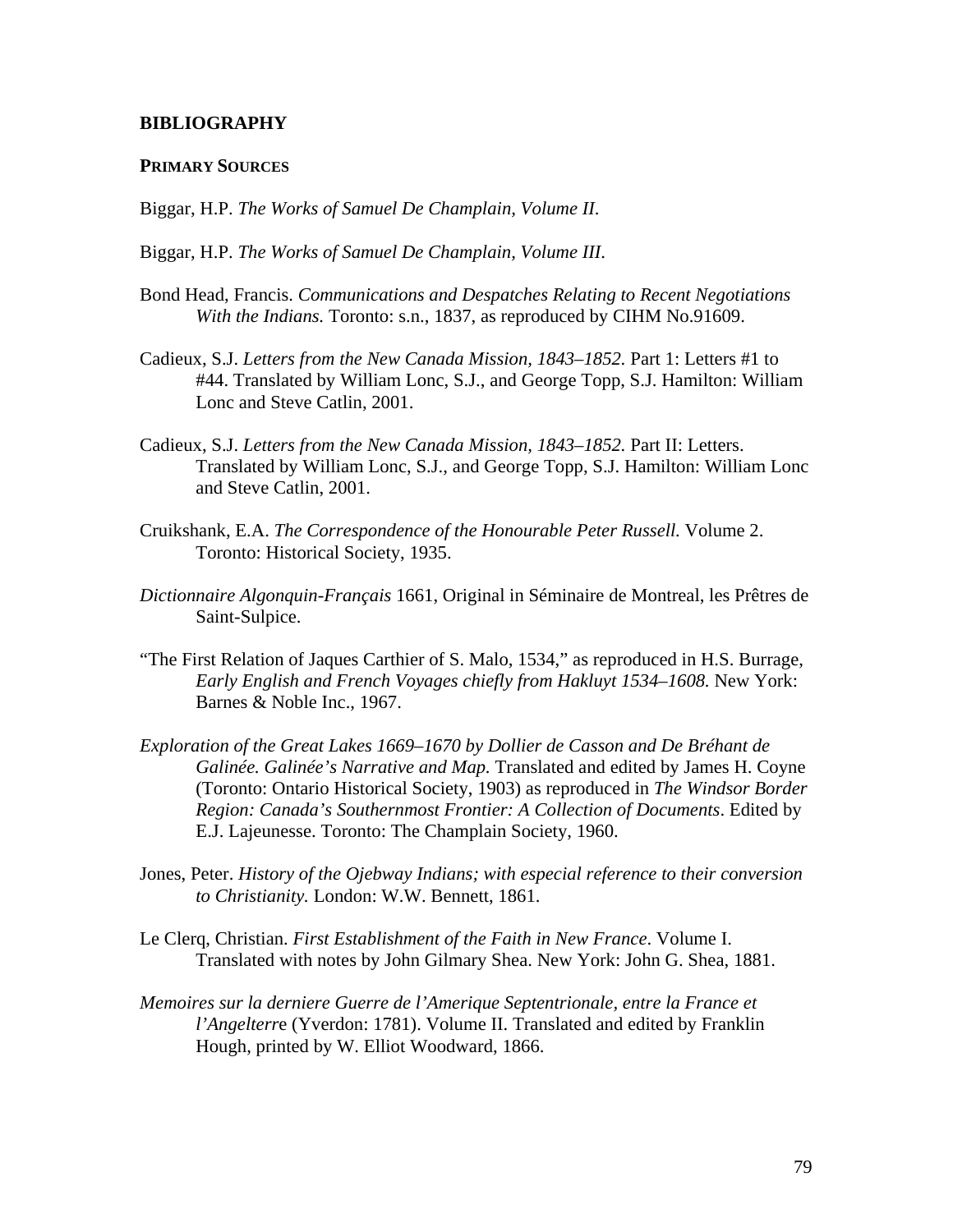## BIBLIOGRAPHY

### PRIMARY SOURCES

Biggar, H.P. *The Works of Samuel De Champlain, Volume II.*

Biggar, H.P. *The Works of Samuel De Champlain, Volume III.*

Bond Head, Francis. *Communications and Despatches Relating to Recent Negotiations With the Indians.* Toronto: s.n., 1837, as reproduced by CIHM No.91609.

Cadieux, S.J. *Letters from the New Canada Mission, 1843–1852.* Part 1: Letters #1 to #44. Translated by William Lonc, S.J., and George Topp, S.J. Hamilton: William Lonc and Steve Catlin, 2001.

Cadieux, S.J. *Letters from the New Canada Mission, 1843–1852.* Part II: Letters. Translated by William Lonc, S.J., and George Topp, S.J. Hamilton: William Lonc and Steve Catlin, 2001.

Cruikshank, E.A. *The Correspondence of the Honourable Peter Russell.* Volume 2. Toronto: Historical Society, 1935.

*Dictionnaire Algonquin-Français* 1661, Original in Séminaire de Montreal, les Prêtres de Saint-Sulpice.

"The First Relation of Jaques Carthier of S. Malo, 1534," as reproduced in H.S. Burrage, *Early English and French Voyages chiefly from Hakluyt 1534–1608.* New York: Barnes & Noble Inc., 1967.

*Exploration of the Great Lakes 1669–1670 by Dollier de Casson and De Bréhant de Galinée. Galinée's Narrative and Map.* Translated and edited by James H. Coyne (Toronto: Ontario Historical Society, 1903) as reproduced in *The Windsor Border Region: Canada's Southernmost Frontier: A Collection of Documents*. Edited by E.J. Lajeunesse. Toronto: The Champlain Society, 1960.

Jones, Peter. *History of the Ojebway Indians; with especial reference to their conversion to Christianity.* London: W.W. Bennett, 1861.

Le Clerq, Christian. *First Establishment of the Faith in New France*. Volume I. Translated with notes by John Gilmary Shea. New York: John G. Shea, 1881.

*Memoires sur la derniere Guerre de l'Amerique Septentrionale, entre la France et l'Angelterre* (Yverdon: 1781). Volume II. Translated and edited by Franklin Hough, printed by W. Elliot Woodward, 1866.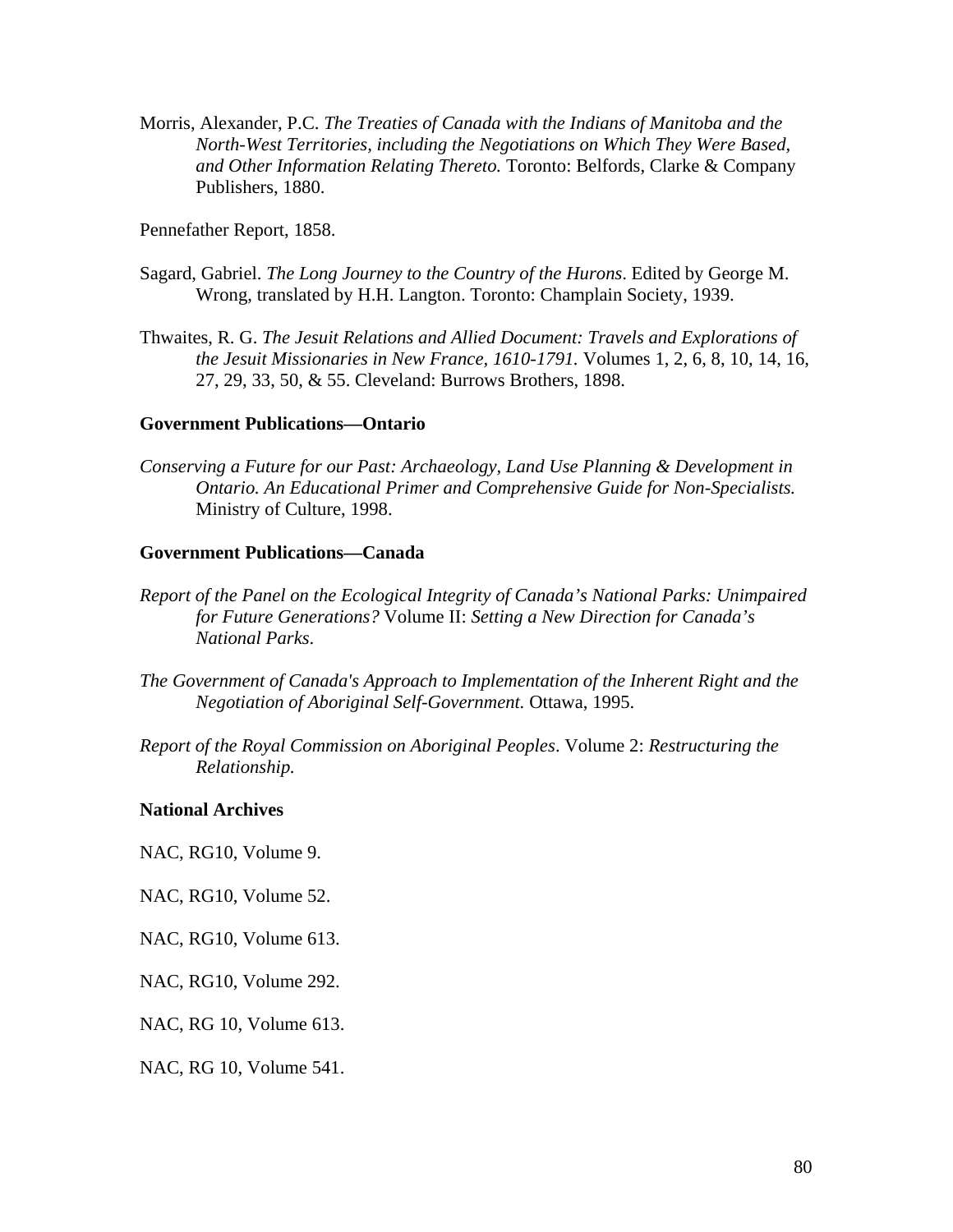Morris, Alexander, P.C. *The Treaties of Canada with the Indians of Manitoba and the North-West Territories, including the Negotiations on Which They Were Based, and Other Information Relating Thereto.* Toronto: Belfords, Clarke & Company Publishers, 1880.

Pennefather Report, 1858.

Sagard, Gabriel. *The Long Journey to the Country of the Hurons*. Edited by George M. Wrong, translated by H.H. Langton. Toronto: Champlain Society, 1939.

Thwaites, R. G. *The Jesuit Relations and Allied Document: Travels and Explorations of the Jesuit Missionaries in New France, 1610-1791.* Volumes 1, 2, 6, 8, 10, 14, 16, 27, 29, 33, 50, & 55. Cleveland: Burrows Brothers, 1898.

**Government Publications—Ontario**

*Conserving a Future for our Past: Archaeology, Land Use Planning & Development in Ontario. An Educational Primer and Comprehensive Guide for Non-Specialists.* Ministry of Culture, 1998.

**Government Publications—Canada**

*Report of the Panel on the Ecological Integrity of Canada's National Parks: Unimpaired for Future Generations?* Volume II: *Setting a New Direction for Canada's National Parks*.

*The Government of Canada's Approach to Implementation of the Inherent Right and the Negotiation of Aboriginal Self-Government.* Ottawa, 1995.

*Report of the Royal Commission on Aboriginal Peoples*. Volume 2: *Restructuring the Relationship.*

**National Archives**

NAC, RG10, Volume 9.

NAC, RG10, Volume 52.

NAC, RG10, Volume 613.

NAC, RG10, Volume 292.

NAC, RG 10, Volume 613.

NAC, RG 10, Volume 541.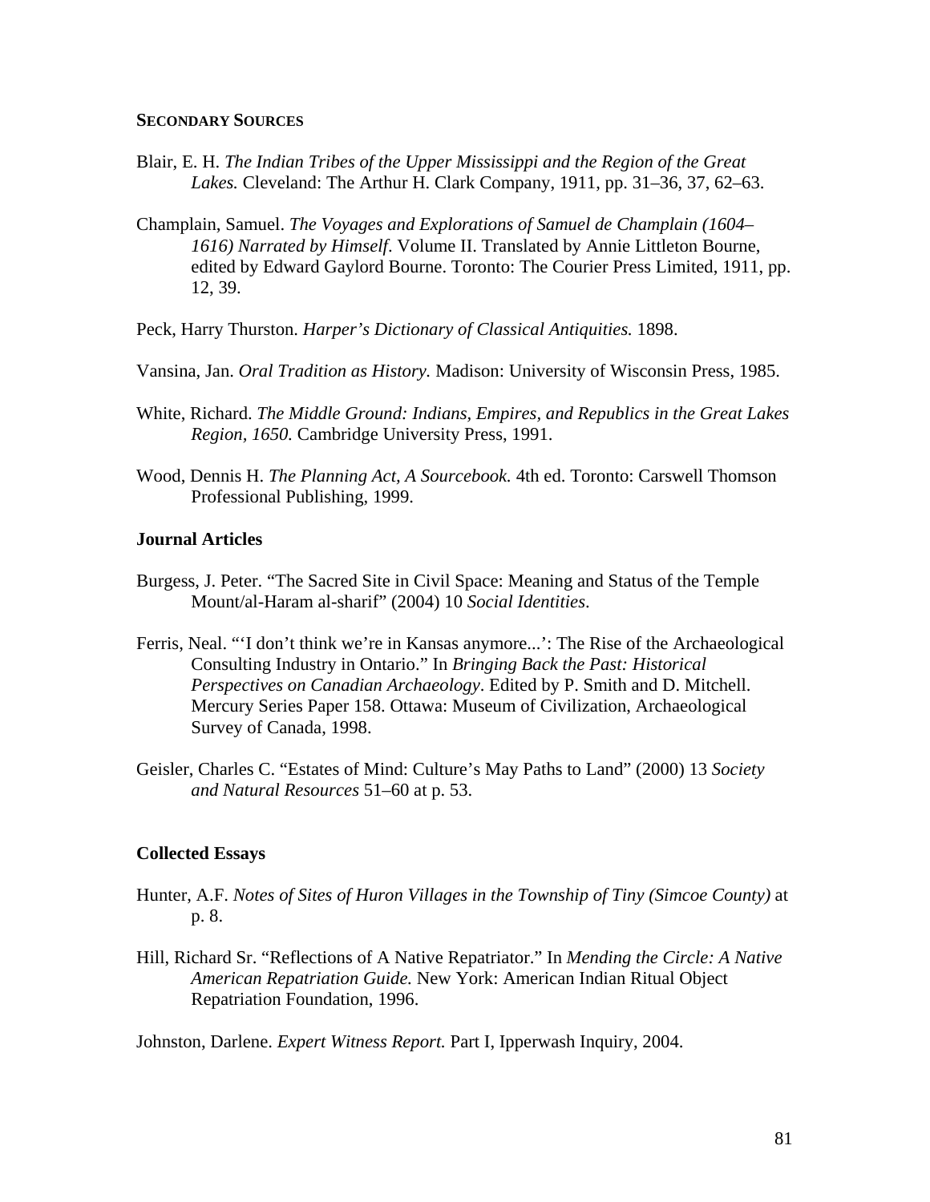**SECONDARY SOURCES**

Blair, E. H. *The Indian Tribes of the Upper Mississippi and the Region of the Great Lakes.* Cleveland: The Arthur H. Clark Company, 1911, pp. 31–36, 37, 62–63.

Champlain, Samuel. *The Voyages and Explorations of Samuel de Champlain (1604–1616) Narrated by Himself*. Volume II. Translated by Annie Littleton Bourne, edited by Edward Gaylord Bourne. Toronto: The Courier Press Limited, 1911, pp. 12, 39.

Peck, Harry Thurston. *Harper's Dictionary of Classical Antiquities.* 1898.

Vansina, Jan. *Oral Tradition as History.* Madison: University of Wisconsin Press, 1985.

White, Richard. *The Middle Ground: Indians, Empires, and Republics in the Great Lakes Region, 1650.* Cambridge University Press, 1991.

Wood, Dennis H. *The Planning Act, A Sourcebook.* 4th ed. Toronto: Carswell Thomson Professional Publishing, 1999.

### Journal Articles

Burgess, J. Peter. "The Sacred Site in Civil Space: Meaning and Status of the Temple Mount/al-Haram al-sharif" (2004) 10 *Social Identities*.

Ferris, Neal. "'I don't think we're in Kansas anymore...': The Rise of the Archaeological Consulting Industry in Ontario." In *Bringing Back the Past: Historical Perspectives on Canadian Archaeology*. Edited by P. Smith and D. Mitchell. Mercury Series Paper 158. Ottawa: Museum of Civilization, Archaeological Survey of Canada, 1998.

Geisler, Charles C. "Estates of Mind: Culture's May Paths to Land" (2000) 13 *Society and Natural Resources* 51–60 at p. 53.

### Collected Essays

Hunter, A.F. *Notes of Sites of Huron Villages in the Township of Tiny (Simcoe County)* at p. 8.

Hill, Richard Sr. "Reflections of A Native Repatriator." In *Mending the Circle: A Native American Repatriation Guide.* New York: American Indian Ritual Object Repatriation Foundation, 1996.

Johnston, Darlene. *Expert Witness Report.* Part I, Ipperwash Inquiry, 2004.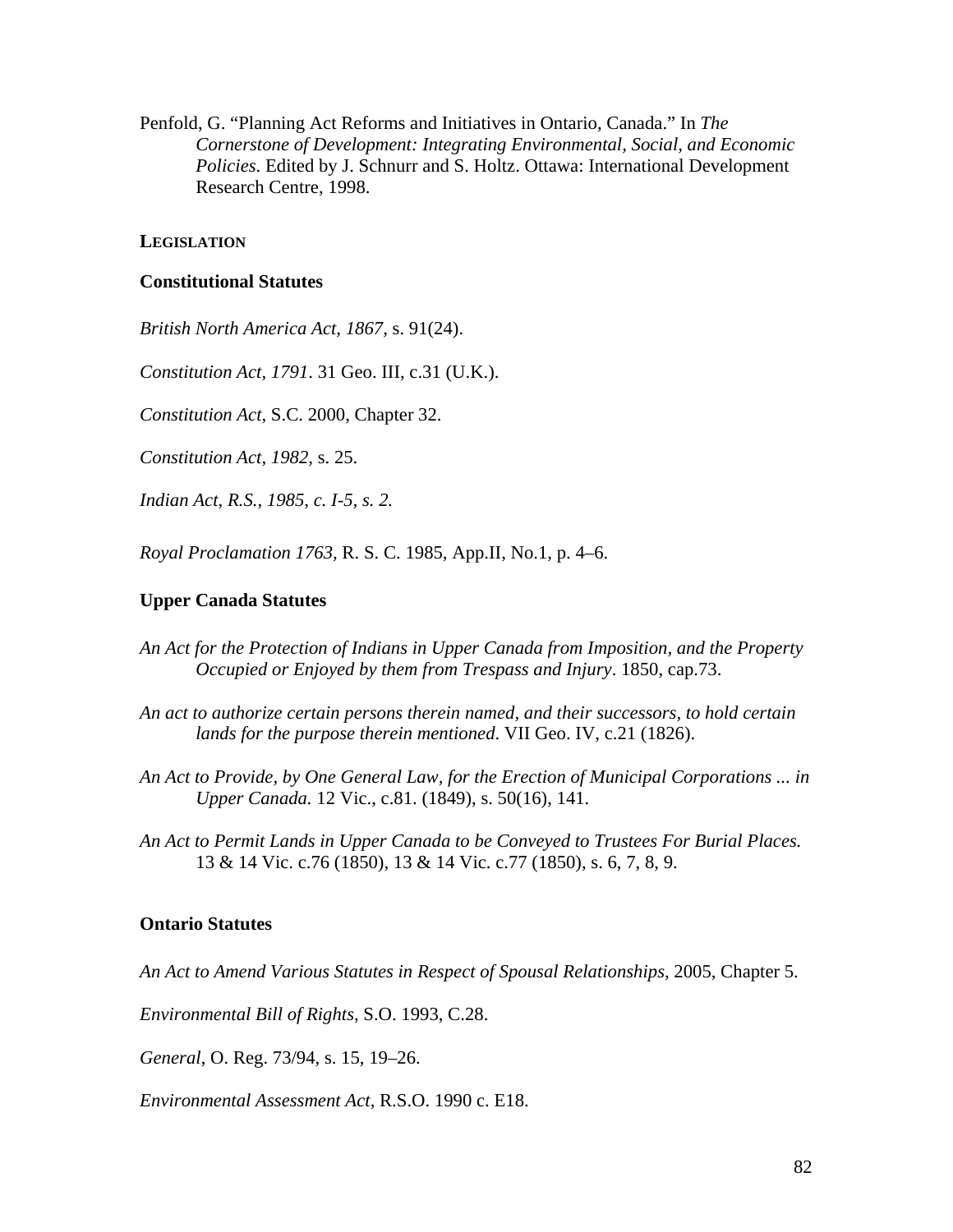Penfold, G. "Planning Act Reforms and Initiatives in Ontario, Canada." In *The Cornerstone of Development: Integrating Environmental, Social, and Economic Policies*. Edited by J. Schnurr and S. Holtz. Ottawa: International Development Research Centre, 1998.

## LEGISLATION

### Constitutional Statutes

*British North America Act, 1867*, s. 91(24).

*Constitution Act, 1791*. 31 Geo. III, c.31 (U.K.).

*Constitution Act*, S.C. 2000, Chapter 32.

*Constitution Act, 1982*, s. 25.

*Indian Act, R.S., 1985, c. I-5, s. 2.*

*Royal Proclamation 1763*, R. S. C. 1985, App.II, No.1, p. 4–6.

### Upper Canada Statutes

*An Act for the Protection of Indians in Upper Canada from Imposition, and the Property Occupied or Enjoyed by them from Trespass and Injury*. 1850, cap.73.

*An act to authorize certain persons therein named, and their successors, to hold certain lands for the purpose therein mentioned*. VII Geo. IV, c.21 (1826).

*An Act to Provide, by One General Law, for the Erection of Municipal Corporations ... in Upper Canada.* 12 Vic., c.81. (1849), s. 50(16), 141.

*An Act to Permit Lands in Upper Canada to be Conveyed to Trustees For Burial Places.* 13 & 14 Vic. c.76 (1850), 13 & 14 Vic. c.77 (1850), s. 6, 7, 8, 9.

### Ontario Statutes

*An Act to Amend Various Statutes in Respect of Spousal Relationships*, 2005, Chapter 5.

*Environmental Bill of Rights*, S.O. 1993, C.28.

*General*, O. Reg. 73/94, s. 15, 19–26.

*Environmental Assessment Act*, R.S.O. 1990 c. E18.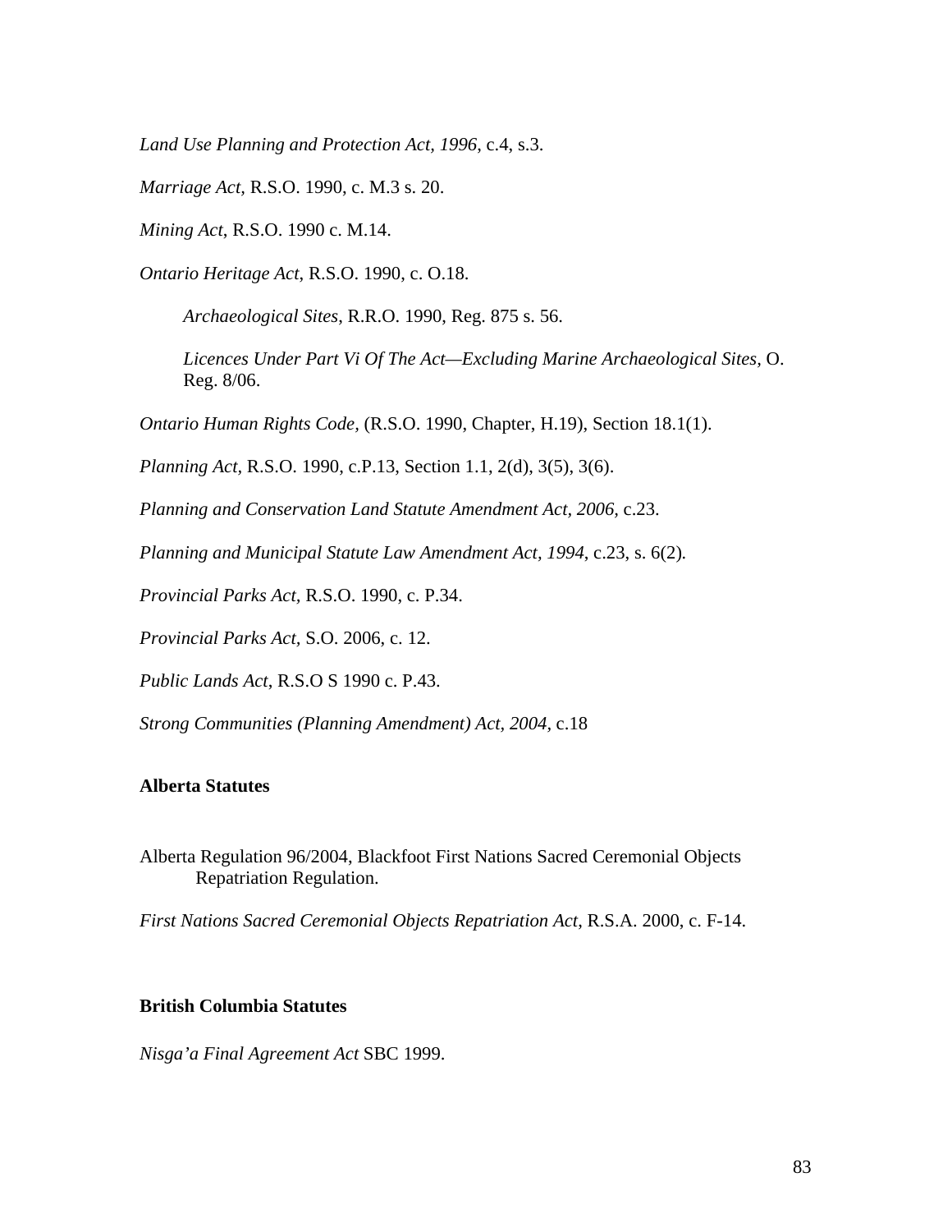*Land Use Planning and Protection Act, 1996*, c.4, s.3.

*Marriage Act*, R.S.O. 1990, c. M.3 s. 20.

*Mining Act*, R.S.O. 1990 c. M.14.

*Ontario Heritage Act*, R.S.O. 1990, c. O.18.

> *Archaeological Sites,* R.R.O. 1990, Reg. 875 s. 56.
>
> *Licences Under Part Vi Of The Act—Excluding Marine Archaeological Sites*, O. Reg. 8/06.

*Ontario Human Rights Code*, (R.S.O. 1990, Chapter, H.19), Section 18.1(1).

*Planning Act*, R.S.O. 1990, c.P.13, Section 1.1, 2(d), 3(5), 3(6).

*Planning and Conservation Land Statute Amendment Act, 2006*, c.23.

*Planning and Municipal Statute Law Amendment Act, 1994*, c.23, s. 6(2).

*Provincial Parks Act,* R.S.O. 1990, c. P.34.

*Provincial Parks Act,* S.O. 2006, c. 12.

*Public Lands Act*, R.S.O S 1990 c. P.43.

*Strong Communities (Planning Amendment) Act, 2004*, c.18

**Alberta Statutes**

Alberta Regulation 96/2004, Blackfoot First Nations Sacred Ceremonial Objects Repatriation Regulation.

*First Nations Sacred Ceremonial Objects Repatriation Act*, R.S.A. 2000, c. F-14.

**British Columbia Statutes**

*Nisga'a Final Agreement Act* SBC 1999.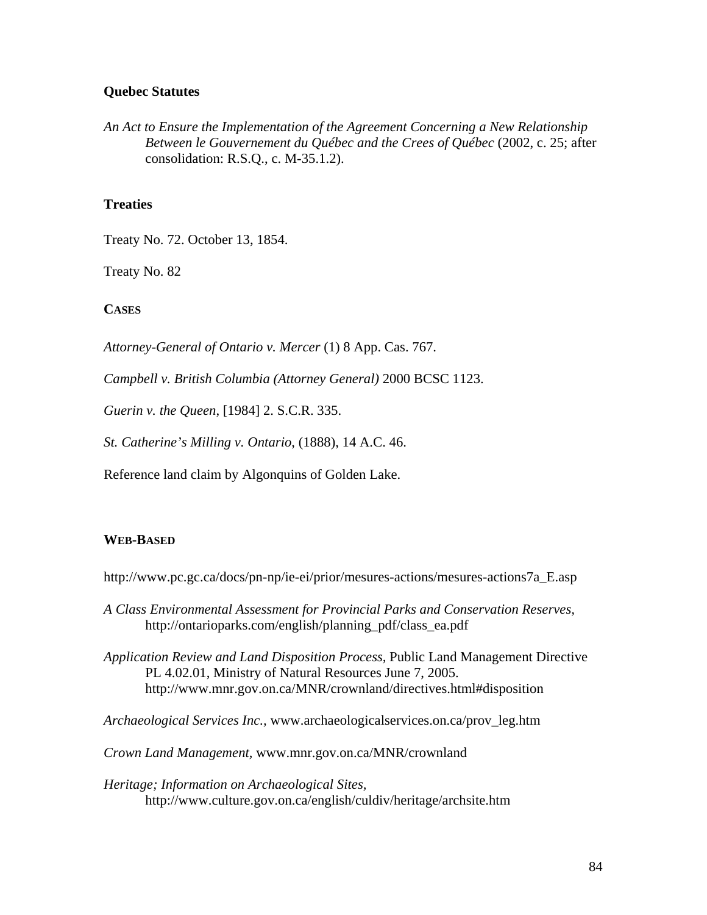### Quebec Statutes

*An Act to Ensure the Implementation of the Agreement Concerning a New Relationship Between le Gouvernement du Québec and the Crees of Québec* (2002, c. 25; after consolidation: R.S.Q., c. M-35.1.2).

### Treaties

Treaty No. 72. October 13, 1854.

Treaty No. 82

### CASES

*Attorney-General of Ontario v. Mercer* (1) 8 App. Cas. 767.

*Campbell v. British Columbia (Attorney General)* 2000 BCSC 1123.

*Guerin v. the Queen*, [1984] 2. S.C.R. 335.

*St. Catherine's Milling v. Ontario*, (1888), 14 A.C. 46.

Reference land claim by Algonquins of Golden Lake.

### WEB-BASED

http://www.pc.gc.ca/docs/pn-np/ie-ei/prior/mesures-actions/mesures-actions7a_E.asp

*A Class Environmental Assessment for Provincial Parks and Conservation Reserves*, http://ontarioparks.com/english/planning_pdf/class_ea.pdf

*Application Review and Land Disposition Process*, Public Land Management Directive PL 4.02.01, Ministry of Natural Resources June 7, 2005. http://www.mnr.gov.on.ca/MNR/crownland/directives.html#disposition

*Archaeological Services Inc.*, www.archaeologicalservices.on.ca/prov_leg.htm

*Crown Land Management*, www.mnr.gov.on.ca/MNR/crownland

*Heritage; Information on Archaeological Sites*, http://www.culture.gov.on.ca/english/culdiv/heritage/archsite.htm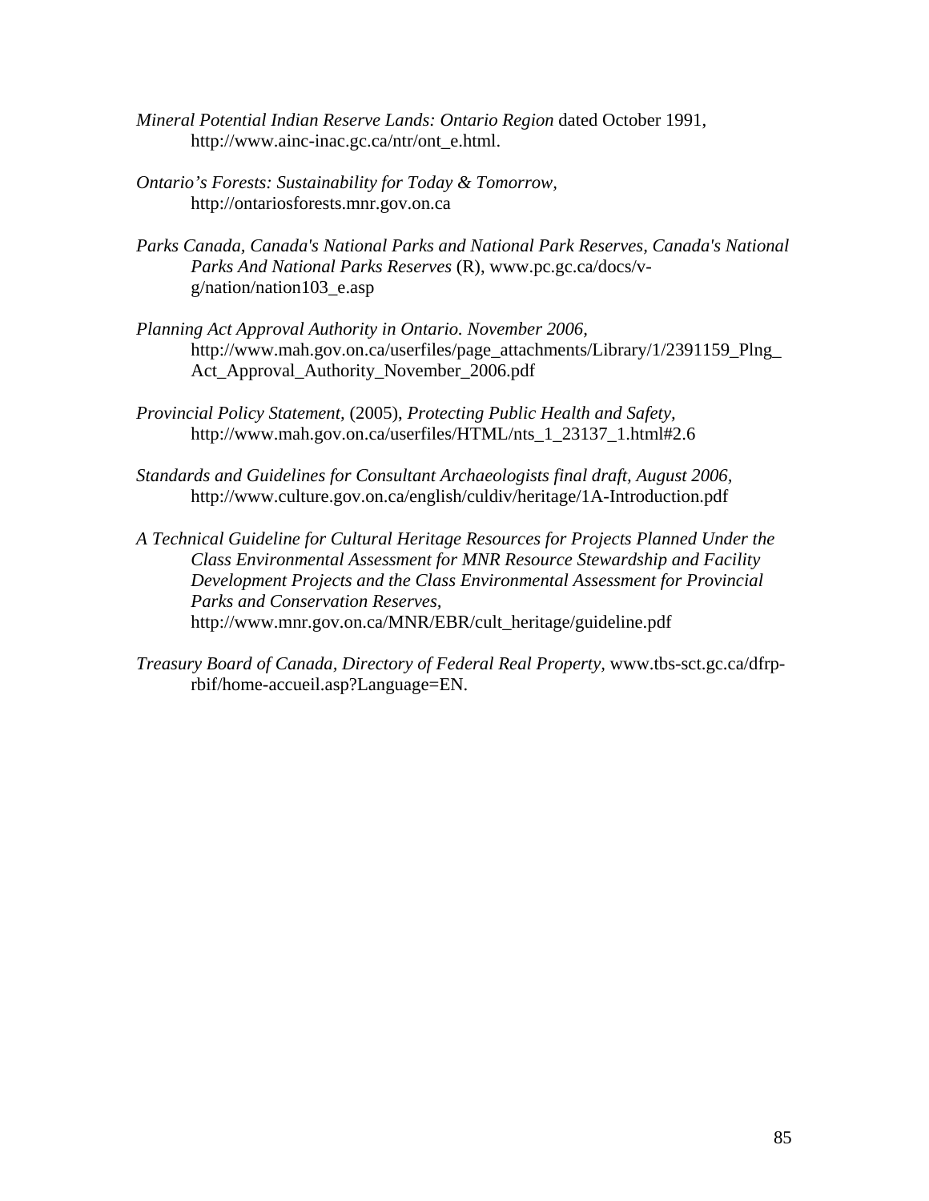*Mineral Potential Indian Reserve Lands: Ontario Region* dated October 1991, http://www.ainc-inac.gc.ca/ntr/ont_e.html.

*Ontario's Forests: Sustainability for Today & Tomorrow*, http://ontariosforests.mnr.gov.on.ca

*Parks Canada, Canada's National Parks and National Park Reserves, Canada's National Parks And National Parks Reserves* (R), www.pc.gc.ca/docs/v-g/nation/nation103_e.asp

*Planning Act Approval Authority in Ontario. November 2006*, http://www.mah.gov.on.ca/userfiles/page_attachments/Library/1/2391159_Plng_Act_Approval_Authority_November_2006.pdf

*Provincial Policy Statement*, (2005), *Protecting Public Health and Safety*, http://www.mah.gov.on.ca/userfiles/HTML/nts_1_23137_1.html#2.6

*Standards and Guidelines for Consultant Archaeologists final draft, August 2006*, http://www.culture.gov.on.ca/english/culdiv/heritage/1A-Introduction.pdf

*A Technical Guideline for Cultural Heritage Resources for Projects Planned Under the Class Environmental Assessment for MNR Resource Stewardship and Facility Development Projects and the Class Environmental Assessment for Provincial Parks and Conservation Reserves*, http://www.mnr.gov.on.ca/MNR/EBR/cult_heritage/guideline.pdf

*Treasury Board of Canada, Directory of Federal Real Property*, www.tbs-sct.gc.ca/dfrp-rbif/home-accueil.asp?Language=EN.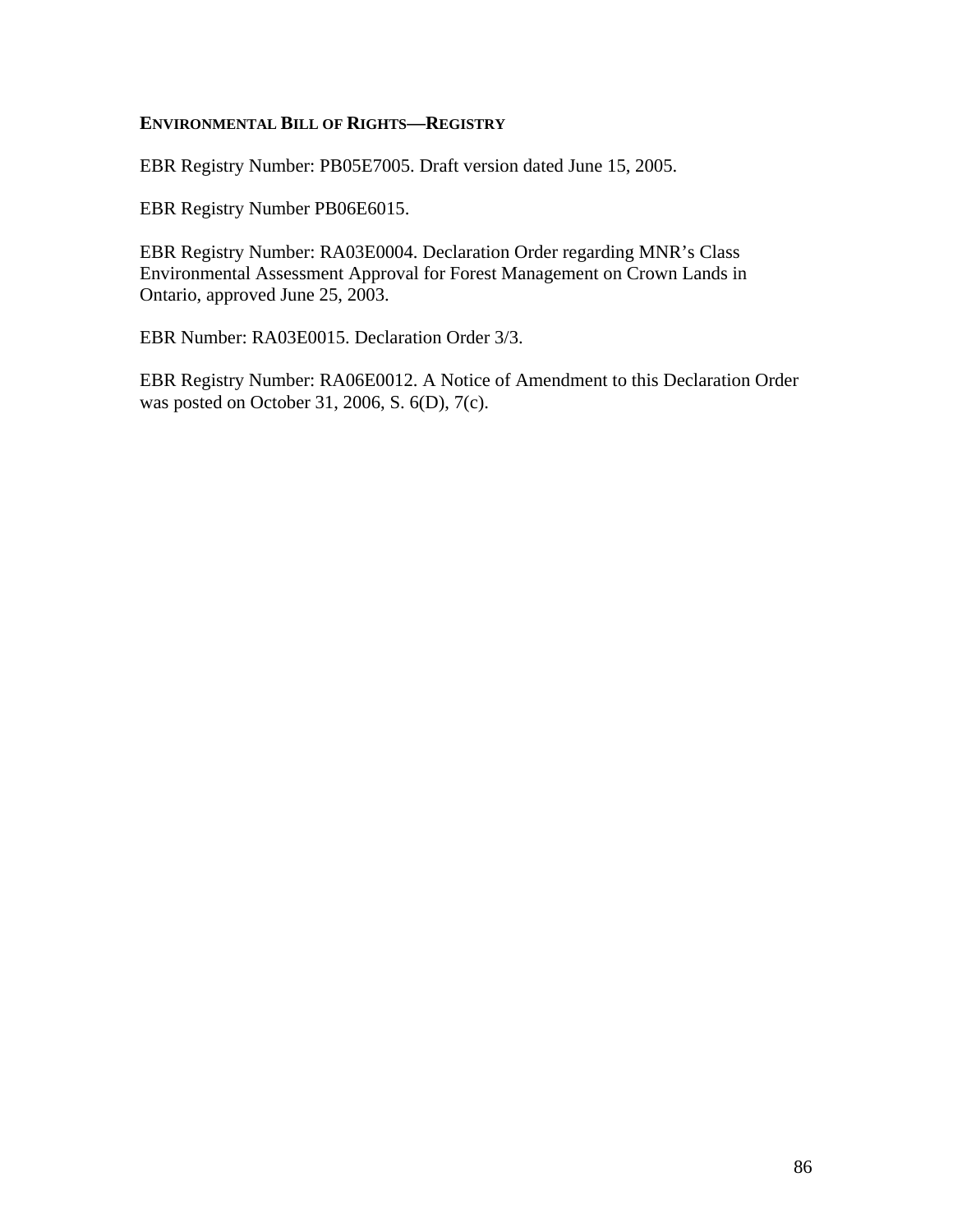**ENVIRONMENTAL BILL OF RIGHTS—REGISTRY**

EBR Registry Number: PB05E7005. Draft version dated June 15, 2005.

EBR Registry Number PB06E6015.

EBR Registry Number: RA03E0004. Declaration Order regarding MNR's Class Environmental Assessment Approval for Forest Management on Crown Lands in Ontario, approved June 25, 2003.

EBR Number: RA03E0015. Declaration Order 3/3.

EBR Registry Number: RA06E0012. A Notice of Amendment to this Declaration Order was posted on October 31, 2006, S. 6(D), 7(c).